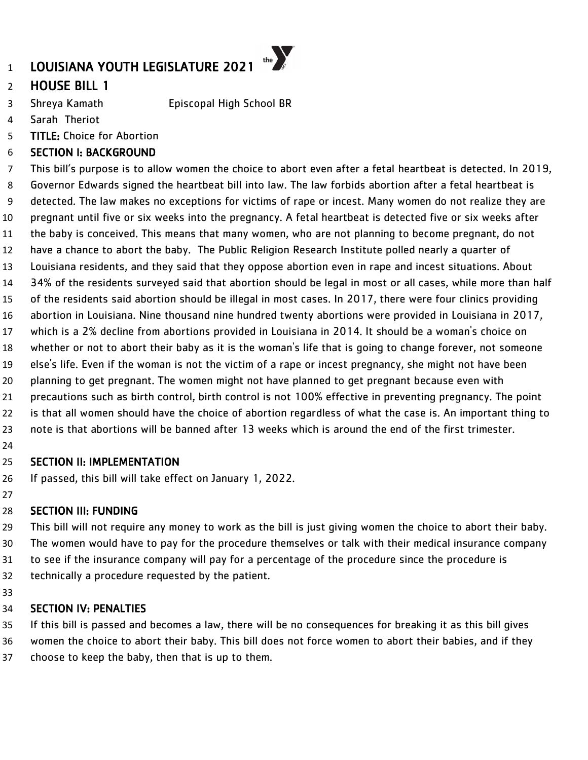# LOUISIANA YOUTH LEGISLATURE 2021

## HOUSE BILL 1

Shreya Kamath Episcopal High School BR
Sarah Theriot

**TITLE:** Choice for Abortion

### SECTION I: BACKGROUND

This bill's purpose is to allow women the choice to abort even after a fetal heartbeat is detected. In 2019, Governor Edwards signed the heartbeat bill into law. The law forbids abortion after a fetal heartbeat is detected. The law makes no exceptions for victims of rape or incest. Many women do not realize they are pregnant until five or six weeks into the pregnancy. A fetal heartbeat is detected five or six weeks after the baby is conceived. This means that many women, who are not planning to become pregnant, do not have a chance to abort the baby. The Public Religion Research Institute polled nearly a quarter of Louisiana residents, and they said that they oppose abortion even in rape and incest situations. About 34% of the residents surveyed said that abortion should be legal in most or all cases, while more than half of the residents said abortion should be illegal in most cases. In 2017, there were four clinics providing abortion in Louisiana. Nine thousand nine hundred twenty abortions were provided in Louisiana in 2017, which is a 2% decline from abortions provided in Louisiana in 2014. It should be a woman's choice on whether or not to abort their baby as it is the woman's life that is going to change forever, not someone else's life. Even if the woman is not the victim of a rape or incest pregnancy, she might not have been planning to get pregnant. The women might not have planned to get pregnant because even with precautions such as birth control, birth control is not 100% effective in preventing pregnancy. The point is that all women should have the choice of abortion regardless of what the case is. An important thing to note is that abortions will be banned after 13 weeks which is around the end of the first trimester.

### SECTION II: IMPLEMENTATION

If passed, this bill will take effect on January 1, 2022.

### SECTION III: FUNDING

This bill will not require any money to work as the bill is just giving women the choice to abort their baby. The women would have to pay for the procedure themselves or talk with their medical insurance company to see if the insurance company will pay for a percentage of the procedure since the procedure is technically a procedure requested by the patient.

### SECTION IV: PENALTIES

If this bill is passed and becomes a law, there will be no consequences for breaking it as this bill gives women the choice to abort their baby. This bill does not force women to abort their babies, and if they choose to keep the baby, then that is up to them.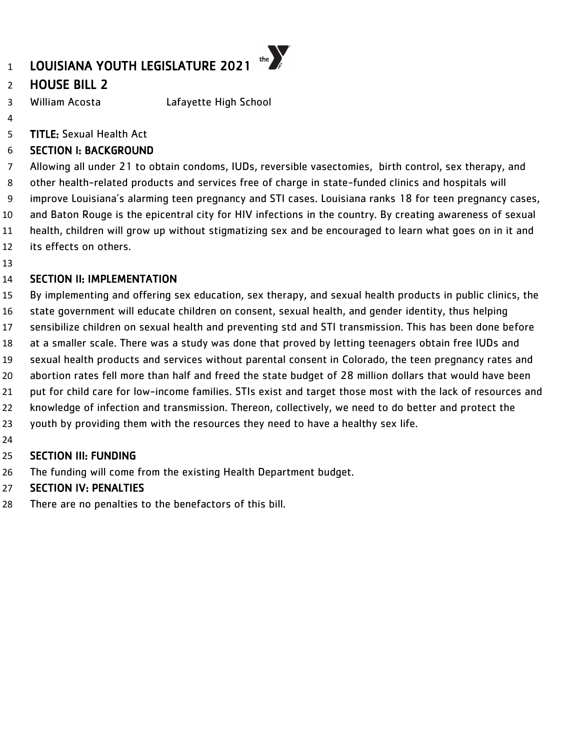# LOUISIANA YOUTH LEGISLATURE 2021

## HOUSE BILL 2

William Acosta Lafayette High School

**TITLE:** Sexual Health Act

### SECTION I: BACKGROUND

Allowing all under 21 to obtain condoms, IUDs, reversible vasectomies, birth control, sex therapy, and other health-related products and services free of charge in state-funded clinics and hospitals will improve Louisiana's alarming teen pregnancy and STI cases. Louisiana ranks 18 for teen pregnancy cases, and Baton Rouge is the epicentral city for HIV infections in the country. By creating awareness of sexual health, children will grow up without stigmatizing sex and be encouraged to learn what goes on in it and its effects on others.

### SECTION II: IMPLEMENTATION

By implementing and offering sex education, sex therapy, and sexual health products in public clinics, the state government will educate children on consent, sexual health, and gender identity, thus helping sensibilize children on sexual health and preventing std and STI transmission. This has been done before at a smaller scale. There was a study was done that proved by letting teenagers obtain free IUDs and sexual health products and services without parental consent in Colorado, the teen pregnancy rates and abortion rates fell more than half and freed the state budget of 28 million dollars that would have been put for child care for low-income families. STIs exist and target those most with the lack of resources and knowledge of infection and transmission. Thereon, collectively, we need to do better and protect the youth by providing them with the resources they need to have a healthy sex life.

### SECTION III: FUNDING

The funding will come from the existing Health Department budget.

### SECTION IV: PENALTIES

There are no penalties to the benefactors of this bill.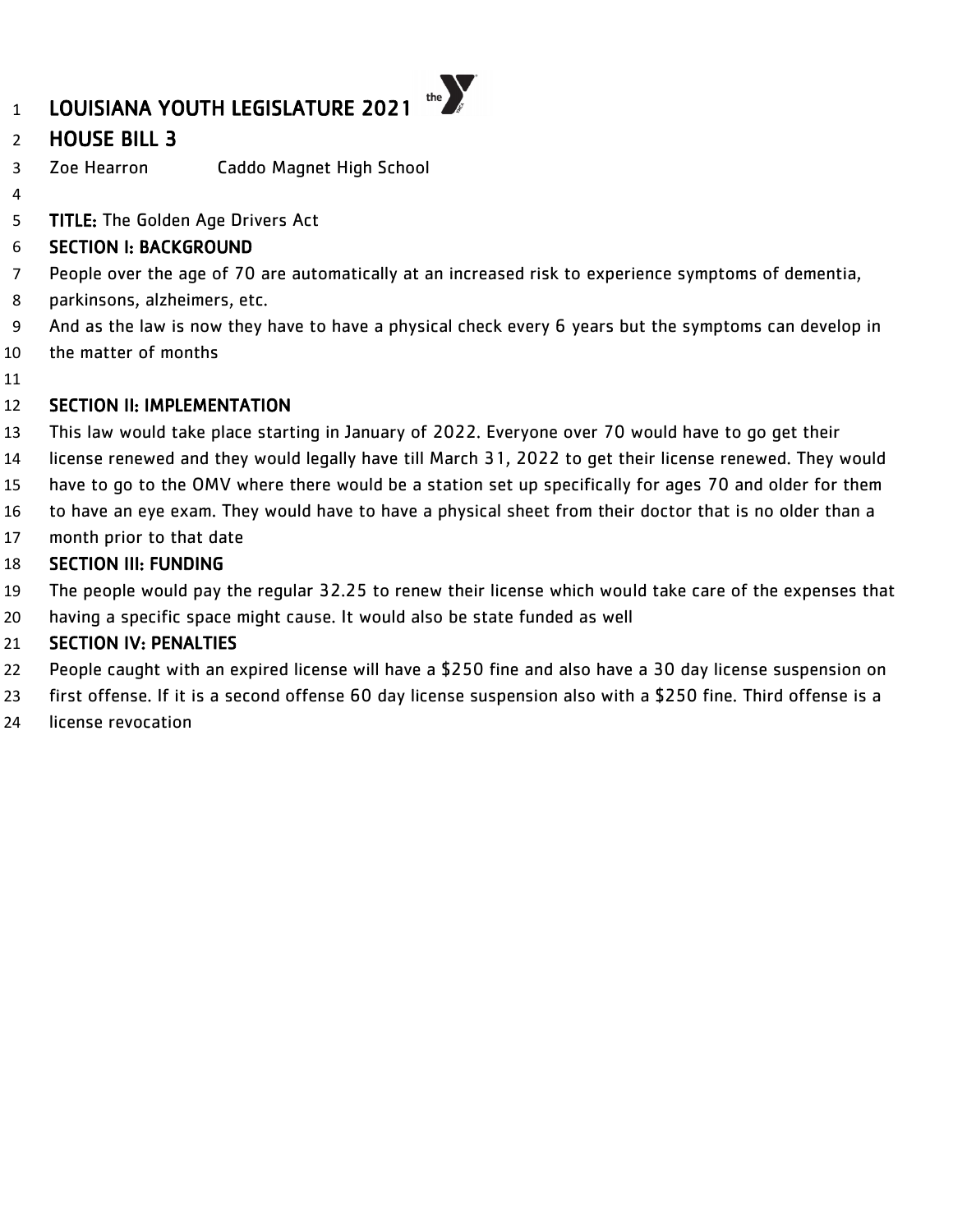# LOUISIANA YOUTH LEGISLATURE 2021

## HOUSE BILL 3

Zoe Hearron Caddo Magnet High School

**TITLE:** The Golden Age Drivers Act

**SECTION I: BACKGROUND**

People over the age of 70 are automatically at an increased risk to experience symptoms of dementia, parkinsons, alzheimers, etc.

And as the law is now they have to have a physical check every 6 years but the symptoms can develop in the matter of months

**SECTION II: IMPLEMENTATION**

This law would take place starting in January of 2022. Everyone over 70 would have to go get their license renewed and they would legally have till March 31, 2022 to get their license renewed. They would have to go to the OMV where there would be a station set up specifically for ages 70 and older for them to have an eye exam. They would have to have a physical sheet from their doctor that is no older than a month prior to that date

**SECTION III: FUNDING**

The people would pay the regular 32.25 to renew their license which would take care of the expenses that having a specific space might cause. It would also be state funded as well

**SECTION IV: PENALTIES**

People caught with an expired license will have a $250 fine and also have a 30 day license suspension on first offense. If it is a second offense 60 day license suspension also with a $250 fine. Third offense is a license revocation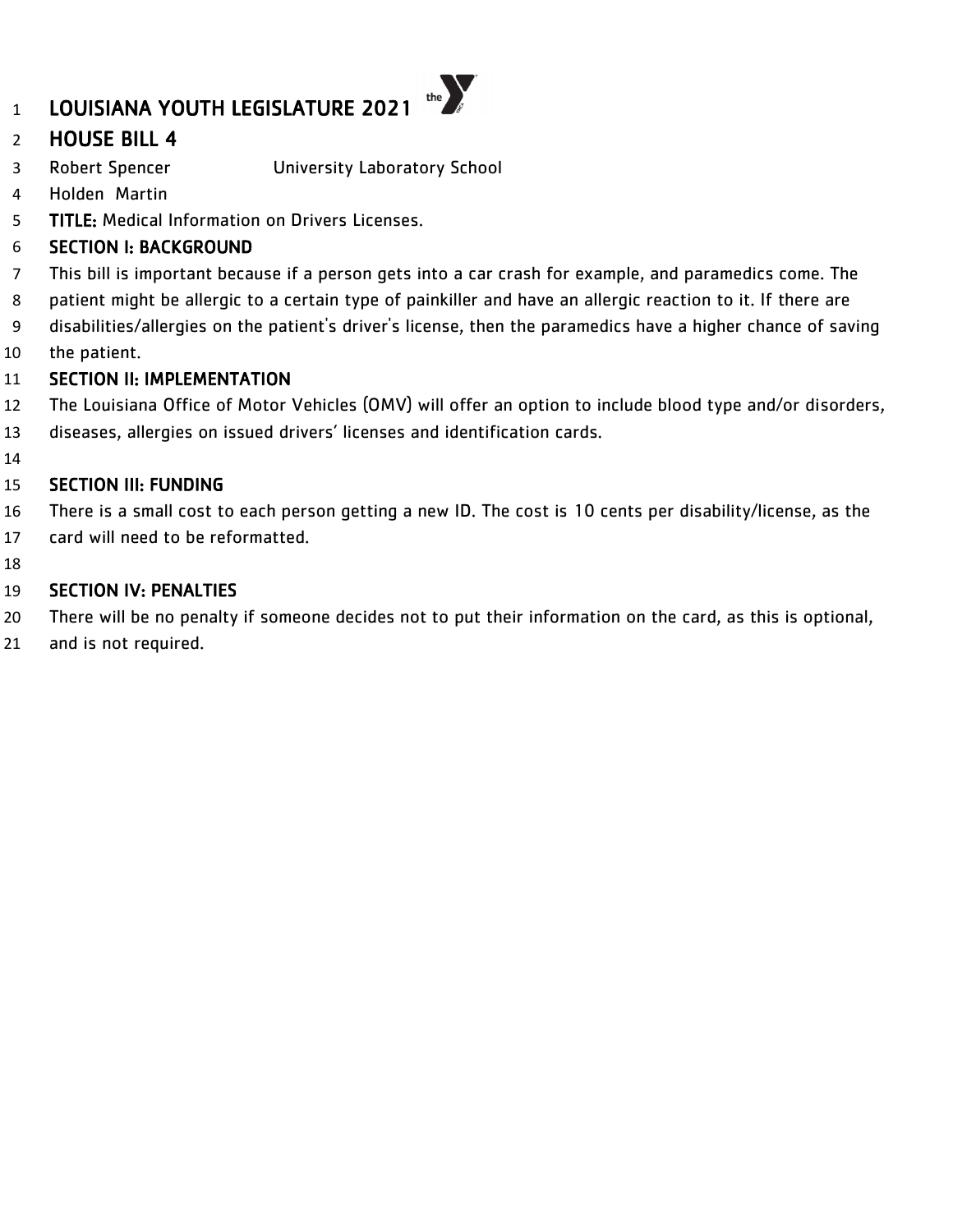# LOUISIANA YOUTH LEGISLATURE 2021

## HOUSE BILL 4

Robert Spencer University Laboratory School

Holden Martin

**TITLE:** Medical Information on Drivers Licenses.

### SECTION I: BACKGROUND

This bill is important because if a person gets into a car crash for example, and paramedics come. The patient might be allergic to a certain type of painkiller and have an allergic reaction to it. If there are disabilities/allergies on the patient's driver's license, then the paramedics have a higher chance of saving the patient.

### SECTION II: IMPLEMENTATION

The Louisiana Office of Motor Vehicles (OMV) will offer an option to include blood type and/or disorders, diseases, allergies on issued drivers' licenses and identification cards.

### SECTION III: FUNDING

There is a small cost to each person getting a new ID. The cost is 10 cents per disability/license, as the card will need to be reformatted.

### SECTION IV: PENALTIES

There will be no penalty if someone decides not to put their information on the card, as this is optional, and is not required.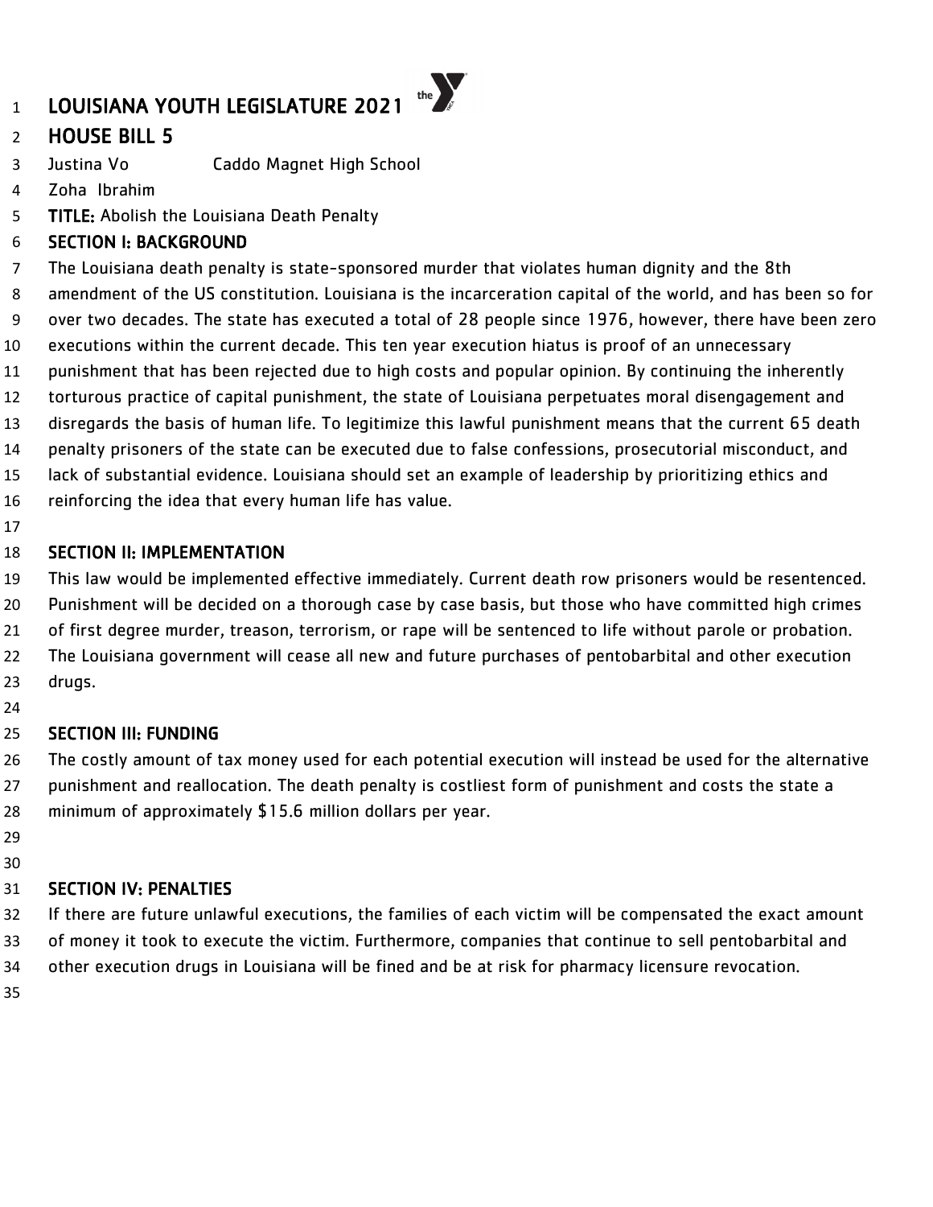# LOUISIANA YOUTH LEGISLATURE 2021

## HOUSE BILL 5

Justina Vo Caddo Magnet High School
Zoha Ibrahim

**TITLE:** Abolish the Louisiana Death Penalty

### SECTION I: BACKGROUND

The Louisiana death penalty is state-sponsored murder that violates human dignity and the 8th amendment of the US constitution. Louisiana is the incarceration capital of the world, and has been so for over two decades. The state has executed a total of 28 people since 1976, however, there have been zero executions within the current decade. This ten year execution hiatus is proof of an unnecessary punishment that has been rejected due to high costs and popular opinion. By continuing the inherently torturous practice of capital punishment, the state of Louisiana perpetuates moral disengagement and disregards the basis of human life. To legitimize this lawful punishment means that the current 65 death penalty prisoners of the state can be executed due to false confessions, prosecutorial misconduct, and lack of substantial evidence. Louisiana should set an example of leadership by prioritizing ethics and reinforcing the idea that every human life has value.

### SECTION II: IMPLEMENTATION

This law would be implemented effective immediately. Current death row prisoners would be resentenced. Punishment will be decided on a thorough case by case basis, but those who have committed high crimes of first degree murder, treason, terrorism, or rape will be sentenced to life without parole or probation. The Louisiana government will cease all new and future purchases of pentobarbital and other execution drugs.

### SECTION III: FUNDING

The costly amount of tax money used for each potential execution will instead be used for the alternative punishment and reallocation. The death penalty is costliest form of punishment and costs the state a minimum of approximately $15.6 million dollars per year.

### SECTION IV: PENALTIES

If there are future unlawful executions, the families of each victim will be compensated the exact amount of money it took to execute the victim. Furthermore, companies that continue to sell pentobarbital and other execution drugs in Louisiana will be fined and be at risk for pharmacy licensure revocation.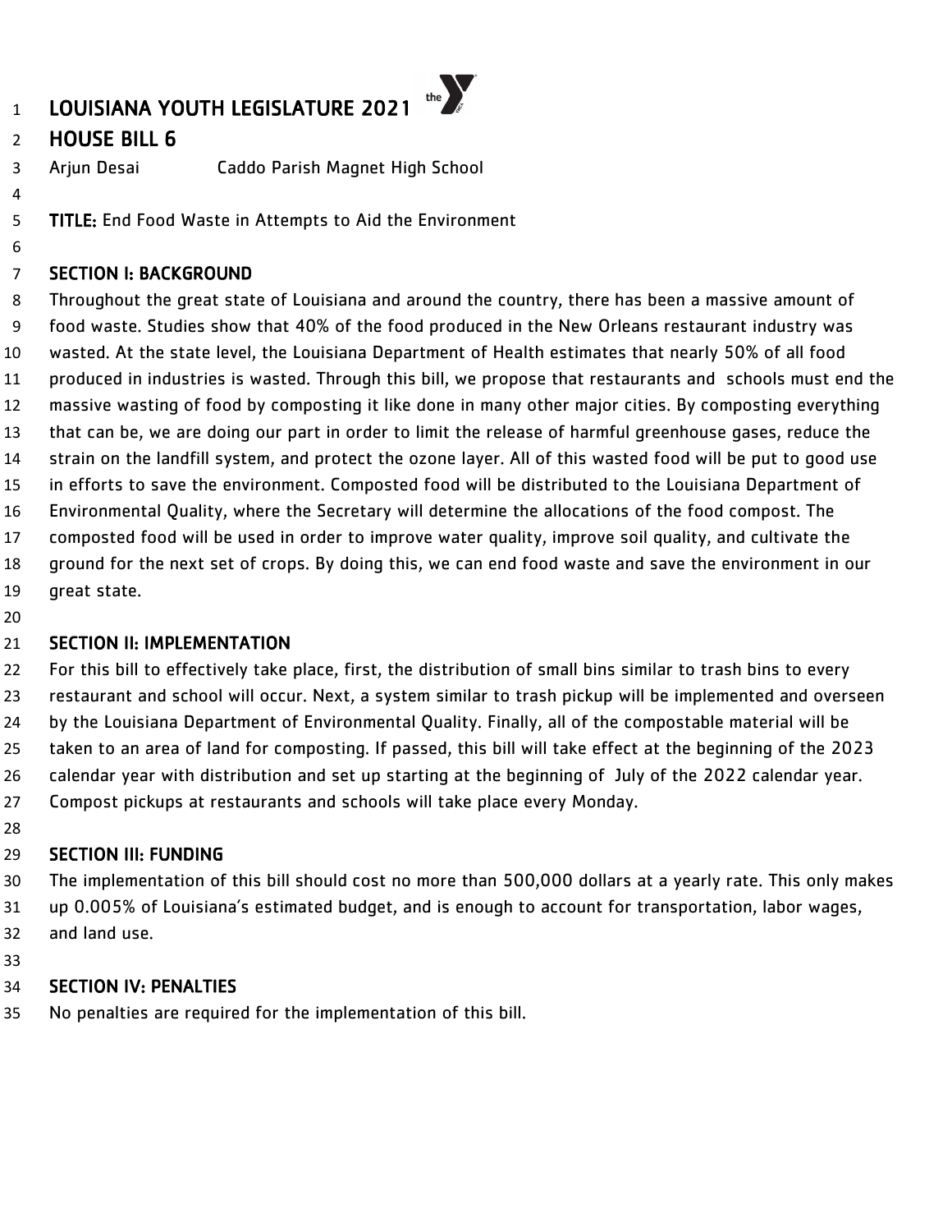# LOUISIANA YOUTH LEGISLATURE 2021

## HOUSE BILL 6

Arjun Desai Caddo Parish Magnet High School

**TITLE:** End Food Waste in Attempts to Aid the Environment

### SECTION I: BACKGROUND

Throughout the great state of Louisiana and around the country, there has been a massive amount of food waste. Studies show that 40% of the food produced in the New Orleans restaurant industry was wasted. At the state level, the Louisiana Department of Health estimates that nearly 50% of all food produced in industries is wasted. Through this bill, we propose that restaurants and schools must end the massive wasting of food by composting it like done in many other major cities. By composting everything that can be, we are doing our part in order to limit the release of harmful greenhouse gases, reduce the strain on the landfill system, and protect the ozone layer. All of this wasted food will be put to good use in efforts to save the environment. Composted food will be distributed to the Louisiana Department of Environmental Quality, where the Secretary will determine the allocations of the food compost. The composted food will be used in order to improve water quality, improve soil quality, and cultivate the ground for the next set of crops. By doing this, we can end food waste and save the environment in our great state.

### SECTION II: IMPLEMENTATION

For this bill to effectively take place, first, the distribution of small bins similar to trash bins to every restaurant and school will occur. Next, a system similar to trash pickup will be implemented and overseen by the Louisiana Department of Environmental Quality. Finally, all of the compostable material will be taken to an area of land for composting. If passed, this bill will take effect at the beginning of the 2023 calendar year with distribution and set up starting at the beginning of July of the 2022 calendar year. Compost pickups at restaurants and schools will take place every Monday.

### SECTION III: FUNDING

The implementation of this bill should cost no more than 500,000 dollars at a yearly rate. This only makes up 0.005% of Louisiana's estimated budget, and is enough to account for transportation, labor wages, and land use.

### SECTION IV: PENALTIES

No penalties are required for the implementation of this bill.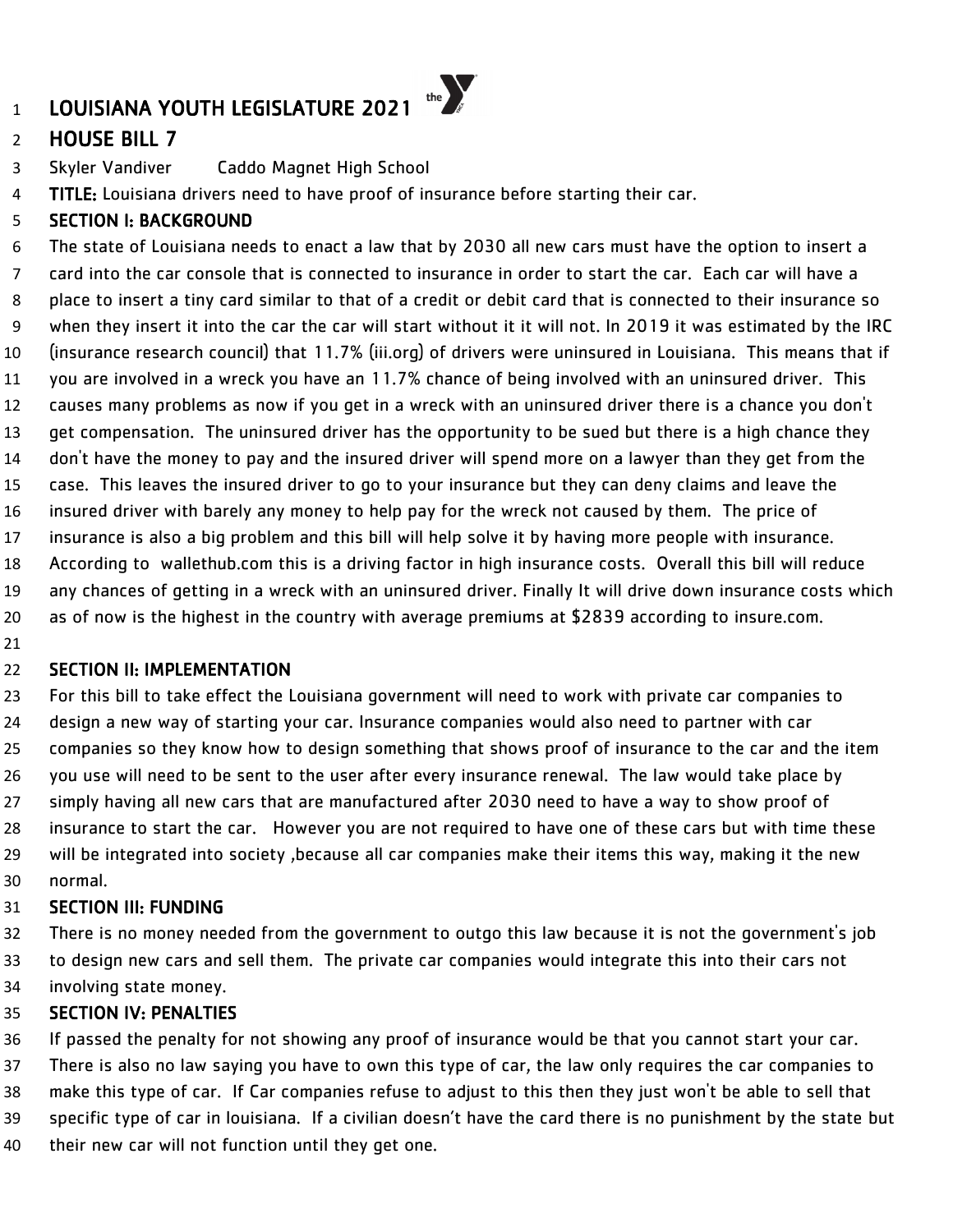# LOUISIANA YOUTH LEGISLATURE 2021

## HOUSE BILL 7

Skyler Vandiver Caddo Magnet High School

**TITLE:** Louisiana drivers need to have proof of insurance before starting their car.

### SECTION I: BACKGROUND

The state of Louisiana needs to enact a law that by 2030 all new cars must have the option to insert a card into the car console that is connected to insurance in order to start the car. Each car will have a place to insert a tiny card similar to that of a credit or debit card that is connected to their insurance so when they insert it into the car the car will start without it it will not. In 2019 it was estimated by the IRC (insurance research council) that 11.7% (iii.org) of drivers were uninsured in Louisiana. This means that if you are involved in a wreck you have an 11.7% chance of being involved with an uninsured driver. This causes many problems as now if you get in a wreck with an uninsured driver there is a chance you don't get compensation. The uninsured driver has the opportunity to be sued but there is a high chance they don't have the money to pay and the insured driver will spend more on a lawyer than they get from the case. This leaves the insured driver to go to your insurance but they can deny claims and leave the insured driver with barely any money to help pay for the wreck not caused by them. The price of insurance is also a big problem and this bill will help solve it by having more people with insurance. According to wallethub.com this is a driving factor in high insurance costs. Overall this bill will reduce any chances of getting in a wreck with an uninsured driver. Finally It will drive down insurance costs which as of now is the highest in the country with average premiums at $2839 according to insure.com.

### SECTION II: IMPLEMENTATION

For this bill to take effect the Louisiana government will need to work with private car companies to design a new way of starting your car. Insurance companies would also need to partner with car companies so they know how to design something that shows proof of insurance to the car and the item you use will need to be sent to the user after every insurance renewal. The law would take place by simply having all new cars that are manufactured after 2030 need to have a way to show proof of insurance to start the car. However you are not required to have one of these cars but with time these will be integrated into society ,because all car companies make their items this way, making it the new normal.

### SECTION III: FUNDING

There is no money needed from the government to outgo this law because it is not the government's job to design new cars and sell them. The private car companies would integrate this into their cars not involving state money.

### SECTION IV: PENALTIES

If passed the penalty for not showing any proof of insurance would be that you cannot start your car. There is also no law saying you have to own this type of car, the law only requires the car companies to make this type of car. If Car companies refuse to adjust to this then they just won't be able to sell that specific type of car in louisiana. If a civilian doesn't have the card there is no punishment by the state but their new car will not function until they get one.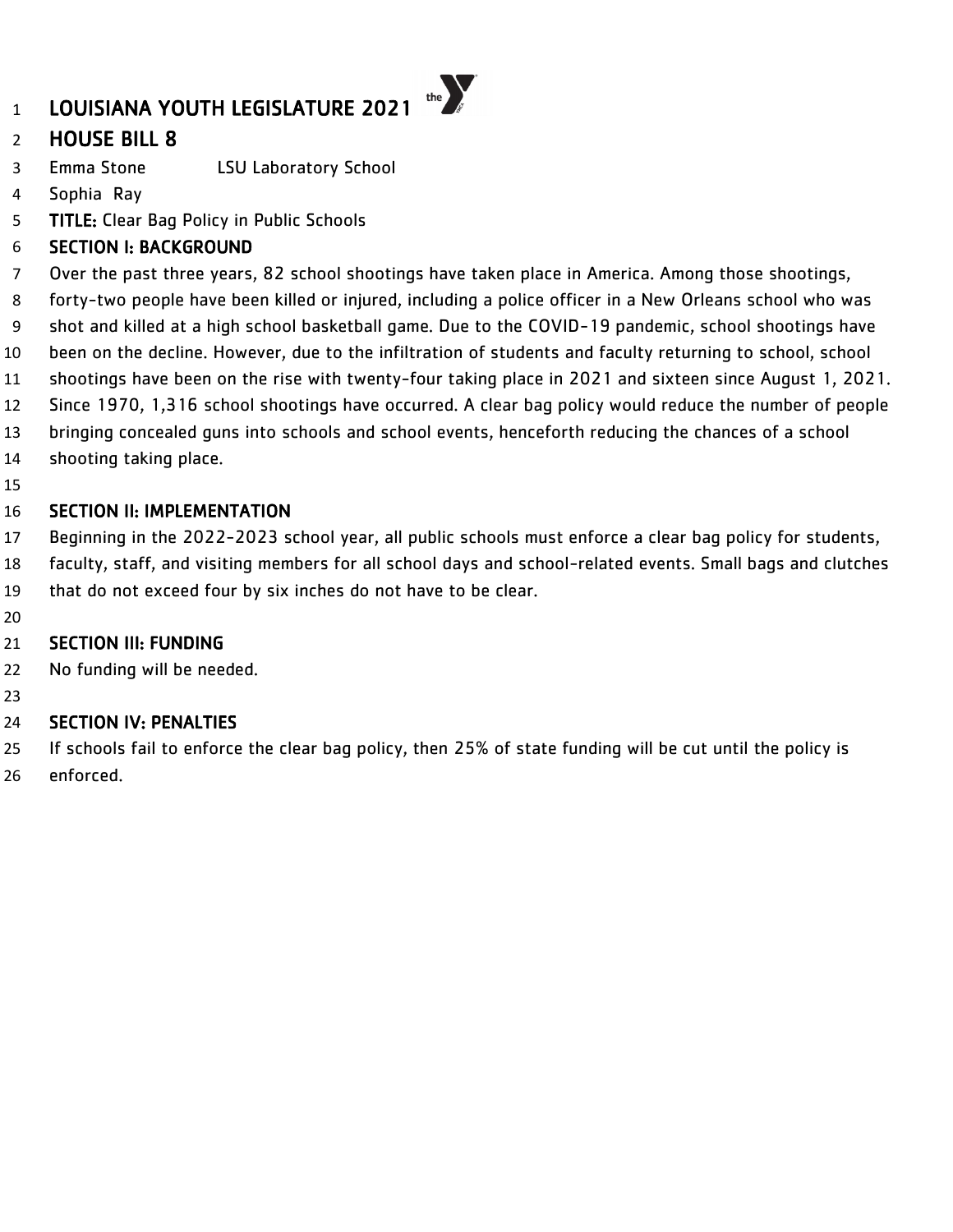# LOUISIANA YOUTH LEGISLATURE 2021

## HOUSE BILL 8

Emma Stone LSU Laboratory School

Sophia Ray

**TITLE:** Clear Bag Policy in Public Schools

### SECTION I: BACKGROUND

Over the past three years, 82 school shootings have taken place in America. Among those shootings, forty-two people have been killed or injured, including a police officer in a New Orleans school who was shot and killed at a high school basketball game. Due to the COVID-19 pandemic, school shootings have been on the decline. However, due to the infiltration of students and faculty returning to school, school shootings have been on the rise with twenty-four taking place in 2021 and sixteen since August 1, 2021. Since 1970, 1,316 school shootings have occurred. A clear bag policy would reduce the number of people bringing concealed guns into schools and school events, henceforth reducing the chances of a school shooting taking place.

### SECTION II: IMPLEMENTATION

Beginning in the 2022-2023 school year, all public schools must enforce a clear bag policy for students, faculty, staff, and visiting members for all school days and school-related events. Small bags and clutches that do not exceed four by six inches do not have to be clear.

### SECTION III: FUNDING

No funding will be needed.

### SECTION IV: PENALTIES

If schools fail to enforce the clear bag policy, then 25% of state funding will be cut until the policy is enforced.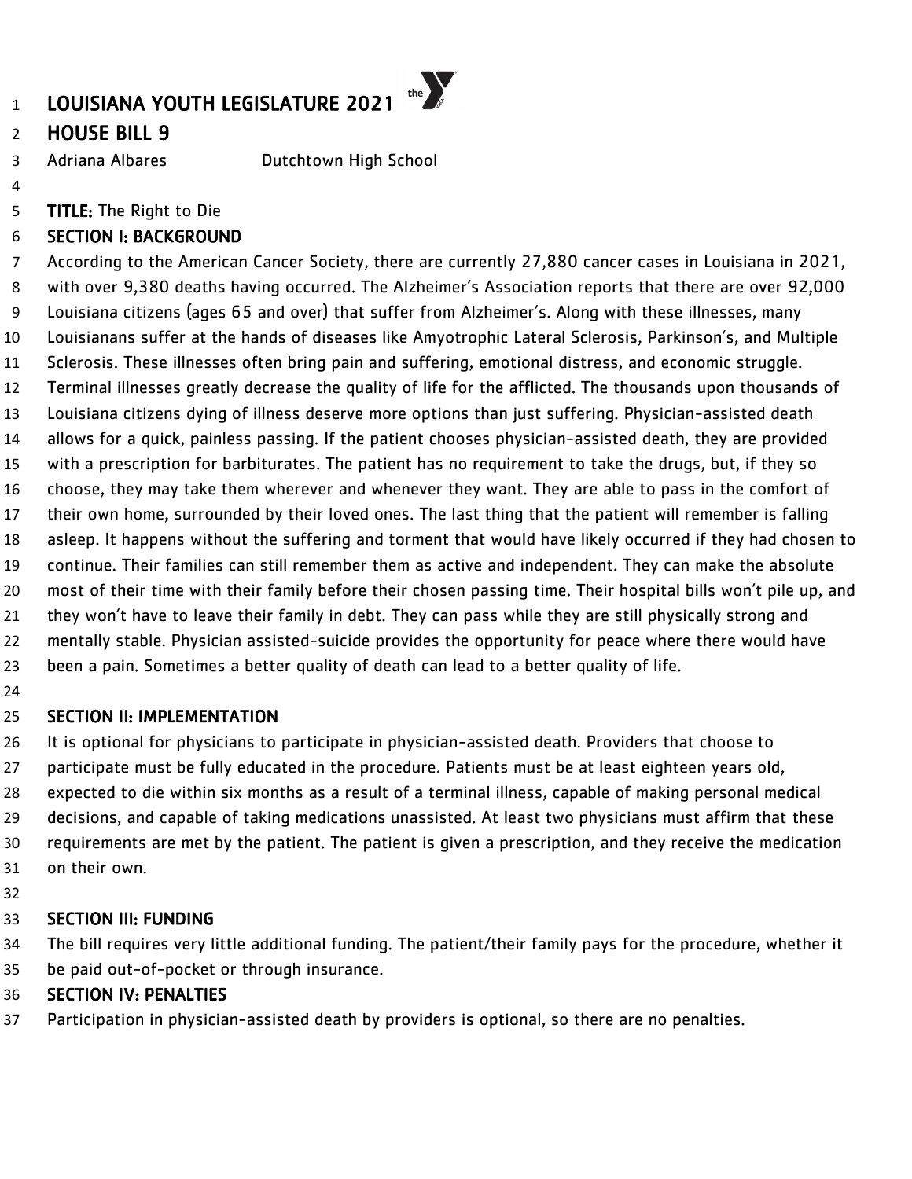# LOUISIANA YOUTH LEGISLATURE 2021

## HOUSE BILL 9

Adriana Albares Dutchtown High School

**TITLE:** The Right to Die

### SECTION I: BACKGROUND

According to the American Cancer Society, there are currently 27,880 cancer cases in Louisiana in 2021, with over 9,380 deaths having occurred. The Alzheimer's Association reports that there are over 92,000 Louisiana citizens (ages 65 and over) that suffer from Alzheimer's. Along with these illnesses, many Louisianans suffer at the hands of diseases like Amyotrophic Lateral Sclerosis, Parkinson's, and Multiple Sclerosis. These illnesses often bring pain and suffering, emotional distress, and economic struggle. Terminal illnesses greatly decrease the quality of life for the afflicted. The thousands upon thousands of Louisiana citizens dying of illness deserve more options than just suffering. Physician-assisted death allows for a quick, painless passing. If the patient chooses physician-assisted death, they are provided with a prescription for barbiturates. The patient has no requirement to take the drugs, but, if they so choose, they may take them wherever and whenever they want. They are able to pass in the comfort of their own home, surrounded by their loved ones. The last thing that the patient will remember is falling asleep. It happens without the suffering and torment that would have likely occurred if they had chosen to continue. Their families can still remember them as active and independent. They can make the absolute most of their time with their family before their chosen passing time. Their hospital bills won't pile up, and they won't have to leave their family in debt. They can pass while they are still physically strong and mentally stable. Physician assisted-suicide provides the opportunity for peace where there would have been a pain. Sometimes a better quality of death can lead to a better quality of life.

### SECTION II: IMPLEMENTATION

It is optional for physicians to participate in physician-assisted death. Providers that choose to participate must be fully educated in the procedure. Patients must be at least eighteen years old, expected to die within six months as a result of a terminal illness, capable of making personal medical decisions, and capable of taking medications unassisted. At least two physicians must affirm that these requirements are met by the patient. The patient is given a prescription, and they receive the medication on their own.

### SECTION III: FUNDING

The bill requires very little additional funding. The patient/their family pays for the procedure, whether it be paid out-of-pocket or through insurance.

### SECTION IV: PENALTIES

Participation in physician-assisted death by providers is optional, so there are no penalties.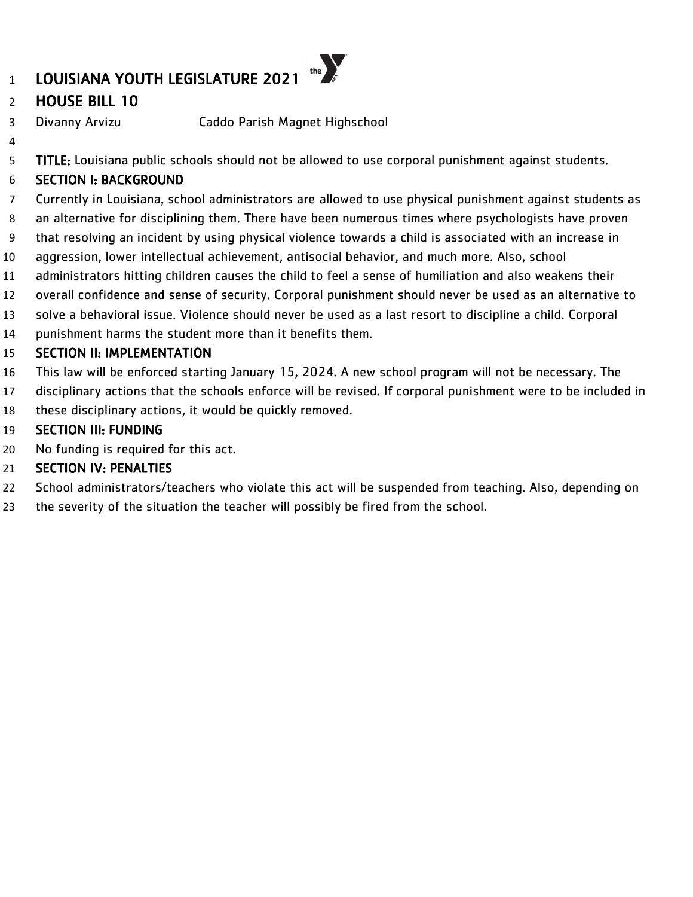# LOUISIANA YOUTH LEGISLATURE 2021

## HOUSE BILL 10

Divanny Arvizu Caddo Parish Magnet Highschool

**TITLE:** Louisiana public schools should not be allowed to use corporal punishment against students.

**SECTION I: BACKGROUND**

Currently in Louisiana, school administrators are allowed to use physical punishment against students as an alternative for disciplining them. There have been numerous times where psychologists have proven that resolving an incident by using physical violence towards a child is associated with an increase in aggression, lower intellectual achievement, antisocial behavior, and much more. Also, school administrators hitting children causes the child to feel a sense of humiliation and also weakens their overall confidence and sense of security. Corporal punishment should never be used as an alternative to solve a behavioral issue. Violence should never be used as a last resort to discipline a child. Corporal punishment harms the student more than it benefits them.

**SECTION II: IMPLEMENTATION**

This law will be enforced starting January 15, 2024. A new school program will not be necessary. The disciplinary actions that the schools enforce will be revised. If corporal punishment were to be included in these disciplinary actions, it would be quickly removed.

**SECTION III: FUNDING**

No funding is required for this act.

**SECTION IV: PENALTIES**

School administrators/teachers who violate this act will be suspended from teaching. Also, depending on the severity of the situation the teacher will possibly be fired from the school.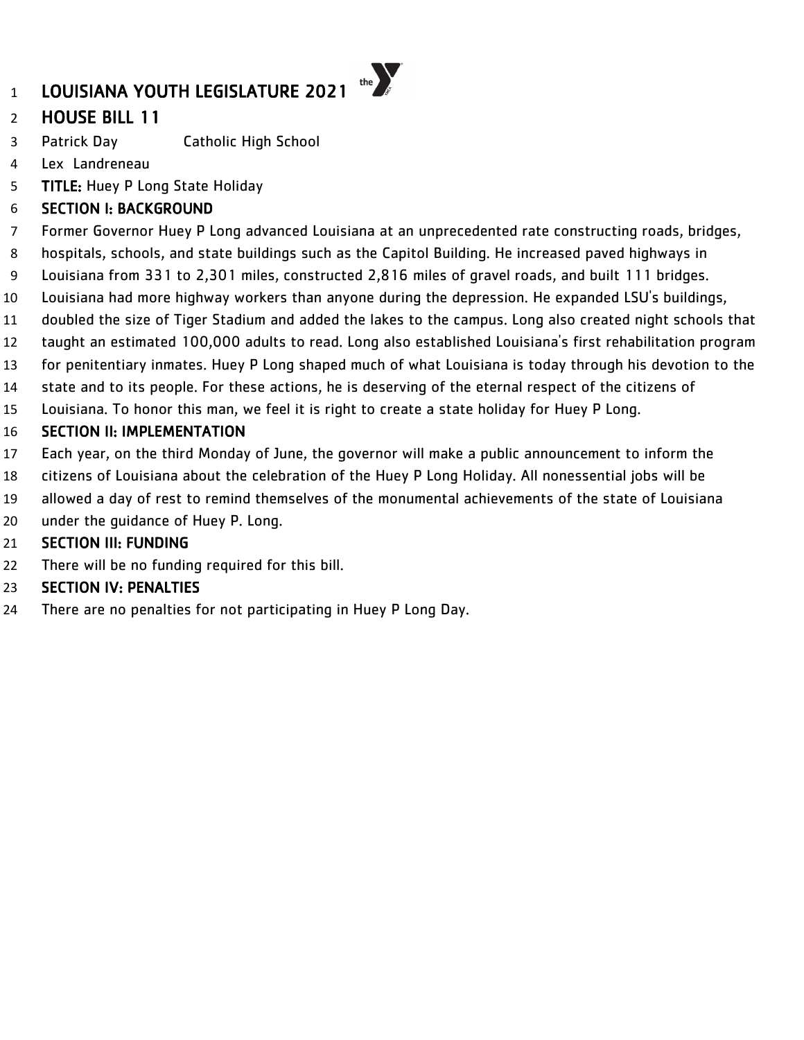# LOUISIANA YOUTH LEGISLATURE 2021

## HOUSE BILL 11

Patrick Day Catholic High School
Lex Landreneau

**TITLE:** Huey P Long State Holiday

**SECTION I: BACKGROUND**

Former Governor Huey P Long advanced Louisiana at an unprecedented rate constructing roads, bridges, hospitals, schools, and state buildings such as the Capitol Building. He increased paved highways in Louisiana from 331 to 2,301 miles, constructed 2,816 miles of gravel roads, and built 111 bridges. Louisiana had more highway workers than anyone during the depression. He expanded LSU's buildings, doubled the size of Tiger Stadium and added the lakes to the campus. Long also created night schools that taught an estimated 100,000 adults to read. Long also established Louisiana's first rehabilitation program for penitentiary inmates. Huey P Long shaped much of what Louisiana is today through his devotion to the state and to its people. For these actions, he is deserving of the eternal respect of the citizens of Louisiana. To honor this man, we feel it is right to create a state holiday for Huey P Long.

**SECTION II: IMPLEMENTATION**

Each year, on the third Monday of June, the governor will make a public announcement to inform the citizens of Louisiana about the celebration of the Huey P Long Holiday. All nonessential jobs will be allowed a day of rest to remind themselves of the monumental achievements of the state of Louisiana under the guidance of Huey P. Long.

**SECTION III: FUNDING**

There will be no funding required for this bill.

**SECTION IV: PENALTIES**

There are no penalties for not participating in Huey P Long Day.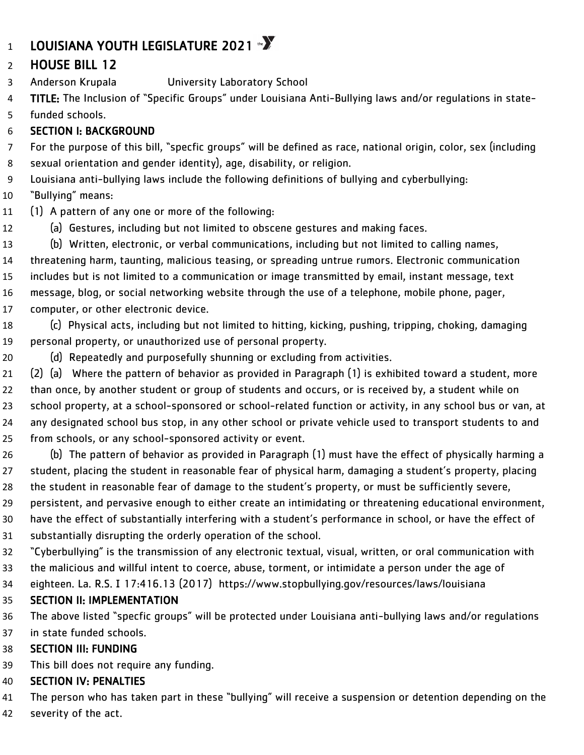# LOUISIANA YOUTH LEGISLATURE 2021

## HOUSE BILL 12

Anderson Krupala University Laboratory School

**TITLE:** The Inclusion of "Specific Groups" under Louisiana Anti-Bullying laws and/or regulations in state-funded schools.

### SECTION I: BACKGROUND

For the purpose of this bill, "specfic groups" will be defined as race, national origin, color, sex (including sexual orientation and gender identity), age, disability, or religion.

Louisiana anti-bullying laws include the following definitions of bullying and cyberbullying:

"Bullying" means:

(1) A pattern of any one or more of the following:

(a) Gestures, including but not limited to obscene gestures and making faces.

(b) Written, electronic, or verbal communications, including but not limited to calling names, threatening harm, taunting, malicious teasing, or spreading untrue rumors. Electronic communication includes but is not limited to a communication or image transmitted by email, instant message, text message, blog, or social networking website through the use of a telephone, mobile phone, pager, computer, or other electronic device.

(c) Physical acts, including but not limited to hitting, kicking, pushing, tripping, choking, damaging personal property, or unauthorized use of personal property.

(d) Repeatedly and purposefully shunning or excluding from activities.

(2) (a) Where the pattern of behavior as provided in Paragraph (1) is exhibited toward a student, more than once, by another student or group of students and occurs, or is received by, a student while on school property, at a school-sponsored or school-related function or activity, in any school bus or van, at any designated school bus stop, in any other school or private vehicle used to transport students to and from schools, or any school-sponsored activity or event.

(b) The pattern of behavior as provided in Paragraph (1) must have the effect of physically harming a student, placing the student in reasonable fear of physical harm, damaging a student's property, placing the student in reasonable fear of damage to the student's property, or must be sufficiently severe, persistent, and pervasive enough to either create an intimidating or threatening educational environment, have the effect of substantially interfering with a student's performance in school, or have the effect of substantially disrupting the orderly operation of the school.

"Cyberbullying" is the transmission of any electronic textual, visual, written, or oral communication with the malicious and willful intent to coerce, abuse, torment, or intimidate a person under the age of eighteen. La. R.S. I 17:416.13 (2017) https://www.stopbullying.gov/resources/laws/louisiana

### SECTION II: IMPLEMENTATION

The above listed "specfic groups" will be protected under Louisiana anti-bullying laws and/or regulations in state funded schools.

### SECTION III: FUNDING

This bill does not require any funding.

### SECTION IV: PENALTIES

The person who has taken part in these "bullying" will receive a suspension or detention depending on the severity of the act.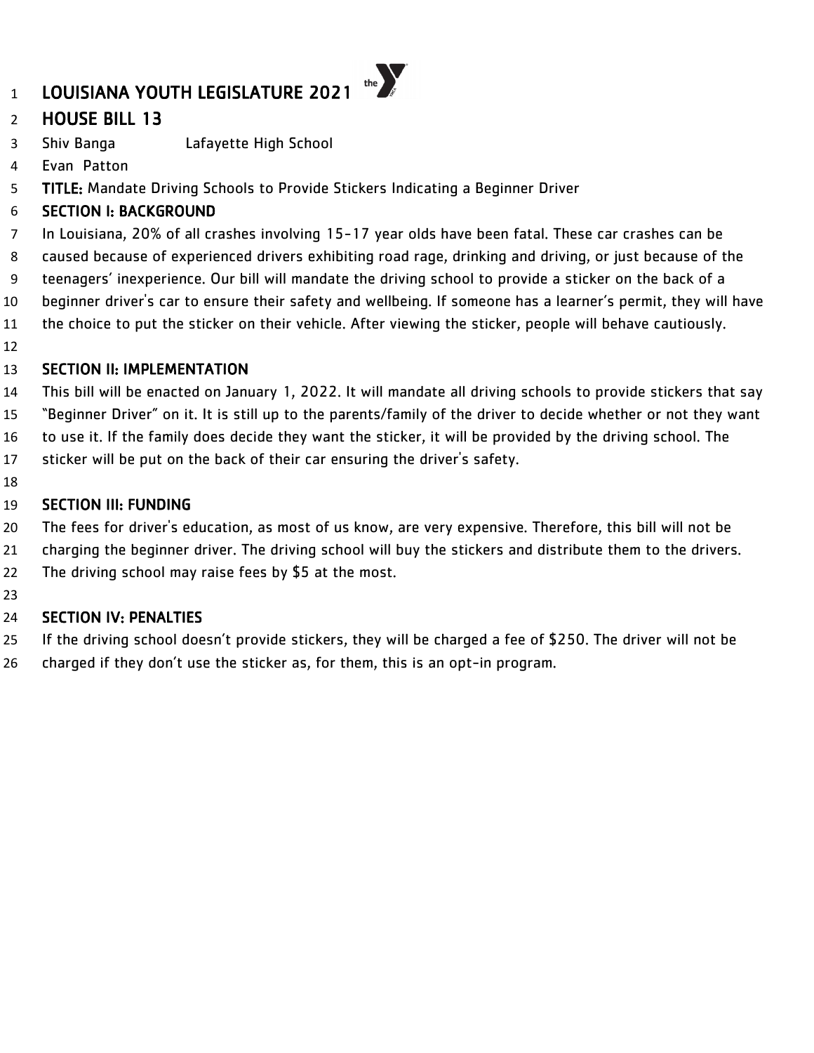# LOUISIANA YOUTH LEGISLATURE 2021

## HOUSE BILL 13

Shiv Banga Lafayette High School
Evan Patton

**TITLE:** Mandate Driving Schools to Provide Stickers Indicating a Beginner Driver

### SECTION I: BACKGROUND

In Louisiana, 20% of all crashes involving 15-17 year olds have been fatal. These car crashes can be caused because of experienced drivers exhibiting road rage, drinking and driving, or just because of the teenagers' inexperience. Our bill will mandate the driving school to provide a sticker on the back of a beginner driver's car to ensure their safety and wellbeing. If someone has a learner's permit, they will have the choice to put the sticker on their vehicle. After viewing the sticker, people will behave cautiously.

### SECTION II: IMPLEMENTATION

This bill will be enacted on January 1, 2022. It will mandate all driving schools to provide stickers that say "Beginner Driver" on it. It is still up to the parents/family of the driver to decide whether or not they want to use it. If the family does decide they want the sticker, it will be provided by the driving school. The sticker will be put on the back of their car ensuring the driver's safety.

### SECTION III: FUNDING

The fees for driver's education, as most of us know, are very expensive. Therefore, this bill will not be charging the beginner driver. The driving school will buy the stickers and distribute them to the drivers. The driving school may raise fees by $5 at the most.

### SECTION IV: PENALTIES

If the driving school doesn't provide stickers, they will be charged a fee of $250. The driver will not be charged if they don't use the sticker as, for them, this is an opt-in program.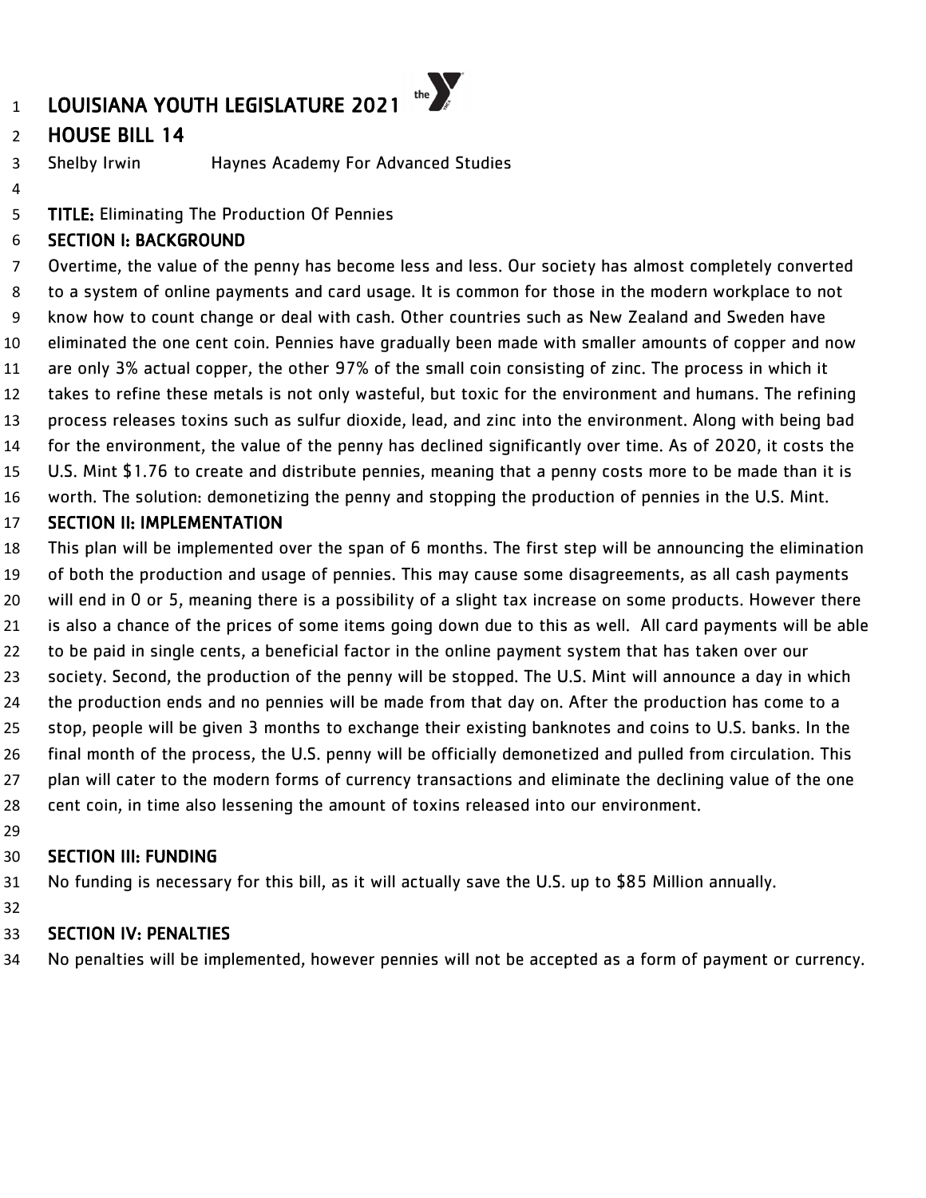# LOUISIANA YOUTH LEGISLATURE 2021

## HOUSE BILL 14

Shelby Irwin Haynes Academy For Advanced Studies

**TITLE:** Eliminating The Production Of Pennies

**SECTION I: BACKGROUND**

Overtime, the value of the penny has become less and less. Our society has almost completely converted to a system of online payments and card usage. It is common for those in the modern workplace to not know how to count change or deal with cash. Other countries such as New Zealand and Sweden have eliminated the one cent coin. Pennies have gradually been made with smaller amounts of copper and now are only 3% actual copper, the other 97% of the small coin consisting of zinc. The process in which it takes to refine these metals is not only wasteful, but toxic for the environment and humans. The refining process releases toxins such as sulfur dioxide, lead, and zinc into the environment. Along with being bad for the environment, the value of the penny has declined significantly over time. As of 2020, it costs the U.S. Mint $1.76 to create and distribute pennies, meaning that a penny costs more to be made than it is worth. The solution: demonetizing the penny and stopping the production of pennies in the U.S. Mint.

**SECTION II: IMPLEMENTATION**

This plan will be implemented over the span of 6 months. The first step will be announcing the elimination of both the production and usage of pennies. This may cause some disagreements, as all cash payments will end in 0 or 5, meaning there is a possibility of a slight tax increase on some products. However there is also a chance of the prices of some items going down due to this as well. All card payments will be able to be paid in single cents, a beneficial factor in the online payment system that has taken over our society. Second, the production of the penny will be stopped. The U.S. Mint will announce a day in which the production ends and no pennies will be made from that day on. After the production has come to a stop, people will be given 3 months to exchange their existing banknotes and coins to U.S. banks. In the final month of the process, the U.S. penny will be officially demonetized and pulled from circulation. This plan will cater to the modern forms of currency transactions and eliminate the declining value of the one cent coin, in time also lessening the amount of toxins released into our environment.

**SECTION III: FUNDING**

No funding is necessary for this bill, as it will actually save the U.S. up to $85 Million annually.

**SECTION IV: PENALTIES**

No penalties will be implemented, however pennies will not be accepted as a form of payment or currency.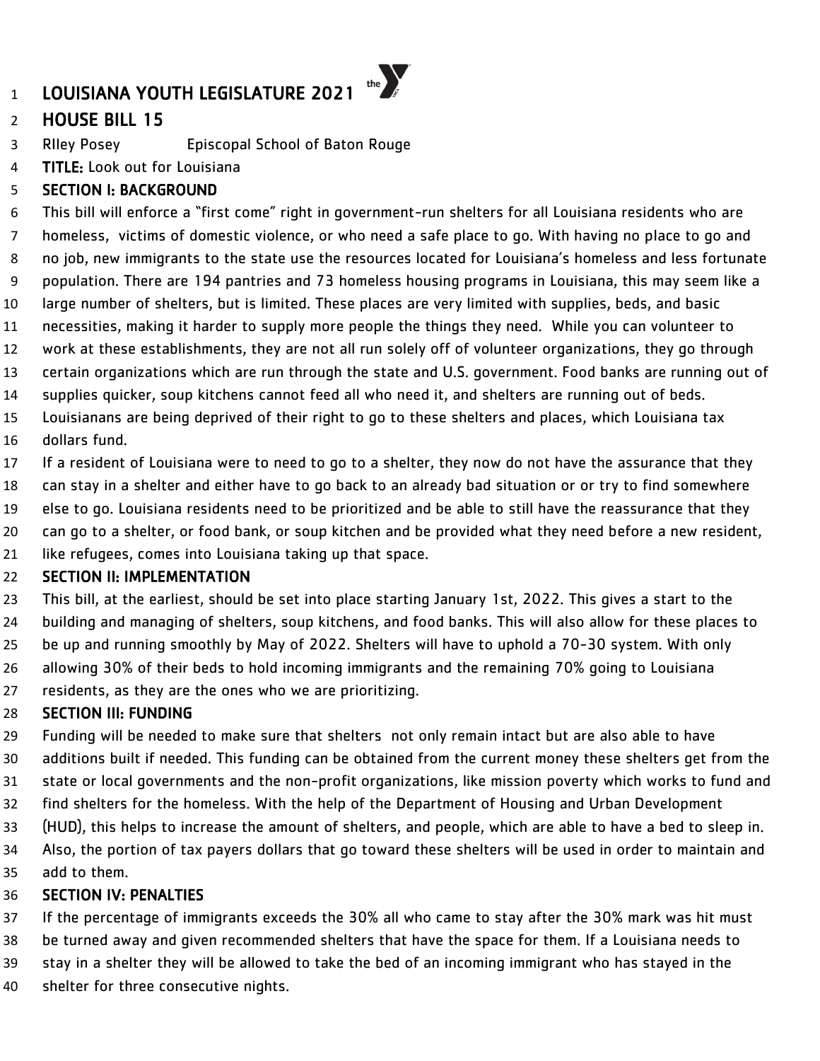# LOUISIANA YOUTH LEGISLATURE 2021

## HOUSE BILL 15

RIley Posey Episcopal School of Baton Rouge

**TITLE:** Look out for Louisiana

### SECTION I: BACKGROUND

This bill will enforce a "first come" right in government-run shelters for all Louisiana residents who are homeless, victims of domestic violence, or who need a safe place to go. With having no place to go and no job, new immigrants to the state use the resources located for Louisiana's homeless and less fortunate population. There are 194 pantries and 73 homeless housing programs in Louisiana, this may seem like a large number of shelters, but is limited. These places are very limited with supplies, beds, and basic necessities, making it harder to supply more people the things they need. While you can volunteer to work at these establishments, they are not all run solely off of volunteer organizations, they go through certain organizations which are run through the state and U.S. government. Food banks are running out of supplies quicker, soup kitchens cannot feed all who need it, and shelters are running out of beds. Louisianans are being deprived of their right to go to these shelters and places, which Louisiana tax dollars fund.

If a resident of Louisiana were to need to go to a shelter, they now do not have the assurance that they can stay in a shelter and either have to go back to an already bad situation or or try to find somewhere else to go. Louisiana residents need to be prioritized and be able to still have the reassurance that they can go to a shelter, or food bank, or soup kitchen and be provided what they need before a new resident, like refugees, comes into Louisiana taking up that space.

### SECTION II: IMPLEMENTATION

This bill, at the earliest, should be set into place starting January 1st, 2022. This gives a start to the building and managing of shelters, soup kitchens, and food banks. This will also allow for these places to be up and running smoothly by May of 2022. Shelters will have to uphold a 70-30 system. With only allowing 30% of their beds to hold incoming immigrants and the remaining 70% going to Louisiana residents, as they are the ones who we are prioritizing.

### SECTION III: FUNDING

Funding will be needed to make sure that shelters not only remain intact but are also able to have additions built if needed. This funding can be obtained from the current money these shelters get from the state or local governments and the non-profit organizations, like mission poverty which works to fund and find shelters for the homeless. With the help of the Department of Housing and Urban Development (HUD), this helps to increase the amount of shelters, and people, which are able to have a bed to sleep in. Also, the portion of tax payers dollars that go toward these shelters will be used in order to maintain and add to them.

### SECTION IV: PENALTIES

If the percentage of immigrants exceeds the 30% all who came to stay after the 30% mark was hit must be turned away and given recommended shelters that have the space for them. If a Louisiana needs to stay in a shelter they will be allowed to take the bed of an incoming immigrant who has stayed in the shelter for three consecutive nights.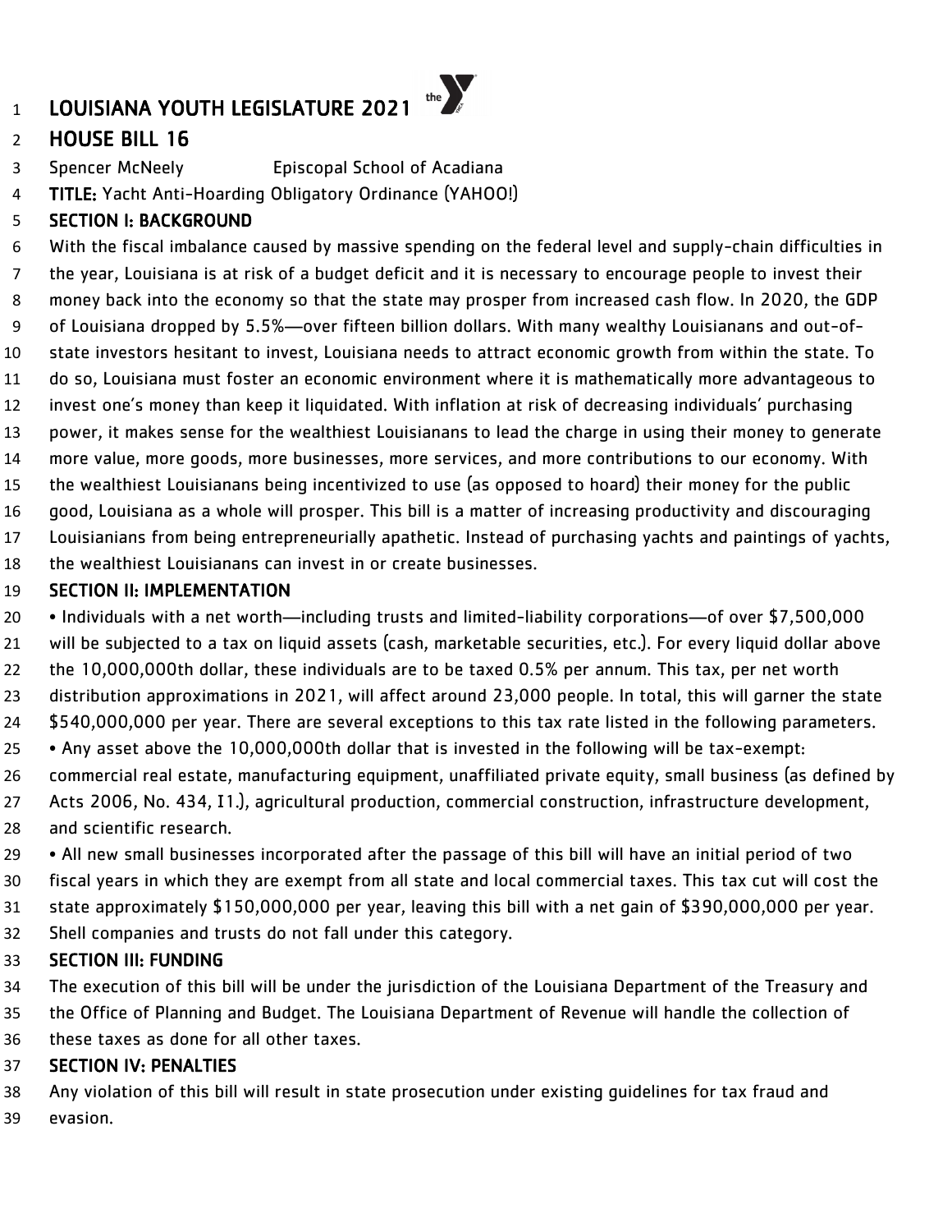# LOUISIANA YOUTH LEGISLATURE 2021

## HOUSE BILL 16

Spencer McNeely Episcopal School of Acadiana

**TITLE:** Yacht Anti-Hoarding Obligatory Ordinance (YAHOO!)

## SECTION I: BACKGROUND

With the fiscal imbalance caused by massive spending on the federal level and supply-chain difficulties in the year, Louisiana is at risk of a budget deficit and it is necessary to encourage people to invest their money back into the economy so that the state may prosper from increased cash flow. In 2020, the GDP of Louisiana dropped by 5.5%—over fifteen billion dollars. With many wealthy Louisianans and out-of-state investors hesitant to invest, Louisiana needs to attract economic growth from within the state. To do so, Louisiana must foster an economic environment where it is mathematically more advantageous to invest one's money than keep it liquidated. With inflation at risk of decreasing individuals' purchasing power, it makes sense for the wealthiest Louisianans to lead the charge in using their money to generate more value, more goods, more businesses, more services, and more contributions to our economy. With the wealthiest Louisianans being incentivized to use (as opposed to hoard) their money for the public good, Louisiana as a whole will prosper. This bill is a matter of increasing productivity and discouraging Louisianians from being entrepreneurially apathetic. Instead of purchasing yachts and paintings of yachts, the wealthiest Louisianans can invest in or create businesses.

## SECTION II: IMPLEMENTATION

- Individuals with a net worth—including trusts and limited-liability corporations—of over $7,500,000 will be subjected to a tax on liquid assets (cash, marketable securities, etc.). For every liquid dollar above the 10,000,000th dollar, these individuals are to be taxed 0.5% per annum. This tax, per net worth distribution approximations in 2021, will affect around 23,000 people. In total, this will garner the state $540,000,000 per year. There are several exceptions to this tax rate listed in the following parameters.
- Any asset above the 10,000,000th dollar that is invested in the following will be tax-exempt: commercial real estate, manufacturing equipment, unaffiliated private equity, small business (as defined by Acts 2006, No. 434, I1.), agricultural production, commercial construction, infrastructure development, and scientific research.
- All new small businesses incorporated after the passage of this bill will have an initial period of two fiscal years in which they are exempt from all state and local commercial taxes. This tax cut will cost the state approximately $150,000,000 per year, leaving this bill with a net gain of $390,000,000 per year. Shell companies and trusts do not fall under this category.

## SECTION III: FUNDING

The execution of this bill will be under the jurisdiction of the Louisiana Department of the Treasury and the Office of Planning and Budget. The Louisiana Department of Revenue will handle the collection of these taxes as done for all other taxes.

## SECTION IV: PENALTIES

Any violation of this bill will result in state prosecution under existing guidelines for tax fraud and evasion.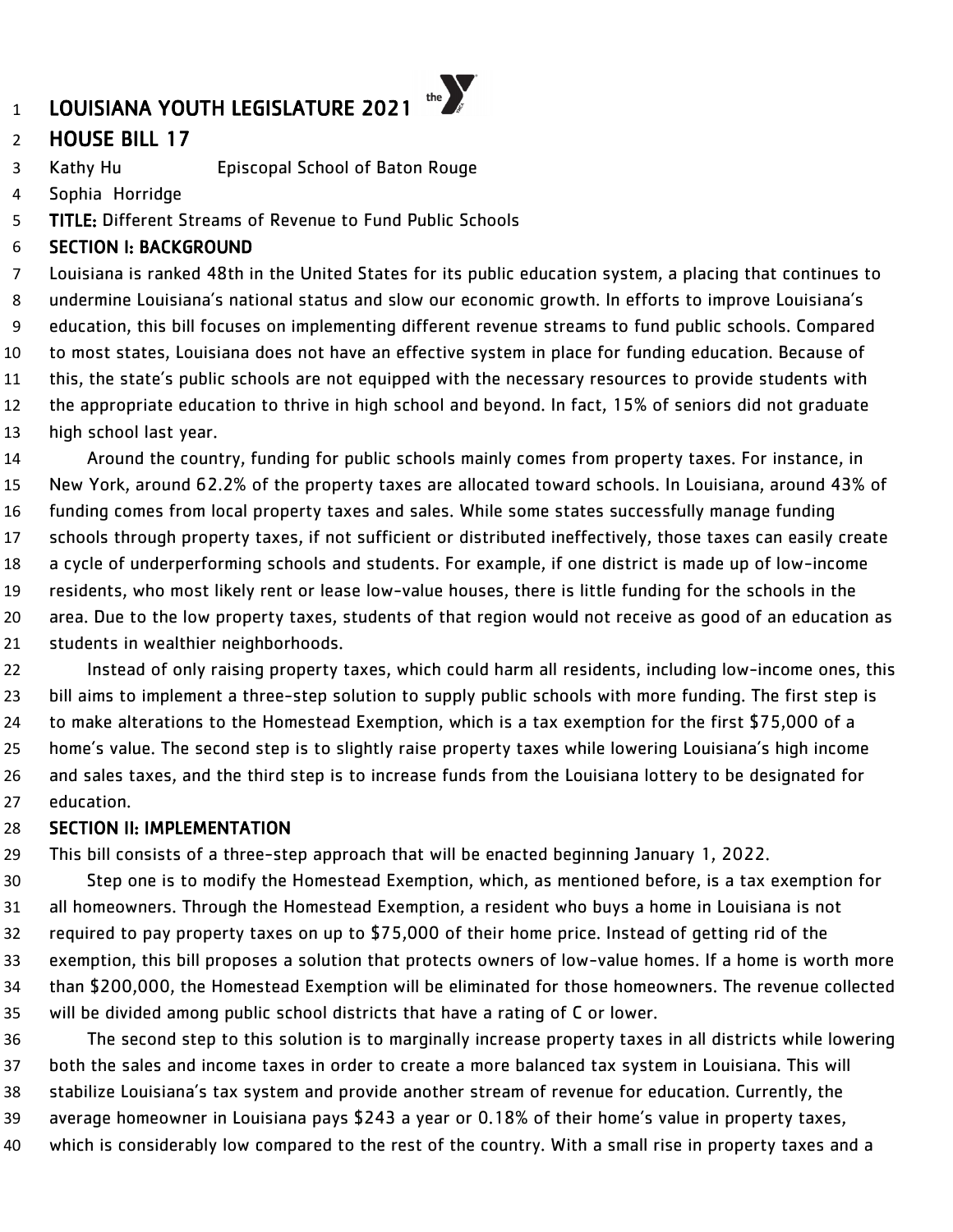# LOUISIANA YOUTH LEGISLATURE 2021

## HOUSE BILL 17

Kathy Hu Episcopal School of Baton Rouge

Sophia Horridge

**TITLE:** Different Streams of Revenue to Fund Public Schools

### SECTION I: BACKGROUND

Louisiana is ranked 48th in the United States for its public education system, a placing that continues to undermine Louisiana's national status and slow our economic growth. In efforts to improve Louisiana's education, this bill focuses on implementing different revenue streams to fund public schools. Compared to most states, Louisiana does not have an effective system in place for funding education. Because of this, the state's public schools are not equipped with the necessary resources to provide students with the appropriate education to thrive in high school and beyond. In fact, 15% of seniors did not graduate high school last year.

Around the country, funding for public schools mainly comes from property taxes. For instance, in New York, around 62.2% of the property taxes are allocated toward schools. In Louisiana, around 43% of funding comes from local property taxes and sales. While some states successfully manage funding schools through property taxes, if not sufficient or distributed ineffectively, those taxes can easily create a cycle of underperforming schools and students. For example, if one district is made up of low-income residents, who most likely rent or lease low-value houses, there is little funding for the schools in the area. Due to the low property taxes, students of that region would not receive as good of an education as students in wealthier neighborhoods.

Instead of only raising property taxes, which could harm all residents, including low-income ones, this bill aims to implement a three-step solution to supply public schools with more funding. The first step is to make alterations to the Homestead Exemption, which is a tax exemption for the first $75,000 of a home's value. The second step is to slightly raise property taxes while lowering Louisiana's high income and sales taxes, and the third step is to increase funds from the Louisiana lottery to be designated for education.

### SECTION II: IMPLEMENTATION

This bill consists of a three-step approach that will be enacted beginning January 1, 2022.

Step one is to modify the Homestead Exemption, which, as mentioned before, is a tax exemption for all homeowners. Through the Homestead Exemption, a resident who buys a home in Louisiana is not required to pay property taxes on up to $75,000 of their home price. Instead of getting rid of the exemption, this bill proposes a solution that protects owners of low-value homes. If a home is worth more than $200,000, the Homestead Exemption will be eliminated for those homeowners. The revenue collected will be divided among public school districts that have a rating of C or lower.

The second step to this solution is to marginally increase property taxes in all districts while lowering both the sales and income taxes in order to create a more balanced tax system in Louisiana. This will stabilize Louisiana's tax system and provide another stream of revenue for education. Currently, the average homeowner in Louisiana pays $243 a year or 0.18% of their home's value in property taxes, which is considerably low compared to the rest of the country. With a small rise in property taxes and a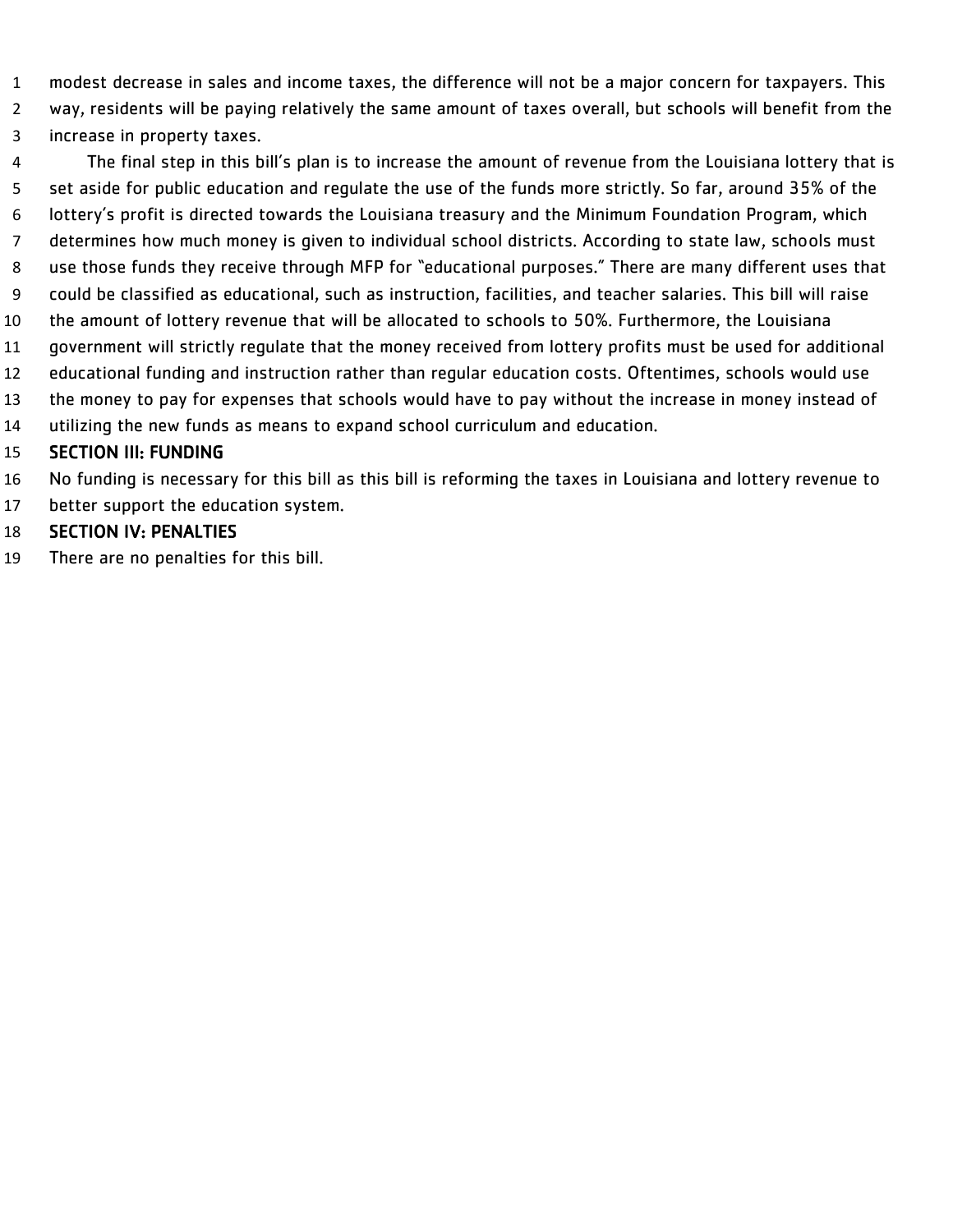modest decrease in sales and income taxes, the difference will not be a major concern for taxpayers. This way, residents will be paying relatively the same amount of taxes overall, but schools will benefit from the increase in property taxes.

The final step in this bill's plan is to increase the amount of revenue from the Louisiana lottery that is set aside for public education and regulate the use of the funds more strictly. So far, around 35% of the lottery's profit is directed towards the Louisiana treasury and the Minimum Foundation Program, which determines how much money is given to individual school districts. According to state law, schools must use those funds they receive through MFP for "educational purposes." There are many different uses that could be classified as educational, such as instruction, facilities, and teacher salaries. This bill will raise the amount of lottery revenue that will be allocated to schools to 50%. Furthermore, the Louisiana government will strictly regulate that the money received from lottery profits must be used for additional educational funding and instruction rather than regular education costs. Oftentimes, schools would use the money to pay for expenses that schools would have to pay without the increase in money instead of utilizing the new funds as means to expand school curriculum and education.

**SECTION III: FUNDING**

No funding is necessary for this bill as this bill is reforming the taxes in Louisiana and lottery revenue to better support the education system.

**SECTION IV: PENALTIES**

There are no penalties for this bill.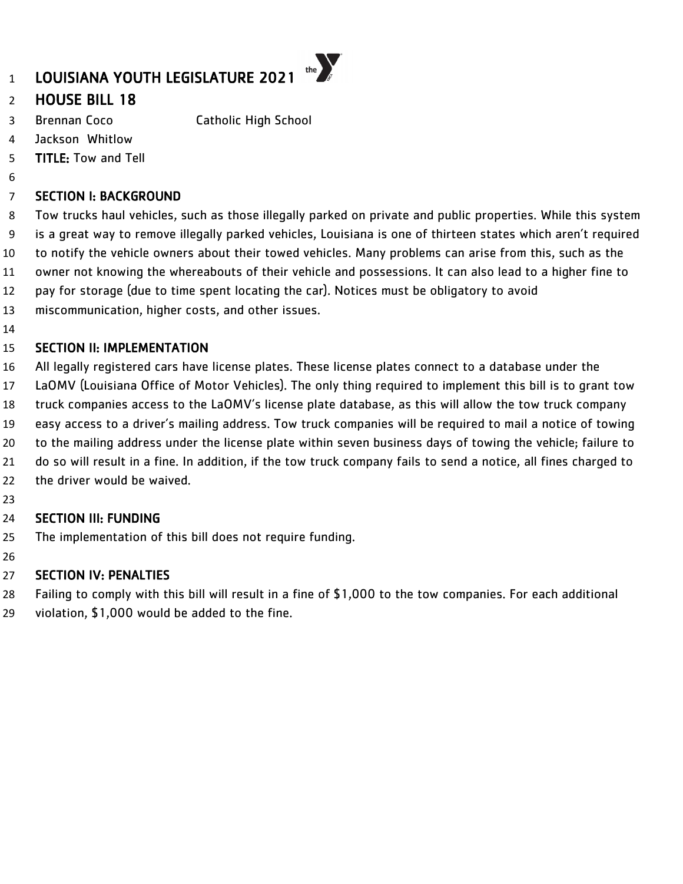# LOUISIANA YOUTH LEGISLATURE 2021

## HOUSE BILL 18

Brennan Coco — Catholic High School
Jackson Whitlow

**TITLE:** Tow and Tell

### SECTION I: BACKGROUND

Tow trucks haul vehicles, such as those illegally parked on private and public properties. While this system is a great way to remove illegally parked vehicles, Louisiana is one of thirteen states which aren't required to notify the vehicle owners about their towed vehicles. Many problems can arise from this, such as the owner not knowing the whereabouts of their vehicle and possessions. It can also lead to a higher fine to pay for storage (due to time spent locating the car). Notices must be obligatory to avoid miscommunication, higher costs, and other issues.

### SECTION II: IMPLEMENTATION

All legally registered cars have license plates. These license plates connect to a database under the LaOMV (Louisiana Office of Motor Vehicles). The only thing required to implement this bill is to grant tow truck companies access to the LaOMV's license plate database, as this will allow the tow truck company easy access to a driver's mailing address. Tow truck companies will be required to mail a notice of towing to the mailing address under the license plate within seven business days of towing the vehicle; failure to do so will result in a fine. In addition, if the tow truck company fails to send a notice, all fines charged to the driver would be waived.

### SECTION III: FUNDING

The implementation of this bill does not require funding.

### SECTION IV: PENALTIES

Failing to comply with this bill will result in a fine of $1,000 to the tow companies. For each additional violation, $1,000 would be added to the fine.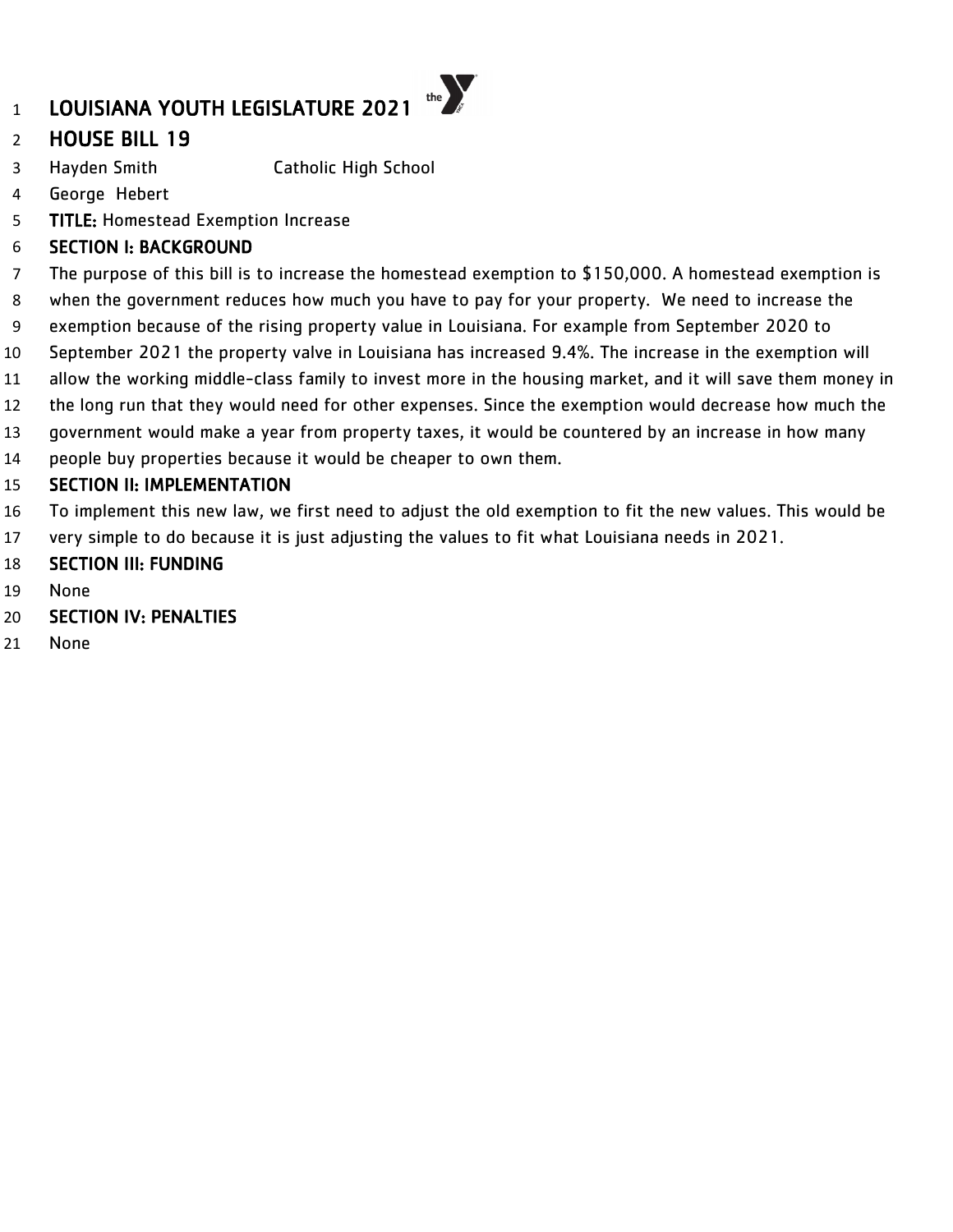# LOUISIANA YOUTH LEGISLATURE 2021

## HOUSE BILL 19

Hayden Smith Catholic High School
George Hebert

**TITLE:** Homestead Exemption Increase

### SECTION I: BACKGROUND

The purpose of this bill is to increase the homestead exemption to $150,000. A homestead exemption is when the government reduces how much you have to pay for your property. We need to increase the exemption because of the rising property value in Louisiana. For example from September 2020 to September 2021 the property valve in Louisiana has increased 9.4%. The increase in the exemption will allow the working middle-class family to invest more in the housing market, and it will save them money in the long run that they would need for other expenses. Since the exemption would decrease how much the government would make a year from property taxes, it would be countered by an increase in how many people buy properties because it would be cheaper to own them.

### SECTION II: IMPLEMENTATION

To implement this new law, we first need to adjust the old exemption to fit the new values. This would be very simple to do because it is just adjusting the values to fit what Louisiana needs in 2021.

### SECTION III: FUNDING

None

### SECTION IV: PENALTIES

None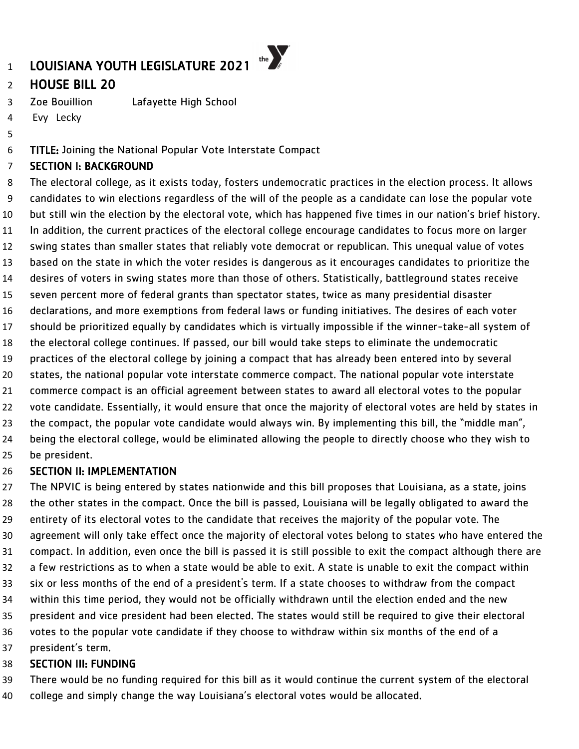# LOUISIANA YOUTH LEGISLATURE 2021

## HOUSE BILL 20

Zoe Bouillion    Lafayette High School
Evy Lecky

**TITLE:** Joining the National Popular Vote Interstate Compact

### SECTION I: BACKGROUND

The electoral college, as it exists today, fosters undemocratic practices in the election process. It allows candidates to win elections regardless of the will of the people as a candidate can lose the popular vote but still win the election by the electoral vote, which has happened five times in our nation's brief history. In addition, the current practices of the electoral college encourage candidates to focus more on larger swing states than smaller states that reliably vote democrat or republican. This unequal value of votes based on the state in which the voter resides is dangerous as it encourages candidates to prioritize the desires of voters in swing states more than those of others. Statistically, battleground states receive seven percent more of federal grants than spectator states, twice as many presidential disaster declarations, and more exemptions from federal laws or funding initiatives. The desires of each voter should be prioritized equally by candidates which is virtually impossible if the winner-take-all system of the electoral college continues. If passed, our bill would take steps to eliminate the undemocratic practices of the electoral college by joining a compact that has already been entered into by several states, the national popular vote interstate commerce compact. The national popular vote interstate commerce compact is an official agreement between states to award all electoral votes to the popular vote candidate. Essentially, it would ensure that once the majority of electoral votes are held by states in the compact, the popular vote candidate would always win. By implementing this bill, the "middle man", being the electoral college, would be eliminated allowing the people to directly choose who they wish to be president.

### SECTION II: IMPLEMENTATION

The NPVIC is being entered by states nationwide and this bill proposes that Louisiana, as a state, joins the other states in the compact. Once the bill is passed, Louisiana will be legally obligated to award the entirety of its electoral votes to the candidate that receives the majority of the popular vote. The agreement will only take effect once the majority of electoral votes belong to states who have entered the compact. In addition, even once the bill is passed it is still possible to exit the compact although there are a few restrictions as to when a state would be able to exit. A state is unable to exit the compact within six or less months of the end of a president's term. If a state chooses to withdraw from the compact within this time period, they would not be officially withdrawn until the election ended and the new president and vice president had been elected. The states would still be required to give their electoral votes to the popular vote candidate if they choose to withdraw within six months of the end of a president's term.

### SECTION III: FUNDING

There would be no funding required for this bill as it would continue the current system of the electoral college and simply change the way Louisiana's electoral votes would be allocated.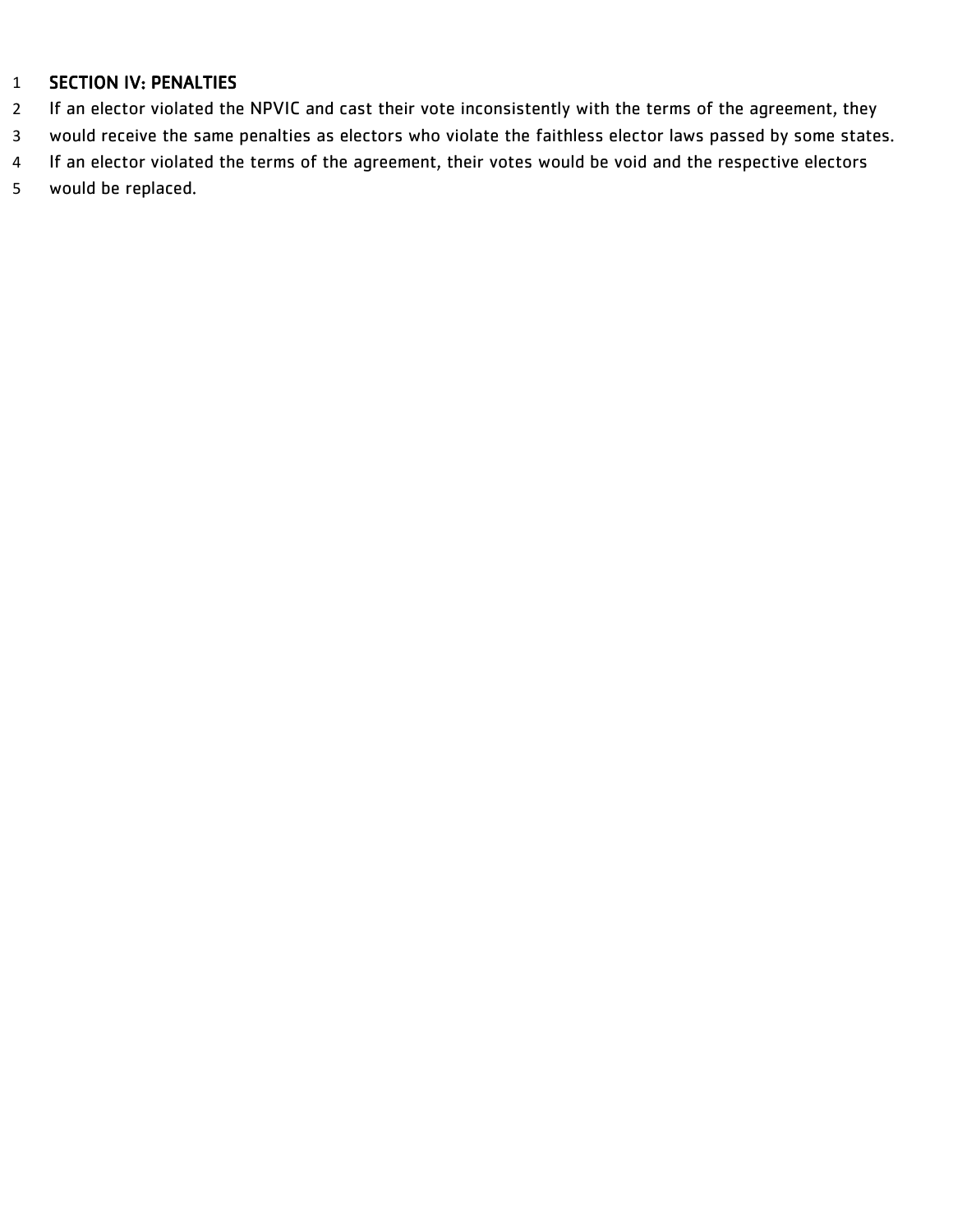**SECTION IV: PENALTIES**

If an elector violated the NPVIC and cast their vote inconsistently with the terms of the agreement, they would receive the same penalties as electors who violate the faithless elector laws passed by some states. If an elector violated the terms of the agreement, their votes would be void and the respective electors would be replaced.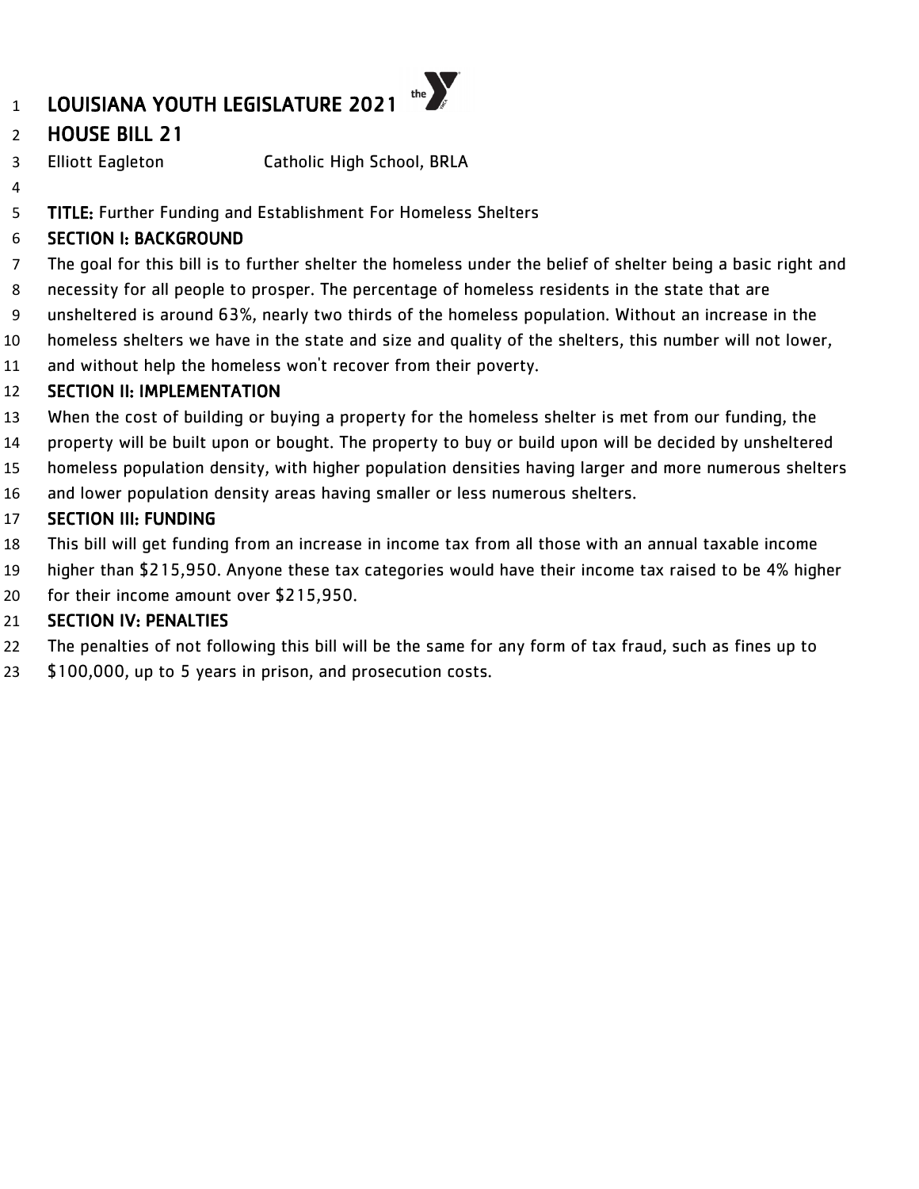# LOUISIANA YOUTH LEGISLATURE 2021

## HOUSE BILL 21

Elliott Eagleton Catholic High School, BRLA

**TITLE:** Further Funding and Establishment For Homeless Shelters

### SECTION I: BACKGROUND

The goal for this bill is to further shelter the homeless under the belief of shelter being a basic right and necessity for all people to prosper. The percentage of homeless residents in the state that are unsheltered is around 63%, nearly two thirds of the homeless population. Without an increase in the homeless shelters we have in the state and size and quality of the shelters, this number will not lower, and without help the homeless won't recover from their poverty.

### SECTION II: IMPLEMENTATION

When the cost of building or buying a property for the homeless shelter is met from our funding, the property will be built upon or bought. The property to buy or build upon will be decided by unsheltered homeless population density, with higher population densities having larger and more numerous shelters and lower population density areas having smaller or less numerous shelters.

### SECTION III: FUNDING

This bill will get funding from an increase in income tax from all those with an annual taxable income higher than $215,950. Anyone these tax categories would have their income tax raised to be 4% higher for their income amount over $215,950.

### SECTION IV: PENALTIES

The penalties of not following this bill will be the same for any form of tax fraud, such as fines up to $100,000, up to 5 years in prison, and prosecution costs.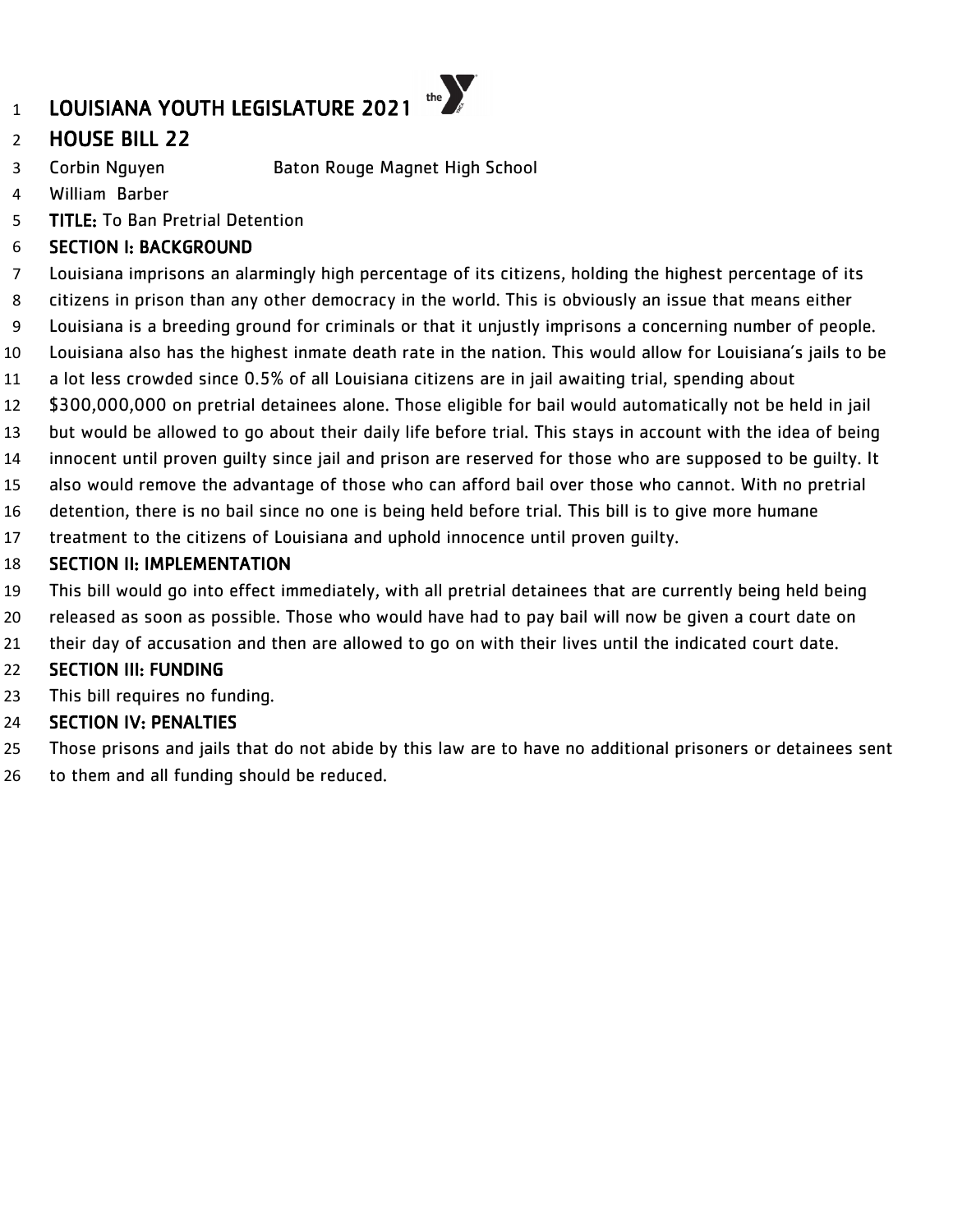# LOUISIANA YOUTH LEGISLATURE 2021

## HOUSE BILL 22

Corbin Nguyen Baton Rouge Magnet High School

William Barber

**TITLE:** To Ban Pretrial Detention

### SECTION I: BACKGROUND

Louisiana imprisons an alarmingly high percentage of its citizens, holding the highest percentage of its citizens in prison than any other democracy in the world. This is obviously an issue that means either Louisiana is a breeding ground for criminals or that it unjustly imprisons a concerning number of people. Louisiana also has the highest inmate death rate in the nation. This would allow for Louisiana's jails to be a lot less crowded since 0.5% of all Louisiana citizens are in jail awaiting trial, spending about $300,000,000 on pretrial detainees alone. Those eligible for bail would automatically not be held in jail but would be allowed to go about their daily life before trial. This stays in account with the idea of being innocent until proven guilty since jail and prison are reserved for those who are supposed to be guilty. It also would remove the advantage of those who can afford bail over those who cannot. With no pretrial detention, there is no bail since no one is being held before trial. This bill is to give more humane treatment to the citizens of Louisiana and uphold innocence until proven guilty.

### SECTION II: IMPLEMENTATION

This bill would go into effect immediately, with all pretrial detainees that are currently being held being released as soon as possible. Those who would have had to pay bail will now be given a court date on their day of accusation and then are allowed to go on with their lives until the indicated court date.

### SECTION III: FUNDING

This bill requires no funding.

### SECTION IV: PENALTIES

Those prisons and jails that do not abide by this law are to have no additional prisoners or detainees sent to them and all funding should be reduced.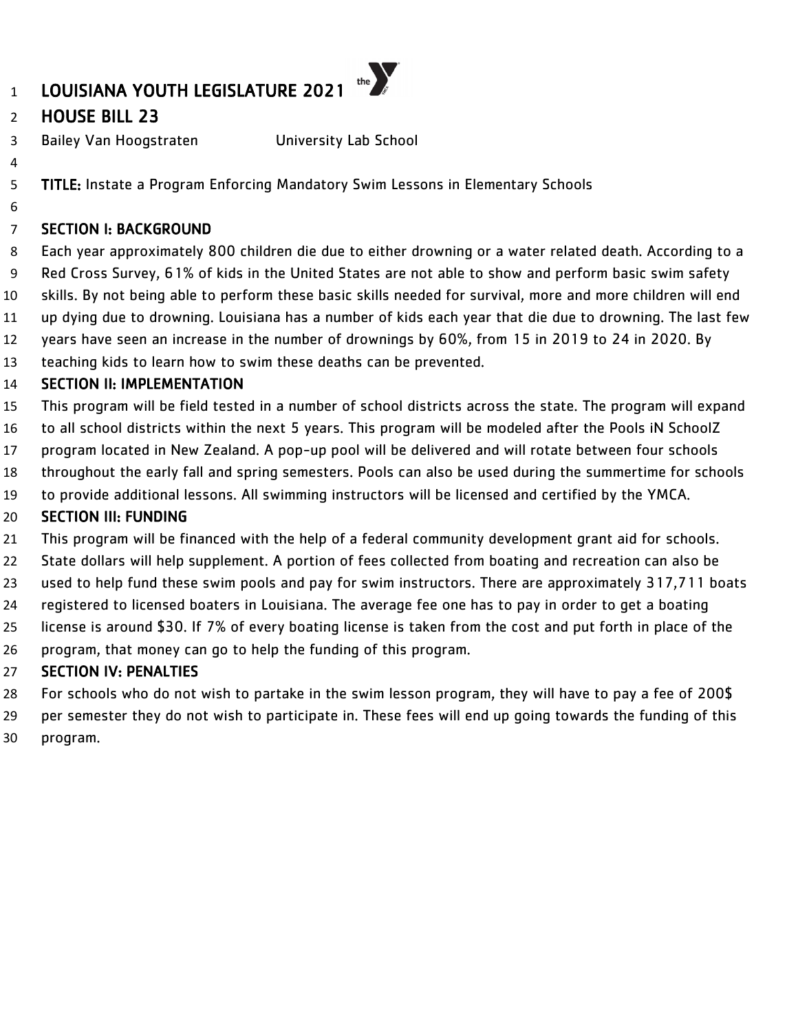# LOUISIANA YOUTH LEGISLATURE 2021

## HOUSE BILL 23

Bailey Van Hoogstraten University Lab School

**TITLE:** Instate a Program Enforcing Mandatory Swim Lessons in Elementary Schools

### SECTION I: BACKGROUND

Each year approximately 800 children die due to either drowning or a water related death. According to a Red Cross Survey, 61% of kids in the United States are not able to show and perform basic swim safety skills. By not being able to perform these basic skills needed for survival, more and more children will end up dying due to drowning. Louisiana has a number of kids each year that die due to drowning. The last few years have seen an increase in the number of drownings by 60%, from 15 in 2019 to 24 in 2020. By teaching kids to learn how to swim these deaths can be prevented.

### SECTION II: IMPLEMENTATION

This program will be field tested in a number of school districts across the state. The program will expand to all school districts within the next 5 years. This program will be modeled after the Pools iN SchoolZ program located in New Zealand. A pop-up pool will be delivered and will rotate between four schools throughout the early fall and spring semesters. Pools can also be used during the summertime for schools to provide additional lessons. All swimming instructors will be licensed and certified by the YMCA.

### SECTION III: FUNDING

This program will be financed with the help of a federal community development grant aid for schools. State dollars will help supplement. A portion of fees collected from boating and recreation can also be used to help fund these swim pools and pay for swim instructors. There are approximately 317,711 boats registered to licensed boaters in Louisiana. The average fee one has to pay in order to get a boating license is around $30. If 7% of every boating license is taken from the cost and put forth in place of the program, that money can go to help the funding of this program.

### SECTION IV: PENALTIES

For schools who do not wish to partake in the swim lesson program, they will have to pay a fee of 200$ per semester they do not wish to participate in. These fees will end up going towards the funding of this program.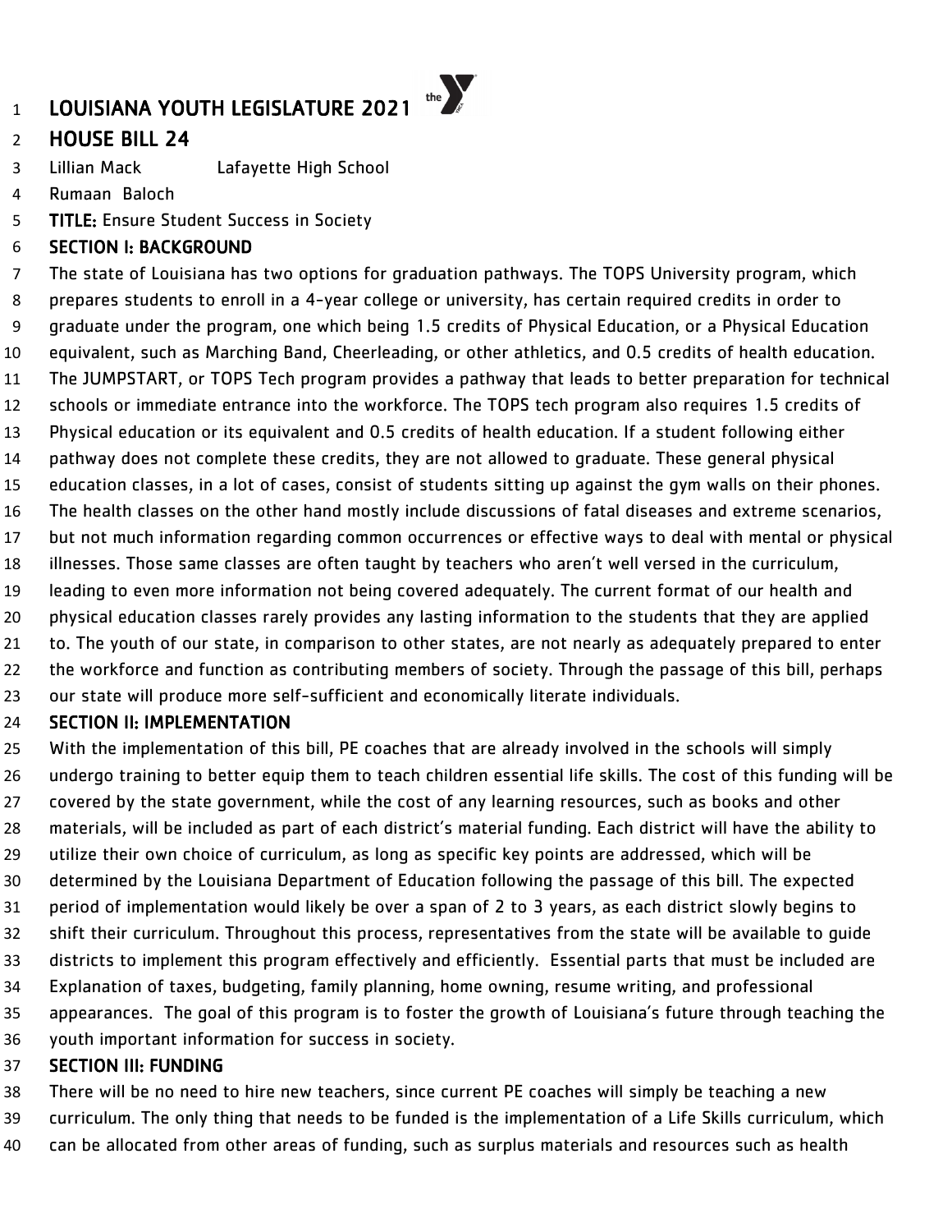# LOUISIANA YOUTH LEGISLATURE 2021

## HOUSE BILL 24

Lillian Mack Lafayette High School

Rumaan Baloch

**TITLE:** Ensure Student Success in Society

### SECTION I: BACKGROUND

The state of Louisiana has two options for graduation pathways. The TOPS University program, which prepares students to enroll in a 4-year college or university, has certain required credits in order to graduate under the program, one which being 1.5 credits of Physical Education, or a Physical Education equivalent, such as Marching Band, Cheerleading, or other athletics, and 0.5 credits of health education. The JUMPSTART, or TOPS Tech program provides a pathway that leads to better preparation for technical schools or immediate entrance into the workforce. The TOPS tech program also requires 1.5 credits of Physical education or its equivalent and 0.5 credits of health education. If a student following either pathway does not complete these credits, they are not allowed to graduate. These general physical education classes, in a lot of cases, consist of students sitting up against the gym walls on their phones. The health classes on the other hand mostly include discussions of fatal diseases and extreme scenarios, but not much information regarding common occurrences or effective ways to deal with mental or physical illnesses. Those same classes are often taught by teachers who aren't well versed in the curriculum, leading to even more information not being covered adequately. The current format of our health and physical education classes rarely provides any lasting information to the students that they are applied to. The youth of our state, in comparison to other states, are not nearly as adequately prepared to enter the workforce and function as contributing members of society. Through the passage of this bill, perhaps our state will produce more self-sufficient and economically literate individuals.

### SECTION II: IMPLEMENTATION

With the implementation of this bill, PE coaches that are already involved in the schools will simply undergo training to better equip them to teach children essential life skills. The cost of this funding will be covered by the state government, while the cost of any learning resources, such as books and other materials, will be included as part of each district's material funding. Each district will have the ability to utilize their own choice of curriculum, as long as specific key points are addressed, which will be determined by the Louisiana Department of Education following the passage of this bill. The expected period of implementation would likely be over a span of 2 to 3 years, as each district slowly begins to shift their curriculum. Throughout this process, representatives from the state will be available to guide districts to implement this program effectively and efficiently. Essential parts that must be included are Explanation of taxes, budgeting, family planning, home owning, resume writing, and professional appearances. The goal of this program is to foster the growth of Louisiana's future through teaching the youth important information for success in society.

### SECTION III: FUNDING

There will be no need to hire new teachers, since current PE coaches will simply be teaching a new curriculum. The only thing that needs to be funded is the implementation of a Life Skills curriculum, which can be allocated from other areas of funding, such as surplus materials and resources such as health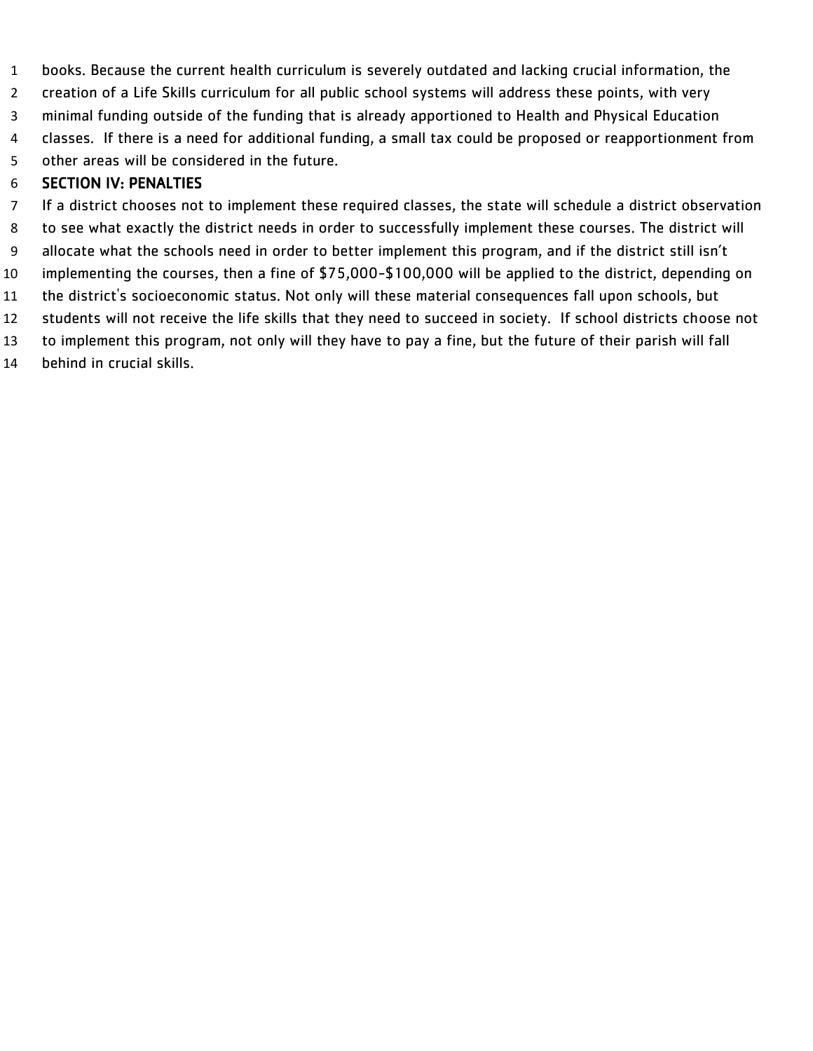books. Because the current health curriculum is severely outdated and lacking crucial information, the creation of a Life Skills curriculum for all public school systems will address these points, with very minimal funding outside of the funding that is already apportioned to Health and Physical Education classes. If there is a need for additional funding, a small tax could be proposed or reapportionment from other areas will be considered in the future.

## SECTION IV: PENALTIES

If a district chooses not to implement these required classes, the state will schedule a district observation to see what exactly the district needs in order to successfully implement these courses. The district will allocate what the schools need in order to better implement this program, and if the district still isn't implementing the courses, then a fine of $75,000-$100,000 will be applied to the district, depending on the district's socioeconomic status. Not only will these material consequences fall upon schools, but students will not receive the life skills that they need to succeed in society. If school districts choose not to implement this program, not only will they have to pay a fine, but the future of their parish will fall behind in crucial skills.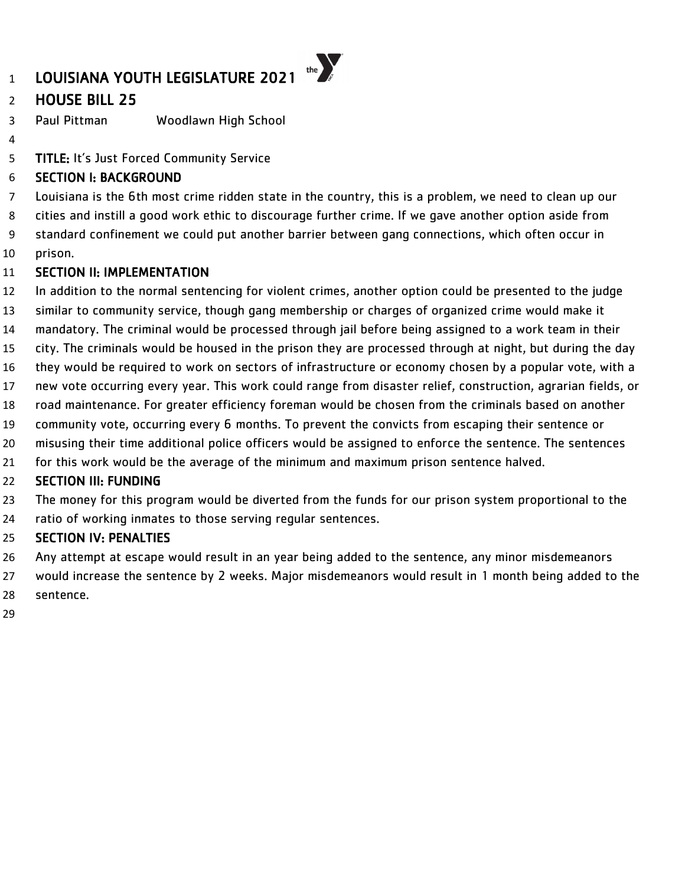# LOUISIANA YOUTH LEGISLATURE 2021

## HOUSE BILL 25

Paul Pittman Woodlawn High School

**TITLE:** It's Just Forced Community Service

### SECTION I: BACKGROUND

Louisiana is the 6th most crime ridden state in the country, this is a problem, we need to clean up our cities and instill a good work ethic to discourage further crime. If we gave another option aside from standard confinement we could put another barrier between gang connections, which often occur in prison.

### SECTION II: IMPLEMENTATION

In addition to the normal sentencing for violent crimes, another option could be presented to the judge similar to community service, though gang membership or charges of organized crime would make it mandatory. The criminal would be processed through jail before being assigned to a work team in their city. The criminals would be housed in the prison they are processed through at night, but during the day they would be required to work on sectors of infrastructure or economy chosen by a popular vote, with a new vote occurring every year. This work could range from disaster relief, construction, agrarian fields, or road maintenance. For greater efficiency foreman would be chosen from the criminals based on another community vote, occurring every 6 months. To prevent the convicts from escaping their sentence or misusing their time additional police officers would be assigned to enforce the sentence. The sentences for this work would be the average of the minimum and maximum prison sentence halved.

### SECTION III: FUNDING

The money for this program would be diverted from the funds for our prison system proportional to the ratio of working inmates to those serving regular sentences.

### SECTION IV: PENALTIES

Any attempt at escape would result in an year being added to the sentence, any minor misdemeanors would increase the sentence by 2 weeks. Major misdemeanors would result in 1 month being added to the sentence.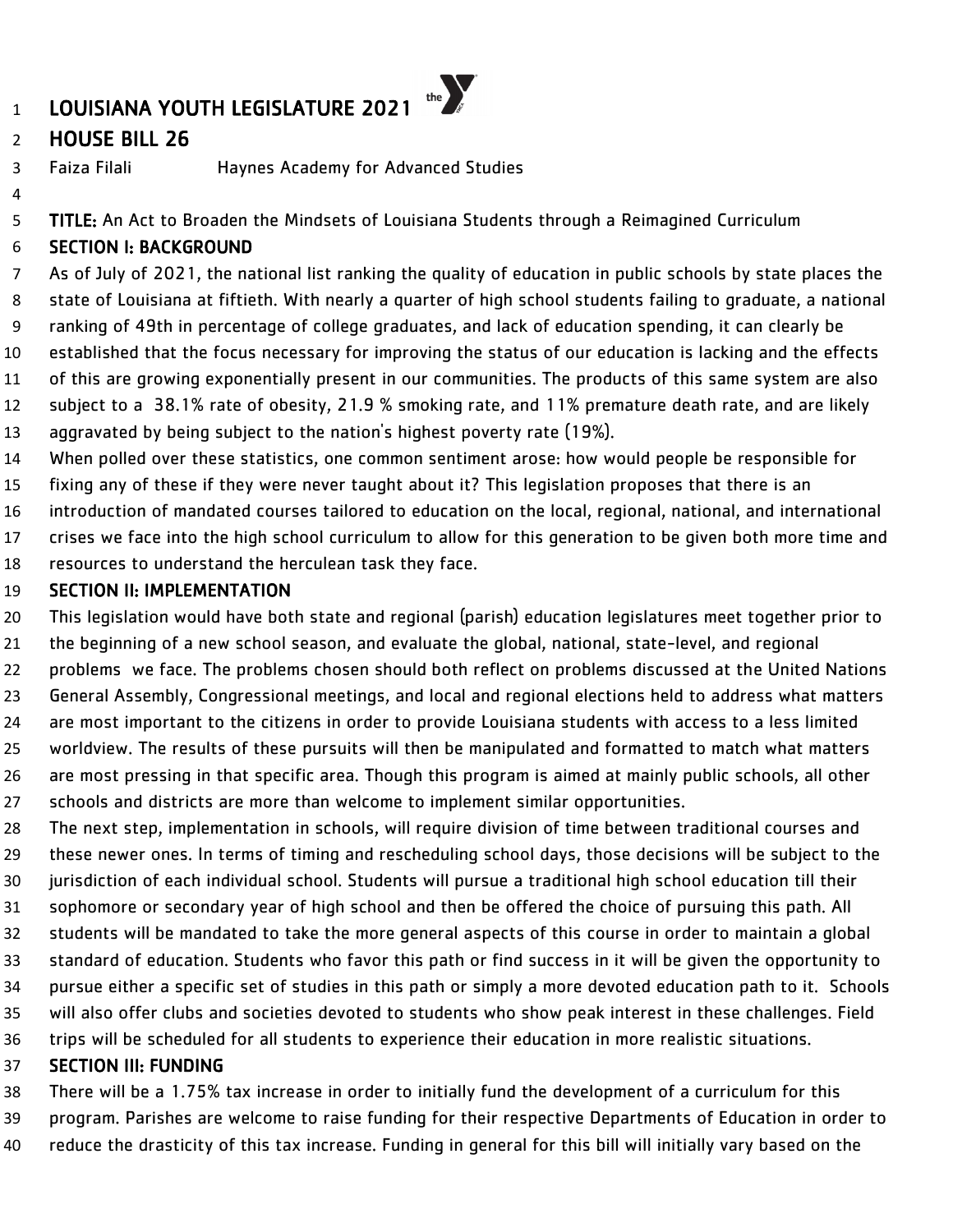# LOUISIANA YOUTH LEGISLATURE 2021

## HOUSE BILL 26

Faiza Filali Haynes Academy for Advanced Studies

**TITLE:** An Act to Broaden the Mindsets of Louisiana Students through a Reimagined Curriculum

### SECTION I: BACKGROUND

As of July of 2021, the national list ranking the quality of education in public schools by state places the state of Louisiana at fiftieth. With nearly a quarter of high school students failing to graduate, a national ranking of 49th in percentage of college graduates, and lack of education spending, it can clearly be established that the focus necessary for improving the status of our education is lacking and the effects of this are growing exponentially present in our communities. The products of this same system are also subject to a 38.1% rate of obesity, 21.9 % smoking rate, and 11% premature death rate, and are likely aggravated by being subject to the nation's highest poverty rate (19%).

When polled over these statistics, one common sentiment arose: how would people be responsible for fixing any of these if they were never taught about it? This legislation proposes that there is an introduction of mandated courses tailored to education on the local, regional, national, and international crises we face into the high school curriculum to allow for this generation to be given both more time and resources to understand the herculean task they face.

### SECTION II: IMPLEMENTATION

This legislation would have both state and regional (parish) education legislatures meet together prior to the beginning of a new school season, and evaluate the global, national, state-level, and regional problems we face. The problems chosen should both reflect on problems discussed at the United Nations General Assembly, Congressional meetings, and local and regional elections held to address what matters are most important to the citizens in order to provide Louisiana students with access to a less limited worldview. The results of these pursuits will then be manipulated and formatted to match what matters are most pressing in that specific area. Though this program is aimed at mainly public schools, all other schools and districts are more than welcome to implement similar opportunities.

The next step, implementation in schools, will require division of time between traditional courses and these newer ones. In terms of timing and rescheduling school days, those decisions will be subject to the jurisdiction of each individual school. Students will pursue a traditional high school education till their sophomore or secondary year of high school and then be offered the choice of pursuing this path. All students will be mandated to take the more general aspects of this course in order to maintain a global standard of education. Students who favor this path or find success in it will be given the opportunity to pursue either a specific set of studies in this path or simply a more devoted education path to it. Schools will also offer clubs and societies devoted to students who show peak interest in these challenges. Field trips will be scheduled for all students to experience their education in more realistic situations.

### SECTION III: FUNDING

There will be a 1.75% tax increase in order to initially fund the development of a curriculum for this program. Parishes are welcome to raise funding for their respective Departments of Education in order to reduce the drasticity of this tax increase. Funding in general for this bill will initially vary based on the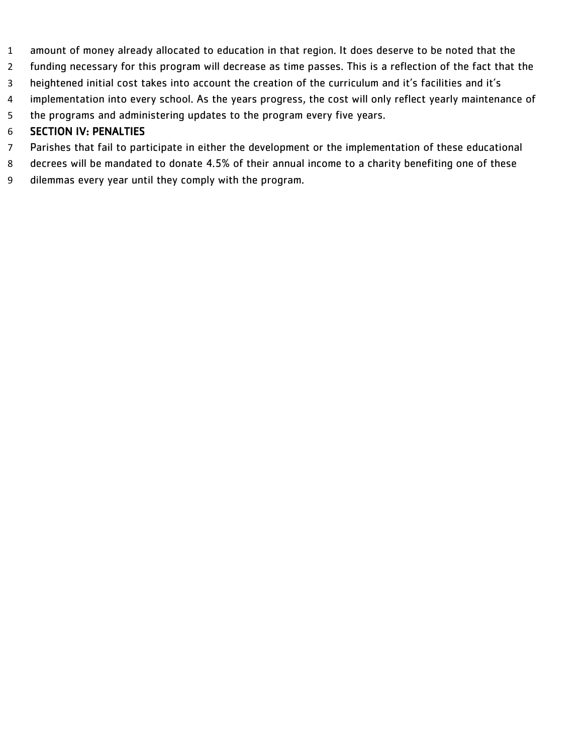amount of money already allocated to education in that region. It does deserve to be noted that the funding necessary for this program will decrease as time passes. This is a reflection of the fact that the heightened initial cost takes into account the creation of the curriculum and it's facilities and it's implementation into every school. As the years progress, the cost will only reflect yearly maintenance of the programs and administering updates to the program every five years.

## SECTION IV: PENALTIES

Parishes that fail to participate in either the development or the implementation of these educational decrees will be mandated to donate 4.5% of their annual income to a charity benefiting one of these dilemmas every year until they comply with the program.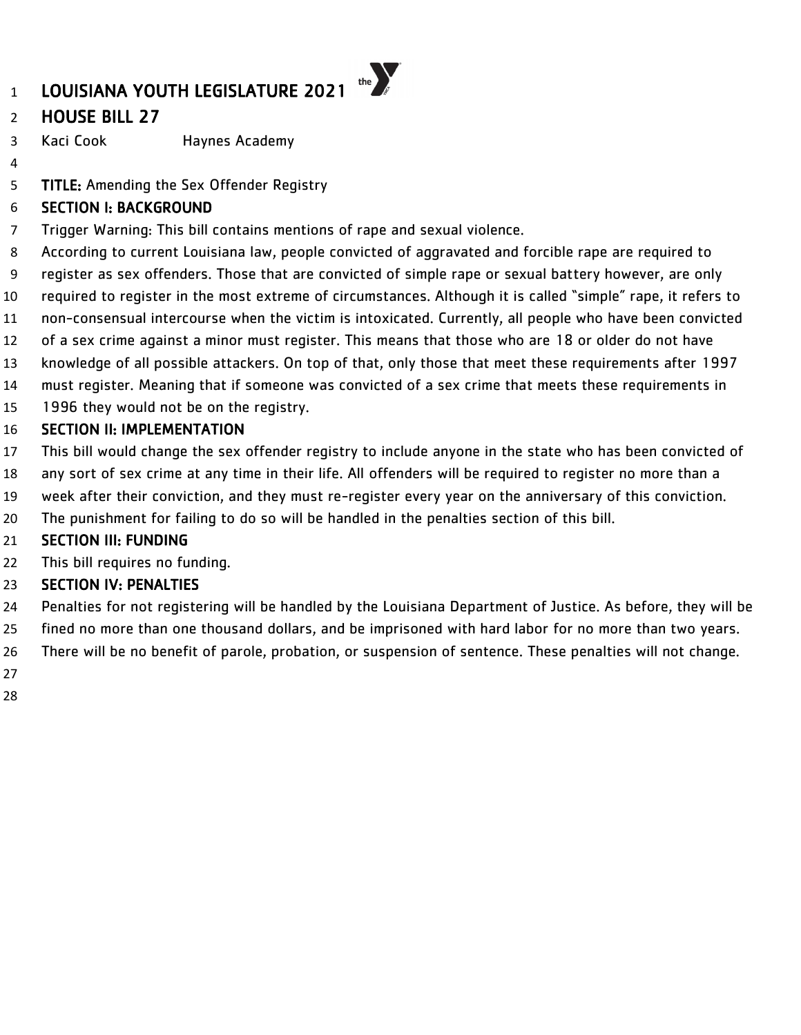# LOUISIANA YOUTH LEGISLATURE 2021

## HOUSE BILL 27

Kaci Cook Haynes Academy

**TITLE:** Amending the Sex Offender Registry

### SECTION I: BACKGROUND

Trigger Warning: This bill contains mentions of rape and sexual violence.

According to current Louisiana law, people convicted of aggravated and forcible rape are required to register as sex offenders. Those that are convicted of simple rape or sexual battery however, are only required to register in the most extreme of circumstances. Although it is called "simple" rape, it refers to non-consensual intercourse when the victim is intoxicated. Currently, all people who have been convicted of a sex crime against a minor must register. This means that those who are 18 or older do not have knowledge of all possible attackers. On top of that, only those that meet these requirements after 1997 must register. Meaning that if someone was convicted of a sex crime that meets these requirements in 1996 they would not be on the registry.

### SECTION II: IMPLEMENTATION

This bill would change the sex offender registry to include anyone in the state who has been convicted of any sort of sex crime at any time in their life. All offenders will be required to register no more than a week after their conviction, and they must re-register every year on the anniversary of this conviction. The punishment for failing to do so will be handled in the penalties section of this bill.

### SECTION III: FUNDING

This bill requires no funding.

### SECTION IV: PENALTIES

Penalties for not registering will be handled by the Louisiana Department of Justice. As before, they will be fined no more than one thousand dollars, and be imprisoned with hard labor for no more than two years. There will be no benefit of parole, probation, or suspension of sentence. These penalties will not change.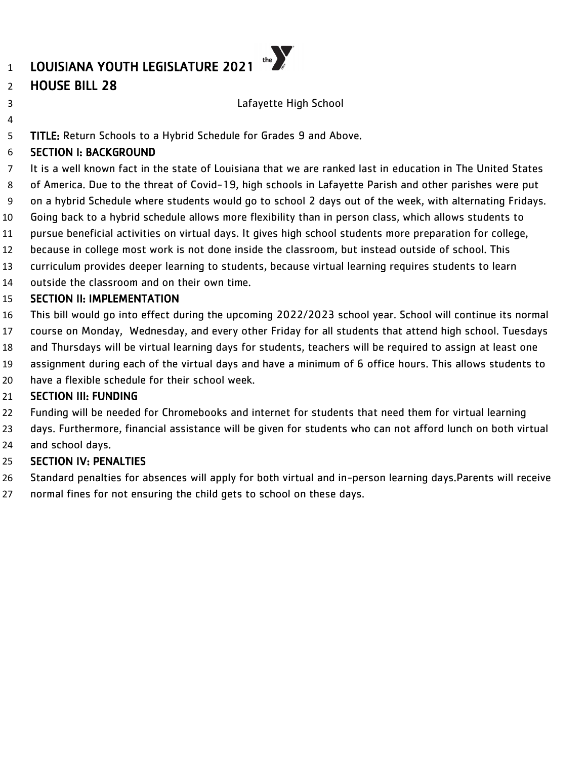# LOUISIANA YOUTH LEGISLATURE 2021

## HOUSE BILL 28

Lafayette High School

**TITLE:** Return Schools to a Hybrid Schedule for Grades 9 and Above.

### SECTION I: BACKGROUND

It is a well known fact in the state of Louisiana that we are ranked last in education in The United States of America. Due to the threat of Covid-19, high schools in Lafayette Parish and other parishes were put on a hybrid Schedule where students would go to school 2 days out of the week, with alternating Fridays. Going back to a hybrid schedule allows more flexibility than in person class, which allows students to pursue beneficial activities on virtual days. It gives high school students more preparation for college, because in college most work is not done inside the classroom, but instead outside of school. This curriculum provides deeper learning to students, because virtual learning requires students to learn outside the classroom and on their own time.

### SECTION II: IMPLEMENTATION

This bill would go into effect during the upcoming 2022/2023 school year. School will continue its normal course on Monday, Wednesday, and every other Friday for all students that attend high school. Tuesdays and Thursdays will be virtual learning days for students, teachers will be required to assign at least one assignment during each of the virtual days and have a minimum of 6 office hours. This allows students to have a flexible schedule for their school week.

### SECTION III: FUNDING

Funding will be needed for Chromebooks and internet for students that need them for virtual learning days. Furthermore, financial assistance will be given for students who can not afford lunch on both virtual and school days.

### SECTION IV: PENALTIES

Standard penalties for absences will apply for both virtual and in-person learning days.Parents will receive normal fines for not ensuring the child gets to school on these days.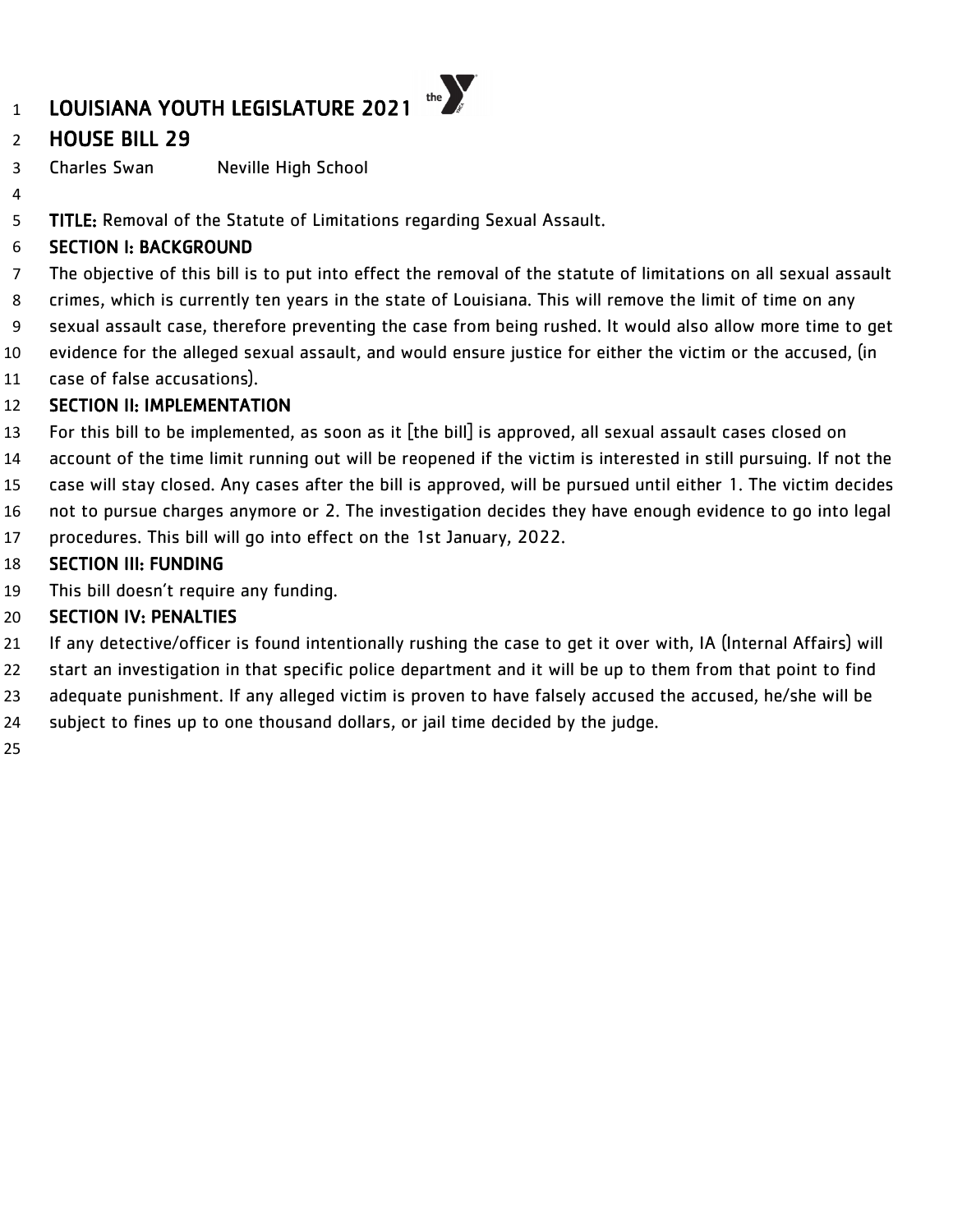# LOUISIANA YOUTH LEGISLATURE 2021

## HOUSE BILL 29

Charles Swan Neville High School

**TITLE:** Removal of the Statute of Limitations regarding Sexual Assault.

### SECTION I: BACKGROUND

The objective of this bill is to put into effect the removal of the statute of limitations on all sexual assault crimes, which is currently ten years in the state of Louisiana. This will remove the limit of time on any sexual assault case, therefore preventing the case from being rushed. It would also allow more time to get evidence for the alleged sexual assault, and would ensure justice for either the victim or the accused, (in case of false accusations).

### SECTION II: IMPLEMENTATION

For this bill to be implemented, as soon as it [the bill] is approved, all sexual assault cases closed on account of the time limit running out will be reopened if the victim is interested in still pursuing. If not the case will stay closed. Any cases after the bill is approved, will be pursued until either 1. The victim decides not to pursue charges anymore or 2. The investigation decides they have enough evidence to go into legal procedures. This bill will go into effect on the 1st January, 2022.

### SECTION III: FUNDING

This bill doesn't require any funding.

### SECTION IV: PENALTIES

If any detective/officer is found intentionally rushing the case to get it over with, IA (Internal Affairs) will start an investigation in that specific police department and it will be up to them from that point to find adequate punishment. If any alleged victim is proven to have falsely accused the accused, he/she will be subject to fines up to one thousand dollars, or jail time decided by the judge.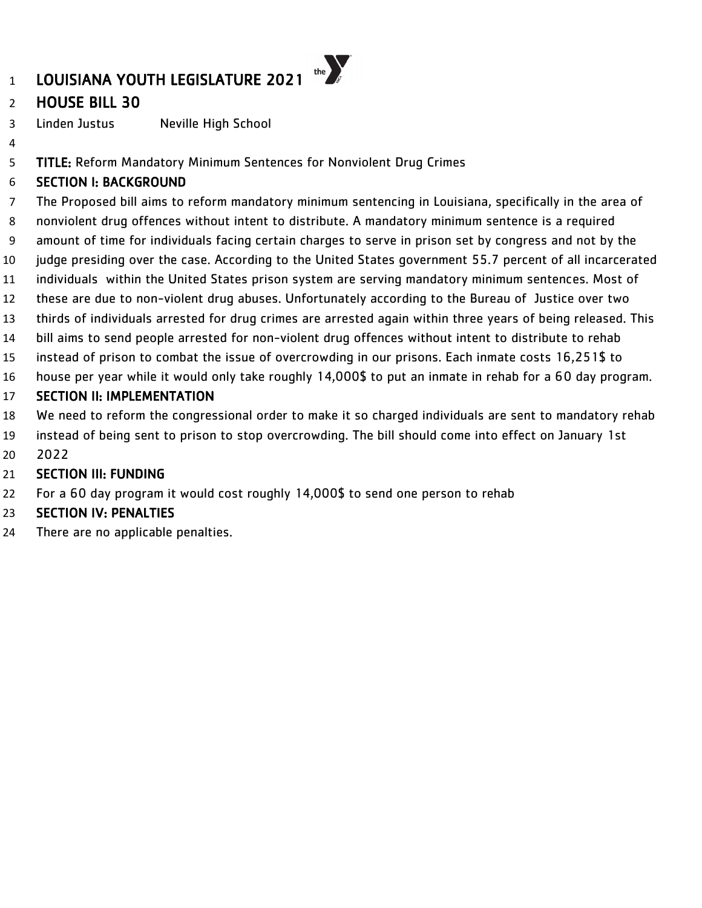# LOUISIANA YOUTH LEGISLATURE 2021

## HOUSE BILL 30

Linden Justus Neville High School

**TITLE:** Reform Mandatory Minimum Sentences for Nonviolent Drug Crimes

**SECTION I: BACKGROUND**

The Proposed bill aims to reform mandatory minimum sentencing in Louisiana, specifically in the area of nonviolent drug offences without intent to distribute. A mandatory minimum sentence is a required amount of time for individuals facing certain charges to serve in prison set by congress and not by the judge presiding over the case. According to the United States government 55.7 percent of all incarcerated individuals within the United States prison system are serving mandatory minimum sentences. Most of these are due to non-violent drug abuses. Unfortunately according to the Bureau of Justice over two thirds of individuals arrested for drug crimes are arrested again within three years of being released. This bill aims to send people arrested for non-violent drug offences without intent to distribute to rehab instead of prison to combat the issue of overcrowding in our prisons. Each inmate costs 16,251$ to house per year while it would only take roughly 14,000$ to put an inmate in rehab for a 60 day program.

**SECTION II: IMPLEMENTATION**

We need to reform the congressional order to make it so charged individuals are sent to mandatory rehab instead of being sent to prison to stop overcrowding. The bill should come into effect on January 1st 2022

**SECTION III: FUNDING**

For a 60 day program it would cost roughly 14,000$ to send one person to rehab

**SECTION IV: PENALTIES**

There are no applicable penalties.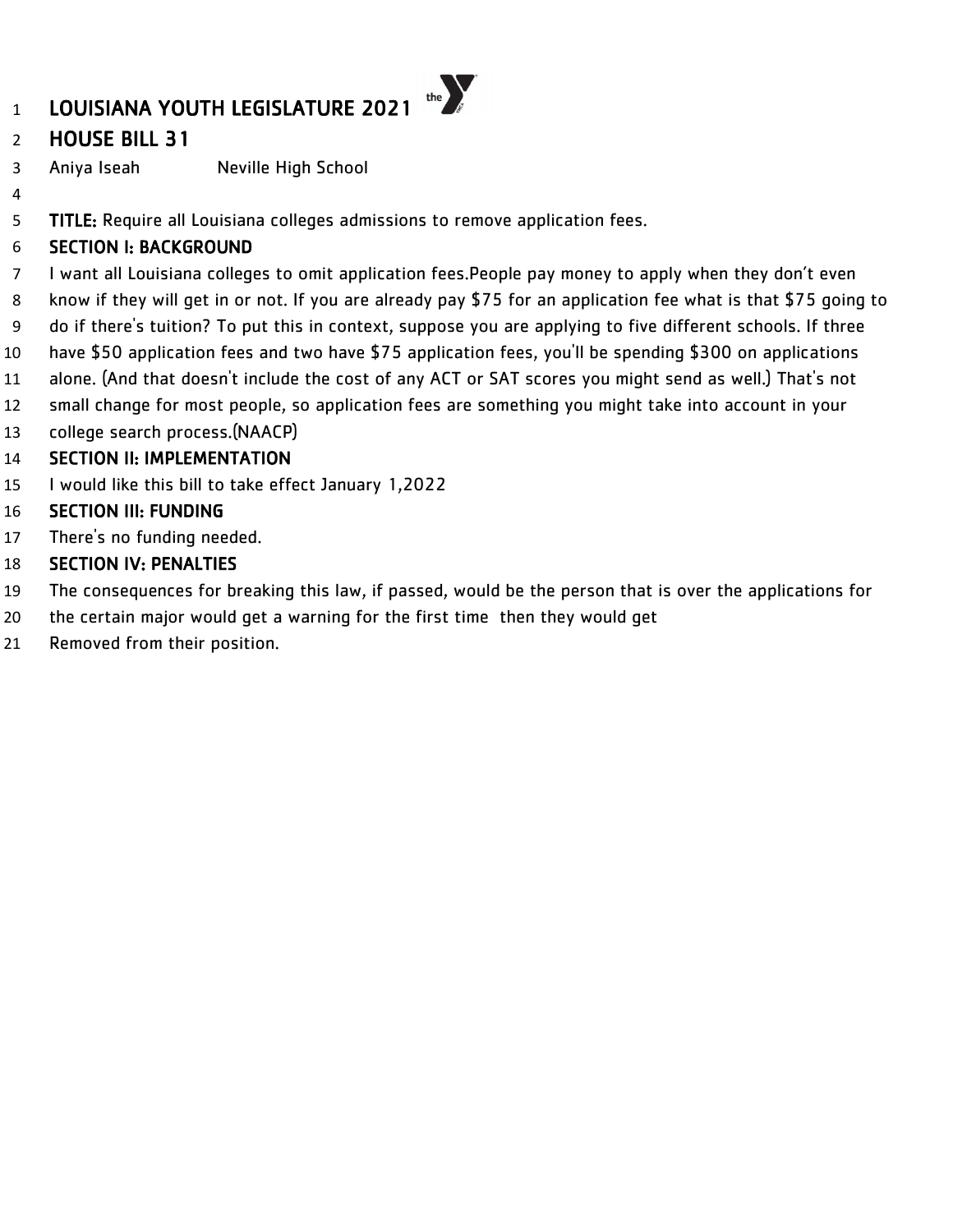# LOUISIANA YOUTH LEGISLATURE 2021

## HOUSE BILL 31

Aniya Iseah Neville High School

**TITLE:** Require all Louisiana colleges admissions to remove application fees.

### SECTION I: BACKGROUND

I want all Louisiana colleges to omit application fees.People pay money to apply when they don't even know if they will get in or not. If you are already pay $75 for an application fee what is that $75 going to do if there's tuition? To put this in context, suppose you are applying to five different schools. If three have $50 application fees and two have $75 application fees, you'll be spending $300 on applications alone. (And that doesn't include the cost of any ACT or SAT scores you might send as well.) That's not small change for most people, so application fees are something you might take into account in your college search process.(NAACP)

### SECTION II: IMPLEMENTATION

I would like this bill to take effect January 1,2022

### SECTION III: FUNDING

There's no funding needed.

### SECTION IV: PENALTIES

The consequences for breaking this law, if passed, would be the person that is over the applications for the certain major would get a warning for the first time then they would get Removed from their position.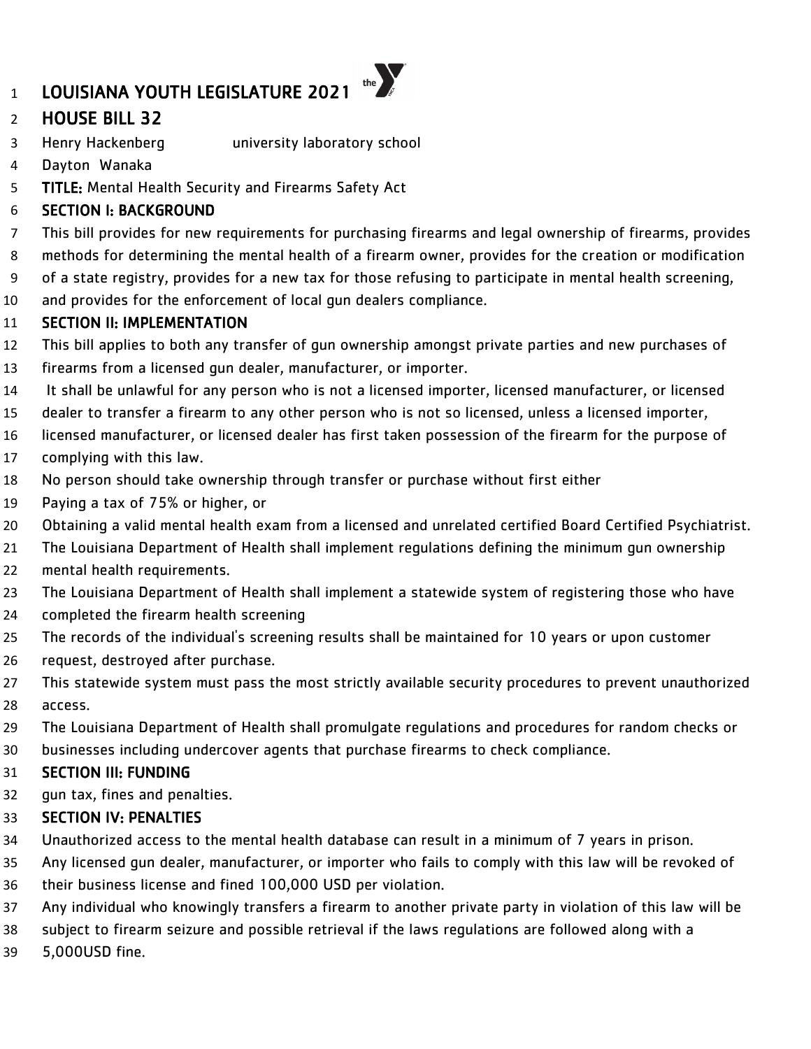# LOUISIANA YOUTH LEGISLATURE 2021

## HOUSE BILL 32

Henry Hackenberg university laboratory school

Dayton Wanaka

**TITLE:** Mental Health Security and Firearms Safety Act

### SECTION I: BACKGROUND

This bill provides for new requirements for purchasing firearms and legal ownership of firearms, provides methods for determining the mental health of a firearm owner, provides for the creation or modification of a state registry, provides for a new tax for those refusing to participate in mental health screening, and provides for the enforcement of local gun dealers compliance.

### SECTION II: IMPLEMENTATION

This bill applies to both any transfer of gun ownership amongst private parties and new purchases of firearms from a licensed gun dealer, manufacturer, or importer.

It shall be unlawful for any person who is not a licensed importer, licensed manufacturer, or licensed dealer to transfer a firearm to any other person who is not so licensed, unless a licensed importer, licensed manufacturer, or licensed dealer has first taken possession of the firearm for the purpose of complying with this law.

No person should take ownership through transfer or purchase without first either

Paying a tax of 75% or higher, or

Obtaining a valid mental health exam from a licensed and unrelated certified Board Certified Psychiatrist.

The Louisiana Department of Health shall implement regulations defining the minimum gun ownership mental health requirements.

The Louisiana Department of Health shall implement a statewide system of registering those who have completed the firearm health screening

The records of the individual's screening results shall be maintained for 10 years or upon customer request, destroyed after purchase.

This statewide system must pass the most strictly available security procedures to prevent unauthorized access.

The Louisiana Department of Health shall promulgate regulations and procedures for random checks or businesses including undercover agents that purchase firearms to check compliance.

### SECTION III: FUNDING

gun tax, fines and penalties.

### SECTION IV: PENALTIES

Unauthorized access to the mental health database can result in a minimum of 7 years in prison.

Any licensed gun dealer, manufacturer, or importer who fails to comply with this law will be revoked of their business license and fined 100,000 USD per violation.

Any individual who knowingly transfers a firearm to another private party in violation of this law will be subject to firearm seizure and possible retrieval if the laws regulations are followed along with a 5,000USD fine.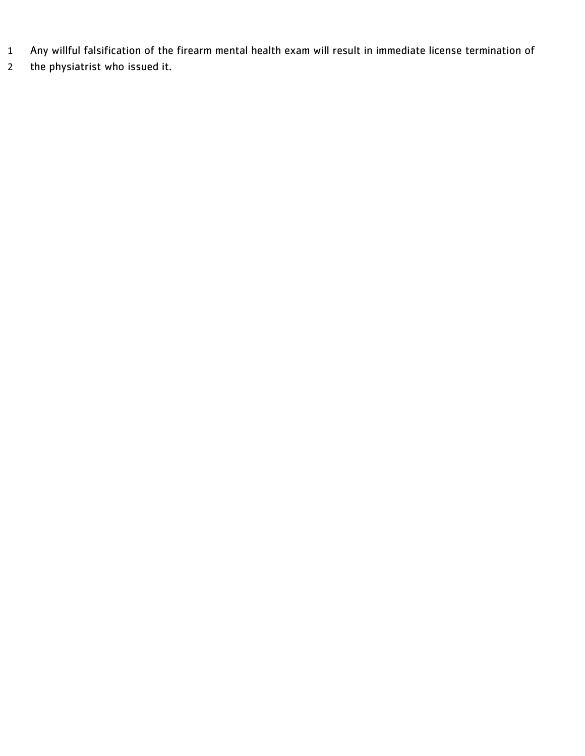Any willful falsification of the firearm mental health exam will result in immediate license termination of the physiatrist who issued it.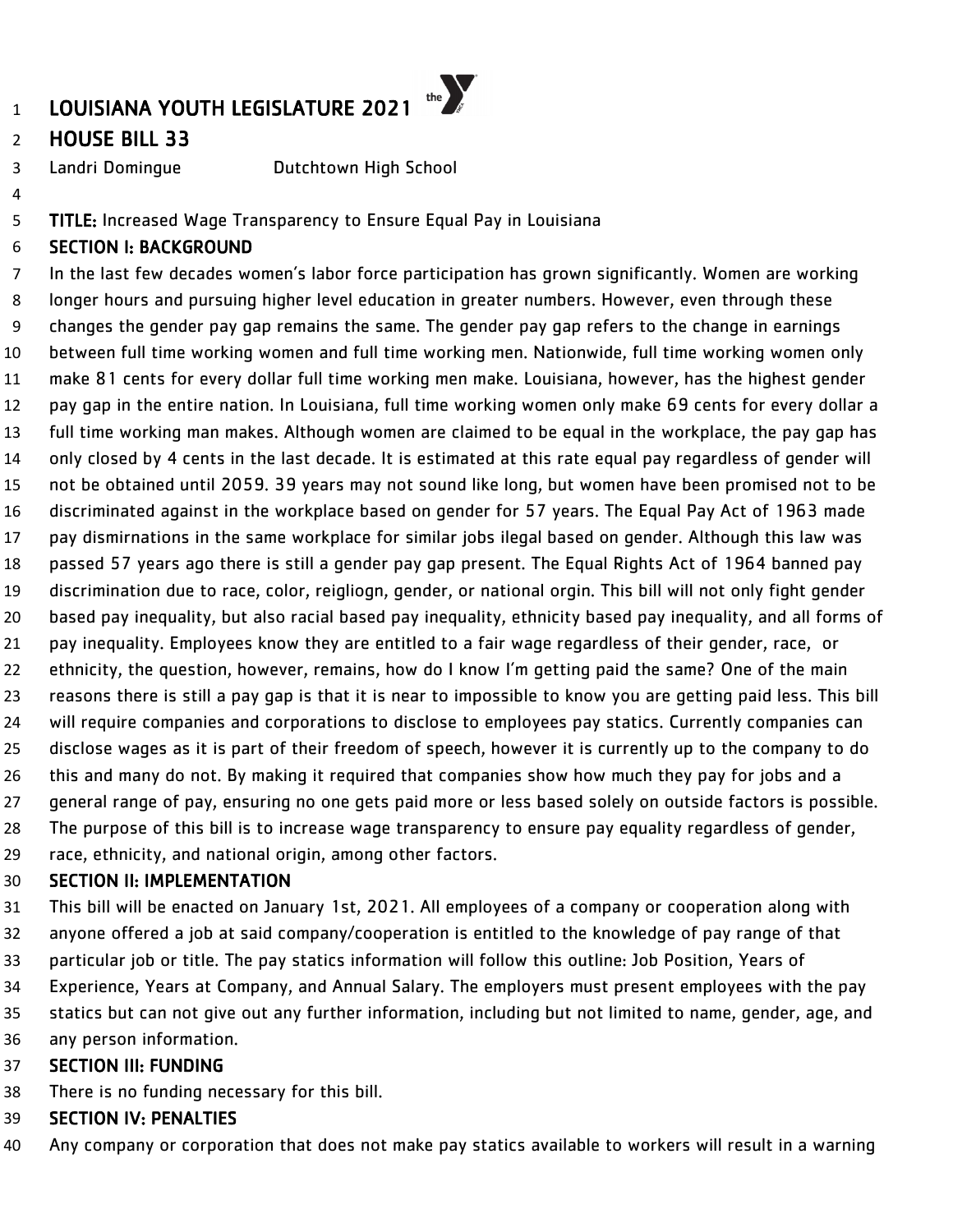# LOUISIANA YOUTH LEGISLATURE 2021

## HOUSE BILL 33

Landri Domingue Dutchtown High School

**TITLE:** Increased Wage Transparency to Ensure Equal Pay in Louisiana

### SECTION I: BACKGROUND

In the last few decades women's labor force participation has grown significantly. Women are working longer hours and pursuing higher level education in greater numbers. However, even through these changes the gender pay gap remains the same. The gender pay gap refers to the change in earnings between full time working women and full time working men. Nationwide, full time working women only make 81 cents for every dollar full time working men make. Louisiana, however, has the highest gender pay gap in the entire nation. In Louisiana, full time working women only make 69 cents for every dollar a full time working man makes. Although women are claimed to be equal in the workplace, the pay gap has only closed by 4 cents in the last decade. It is estimated at this rate equal pay regardless of gender will not be obtained until 2059. 39 years may not sound like long, but women have been promised not to be discriminated against in the workplace based on gender for 57 years. The Equal Pay Act of 1963 made pay dismirnations in the same workplace for similar jobs ilegal based on gender. Although this law was passed 57 years ago there is still a gender pay gap present. The Equal Rights Act of 1964 banned pay discrimination due to race, color, reigliogn, gender, or national orgin. This bill will not only fight gender based pay inequality, but also racial based pay inequality, ethnicity based pay inequality, and all forms of pay inequality. Employees know they are entitled to a fair wage regardless of their gender, race, or ethnicity, the question, however, remains, how do I know I'm getting paid the same? One of the main reasons there is still a pay gap is that it is near to impossible to know you are getting paid less. This bill will require companies and corporations to disclose to employees pay statics. Currently companies can disclose wages as it is part of their freedom of speech, however it is currently up to the company to do this and many do not. By making it required that companies show how much they pay for jobs and a general range of pay, ensuring no one gets paid more or less based solely on outside factors is possible. The purpose of this bill is to increase wage transparency to ensure pay equality regardless of gender, race, ethnicity, and national origin, among other factors.

### SECTION II: IMPLEMENTATION

This bill will be enacted on January 1st, 2021. All employees of a company or cooperation along with anyone offered a job at said company/cooperation is entitled to the knowledge of pay range of that particular job or title. The pay statics information will follow this outline: Job Position, Years of Experience, Years at Company, and Annual Salary. The employers must present employees with the pay statics but can not give out any further information, including but not limited to name, gender, age, and any person information.

### SECTION III: FUNDING

There is no funding necessary for this bill.

### SECTION IV: PENALTIES

Any company or corporation that does not make pay statics available to workers will result in a warning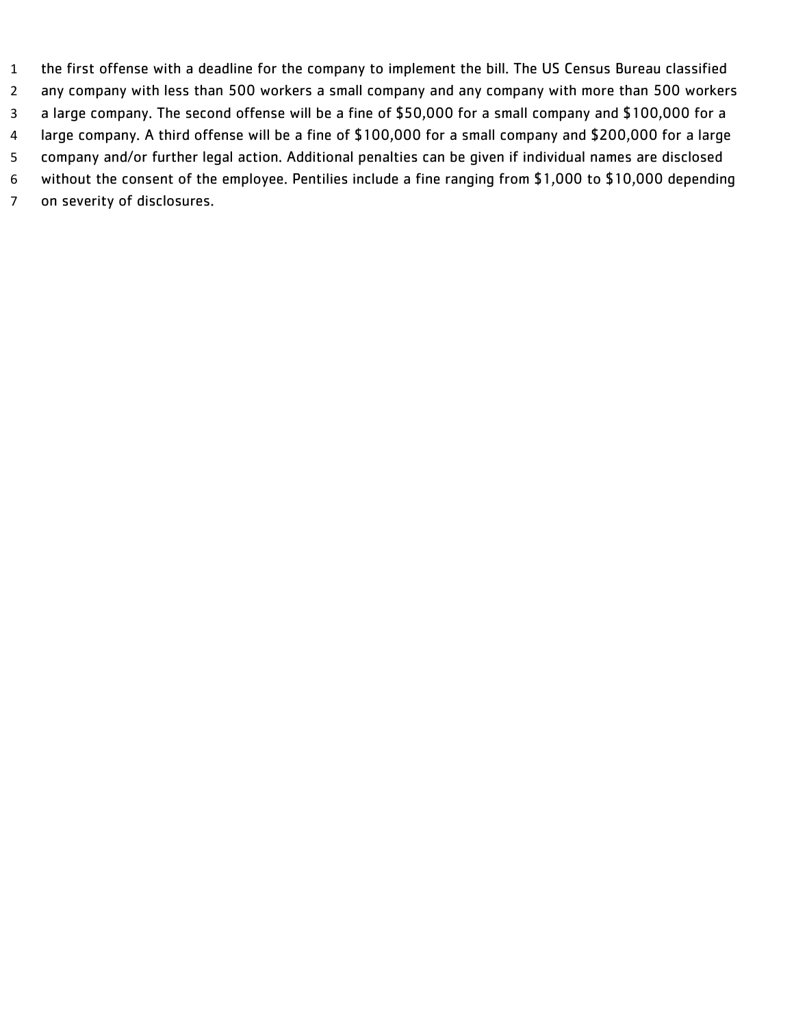the first offense with a deadline for the company to implement the bill. The US Census Bureau classified any company with less than 500 workers a small company and any company with more than 500 workers a large company. The second offense will be a fine of $50,000 for a small company and $100,000 for a large company. A third offense will be a fine of $100,000 for a small company and $200,000 for a large company and/or further legal action. Additional penalties can be given if individual names are disclosed without the consent of the employee. Pentilies include a fine ranging from $1,000 to $10,000 depending on severity of disclosures.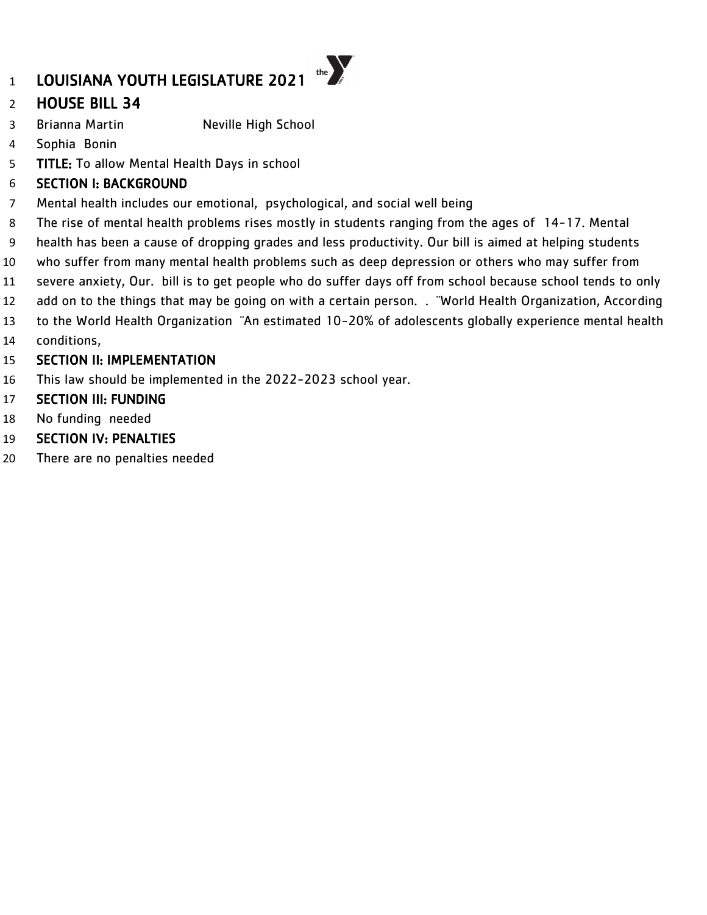# LOUISIANA YOUTH LEGISLATURE 2021

## HOUSE BILL 34

Brianna Martin Neville High School

Sophia Bonin

**TITLE:** To allow Mental Health Days in school

**SECTION I: BACKGROUND**

Mental health includes our emotional, psychological, and social well being

The rise of mental health problems rises mostly in students ranging from the ages of 14-17. Mental health has been a cause of dropping grades and less productivity. Our bill is aimed at helping students who suffer from many mental health problems such as deep depression or others who may suffer from severe anxiety, Our. bill is to get people who do suffer days off from school because school tends to only add on to the things that may be going on with a certain person. . ¨World Health Organization, According to the World Health Organization ¨An estimated 10-20% of adolescents globally experience mental health conditions,

**SECTION II: IMPLEMENTATION**

This law should be implemented in the 2022-2023 school year.

**SECTION III: FUNDING**

No funding needed

**SECTION IV: PENALTIES**

There are no penalties needed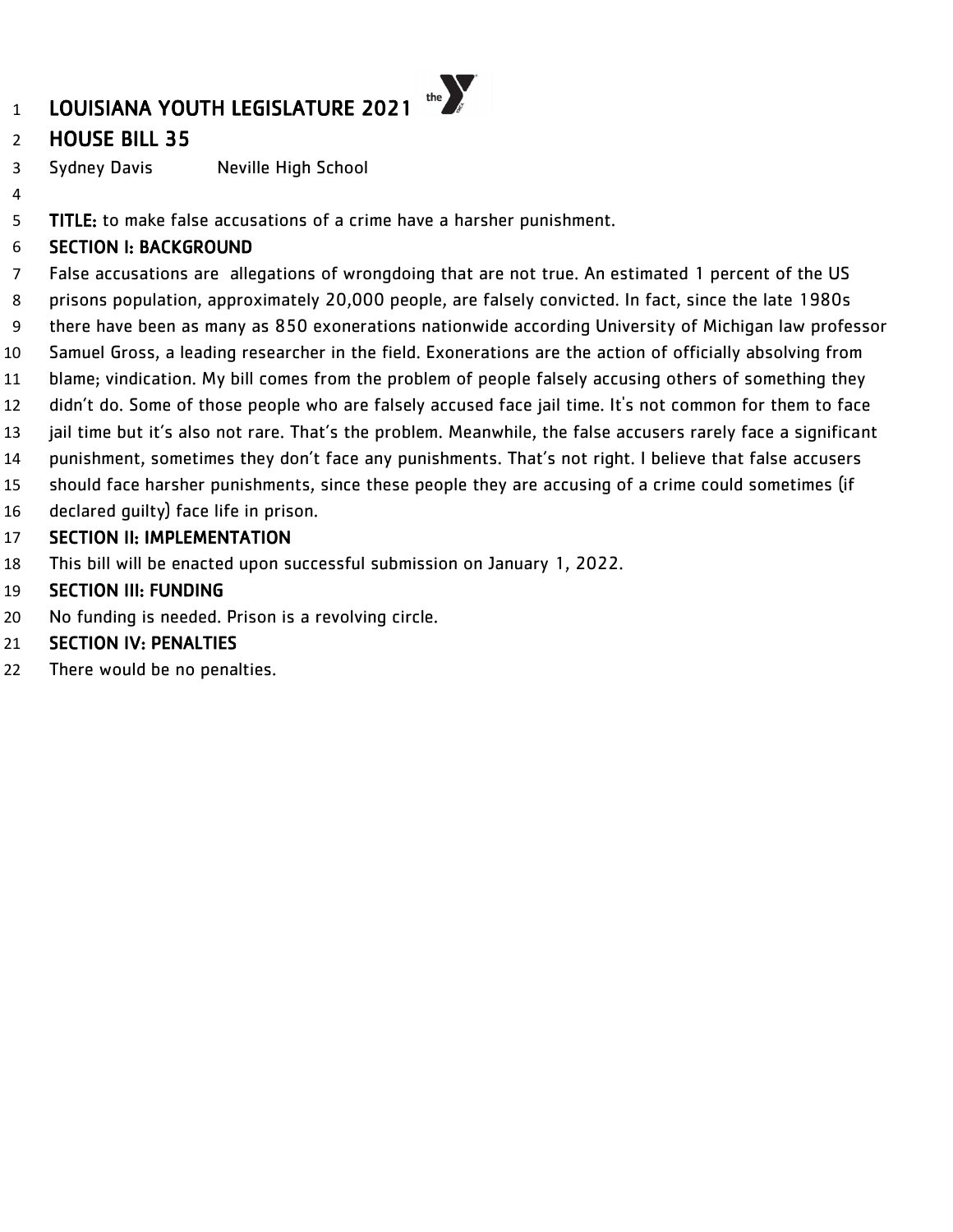# LOUISIANA YOUTH LEGISLATURE 2021

## HOUSE BILL 35

Sydney Davis     Neville High School

**TITLE:** to make false accusations of a crime have a harsher punishment.

**SECTION I: BACKGROUND**

False accusations are allegations of wrongdoing that are not true. An estimated 1 percent of the US prisons population, approximately 20,000 people, are falsely convicted. In fact, since the late 1980s there have been as many as 850 exonerations nationwide according University of Michigan law professor Samuel Gross, a leading researcher in the field. Exonerations are the action of officially absolving from blame; vindication. My bill comes from the problem of people falsely accusing others of something they didn't do. Some of those people who are falsely accused face jail time. It's not common for them to face jail time but it's also not rare. That's the problem. Meanwhile, the false accusers rarely face a significant punishment, sometimes they don't face any punishments. That's not right. I believe that false accusers should face harsher punishments, since these people they are accusing of a crime could sometimes (if declared guilty) face life in prison.

**SECTION II: IMPLEMENTATION**

This bill will be enacted upon successful submission on January 1, 2022.

**SECTION III: FUNDING**

No funding is needed. Prison is a revolving circle.

**SECTION IV: PENALTIES**

There would be no penalties.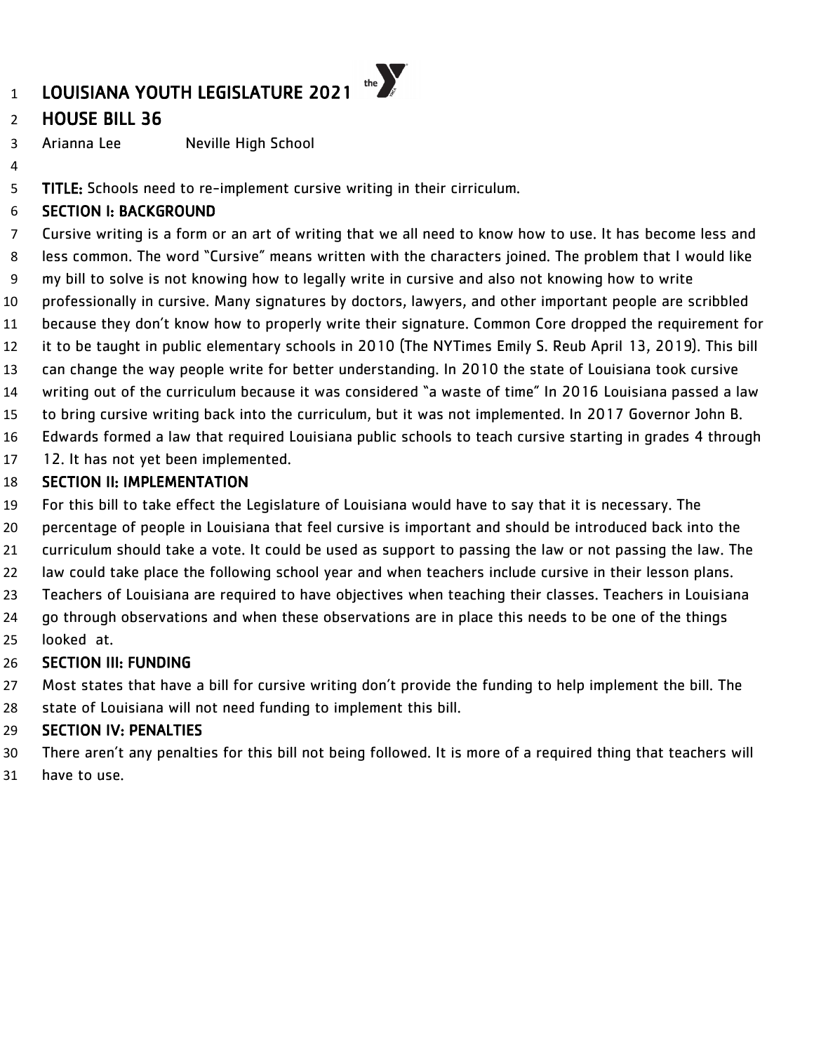# LOUISIANA YOUTH LEGISLATURE 2021

## HOUSE BILL 36

Arianna Lee Neville High School

**TITLE:** Schools need to re-implement cursive writing in their cirriculum.

### SECTION I: BACKGROUND

Cursive writing is a form or an art of writing that we all need to know how to use. It has become less and less common. The word "Cursive" means written with the characters joined. The problem that I would like my bill to solve is not knowing how to legally write in cursive and also not knowing how to write professionally in cursive. Many signatures by doctors, lawyers, and other important people are scribbled because they don't know how to properly write their signature. Common Core dropped the requirement for it to be taught in public elementary schools in 2010 (The NYTimes Emily S. Reub April 13, 2019). This bill can change the way people write for better understanding. In 2010 the state of Louisiana took cursive writing out of the curriculum because it was considered "a waste of time" In 2016 Louisiana passed a law to bring cursive writing back into the curriculum, but it was not implemented. In 2017 Governor John B. Edwards formed a law that required Louisiana public schools to teach cursive starting in grades 4 through 12. It has not yet been implemented.

### SECTION II: IMPLEMENTATION

For this bill to take effect the Legislature of Louisiana would have to say that it is necessary. The percentage of people in Louisiana that feel cursive is important and should be introduced back into the curriculum should take a vote. It could be used as support to passing the law or not passing the law. The law could take place the following school year and when teachers include cursive in their lesson plans. Teachers of Louisiana are required to have objectives when teaching their classes. Teachers in Louisiana go through observations and when these observations are in place this needs to be one of the things looked at.

### SECTION III: FUNDING

Most states that have a bill for cursive writing don't provide the funding to help implement the bill. The state of Louisiana will not need funding to implement this bill.

### SECTION IV: PENALTIES

There aren't any penalties for this bill not being followed. It is more of a required thing that teachers will have to use.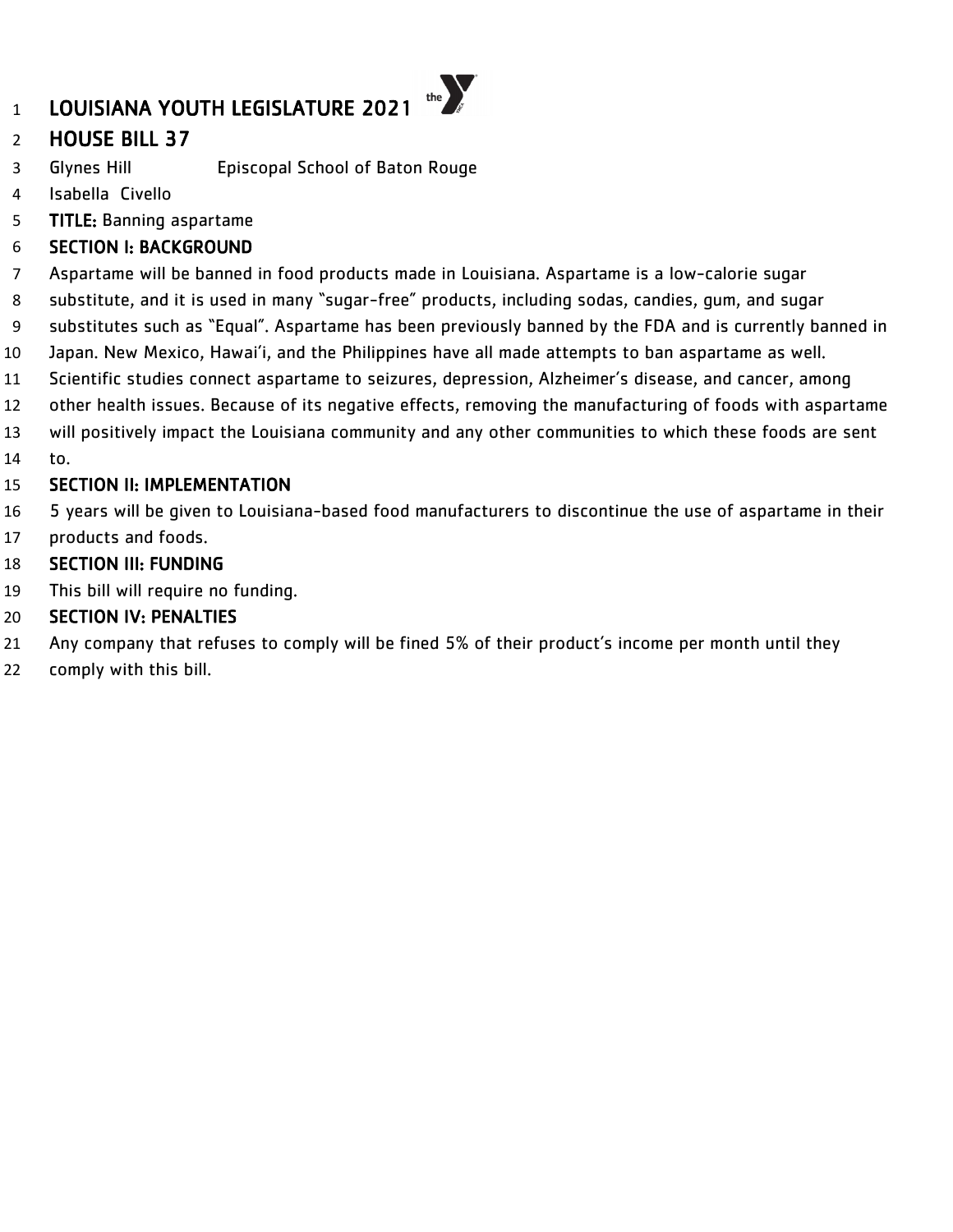# LOUISIANA YOUTH LEGISLATURE 2021

## HOUSE BILL 37

Glynes Hill Episcopal School of Baton Rouge

Isabella Civello

**TITLE:** Banning aspartame

### SECTION I: BACKGROUND

Aspartame will be banned in food products made in Louisiana. Aspartame is a low-calorie sugar substitute, and it is used in many "sugar-free" products, including sodas, candies, gum, and sugar substitutes such as "Equal". Aspartame has been previously banned by the FDA and is currently banned in Japan. New Mexico, Hawai'i, and the Philippines have all made attempts to ban aspartame as well. Scientific studies connect aspartame to seizures, depression, Alzheimer's disease, and cancer, among other health issues. Because of its negative effects, removing the manufacturing of foods with aspartame will positively impact the Louisiana community and any other communities to which these foods are sent to.

### SECTION II: IMPLEMENTATION

5 years will be given to Louisiana-based food manufacturers to discontinue the use of aspartame in their products and foods.

### SECTION III: FUNDING

This bill will require no funding.

### SECTION IV: PENALTIES

Any company that refuses to comply will be fined 5% of their product's income per month until they comply with this bill.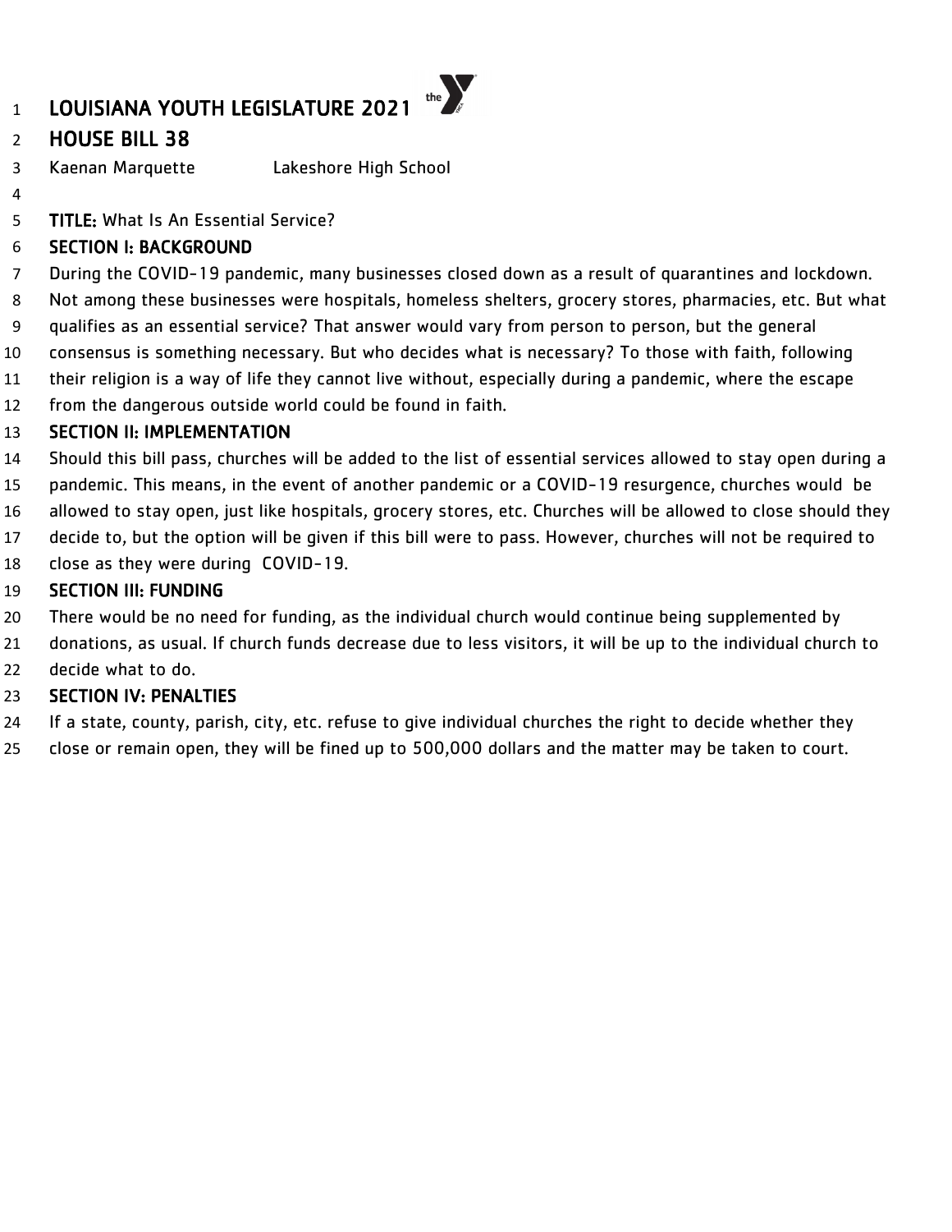# LOUISIANA YOUTH LEGISLATURE 2021

## HOUSE BILL 38

Kaenan Marquette Lakeshore High School

**TITLE:** What Is An Essential Service?

**SECTION I: BACKGROUND**

During the COVID-19 pandemic, many businesses closed down as a result of quarantines and lockdown. Not among these businesses were hospitals, homeless shelters, grocery stores, pharmacies, etc. But what qualifies as an essential service? That answer would vary from person to person, but the general consensus is something necessary. But who decides what is necessary? To those with faith, following their religion is a way of life they cannot live without, especially during a pandemic, where the escape from the dangerous outside world could be found in faith.

**SECTION II: IMPLEMENTATION**

Should this bill pass, churches will be added to the list of essential services allowed to stay open during a pandemic. This means, in the event of another pandemic or a COVID-19 resurgence, churches would be allowed to stay open, just like hospitals, grocery stores, etc. Churches will be allowed to close should they decide to, but the option will be given if this bill were to pass. However, churches will not be required to close as they were during COVID-19.

**SECTION III: FUNDING**

There would be no need for funding, as the individual church would continue being supplemented by donations, as usual. If church funds decrease due to less visitors, it will be up to the individual church to decide what to do.

**SECTION IV: PENALTIES**

If a state, county, parish, city, etc. refuse to give individual churches the right to decide whether they close or remain open, they will be fined up to 500,000 dollars and the matter may be taken to court.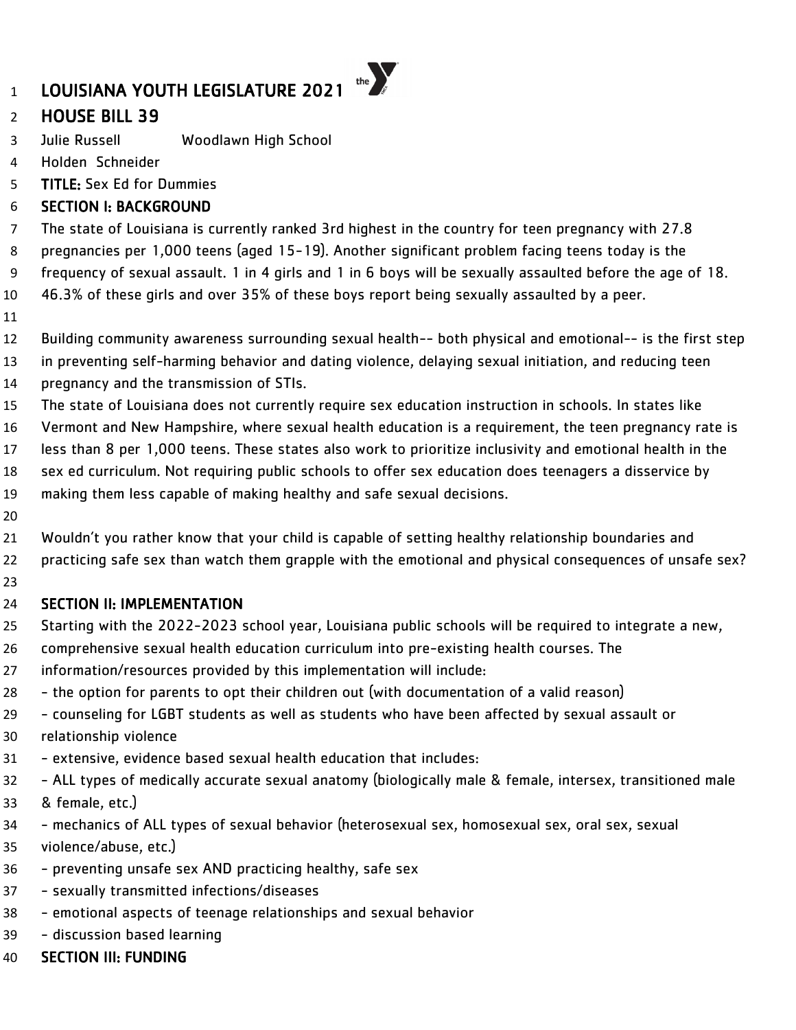# LOUISIANA YOUTH LEGISLATURE 2021

## HOUSE BILL 39

Julie Russell Woodlawn High School
Holden Schneider

**TITLE:** Sex Ed for Dummies

### SECTION I: BACKGROUND

The state of Louisiana is currently ranked 3rd highest in the country for teen pregnancy with 27.8 pregnancies per 1,000 teens (aged 15-19). Another significant problem facing teens today is the frequency of sexual assault. 1 in 4 girls and 1 in 6 boys will be sexually assaulted before the age of 18. 46.3% of these girls and over 35% of these boys report being sexually assaulted by a peer.

Building community awareness surrounding sexual health-- both physical and emotional-- is the first step in preventing self-harming behavior and dating violence, delaying sexual initiation, and reducing teen pregnancy and the transmission of STIs.

The state of Louisiana does not currently require sex education instruction in schools. In states like Vermont and New Hampshire, where sexual health education is a requirement, the teen pregnancy rate is less than 8 per 1,000 teens. These states also work to prioritize inclusivity and emotional health in the sex ed curriculum. Not requiring public schools to offer sex education does teenagers a disservice by making them less capable of making healthy and safe sexual decisions.

Wouldn't you rather know that your child is capable of setting healthy relationship boundaries and practicing safe sex than watch them grapple with the emotional and physical consequences of unsafe sex?

### SECTION II: IMPLEMENTATION

Starting with the 2022-2023 school year, Louisiana public schools will be required to integrate a new, comprehensive sexual health education curriculum into pre-existing health courses. The information/resources provided by this implementation will include:

- the option for parents to opt their children out (with documentation of a valid reason)
- counseling for LGBT students as well as students who have been affected by sexual assault or relationship violence
- extensive, evidence based sexual health education that includes:
- ALL types of medically accurate sexual anatomy (biologically male & female, intersex, transitioned male & female, etc.)
- mechanics of ALL types of sexual behavior (heterosexual sex, homosexual sex, oral sex, sexual violence/abuse, etc.)
- preventing unsafe sex AND practicing healthy, safe sex
- sexually transmitted infections/diseases
- emotional aspects of teenage relationships and sexual behavior
- discussion based learning

### SECTION III: FUNDING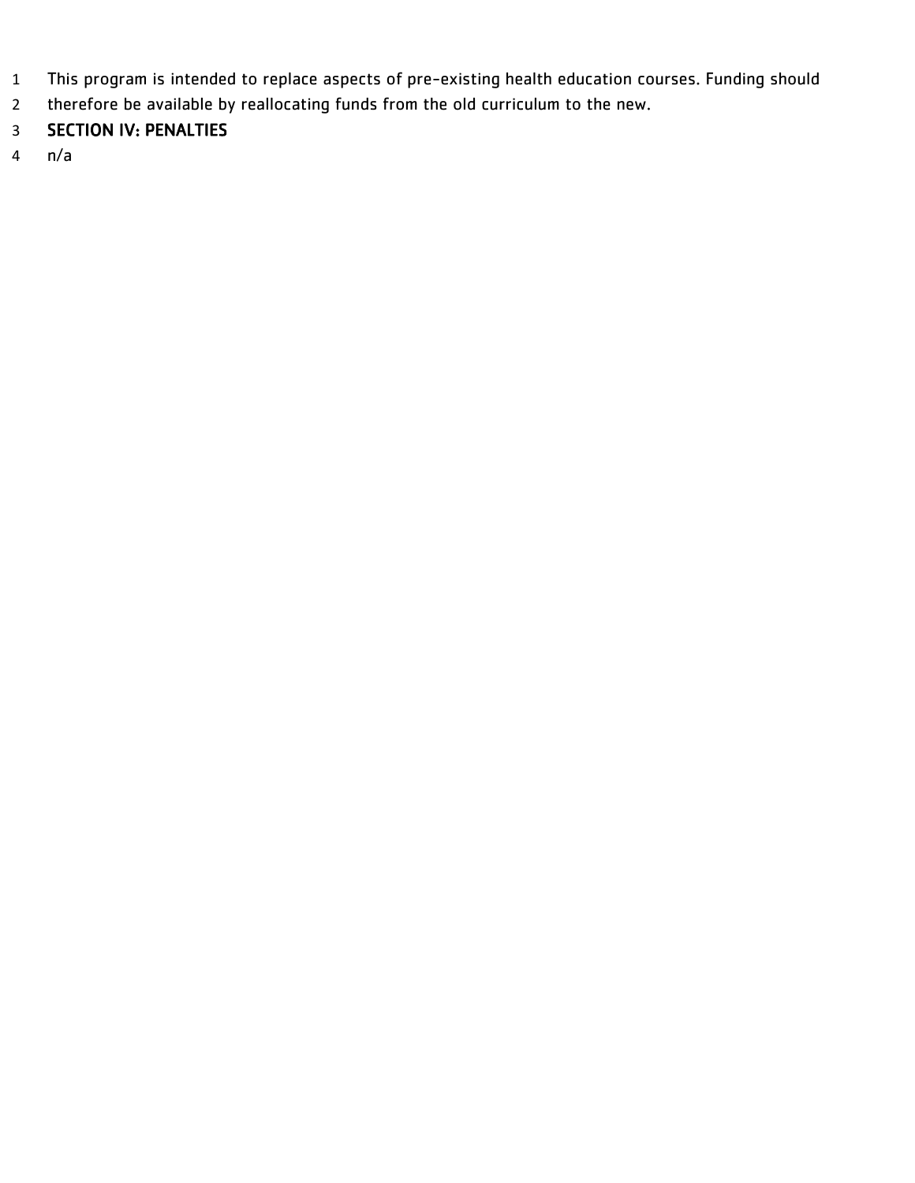This program is intended to replace aspects of pre-existing health education courses. Funding should therefore be available by reallocating funds from the old curriculum to the new.

## SECTION IV: PENALTIES

n/a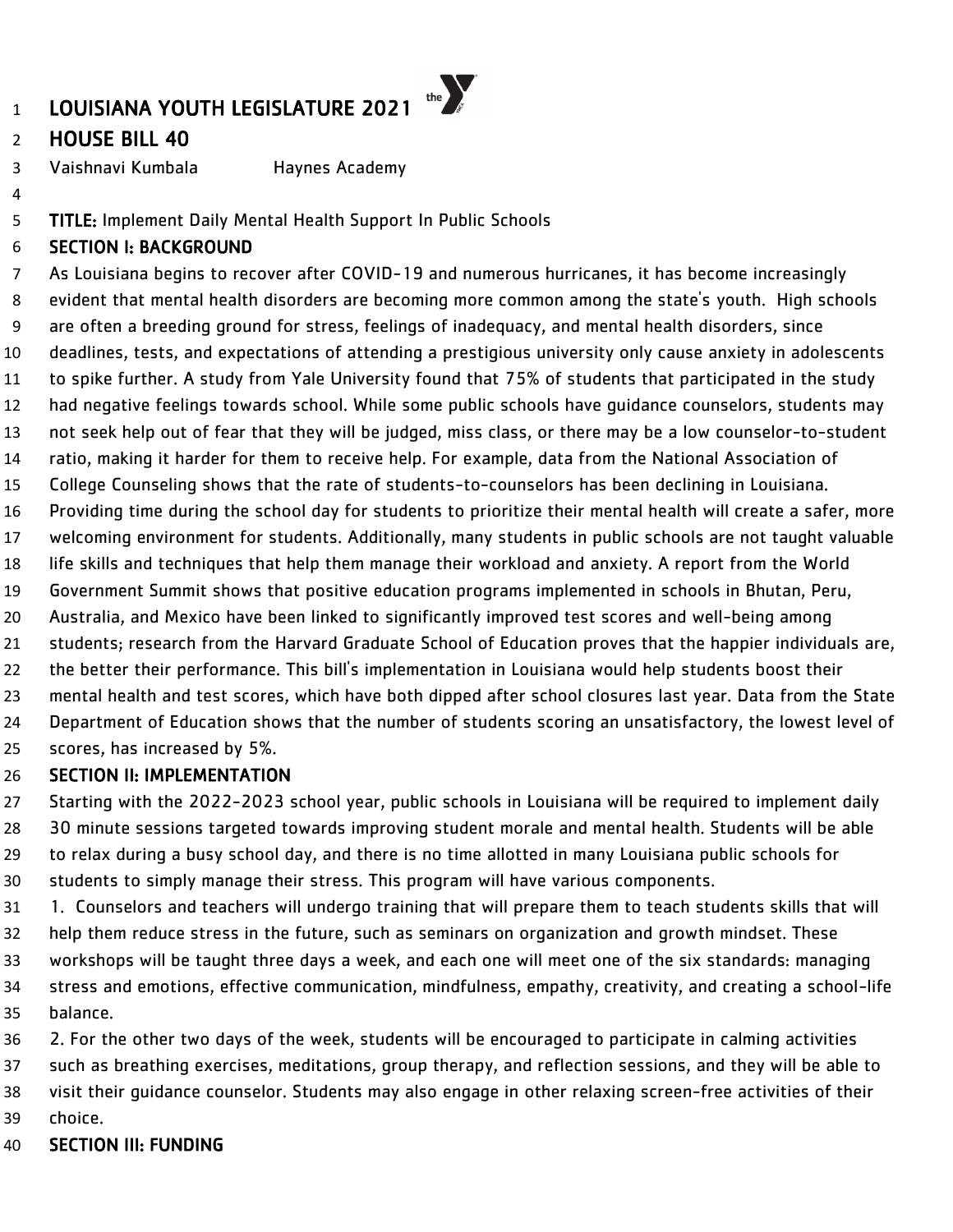# LOUISIANA YOUTH LEGISLATURE 2021

## HOUSE BILL 40

Vaishnavi Kumbala Haynes Academy

**TITLE:** Implement Daily Mental Health Support In Public Schools

### SECTION I: BACKGROUND

As Louisiana begins to recover after COVID-19 and numerous hurricanes, it has become increasingly evident that mental health disorders are becoming more common among the state's youth. High schools are often a breeding ground for stress, feelings of inadequacy, and mental health disorders, since deadlines, tests, and expectations of attending a prestigious university only cause anxiety in adolescents to spike further. A study from Yale University found that 75% of students that participated in the study had negative feelings towards school. While some public schools have guidance counselors, students may not seek help out of fear that they will be judged, miss class, or there may be a low counselor-to-student ratio, making it harder for them to receive help. For example, data from the National Association of College Counseling shows that the rate of students-to-counselors has been declining in Louisiana. Providing time during the school day for students to prioritize their mental health will create a safer, more welcoming environment for students. Additionally, many students in public schools are not taught valuable life skills and techniques that help them manage their workload and anxiety. A report from the World Government Summit shows that positive education programs implemented in schools in Bhutan, Peru, Australia, and Mexico have been linked to significantly improved test scores and well-being among students; research from the Harvard Graduate School of Education proves that the happier individuals are, the better their performance. This bill's implementation in Louisiana would help students boost their mental health and test scores, which have both dipped after school closures last year. Data from the State Department of Education shows that the number of students scoring an unsatisfactory, the lowest level of scores, has increased by 5%.

### SECTION II: IMPLEMENTATION

Starting with the 2022-2023 school year, public schools in Louisiana will be required to implement daily 30 minute sessions targeted towards improving student morale and mental health. Students will be able to relax during a busy school day, and there is no time allotted in many Louisiana public schools for students to simply manage their stress. This program will have various components.

1. Counselors and teachers will undergo training that will prepare them to teach students skills that will help them reduce stress in the future, such as seminars on organization and growth mindset. These workshops will be taught three days a week, and each one will meet one of the six standards: managing stress and emotions, effective communication, mindfulness, empathy, creativity, and creating a school-life balance.
2. For the other two days of the week, students will be encouraged to participate in calming activities such as breathing exercises, meditations, group therapy, and reflection sessions, and they will be able to visit their guidance counselor. Students may also engage in other relaxing screen-free activities of their choice.

### SECTION III: FUNDING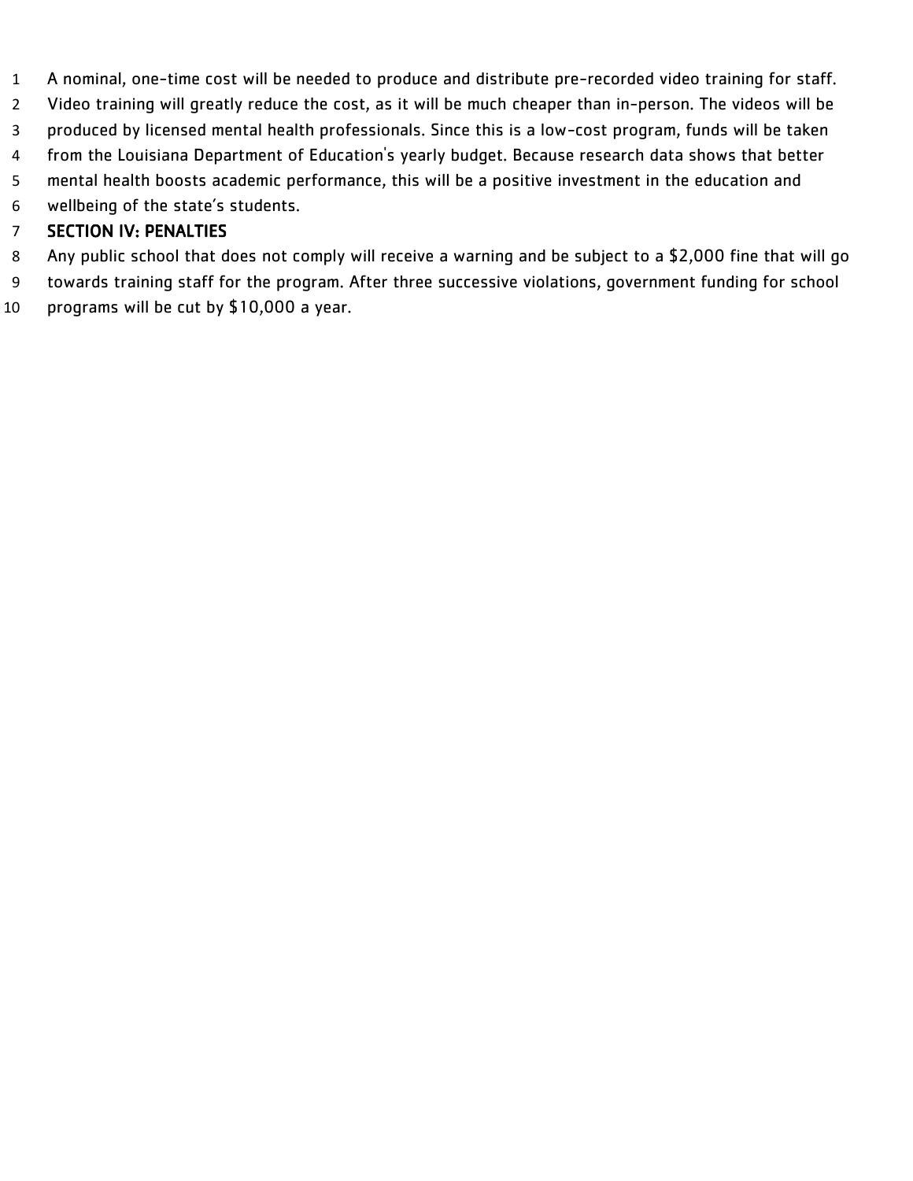A nominal, one-time cost will be needed to produce and distribute pre-recorded video training for staff. Video training will greatly reduce the cost, as it will be much cheaper than in-person. The videos will be produced by licensed mental health professionals. Since this is a low-cost program, funds will be taken from the Louisiana Department of Education's yearly budget. Because research data shows that better mental health boosts academic performance, this will be a positive investment in the education and wellbeing of the state's students.

## SECTION IV: PENALTIES

Any public school that does not comply will receive a warning and be subject to a $2,000 fine that will go towards training staff for the program. After three successive violations, government funding for school programs will be cut by $10,000 a year.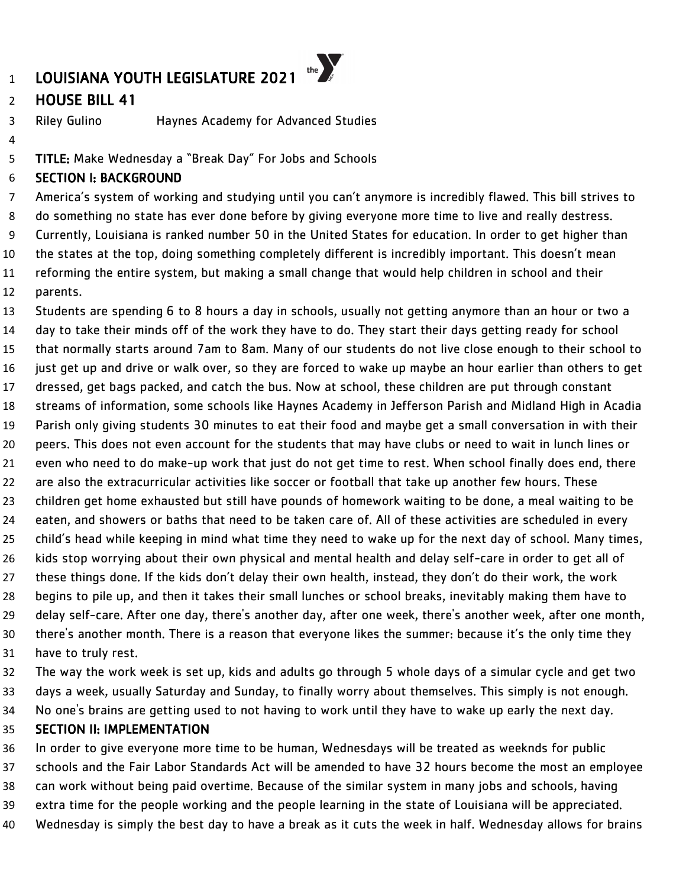# LOUISIANA YOUTH LEGISLATURE 2021

## HOUSE BILL 41

Riley Gulino Haynes Academy for Advanced Studies

**TITLE:** Make Wednesday a "Break Day" For Jobs and Schools

### SECTION I: BACKGROUND

America's system of working and studying until you can't anymore is incredibly flawed. This bill strives to do something no state has ever done before by giving everyone more time to live and really destress. Currently, Louisiana is ranked number 50 in the United States for education. In order to get higher than the states at the top, doing something completely different is incredibly important. This doesn't mean reforming the entire system, but making a small change that would help children in school and their parents.

Students are spending 6 to 8 hours a day in schools, usually not getting anymore than an hour or two a day to take their minds off of the work they have to do. They start their days getting ready for school that normally starts around 7am to 8am. Many of our students do not live close enough to their school to just get up and drive or walk over, so they are forced to wake up maybe an hour earlier than others to get dressed, get bags packed, and catch the bus. Now at school, these children are put through constant streams of information, some schools like Haynes Academy in Jefferson Parish and Midland High in Acadia Parish only giving students 30 minutes to eat their food and maybe get a small conversation in with their peers. This does not even account for the students that may have clubs or need to wait in lunch lines or even who need to do make-up work that just do not get time to rest. When school finally does end, there are also the extracurricular activities like soccer or football that take up another few hours. These children get home exhausted but still have pounds of homework waiting to be done, a meal waiting to be eaten, and showers or baths that need to be taken care of. All of these activities are scheduled in every child's head while keeping in mind what time they need to wake up for the next day of school. Many times, kids stop worrying about their own physical and mental health and delay self-care in order to get all of these things done. If the kids don't delay their own health, instead, they don't do their work, the work begins to pile up, and then it takes their small lunches or school breaks, inevitably making them have to delay self-care. After one day, there's another day, after one week, there's another week, after one month, there's another month. There is a reason that everyone likes the summer: because it's the only time they have to truly rest.

The way the work week is set up, kids and adults go through 5 whole days of a simular cycle and get two days a week, usually Saturday and Sunday, to finally worry about themselves. This simply is not enough. No one's brains are getting used to not having to work until they have to wake up early the next day.

### SECTION II: IMPLEMENTATION

In order to give everyone more time to be human, Wednesdays will be treated as weeknds for public schools and the Fair Labor Standards Act will be amended to have 32 hours become the most an employee can work without being paid overtime. Because of the similar system in many jobs and schools, having extra time for the people working and the people learning in the state of Louisiana will be appreciated. Wednesday is simply the best day to have a break as it cuts the week in half. Wednesday allows for brains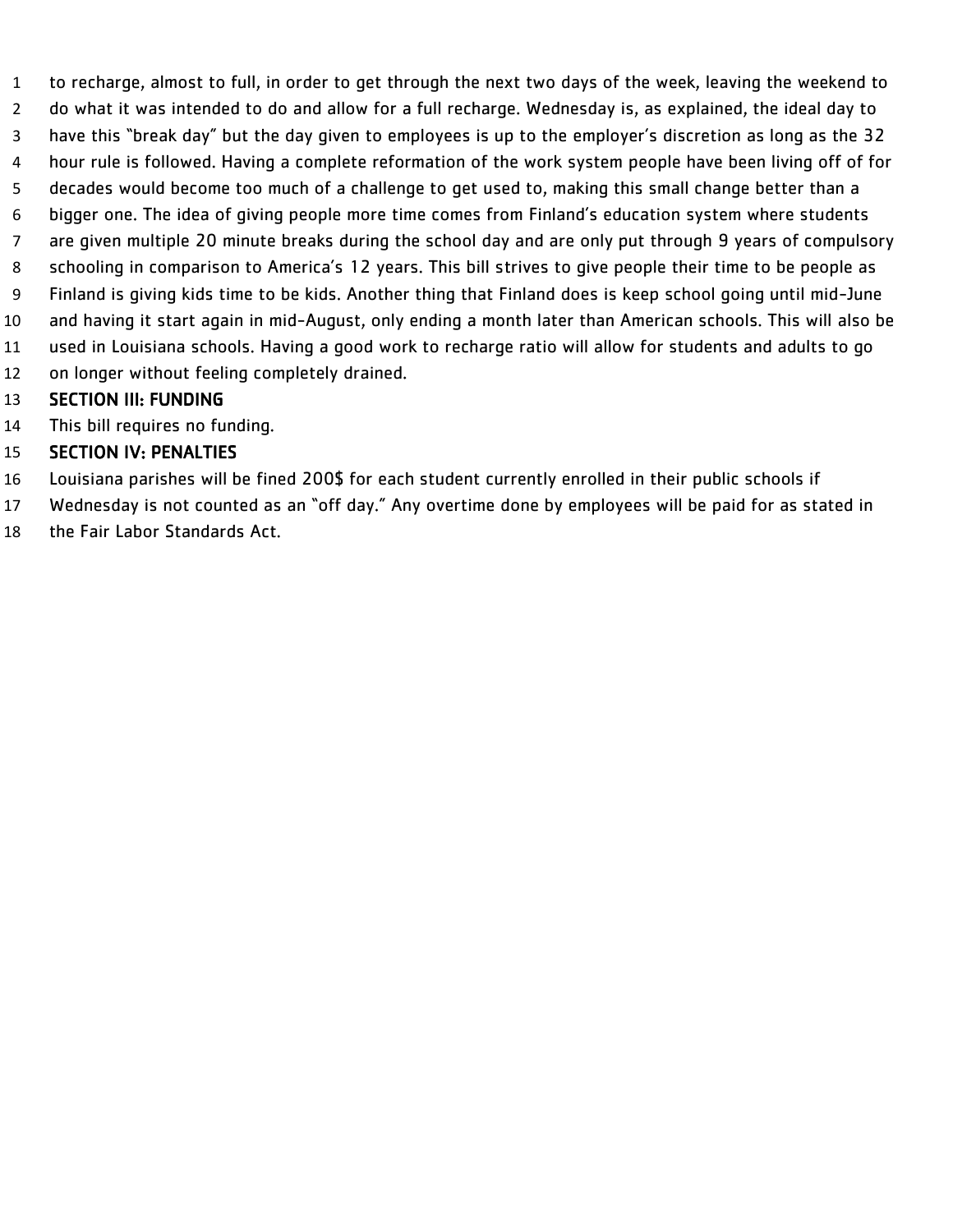to recharge, almost to full, in order to get through the next two days of the week, leaving the weekend to do what it was intended to do and allow for a full recharge. Wednesday is, as explained, the ideal day to have this "break day" but the day given to employees is up to the employer's discretion as long as the 32 hour rule is followed. Having a complete reformation of the work system people have been living off of for decades would become too much of a challenge to get used to, making this small change better than a bigger one. The idea of giving people more time comes from Finland's education system where students are given multiple 20 minute breaks during the school day and are only put through 9 years of compulsory schooling in comparison to America's 12 years. This bill strives to give people their time to be people as Finland is giving kids time to be kids. Another thing that Finland does is keep school going until mid-June and having it start again in mid-August, only ending a month later than American schools. This will also be used in Louisiana schools. Having a good work to recharge ratio will allow for students and adults to go on longer without feeling completely drained.

### SECTION III: FUNDING

This bill requires no funding.

### SECTION IV: PENALTIES

Louisiana parishes will be fined 200$ for each student currently enrolled in their public schools if Wednesday is not counted as an "off day." Any overtime done by employees will be paid for as stated in the Fair Labor Standards Act.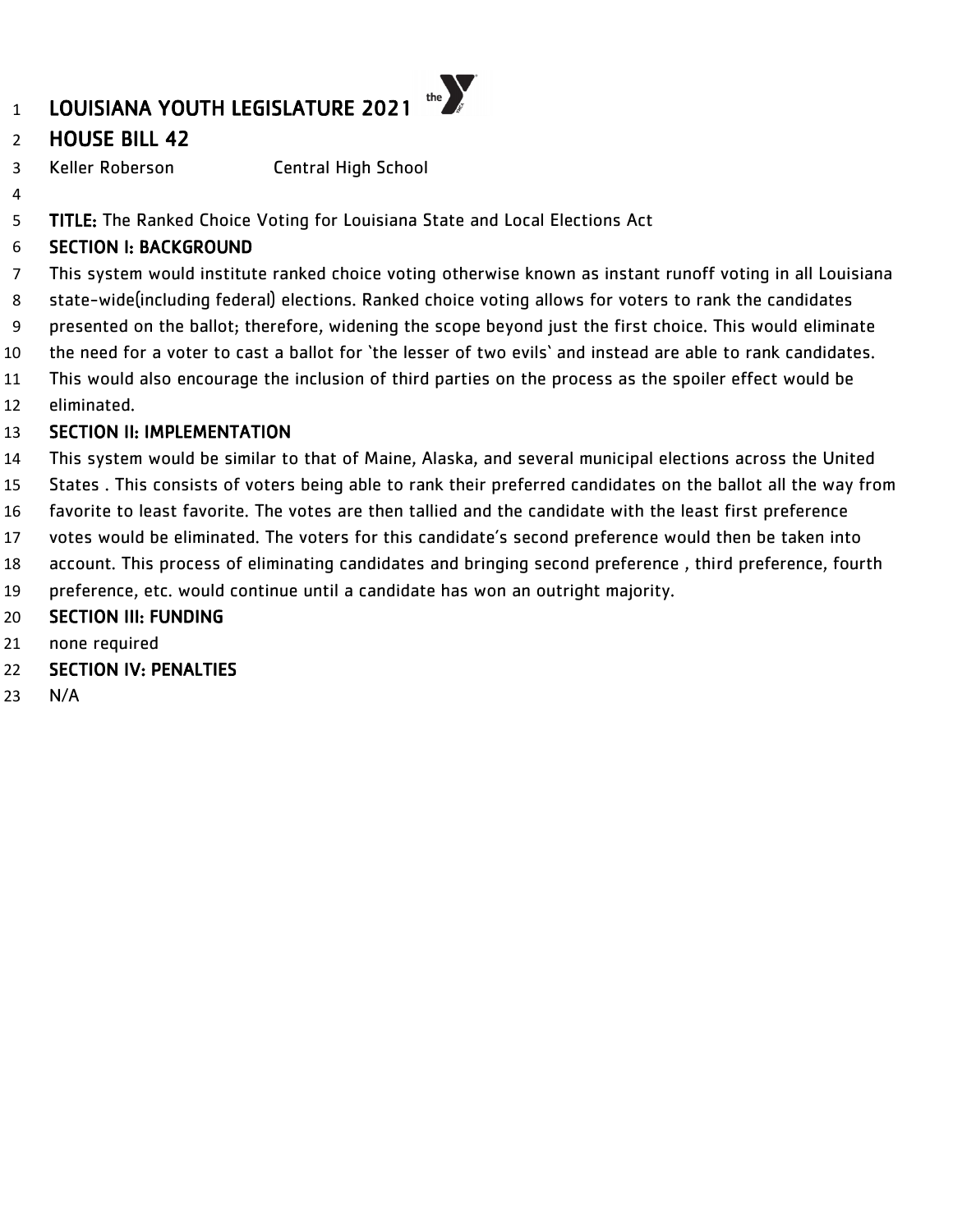# LOUISIANA YOUTH LEGISLATURE 2021

## HOUSE BILL 42

Keller Roberson Central High School

**TITLE:** The Ranked Choice Voting for Louisiana State and Local Elections Act

### SECTION I: BACKGROUND

This system would institute ranked choice voting otherwise known as instant runoff voting in all Louisiana state-wide(including federal) elections. Ranked choice voting allows for voters to rank the candidates presented on the ballot; therefore, widening the scope beyond just the first choice. This would eliminate the need for a voter to cast a ballot for `the lesser of two evils` and instead are able to rank candidates. This would also encourage the inclusion of third parties on the process as the spoiler effect would be eliminated.

### SECTION II: IMPLEMENTATION

This system would be similar to that of Maine, Alaska, and several municipal elections across the United States . This consists of voters being able to rank their preferred candidates on the ballot all the way from favorite to least favorite. The votes are then tallied and the candidate with the least first preference votes would be eliminated. The voters for this candidate's second preference would then be taken into account. This process of eliminating candidates and bringing second preference , third preference, fourth preference, etc. would continue until a candidate has won an outright majority.

### SECTION III: FUNDING

none required

### SECTION IV: PENALTIES

N/A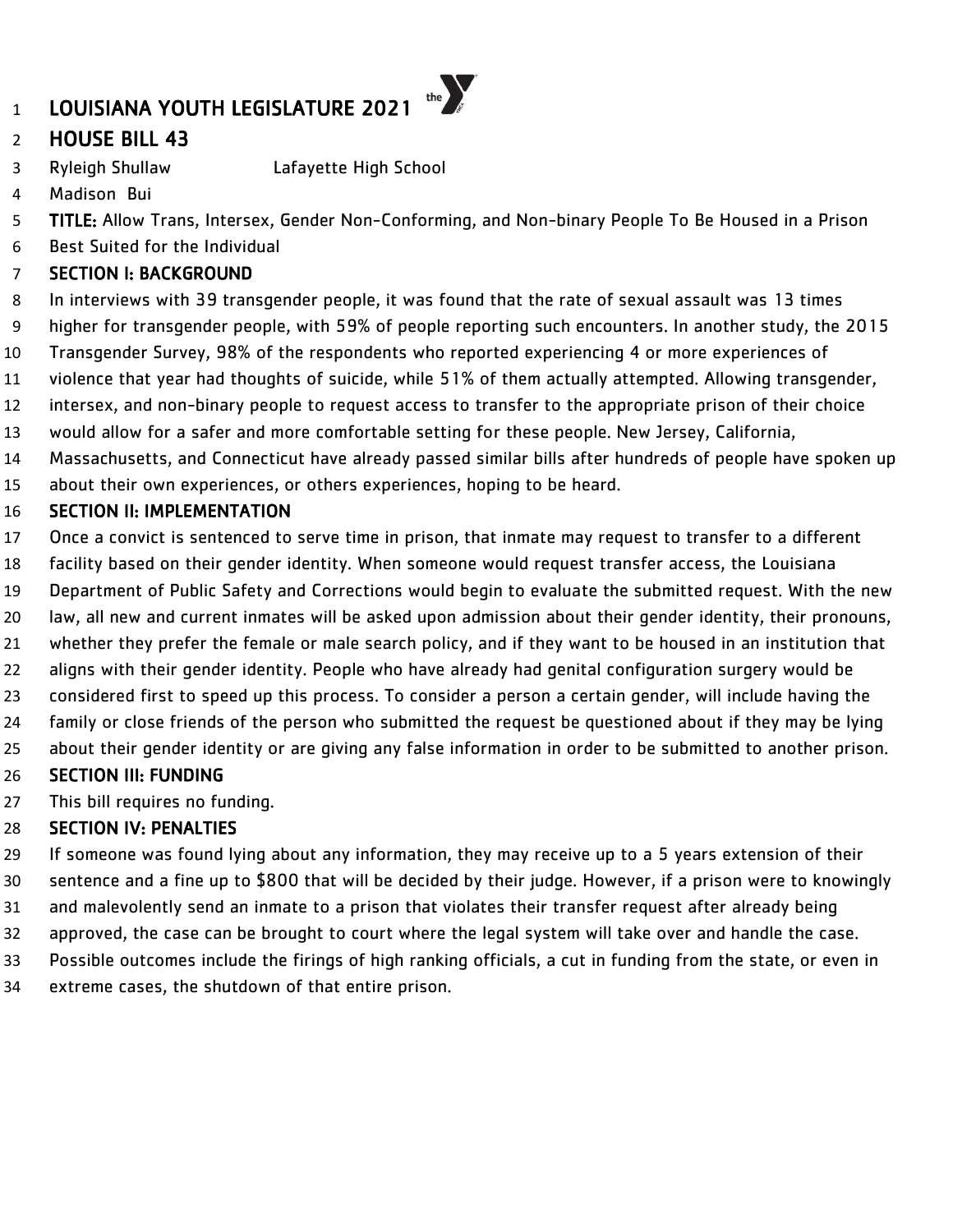# LOUISIANA YOUTH LEGISLATURE 2021

## HOUSE BILL 43

Ryleigh Shullaw Lafayette High School

Madison Bui

**TITLE:** Allow Trans, Intersex, Gender Non-Conforming, and Non-binary People To Be Housed in a Prison Best Suited for the Individual

### SECTION I: BACKGROUND

In interviews with 39 transgender people, it was found that the rate of sexual assault was 13 times higher for transgender people, with 59% of people reporting such encounters. In another study, the 2015 Transgender Survey, 98% of the respondents who reported experiencing 4 or more experiences of violence that year had thoughts of suicide, while 51% of them actually attempted. Allowing transgender, intersex, and non-binary people to request access to transfer to the appropriate prison of their choice would allow for a safer and more comfortable setting for these people. New Jersey, California, Massachusetts, and Connecticut have already passed similar bills after hundreds of people have spoken up about their own experiences, or others experiences, hoping to be heard.

### SECTION II: IMPLEMENTATION

Once a convict is sentenced to serve time in prison, that inmate may request to transfer to a different facility based on their gender identity. When someone would request transfer access, the Louisiana Department of Public Safety and Corrections would begin to evaluate the submitted request. With the new law, all new and current inmates will be asked upon admission about their gender identity, their pronouns, whether they prefer the female or male search policy, and if they want to be housed in an institution that aligns with their gender identity. People who have already had genital configuration surgery would be considered first to speed up this process. To consider a person a certain gender, will include having the family or close friends of the person who submitted the request be questioned about if they may be lying about their gender identity or are giving any false information in order to be submitted to another prison.

### SECTION III: FUNDING

This bill requires no funding.

### SECTION IV: PENALTIES

If someone was found lying about any information, they may receive up to a 5 years extension of their sentence and a fine up to $800 that will be decided by their judge. However, if a prison were to knowingly and malevolently send an inmate to a prison that violates their transfer request after already being approved, the case can be brought to court where the legal system will take over and handle the case. Possible outcomes include the firings of high ranking officials, a cut in funding from the state, or even in extreme cases, the shutdown of that entire prison.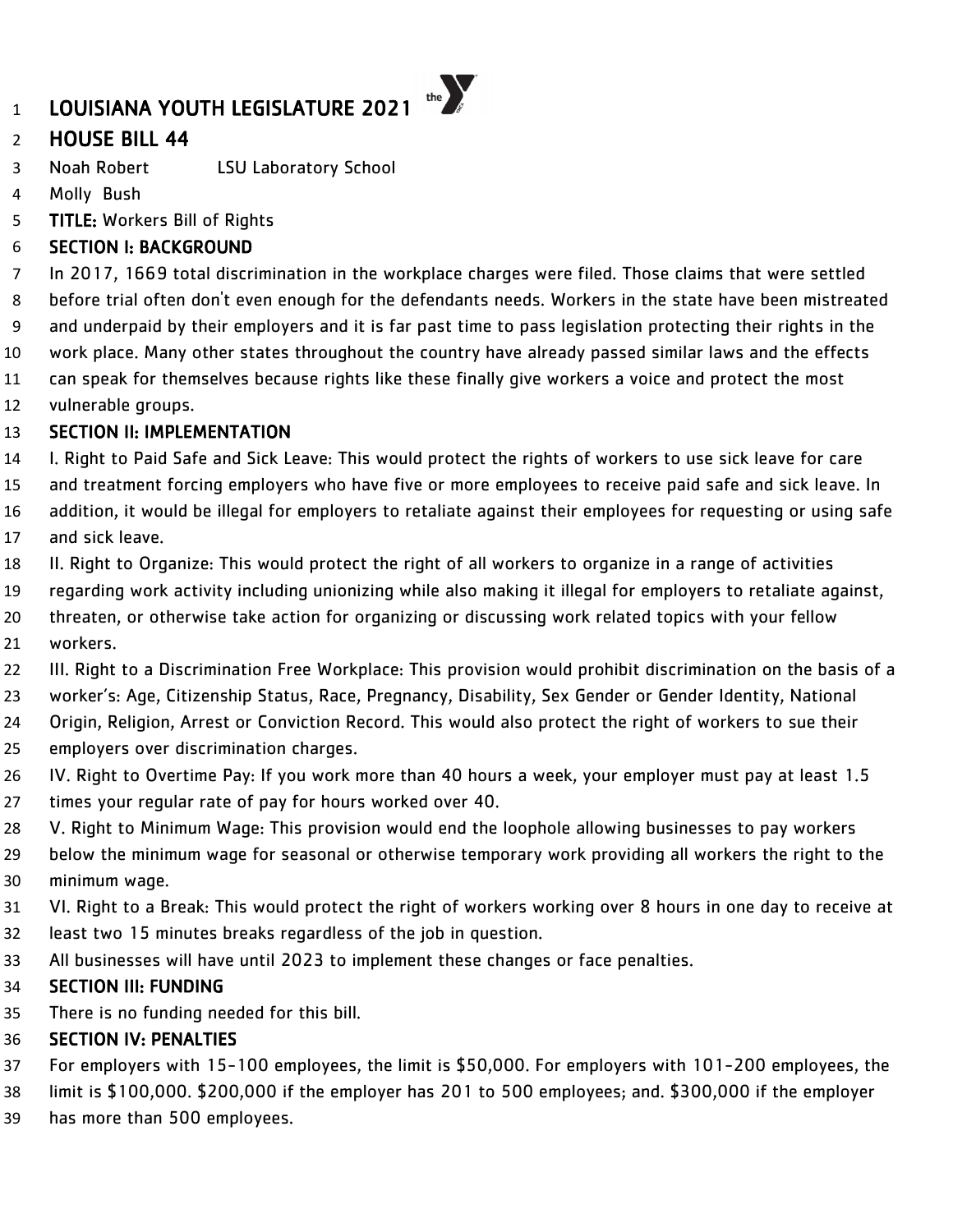# LOUISIANA YOUTH LEGISLATURE 2021

## HOUSE BILL 44

Noah Robert LSU Laboratory School
Molly Bush

**TITLE:** Workers Bill of Rights

### SECTION I: BACKGROUND

In 2017, 1669 total discrimination in the workplace charges were filed. Those claims that were settled before trial often don't even enough for the defendants needs. Workers in the state have been mistreated and underpaid by their employers and it is far past time to pass legislation protecting their rights in the work place. Many other states throughout the country have already passed similar laws and the effects can speak for themselves because rights like these finally give workers a voice and protect the most vulnerable groups.

### SECTION II: IMPLEMENTATION

I. Right to Paid Safe and Sick Leave: This would protect the rights of workers to use sick leave for care and treatment forcing employers who have five or more employees to receive paid safe and sick leave. In addition, it would be illegal for employers to retaliate against their employees for requesting or using safe and sick leave.

II. Right to Organize: This would protect the right of all workers to organize in a range of activities regarding work activity including unionizing while also making it illegal for employers to retaliate against, threaten, or otherwise take action for organizing or discussing work related topics with your fellow workers.

III. Right to a Discrimination Free Workplace: This provision would prohibit discrimination on the basis of a worker's: Age, Citizenship Status, Race, Pregnancy, Disability, Sex Gender or Gender Identity, National Origin, Religion, Arrest or Conviction Record. This would also protect the right of workers to sue their employers over discrimination charges.

IV. Right to Overtime Pay: If you work more than 40 hours a week, your employer must pay at least 1.5 times your regular rate of pay for hours worked over 40.

V. Right to Minimum Wage: This provision would end the loophole allowing businesses to pay workers below the minimum wage for seasonal or otherwise temporary work providing all workers the right to the minimum wage.

VI. Right to a Break: This would protect the right of workers working over 8 hours in one day to receive at least two 15 minutes breaks regardless of the job in question.

All businesses will have until 2023 to implement these changes or face penalties.

### SECTION III: FUNDING

There is no funding needed for this bill.

### SECTION IV: PENALTIES

For employers with 15-100 employees, the limit is $50,000. For employers with 101-200 employees, the limit is $100,000. $200,000 if the employer has 201 to 500 employees; and. $300,000 if the employer has more than 500 employees.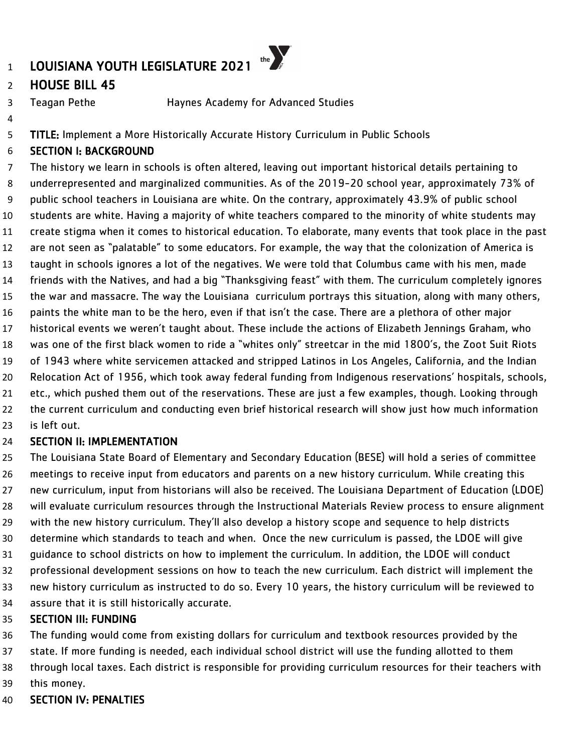# LOUISIANA YOUTH LEGISLATURE 2021

## HOUSE BILL 45

Teagan Pethe Haynes Academy for Advanced Studies

**TITLE:** Implement a More Historically Accurate History Curriculum in Public Schools

### SECTION I: BACKGROUND

The history we learn in schools is often altered, leaving out important historical details pertaining to underrepresented and marginalized communities. As of the 2019-20 school year, approximately 73% of public school teachers in Louisiana are white. On the contrary, approximately 43.9% of public school students are white. Having a majority of white teachers compared to the minority of white students may create stigma when it comes to historical education. To elaborate, many events that took place in the past are not seen as "palatable" to some educators. For example, the way that the colonization of America is taught in schools ignores a lot of the negatives. We were told that Columbus came with his men, made friends with the Natives, and had a big "Thanksgiving feast" with them. The curriculum completely ignores the war and massacre. The way the Louisiana curriculum portrays this situation, along with many others, paints the white man to be the hero, even if that isn't the case. There are a plethora of other major historical events we weren't taught about. These include the actions of Elizabeth Jennings Graham, who was one of the first black women to ride a "whites only" streetcar in the mid 1800's, the Zoot Suit Riots of 1943 where white servicemen attacked and stripped Latinos in Los Angeles, California, and the Indian Relocation Act of 1956, which took away federal funding from Indigenous reservations' hospitals, schools, etc., which pushed them out of the reservations. These are just a few examples, though. Looking through the current curriculum and conducting even brief historical research will show just how much information is left out.

### SECTION II: IMPLEMENTATION

The Louisiana State Board of Elementary and Secondary Education (BESE) will hold a series of committee meetings to receive input from educators and parents on a new history curriculum. While creating this new curriculum, input from historians will also be received. The Louisiana Department of Education (LDOE) will evaluate curriculum resources through the Instructional Materials Review process to ensure alignment with the new history curriculum. They'll also develop a history scope and sequence to help districts determine which standards to teach and when. Once the new curriculum is passed, the LDOE will give guidance to school districts on how to implement the curriculum. In addition, the LDOE will conduct professional development sessions on how to teach the new curriculum. Each district will implement the new history curriculum as instructed to do so. Every 10 years, the history curriculum will be reviewed to assure that it is still historically accurate.

### SECTION III: FUNDING

The funding would come from existing dollars for curriculum and textbook resources provided by the state. If more funding is needed, each individual school district will use the funding allotted to them through local taxes. Each district is responsible for providing curriculum resources for their teachers with this money.

### SECTION IV: PENALTIES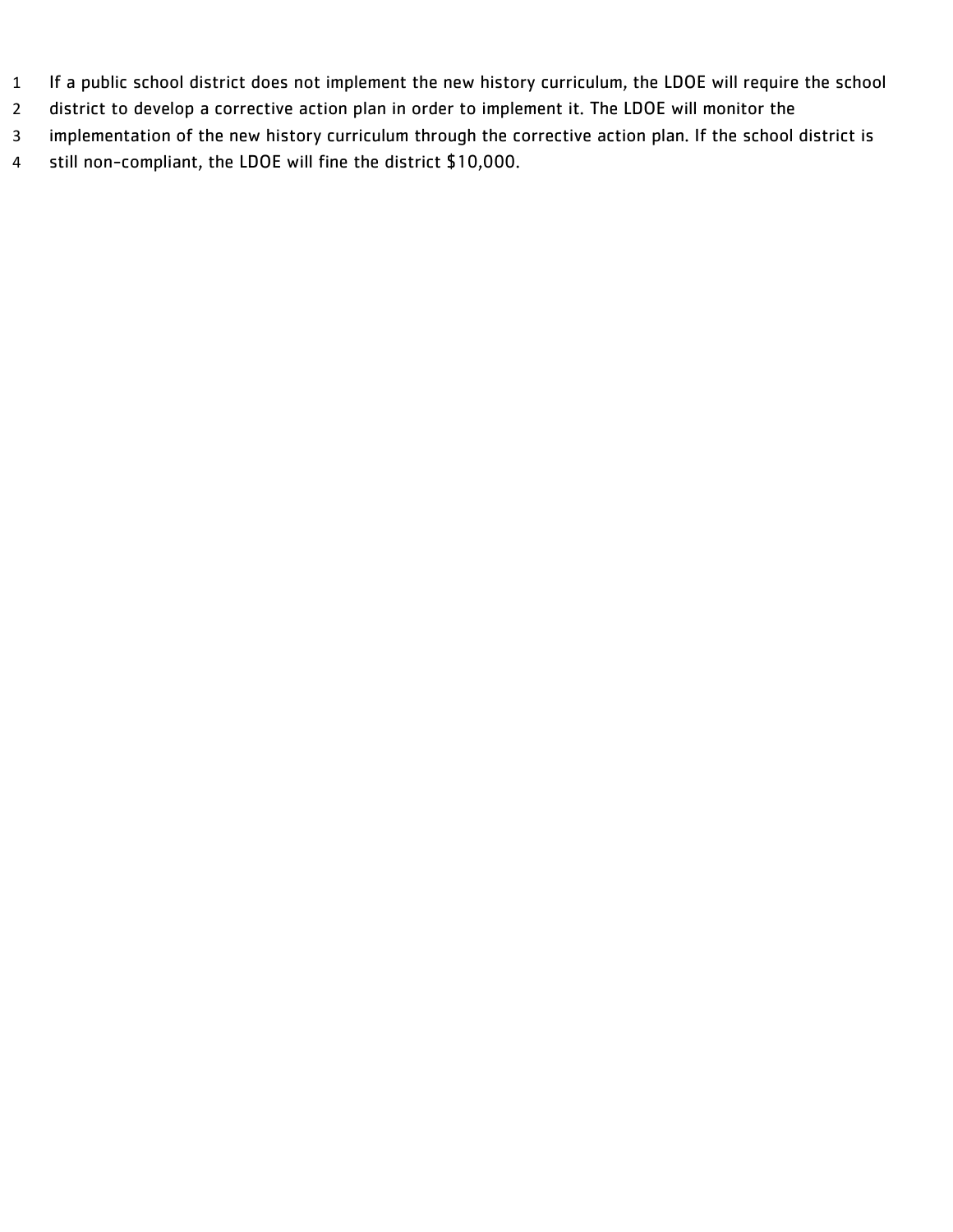If a public school district does not implement the new history curriculum, the LDOE will require the school district to develop a corrective action plan in order to implement it. The LDOE will monitor the implementation of the new history curriculum through the corrective action plan. If the school district is still non-compliant, the LDOE will fine the district $10,000.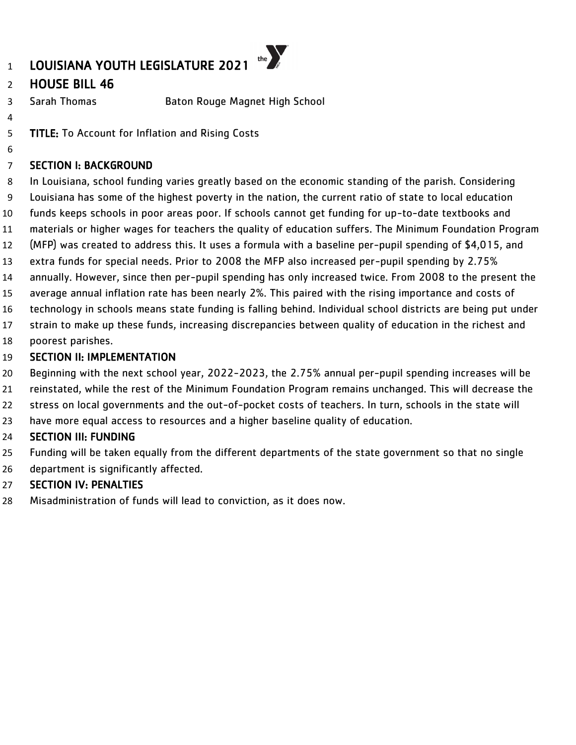# LOUISIANA YOUTH LEGISLATURE 2021

## HOUSE BILL 46

Sarah Thomas Baton Rouge Magnet High School

**TITLE:** To Account for Inflation and Rising Costs

**SECTION I: BACKGROUND**

In Louisiana, school funding varies greatly based on the economic standing of the parish. Considering Louisiana has some of the highest poverty in the nation, the current ratio of state to local education funds keeps schools in poor areas poor. If schools cannot get funding for up-to-date textbooks and materials or higher wages for teachers the quality of education suffers. The Minimum Foundation Program (MFP) was created to address this. It uses a formula with a baseline per-pupil spending of $4,015, and extra funds for special needs. Prior to 2008 the MFP also increased per-pupil spending by 2.75% annually. However, since then per-pupil spending has only increased twice. From 2008 to the present the average annual inflation rate has been nearly 2%. This paired with the rising importance and costs of technology in schools means state funding is falling behind. Individual school districts are being put under strain to make up these funds, increasing discrepancies between quality of education in the richest and poorest parishes.

**SECTION II: IMPLEMENTATION**

Beginning with the next school year, 2022-2023, the 2.75% annual per-pupil spending increases will be reinstated, while the rest of the Minimum Foundation Program remains unchanged. This will decrease the stress on local governments and the out-of-pocket costs of teachers. In turn, schools in the state will have more equal access to resources and a higher baseline quality of education.

**SECTION III: FUNDING**

Funding will be taken equally from the different departments of the state government so that no single department is significantly affected.

**SECTION IV: PENALTIES**

Misadministration of funds will lead to conviction, as it does now.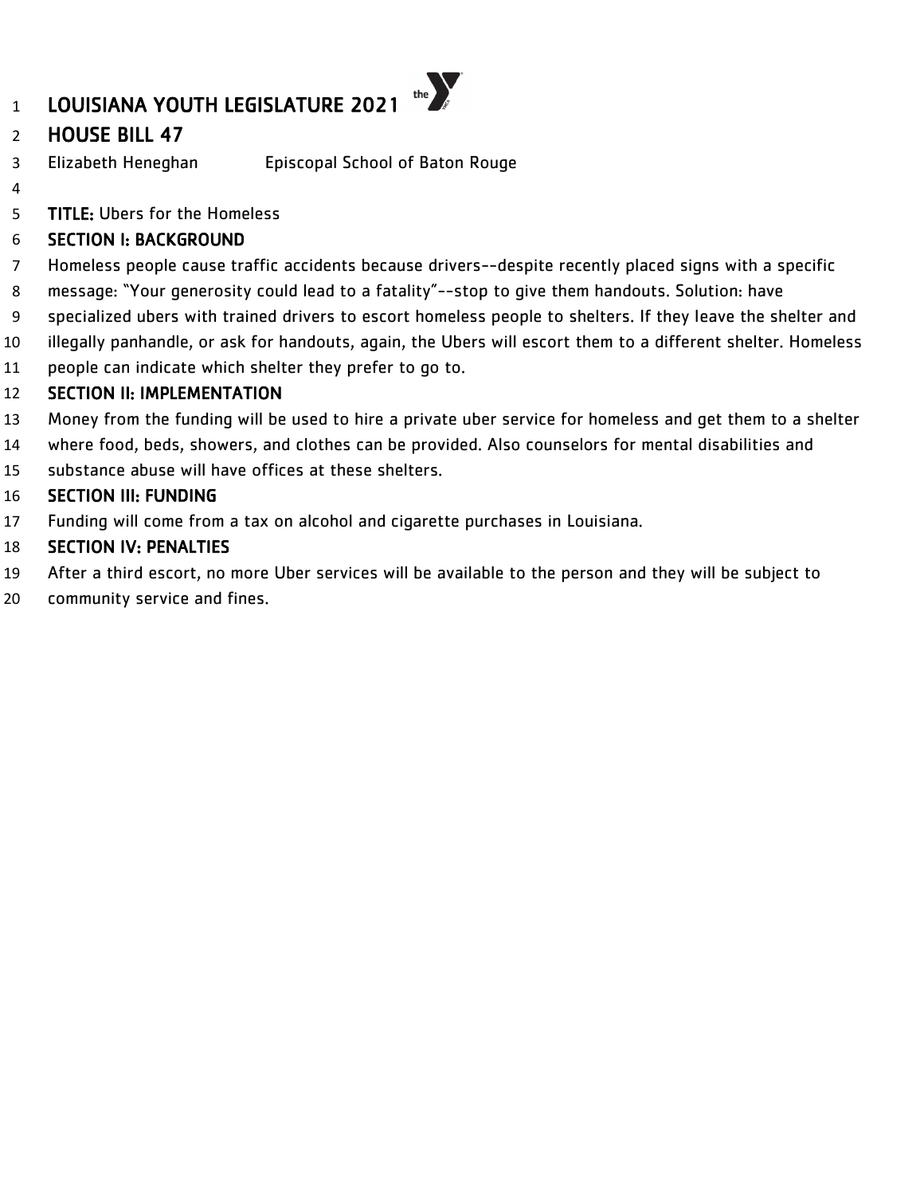# LOUISIANA YOUTH LEGISLATURE 2021

## HOUSE BILL 47

Elizabeth Heneghan Episcopal School of Baton Rouge

**TITLE:** Ubers for the Homeless

### SECTION I: BACKGROUND

Homeless people cause traffic accidents because drivers--despite recently placed signs with a specific message: "Your generosity could lead to a fatality"--stop to give them handouts. Solution: have specialized ubers with trained drivers to escort homeless people to shelters. If they leave the shelter and illegally panhandle, or ask for handouts, again, the Ubers will escort them to a different shelter. Homeless people can indicate which shelter they prefer to go to.

### SECTION II: IMPLEMENTATION

Money from the funding will be used to hire a private uber service for homeless and get them to a shelter where food, beds, showers, and clothes can be provided. Also counselors for mental disabilities and substance abuse will have offices at these shelters.

### SECTION III: FUNDING

Funding will come from a tax on alcohol and cigarette purchases in Louisiana.

### SECTION IV: PENALTIES

After a third escort, no more Uber services will be available to the person and they will be subject to community service and fines.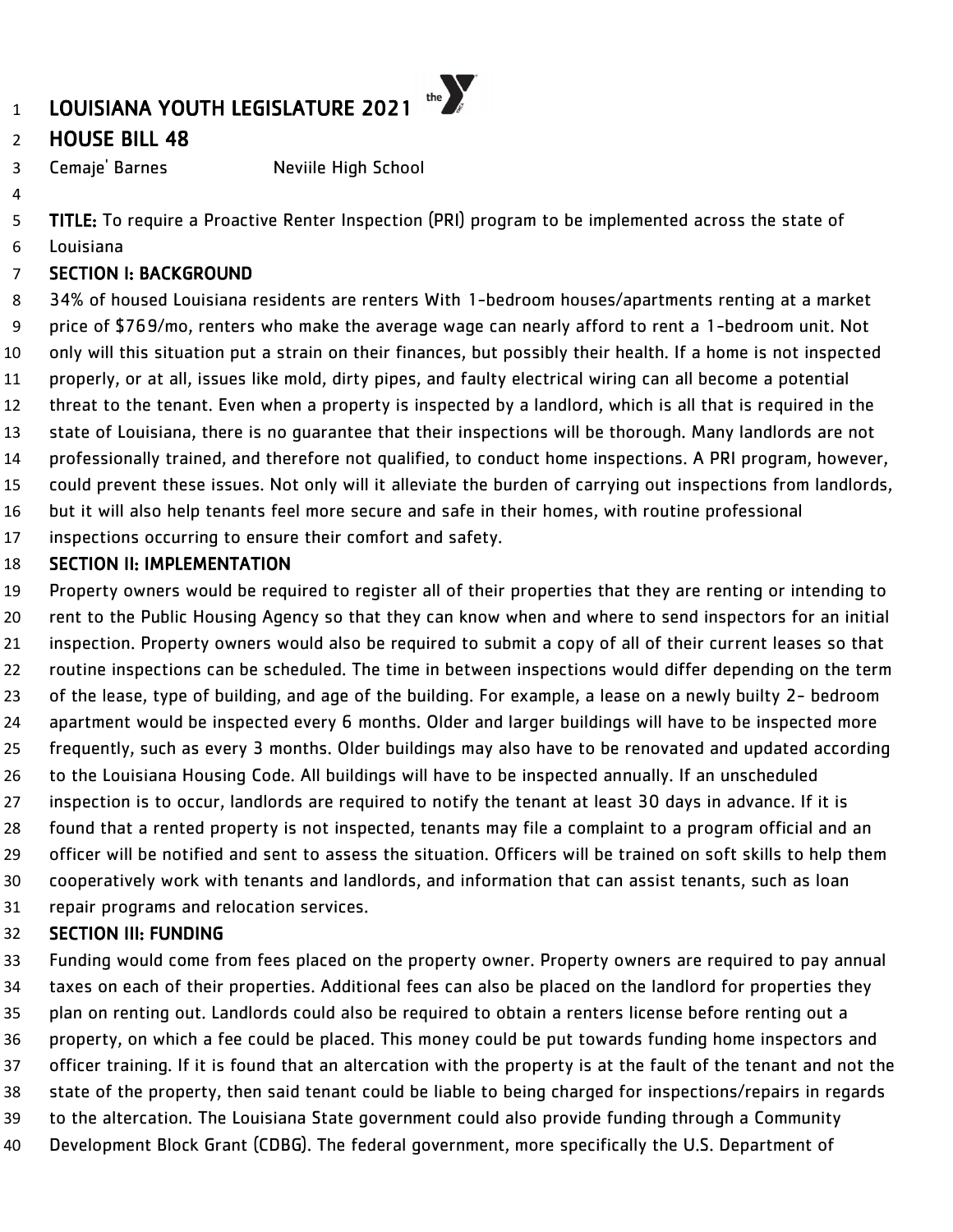# LOUISIANA YOUTH LEGISLATURE 2021

## HOUSE BILL 48

Cemaje' Barnes Neviile High School

**TITLE:** To require a Proactive Renter Inspection (PRI) program to be implemented across the state of Louisiana

### SECTION I: BACKGROUND

34% of housed Louisiana residents are renters With 1-bedroom houses/apartments renting at a market price of $769/mo, renters who make the average wage can nearly afford to rent a 1-bedroom unit. Not only will this situation put a strain on their finances, but possibly their health. If a home is not inspected properly, or at all, issues like mold, dirty pipes, and faulty electrical wiring can all become a potential threat to the tenant. Even when a property is inspected by a landlord, which is all that is required in the state of Louisiana, there is no guarantee that their inspections will be thorough. Many landlords are not professionally trained, and therefore not qualified, to conduct home inspections. A PRI program, however, could prevent these issues. Not only will it alleviate the burden of carrying out inspections from landlords, but it will also help tenants feel more secure and safe in their homes, with routine professional inspections occurring to ensure their comfort and safety.

### SECTION II: IMPLEMENTATION

Property owners would be required to register all of their properties that they are renting or intending to rent to the Public Housing Agency so that they can know when and where to send inspectors for an initial inspection. Property owners would also be required to submit a copy of all of their current leases so that routine inspections can be scheduled. The time in between inspections would differ depending on the term of the lease, type of building, and age of the building. For example, a lease on a newly builty 2- bedroom apartment would be inspected every 6 months. Older and larger buildings will have to be inspected more frequently, such as every 3 months. Older buildings may also have to be renovated and updated according to the Louisiana Housing Code. All buildings will have to be inspected annually. If an unscheduled inspection is to occur, landlords are required to notify the tenant at least 30 days in advance. If it is found that a rented property is not inspected, tenants may file a complaint to a program official and an officer will be notified and sent to assess the situation. Officers will be trained on soft skills to help them cooperatively work with tenants and landlords, and information that can assist tenants, such as loan repair programs and relocation services.

### SECTION III: FUNDING

Funding would come from fees placed on the property owner. Property owners are required to pay annual taxes on each of their properties. Additional fees can also be placed on the landlord for properties they plan on renting out. Landlords could also be required to obtain a renters license before renting out a property, on which a fee could be placed. This money could be put towards funding home inspectors and officer training. If it is found that an altercation with the property is at the fault of the tenant and not the state of the property, then said tenant could be liable to being charged for inspections/repairs in regards to the altercation. The Louisiana State government could also provide funding through a Community Development Block Grant (CDBG). The federal government, more specifically the U.S. Department of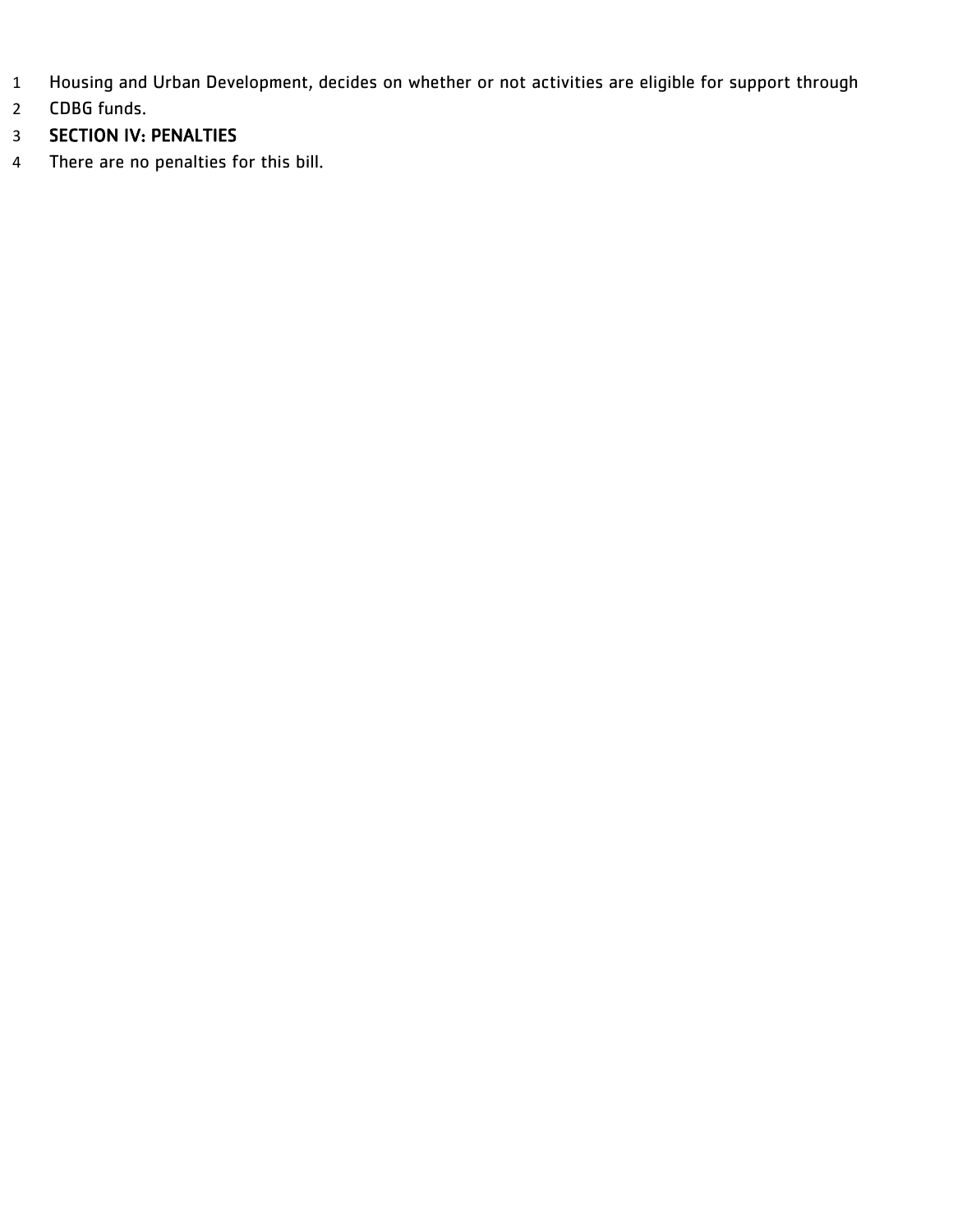Housing and Urban Development, decides on whether or not activities are eligible for support through CDBG funds.

## SECTION IV: PENALTIES

There are no penalties for this bill.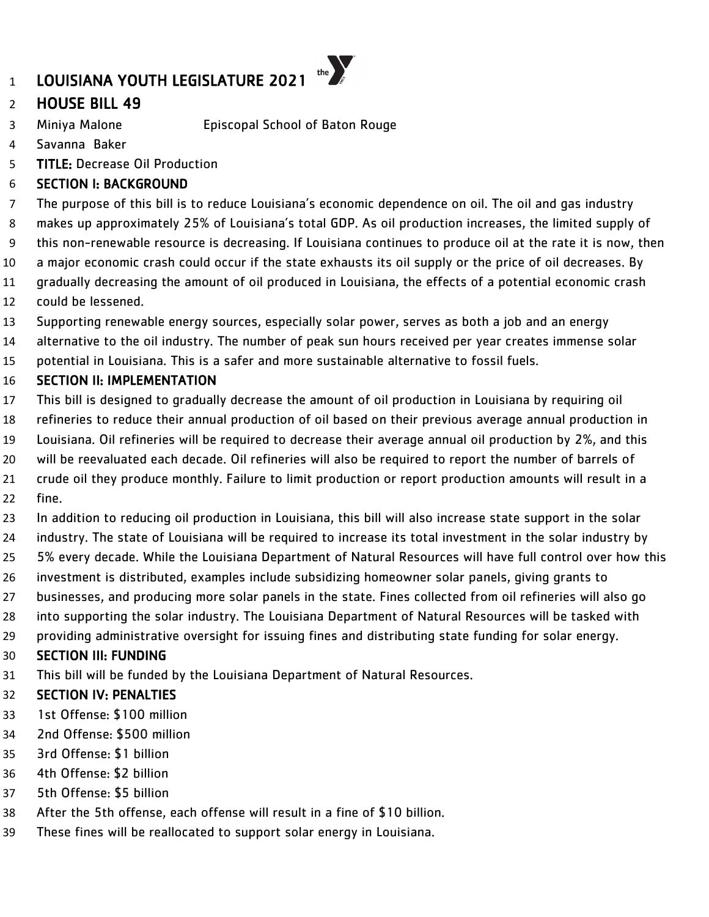# LOUISIANA YOUTH LEGISLATURE 2021

## HOUSE BILL 49

Miniya Malone Episcopal School of Baton Rouge

Savanna Baker

**TITLE:** Decrease Oil Production

### SECTION I: BACKGROUND

The purpose of this bill is to reduce Louisiana's economic dependence on oil. The oil and gas industry makes up approximately 25% of Louisiana's total GDP. As oil production increases, the limited supply of this non-renewable resource is decreasing. If Louisiana continues to produce oil at the rate it is now, then a major economic crash could occur if the state exhausts its oil supply or the price of oil decreases. By gradually decreasing the amount of oil produced in Louisiana, the effects of a potential economic crash could be lessened.

Supporting renewable energy sources, especially solar power, serves as both a job and an energy alternative to the oil industry. The number of peak sun hours received per year creates immense solar potential in Louisiana. This is a safer and more sustainable alternative to fossil fuels.

### SECTION II: IMPLEMENTATION

This bill is designed to gradually decrease the amount of oil production in Louisiana by requiring oil refineries to reduce their annual production of oil based on their previous average annual production in Louisiana. Oil refineries will be required to decrease their average annual oil production by 2%, and this will be reevaluated each decade. Oil refineries will also be required to report the number of barrels of crude oil they produce monthly. Failure to limit production or report production amounts will result in a fine.

In addition to reducing oil production in Louisiana, this bill will also increase state support in the solar industry. The state of Louisiana will be required to increase its total investment in the solar industry by 5% every decade. While the Louisiana Department of Natural Resources will have full control over how this investment is distributed, examples include subsidizing homeowner solar panels, giving grants to businesses, and producing more solar panels in the state. Fines collected from oil refineries will also go into supporting the solar industry. The Louisiana Department of Natural Resources will be tasked with providing administrative oversight for issuing fines and distributing state funding for solar energy.

### SECTION III: FUNDING

This bill will be funded by the Louisiana Department of Natural Resources.

### SECTION IV: PENALTIES

1st Offense: $100 million

2nd Offense: $500 million

3rd Offense: $1 billion

4th Offense: $2 billion

5th Offense: $5 billion

After the 5th offense, each offense will result in a fine of $10 billion.

These fines will be reallocated to support solar energy in Louisiana.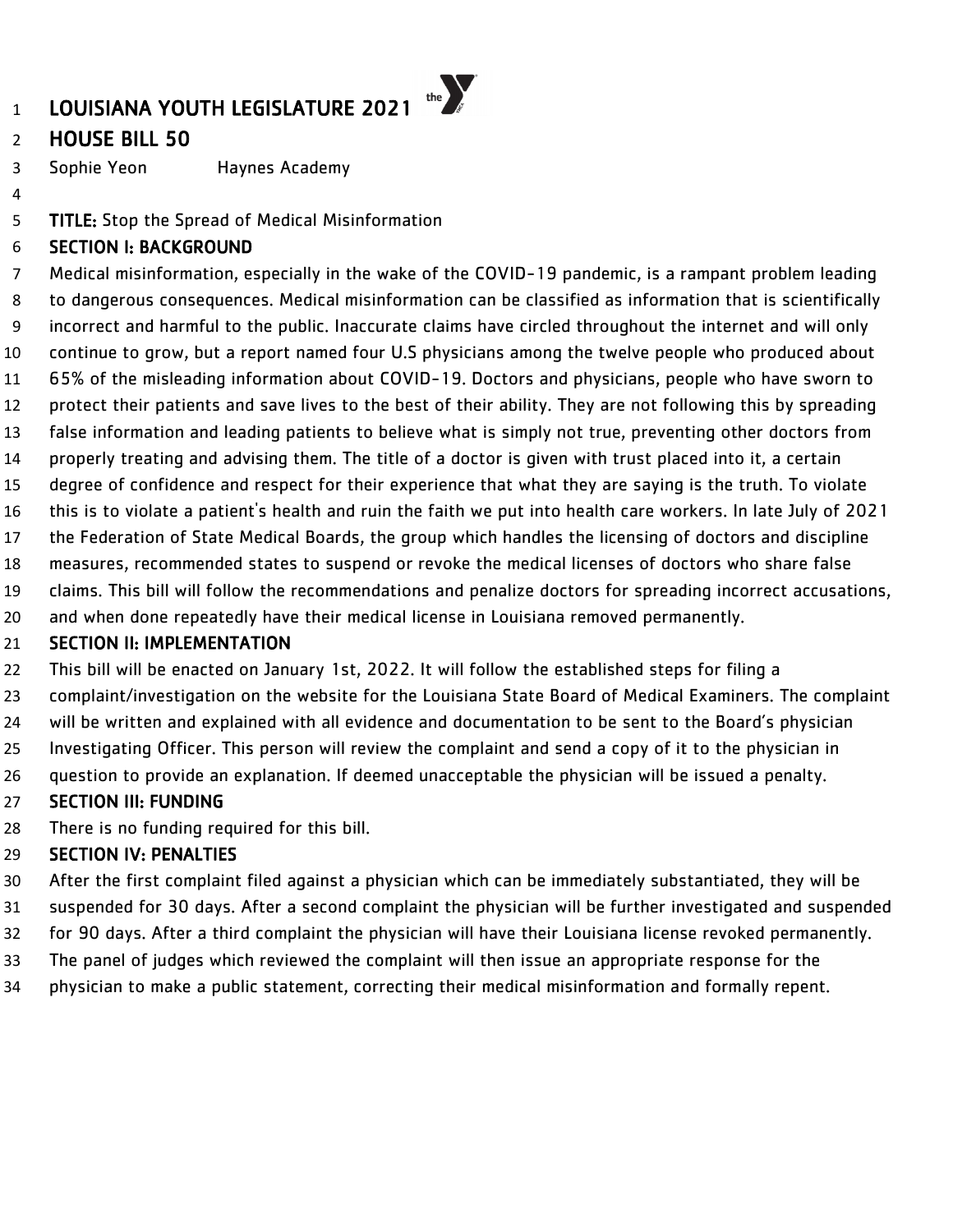# LOUISIANA YOUTH LEGISLATURE 2021

## HOUSE BILL 50

Sophie Yeon Haynes Academy

**TITLE:** Stop the Spread of Medical Misinformation

### SECTION I: BACKGROUND

Medical misinformation, especially in the wake of the COVID-19 pandemic, is a rampant problem leading to dangerous consequences. Medical misinformation can be classified as information that is scientifically incorrect and harmful to the public. Inaccurate claims have circled throughout the internet and will only continue to grow, but a report named four U.S physicians among the twelve people who produced about 65% of the misleading information about COVID-19. Doctors and physicians, people who have sworn to protect their patients and save lives to the best of their ability. They are not following this by spreading false information and leading patients to believe what is simply not true, preventing other doctors from properly treating and advising them. The title of a doctor is given with trust placed into it, a certain degree of confidence and respect for their experience that what they are saying is the truth. To violate this is to violate a patient's health and ruin the faith we put into health care workers. In late July of 2021 the Federation of State Medical Boards, the group which handles the licensing of doctors and discipline measures, recommended states to suspend or revoke the medical licenses of doctors who share false claims. This bill will follow the recommendations and penalize doctors for spreading incorrect accusations, and when done repeatedly have their medical license in Louisiana removed permanently.

### SECTION II: IMPLEMENTATION

This bill will be enacted on January 1st, 2022. It will follow the established steps for filing a complaint/investigation on the website for the Louisiana State Board of Medical Examiners. The complaint will be written and explained with all evidence and documentation to be sent to the Board's physician Investigating Officer. This person will review the complaint and send a copy of it to the physician in question to provide an explanation. If deemed unacceptable the physician will be issued a penalty.

### SECTION III: FUNDING

There is no funding required for this bill.

### SECTION IV: PENALTIES

After the first complaint filed against a physician which can be immediately substantiated, they will be suspended for 30 days. After a second complaint the physician will be further investigated and suspended for 90 days. After a third complaint the physician will have their Louisiana license revoked permanently. The panel of judges which reviewed the complaint will then issue an appropriate response for the physician to make a public statement, correcting their medical misinformation and formally repent.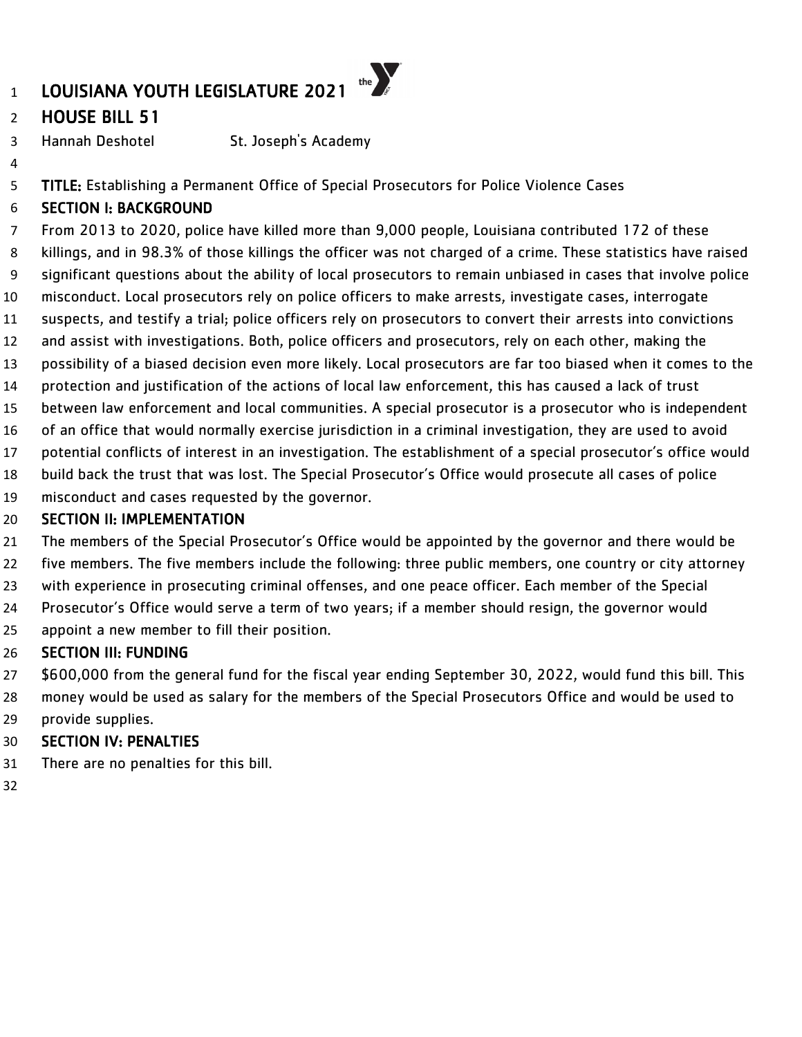# LOUISIANA YOUTH LEGISLATURE 2021

## HOUSE BILL 51

Hannah Deshotel St. Joseph's Academy

**TITLE:** Establishing a Permanent Office of Special Prosecutors for Police Violence Cases

**SECTION I: BACKGROUND**

From 2013 to 2020, police have killed more than 9,000 people, Louisiana contributed 172 of these killings, and in 98.3% of those killings the officer was not charged of a crime. These statistics have raised significant questions about the ability of local prosecutors to remain unbiased in cases that involve police misconduct. Local prosecutors rely on police officers to make arrests, investigate cases, interrogate suspects, and testify a trial; police officers rely on prosecutors to convert their arrests into convictions and assist with investigations. Both, police officers and prosecutors, rely on each other, making the possibility of a biased decision even more likely. Local prosecutors are far too biased when it comes to the protection and justification of the actions of local law enforcement, this has caused a lack of trust between law enforcement and local communities. A special prosecutor is a prosecutor who is independent of an office that would normally exercise jurisdiction in a criminal investigation, they are used to avoid potential conflicts of interest in an investigation. The establishment of a special prosecutor's office would build back the trust that was lost. The Special Prosecutor's Office would prosecute all cases of police misconduct and cases requested by the governor.

**SECTION II: IMPLEMENTATION**

The members of the Special Prosecutor's Office would be appointed by the governor and there would be five members. The five members include the following: three public members, one country or city attorney with experience in prosecuting criminal offenses, and one peace officer. Each member of the Special Prosecutor's Office would serve a term of two years; if a member should resign, the governor would appoint a new member to fill their position.

**SECTION III: FUNDING**

$600,000 from the general fund for the fiscal year ending September 30, 2022, would fund this bill. This money would be used as salary for the members of the Special Prosecutors Office and would be used to provide supplies.

**SECTION IV: PENALTIES**

There are no penalties for this bill.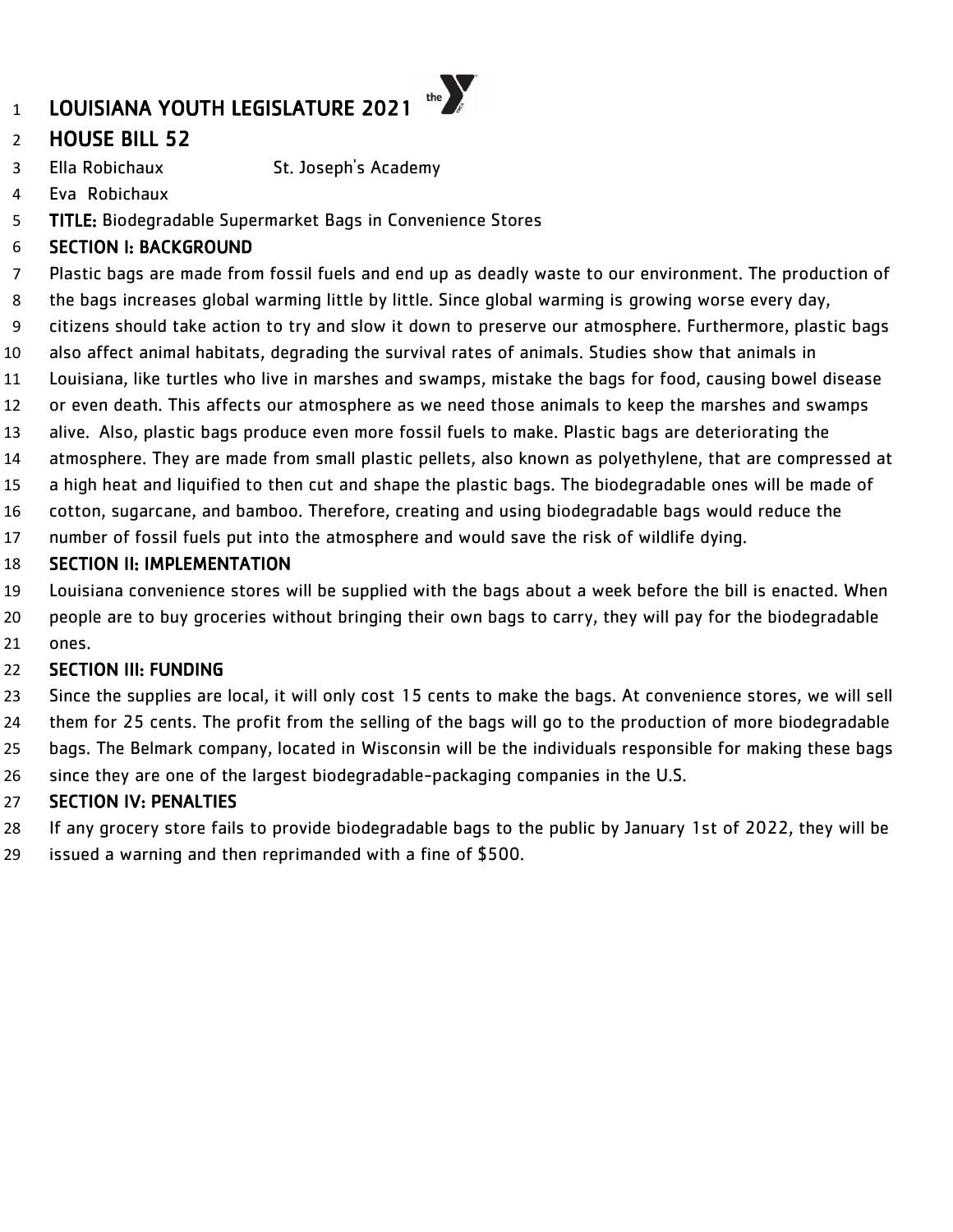# LOUISIANA YOUTH LEGISLATURE 2021

## HOUSE BILL 52

Ella Robichaux St. Joseph's Academy
Eva Robichaux

**TITLE:** Biodegradable Supermarket Bags in Convenience Stores

### SECTION I: BACKGROUND

Plastic bags are made from fossil fuels and end up as deadly waste to our environment. The production of the bags increases global warming little by little. Since global warming is growing worse every day, citizens should take action to try and slow it down to preserve our atmosphere. Furthermore, plastic bags also affect animal habitats, degrading the survival rates of animals. Studies show that animals in Louisiana, like turtles who live in marshes and swamps, mistake the bags for food, causing bowel disease or even death. This affects our atmosphere as we need those animals to keep the marshes and swamps alive. Also, plastic bags produce even more fossil fuels to make. Plastic bags are deteriorating the atmosphere. They are made from small plastic pellets, also known as polyethylene, that are compressed at a high heat and liquified to then cut and shape the plastic bags. The biodegradable ones will be made of cotton, sugarcane, and bamboo. Therefore, creating and using biodegradable bags would reduce the number of fossil fuels put into the atmosphere and would save the risk of wildlife dying.

### SECTION II: IMPLEMENTATION

Louisiana convenience stores will be supplied with the bags about a week before the bill is enacted. When people are to buy groceries without bringing their own bags to carry, they will pay for the biodegradable ones.

### SECTION III: FUNDING

Since the supplies are local, it will only cost 15 cents to make the bags. At convenience stores, we will sell them for 25 cents. The profit from the selling of the bags will go to the production of more biodegradable bags. The Belmark company, located in Wisconsin will be the individuals responsible for making these bags since they are one of the largest biodegradable-packaging companies in the U.S.

### SECTION IV: PENALTIES

If any grocery store fails to provide biodegradable bags to the public by January 1st of 2022, they will be issued a warning and then reprimanded with a fine of $500.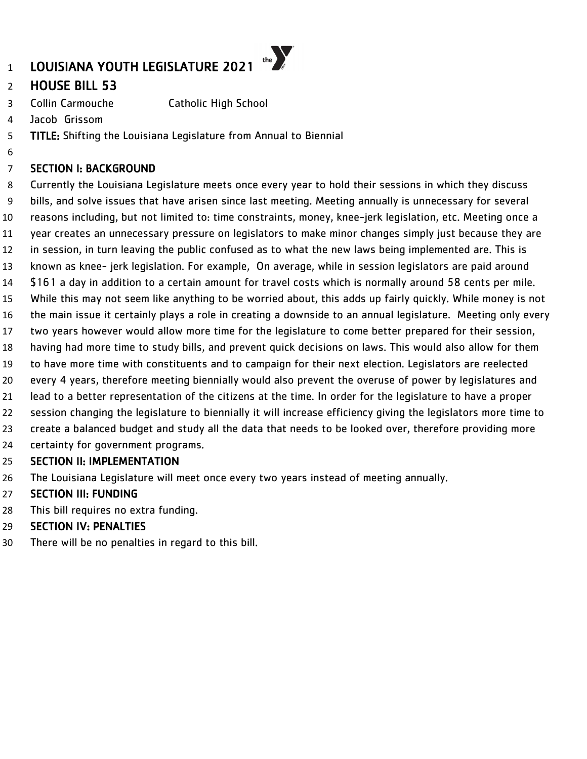# LOUISIANA YOUTH LEGISLATURE 2021

## HOUSE BILL 53

Collin Carmouche Catholic High School

Jacob Grissom

**TITLE:** Shifting the Louisiana Legislature from Annual to Biennial

### SECTION I: BACKGROUND

Currently the Louisiana Legislature meets once every year to hold their sessions in which they discuss bills, and solve issues that have arisen since last meeting. Meeting annually is unnecessary for several reasons including, but not limited to: time constraints, money, knee-jerk legislation, etc. Meeting once a year creates an unnecessary pressure on legislators to make minor changes simply just because they are in session, in turn leaving the public confused as to what the new laws being implemented are. This is known as knee- jerk legislation. For example, On average, while in session legislators are paid around $161 a day in addition to a certain amount for travel costs which is normally around 58 cents per mile. While this may not seem like anything to be worried about, this adds up fairly quickly. While money is not the main issue it certainly plays a role in creating a downside to an annual legislature. Meeting only every two years however would allow more time for the legislature to come better prepared for their session, having had more time to study bills, and prevent quick decisions on laws. This would also allow for them to have more time with constituents and to campaign for their next election. Legislators are reelected every 4 years, therefore meeting biennially would also prevent the overuse of power by legislatures and lead to a better representation of the citizens at the time. In order for the legislature to have a proper session changing the legislature to biennially it will increase efficiency giving the legislators more time to create a balanced budget and study all the data that needs to be looked over, therefore providing more certainty for government programs.

### SECTION II: IMPLEMENTATION

The Louisiana Legislature will meet once every two years instead of meeting annually.

### SECTION III: FUNDING

This bill requires no extra funding.

### SECTION IV: PENALTIES

There will be no penalties in regard to this bill.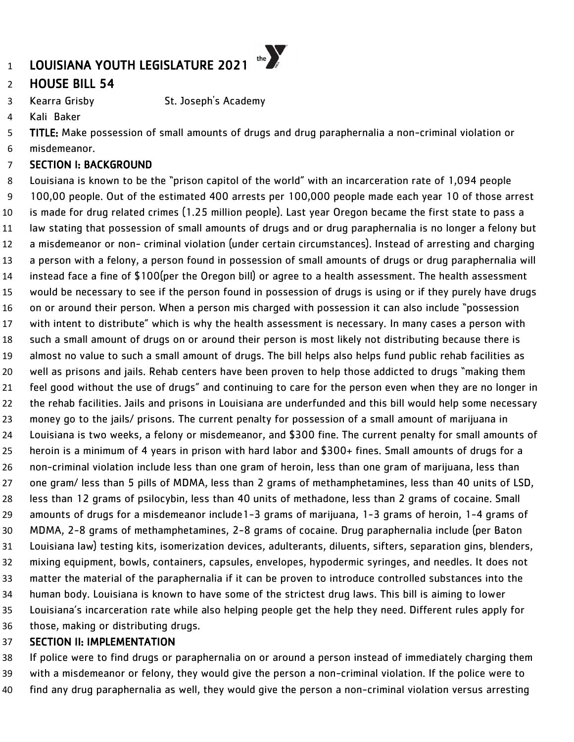# LOUISIANA YOUTH LEGISLATURE 2021

## HOUSE BILL 54

Kearra Grisby St. Joseph's Academy

Kali Baker

**TITLE:** Make possession of small amounts of drugs and drug paraphernalia a non-criminal violation or misdemeanor.

### SECTION I: BACKGROUND

Louisiana is known to be the "prison capitol of the world" with an incarceration rate of 1,094 people 100,00 people. Out of the estimated 400 arrests per 100,000 people made each year 10 of those arrest is made for drug related crimes (1.25 million people). Last year Oregon became the first state to pass a law stating that possession of small amounts of drugs and or drug paraphernalia is no longer a felony but a misdemeanor or non- criminal violation (under certain circumstances). Instead of arresting and charging a person with a felony, a person found in possession of small amounts of drugs or drug paraphernalia will instead face a fine of $100(per the Oregon bill) or agree to a health assessment. The health assessment would be necessary to see if the person found in possession of drugs is using or if they purely have drugs on or around their person. When a person mis charged with possession it can also include "possession with intent to distribute" which is why the health assessment is necessary. In many cases a person with such a small amount of drugs on or around their person is most likely not distributing because there is almost no value to such a small amount of drugs. The bill helps also helps fund public rehab facilities as well as prisons and jails. Rehab centers have been proven to help those addicted to drugs "making them feel good without the use of drugs" and continuing to care for the person even when they are no longer in the rehab facilities. Jails and prisons in Louisiana are underfunded and this bill would help some necessary money go to the jails/ prisons. The current penalty for possession of a small amount of marijuana in Louisiana is two weeks, a felony or misdemeanor, and $300 fine. The current penalty for small amounts of heroin is a minimum of 4 years in prison with hard labor and $300+ fines. Small amounts of drugs for a non-criminal violation include less than one gram of heroin, less than one gram of marijuana, less than one gram/ less than 5 pills of MDMA, less than 2 grams of methamphetamines, less than 40 units of LSD, less than 12 grams of psilocybin, less than 40 units of methadone, less than 2 grams of cocaine. Small amounts of drugs for a misdemeanor include1-3 grams of marijuana, 1-3 grams of heroin, 1-4 grams of MDMA, 2-8 grams of methamphetamines, 2-8 grams of cocaine. Drug paraphernalia include (per Baton Louisiana law) testing kits, isomerization devices, adulterants, diluents, sifters, separation gins, blenders, mixing equipment, bowls, containers, capsules, envelopes, hypodermic syringes, and needles. It does not matter the material of the paraphernalia if it can be proven to introduce controlled substances into the human body. Louisiana is known to have some of the strictest drug laws. This bill is aiming to lower Louisiana's incarceration rate while also helping people get the help they need. Different rules apply for those, making or distributing drugs.

### SECTION II: IMPLEMENTATION

If police were to find drugs or paraphernalia on or around a person instead of immediately charging them with a misdemeanor or felony, they would give the person a non-criminal violation. If the police were to find any drug paraphernalia as well, they would give the person a non-criminal violation versus arresting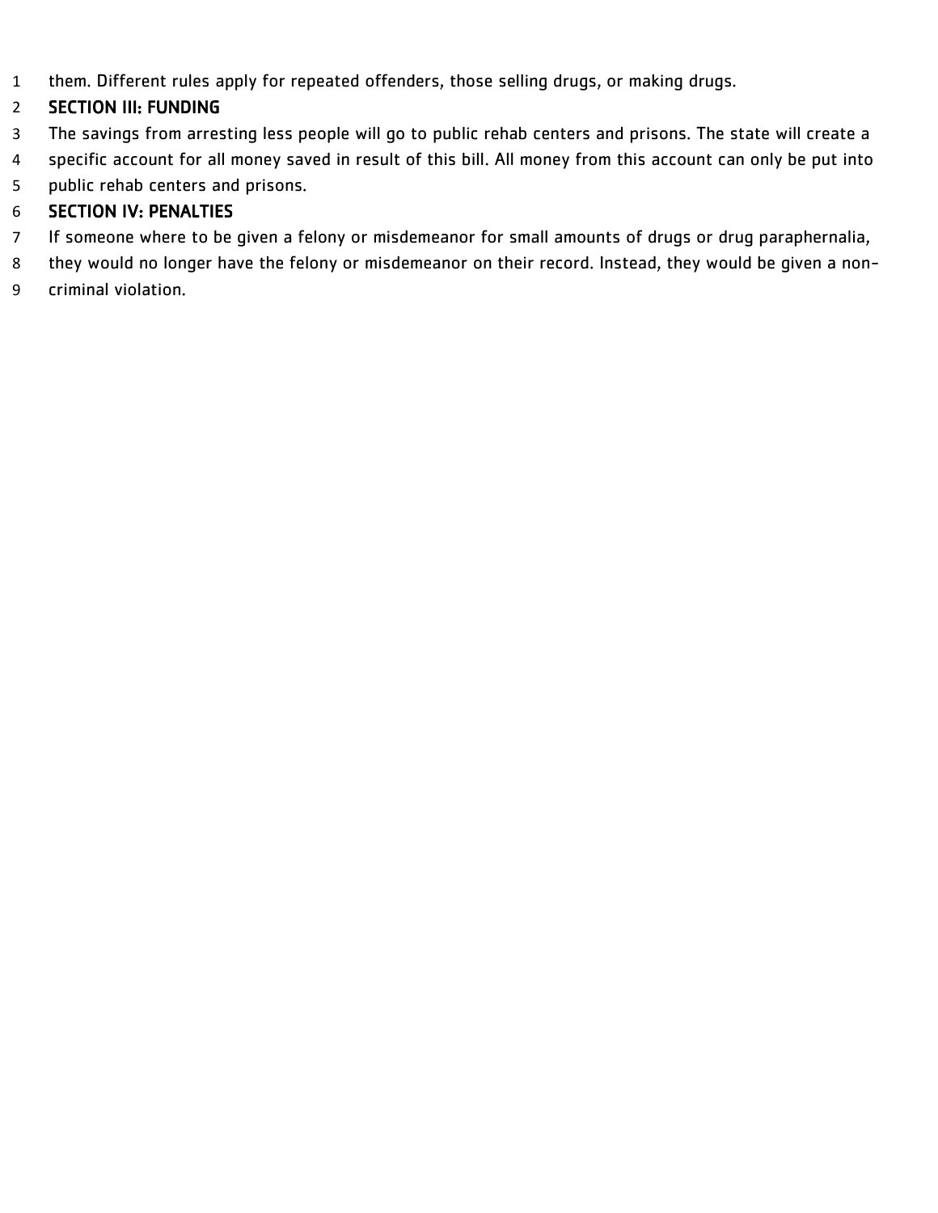them. Different rules apply for repeated offenders, those selling drugs, or making drugs.

## SECTION III: FUNDING

The savings from arresting less people will go to public rehab centers and prisons. The state will create a specific account for all money saved in result of this bill. All money from this account can only be put into public rehab centers and prisons.

## SECTION IV: PENALTIES

If someone where to be given a felony or misdemeanor for small amounts of drugs or drug paraphernalia, they would no longer have the felony or misdemeanor on their record. Instead, they would be given a non-criminal violation.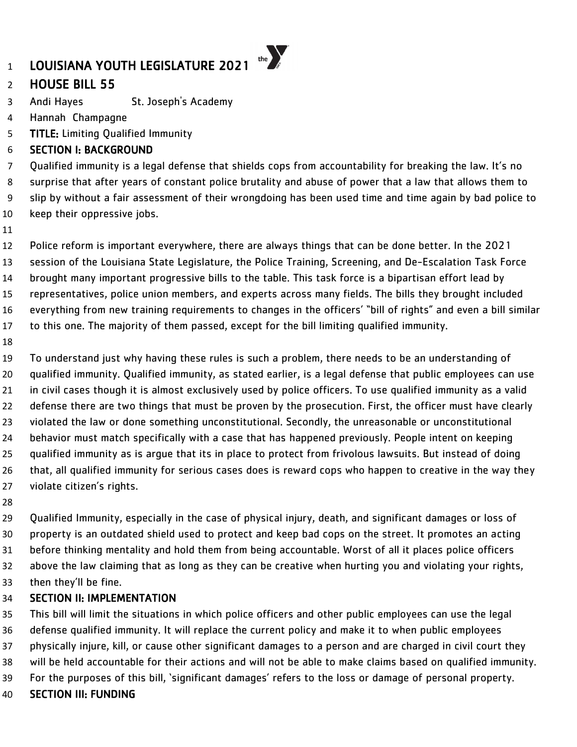# LOUISIANA YOUTH LEGISLATURE 2021

## HOUSE BILL 55

Andi Hayes St. Joseph's Academy

Hannah Champagne

**TITLE:** Limiting Qualified Immunity

### SECTION I: BACKGROUND

Qualified immunity is a legal defense that shields cops from accountability for breaking the law. It's no surprise that after years of constant police brutality and abuse of power that a law that allows them to slip by without a fair assessment of their wrongdoing has been used time and time again by bad police to keep their oppressive jobs.

Police reform is important everywhere, there are always things that can be done better. In the 2021 session of the Louisiana State Legislature, the Police Training, Screening, and De-Escalation Task Force brought many important progressive bills to the table. This task force is a bipartisan effort lead by representatives, police union members, and experts across many fields. The bills they brought included everything from new training requirements to changes in the officers' "bill of rights" and even a bill similar to this one. The majority of them passed, except for the bill limiting qualified immunity.

To understand just why having these rules is such a problem, there needs to be an understanding of qualified immunity. Qualified immunity, as stated earlier, is a legal defense that public employees can use in civil cases though it is almost exclusively used by police officers. To use qualified immunity as a valid defense there are two things that must be proven by the prosecution. First, the officer must have clearly violated the law or done something unconstitutional. Secondly, the unreasonable or unconstitutional behavior must match specifically with a case that has happened previously. People intent on keeping qualified immunity as is argue that its in place to protect from frivolous lawsuits. But instead of doing that, all qualified immunity for serious cases does is reward cops who happen to creative in the way they violate citizen's rights.

Qualified Immunity, especially in the case of physical injury, death, and significant damages or loss of property is an outdated shield used to protect and keep bad cops on the street. It promotes an acting before thinking mentality and hold them from being accountable. Worst of all it places police officers above the law claiming that as long as they can be creative when hurting you and violating your rights, then they'll be fine.

### SECTION II: IMPLEMENTATION

This bill will limit the situations in which police officers and other public employees can use the legal defense qualified immunity. It will replace the current policy and make it to when public employees physically injure, kill, or cause other significant damages to a person and are charged in civil court they will be held accountable for their actions and will not be able to make claims based on qualified immunity. For the purposes of this bill, 'significant damages' refers to the loss or damage of personal property.

### SECTION III: FUNDING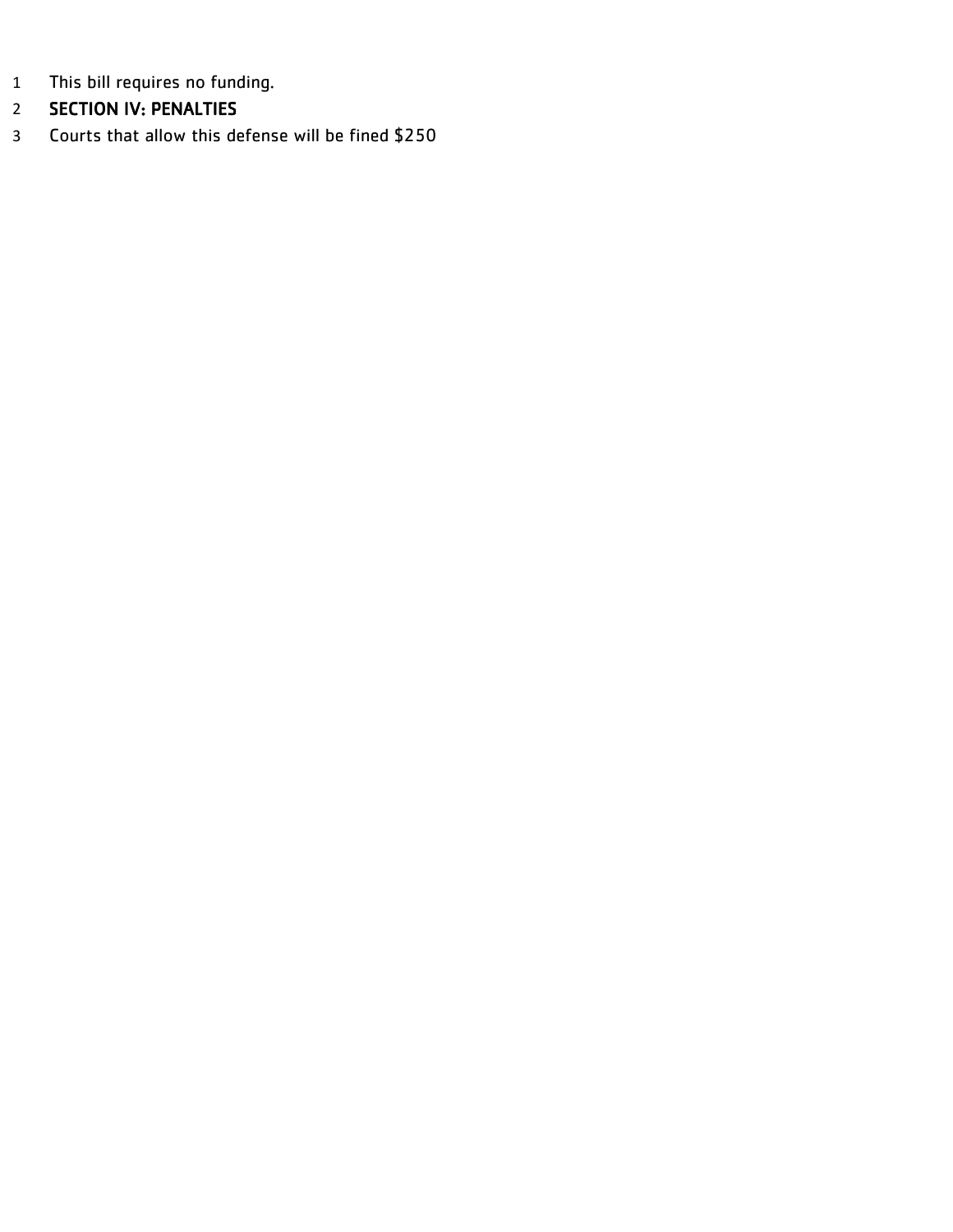This bill requires no funding.

**SECTION IV: PENALTIES**

Courts that allow this defense will be fined $250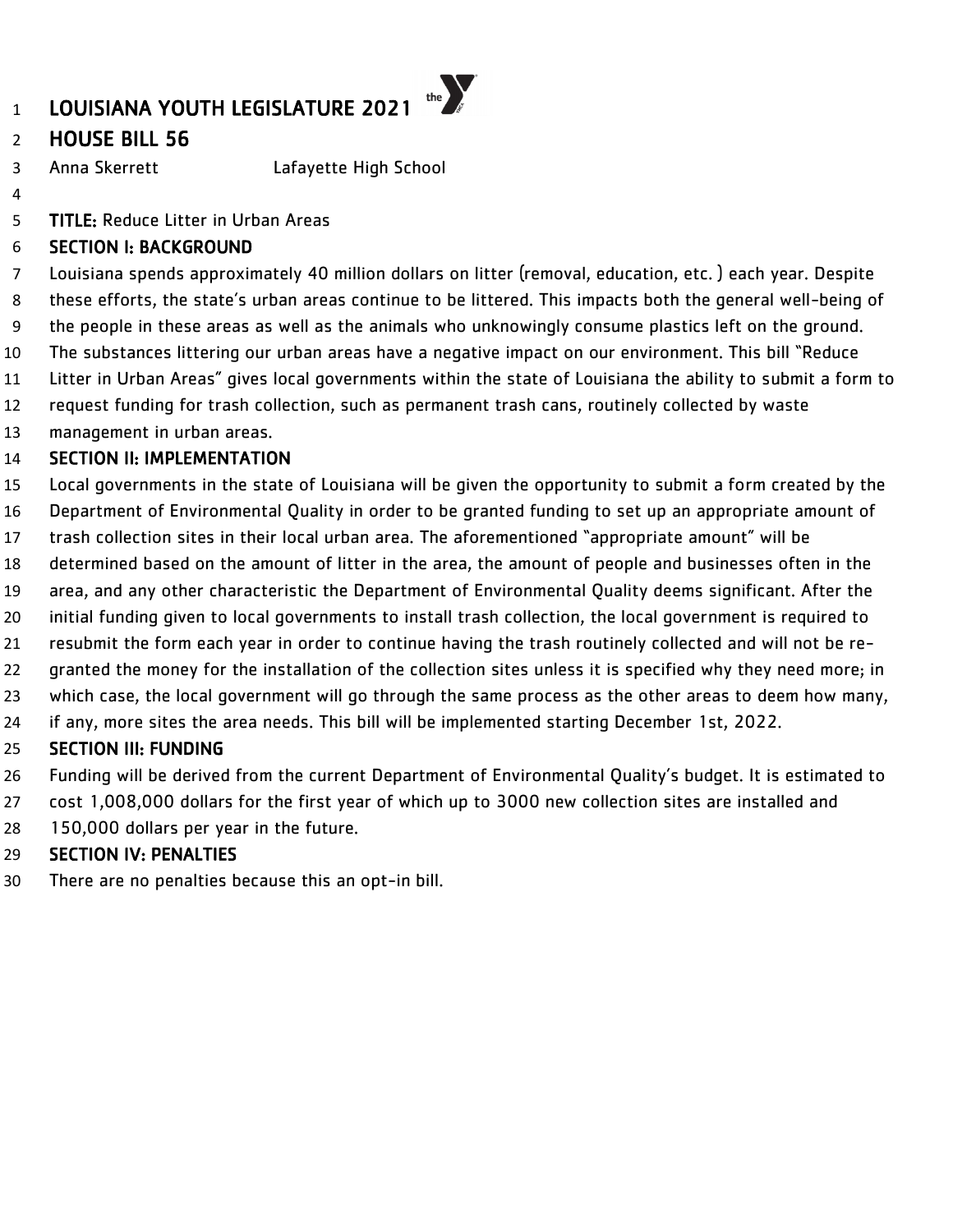# LOUISIANA YOUTH LEGISLATURE 2021

## HOUSE BILL 56

Anna Skerrett Lafayette High School

**TITLE:** Reduce Litter in Urban Areas

**SECTION I: BACKGROUND**

Louisiana spends approximately 40 million dollars on litter (removal, education, etc. ) each year. Despite these efforts, the state's urban areas continue to be littered. This impacts both the general well-being of the people in these areas as well as the animals who unknowingly consume plastics left on the ground. The substances littering our urban areas have a negative impact on our environment. This bill "Reduce Litter in Urban Areas" gives local governments within the state of Louisiana the ability to submit a form to request funding for trash collection, such as permanent trash cans, routinely collected by waste management in urban areas.

**SECTION II: IMPLEMENTATION**

Local governments in the state of Louisiana will be given the opportunity to submit a form created by the Department of Environmental Quality in order to be granted funding to set up an appropriate amount of trash collection sites in their local urban area. The aforementioned "appropriate amount" will be determined based on the amount of litter in the area, the amount of people and businesses often in the area, and any other characteristic the Department of Environmental Quality deems significant. After the initial funding given to local governments to install trash collection, the local government is required to resubmit the form each year in order to continue having the trash routinely collected and will not be re-granted the money for the installation of the collection sites unless it is specified why they need more; in which case, the local government will go through the same process as the other areas to deem how many, if any, more sites the area needs. This bill will be implemented starting December 1st, 2022.

**SECTION III: FUNDING**

Funding will be derived from the current Department of Environmental Quality's budget. It is estimated to cost 1,008,000 dollars for the first year of which up to 3000 new collection sites are installed and 150,000 dollars per year in the future.

**SECTION IV: PENALTIES**

There are no penalties because this an opt-in bill.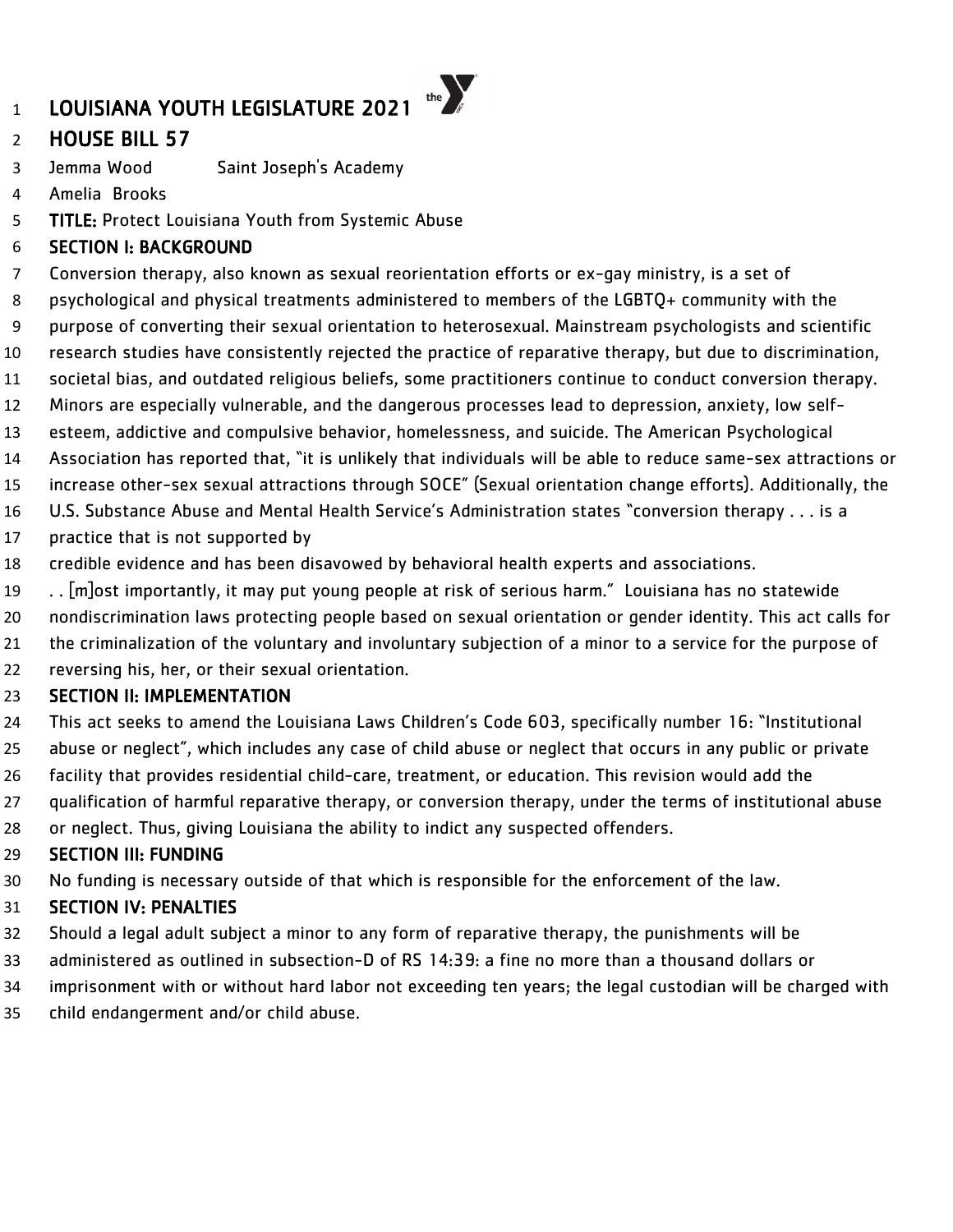# LOUISIANA YOUTH LEGISLATURE 2021

## HOUSE BILL 57

Jemma Wood  Saint Joseph's Academy

Amelia Brooks

**TITLE:** Protect Louisiana Youth from Systemic Abuse

### SECTION I: BACKGROUND

Conversion therapy, also known as sexual reorientation efforts or ex-gay ministry, is a set of psychological and physical treatments administered to members of the LGBTQ+ community with the purpose of converting their sexual orientation to heterosexual. Mainstream psychologists and scientific research studies have consistently rejected the practice of reparative therapy, but due to discrimination, societal bias, and outdated religious beliefs, some practitioners continue to conduct conversion therapy. Minors are especially vulnerable, and the dangerous processes lead to depression, anxiety, low self-esteem, addictive and compulsive behavior, homelessness, and suicide. The American Psychological Association has reported that, "it is unlikely that individuals will be able to reduce same-sex attractions or increase other-sex sexual attractions through SOCE" (Sexual orientation change efforts). Additionally, the U.S. Substance Abuse and Mental Health Service's Administration states "conversion therapy . . . is a practice that is not supported by credible evidence and has been disavowed by behavioral health experts and associations. . . [m]ost importantly, it may put young people at risk of serious harm." Louisiana has no statewide nondiscrimination laws protecting people based on sexual orientation or gender identity. This act calls for the criminalization of the voluntary and involuntary subjection of a minor to a service for the purpose of reversing his, her, or their sexual orientation.

### SECTION II: IMPLEMENTATION

This act seeks to amend the Louisiana Laws Children's Code 603, specifically number 16: "Institutional abuse or neglect", which includes any case of child abuse or neglect that occurs in any public or private facility that provides residential child-care, treatment, or education. This revision would add the qualification of harmful reparative therapy, or conversion therapy, under the terms of institutional abuse or neglect. Thus, giving Louisiana the ability to indict any suspected offenders.

### SECTION III: FUNDING

No funding is necessary outside of that which is responsible for the enforcement of the law.

### SECTION IV: PENALTIES

Should a legal adult subject a minor to any form of reparative therapy, the punishments will be administered as outlined in subsection-D of RS 14:39: a fine no more than a thousand dollars or imprisonment with or without hard labor not exceeding ten years; the legal custodian will be charged with child endangerment and/or child abuse.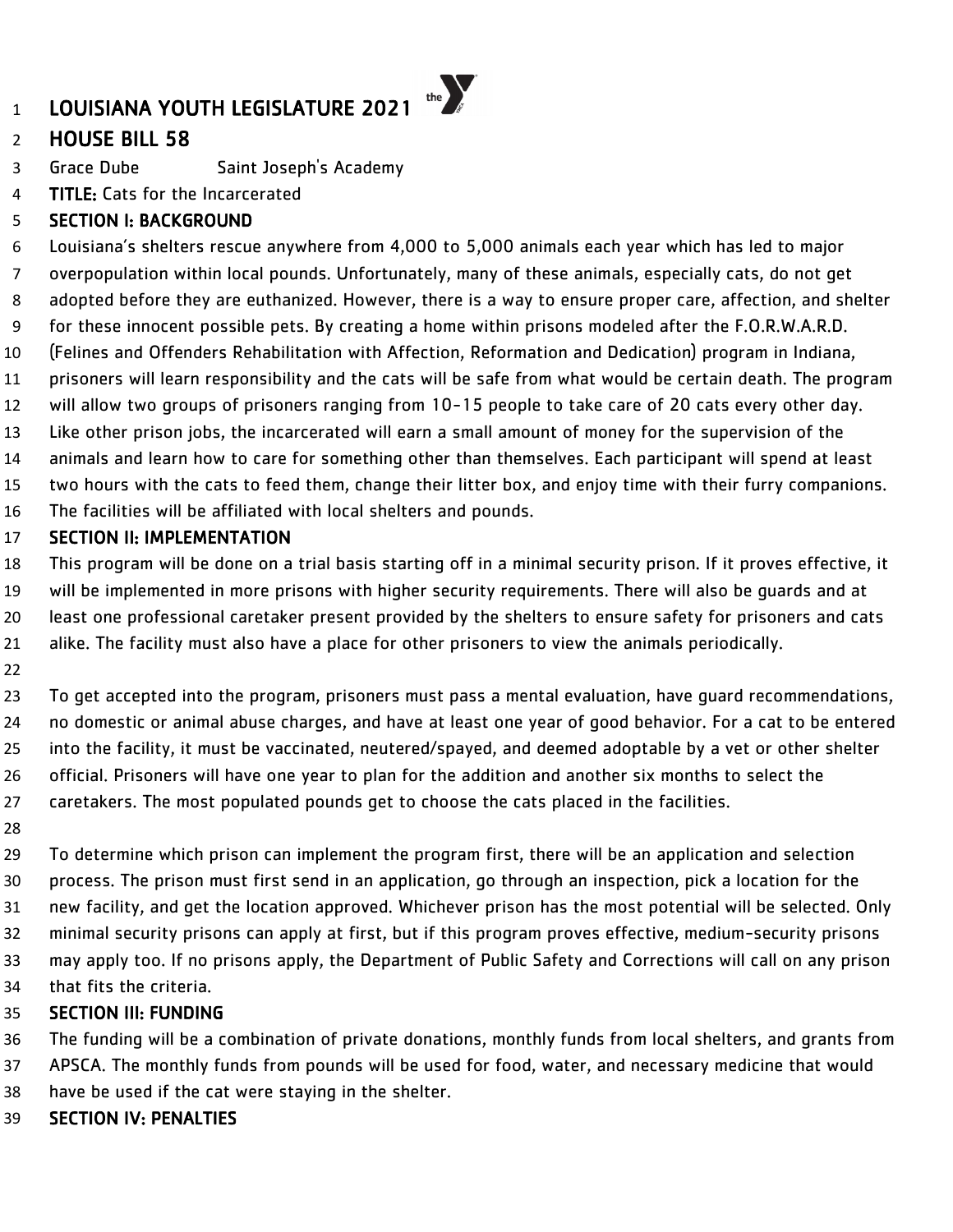# LOUISIANA YOUTH LEGISLATURE 2021

## HOUSE BILL 58

Grace Dube Saint Joseph's Academy

**TITLE:** Cats for the Incarcerated

### SECTION I: BACKGROUND

Louisiana's shelters rescue anywhere from 4,000 to 5,000 animals each year which has led to major overpopulation within local pounds. Unfortunately, many of these animals, especially cats, do not get adopted before they are euthanized. However, there is a way to ensure proper care, affection, and shelter for these innocent possible pets. By creating a home within prisons modeled after the F.O.R.W.A.R.D. (Felines and Offenders Rehabilitation with Affection, Reformation and Dedication) program in Indiana, prisoners will learn responsibility and the cats will be safe from what would be certain death. The program will allow two groups of prisoners ranging from 10-15 people to take care of 20 cats every other day. Like other prison jobs, the incarcerated will earn a small amount of money for the supervision of the animals and learn how to care for something other than themselves. Each participant will spend at least two hours with the cats to feed them, change their litter box, and enjoy time with their furry companions. The facilities will be affiliated with local shelters and pounds.

### SECTION II: IMPLEMENTATION

This program will be done on a trial basis starting off in a minimal security prison. If it proves effective, it will be implemented in more prisons with higher security requirements. There will also be guards and at least one professional caretaker present provided by the shelters to ensure safety for prisoners and cats alike. The facility must also have a place for other prisoners to view the animals periodically.

To get accepted into the program, prisoners must pass a mental evaluation, have guard recommendations, no domestic or animal abuse charges, and have at least one year of good behavior. For a cat to be entered into the facility, it must be vaccinated, neutered/spayed, and deemed adoptable by a vet or other shelter official. Prisoners will have one year to plan for the addition and another six months to select the caretakers. The most populated pounds get to choose the cats placed in the facilities.

To determine which prison can implement the program first, there will be an application and selection process. The prison must first send in an application, go through an inspection, pick a location for the new facility, and get the location approved. Whichever prison has the most potential will be selected. Only minimal security prisons can apply at first, but if this program proves effective, medium-security prisons may apply too. If no prisons apply, the Department of Public Safety and Corrections will call on any prison that fits the criteria.

### SECTION III: FUNDING

The funding will be a combination of private donations, monthly funds from local shelters, and grants from APSCA. The monthly funds from pounds will be used for food, water, and necessary medicine that would have be used if the cat were staying in the shelter.

### SECTION IV: PENALTIES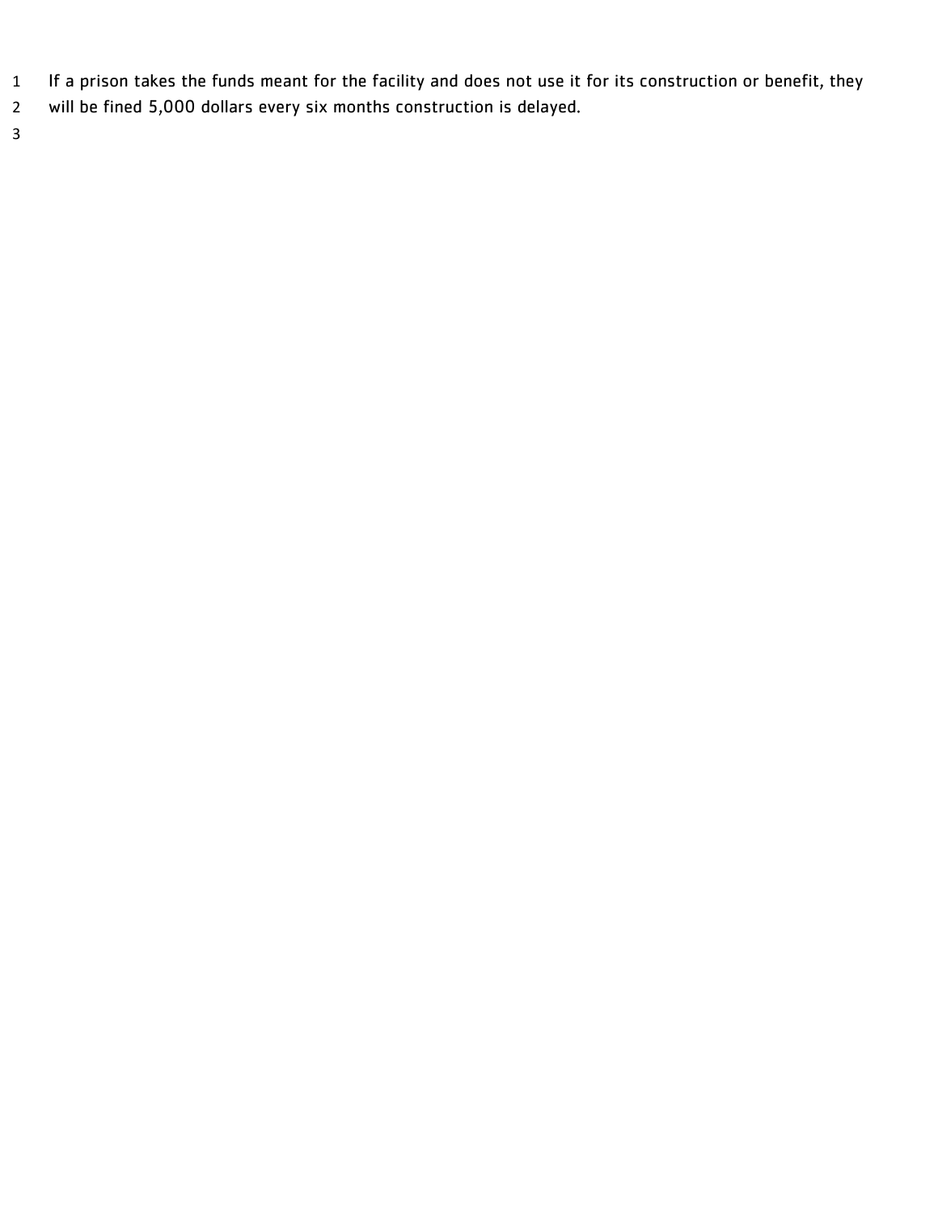If a prison takes the funds meant for the facility and does not use it for its construction or benefit, they will be fined 5,000 dollars every six months construction is delayed.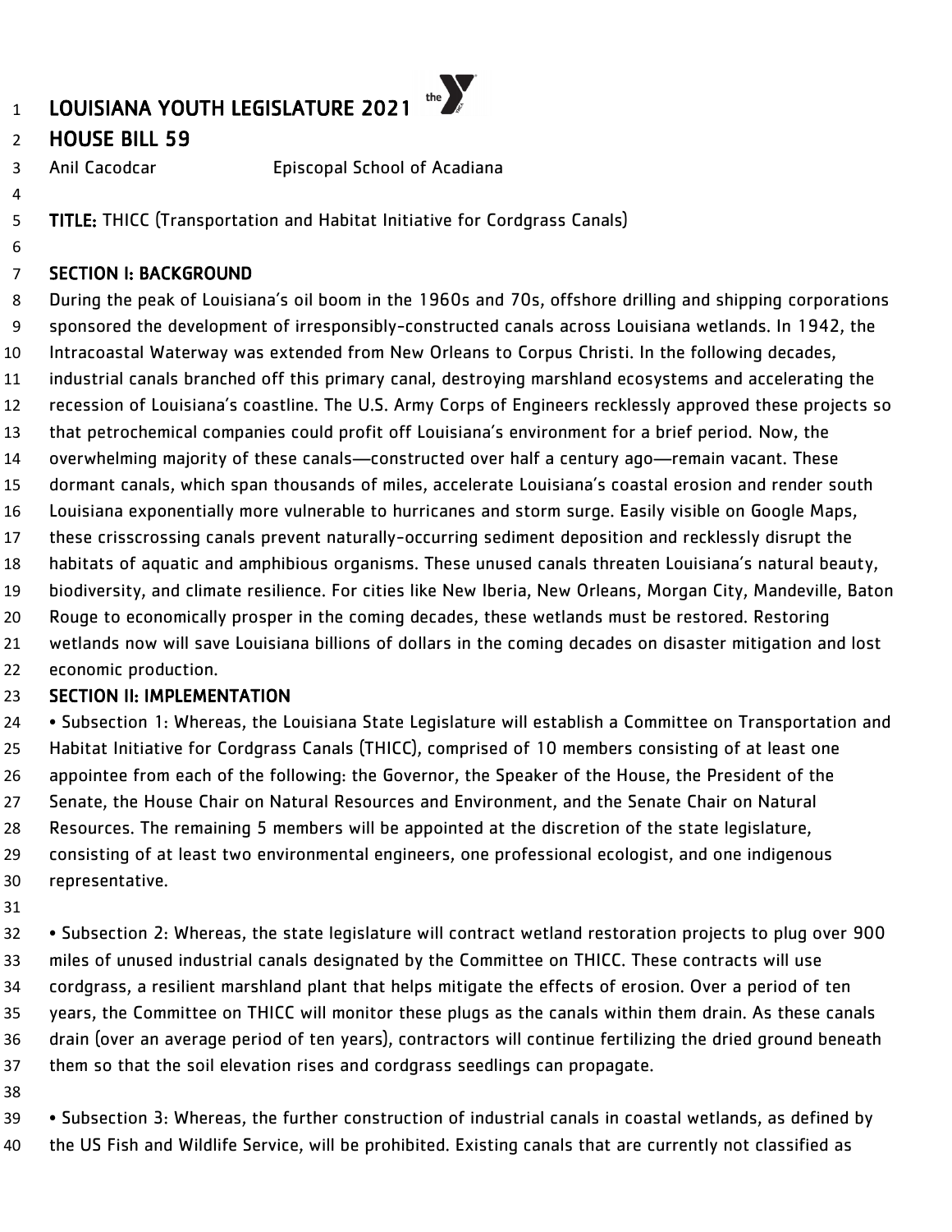# LOUISIANA YOUTH LEGISLATURE 2021

## HOUSE BILL 59

Anil Cacodcar Episcopal School of Acadiana

**TITLE:** THICC (Transportation and Habitat Initiative for Cordgrass Canals)

### SECTION I: BACKGROUND

During the peak of Louisiana's oil boom in the 1960s and 70s, offshore drilling and shipping corporations sponsored the development of irresponsibly-constructed canals across Louisiana wetlands. In 1942, the Intracoastal Waterway was extended from New Orleans to Corpus Christi. In the following decades, industrial canals branched off this primary canal, destroying marshland ecosystems and accelerating the recession of Louisiana's coastline. The U.S. Army Corps of Engineers recklessly approved these projects so that petrochemical companies could profit off Louisiana's environment for a brief period. Now, the overwhelming majority of these canals—constructed over half a century ago—remain vacant. These dormant canals, which span thousands of miles, accelerate Louisiana's coastal erosion and render south Louisiana exponentially more vulnerable to hurricanes and storm surge. Easily visible on Google Maps, these crisscrossing canals prevent naturally-occurring sediment deposition and recklessly disrupt the habitats of aquatic and amphibious organisms. These unused canals threaten Louisiana's natural beauty, biodiversity, and climate resilience. For cities like New Iberia, New Orleans, Morgan City, Mandeville, Baton Rouge to economically prosper in the coming decades, these wetlands must be restored. Restoring wetlands now will save Louisiana billions of dollars in the coming decades on disaster mitigation and lost economic production.

### SECTION II: IMPLEMENTATION

- Subsection 1: Whereas, the Louisiana State Legislature will establish a Committee on Transportation and Habitat Initiative for Cordgrass Canals (THICC), comprised of 10 members consisting of at least one appointee from each of the following: the Governor, the Speaker of the House, the President of the Senate, the House Chair on Natural Resources and Environment, and the Senate Chair on Natural Resources. The remaining 5 members will be appointed at the discretion of the state legislature, consisting of at least two environmental engineers, one professional ecologist, and one indigenous representative.

- Subsection 2: Whereas, the state legislature will contract wetland restoration projects to plug over 900 miles of unused industrial canals designated by the Committee on THICC. These contracts will use cordgrass, a resilient marshland plant that helps mitigate the effects of erosion. Over a period of ten years, the Committee on THICC will monitor these plugs as the canals within them drain. As these canals drain (over an average period of ten years), contractors will continue fertilizing the dried ground beneath them so that the soil elevation rises and cordgrass seedlings can propagate.

- Subsection 3: Whereas, the further construction of industrial canals in coastal wetlands, as defined by the US Fish and Wildlife Service, will be prohibited. Existing canals that are currently not classified as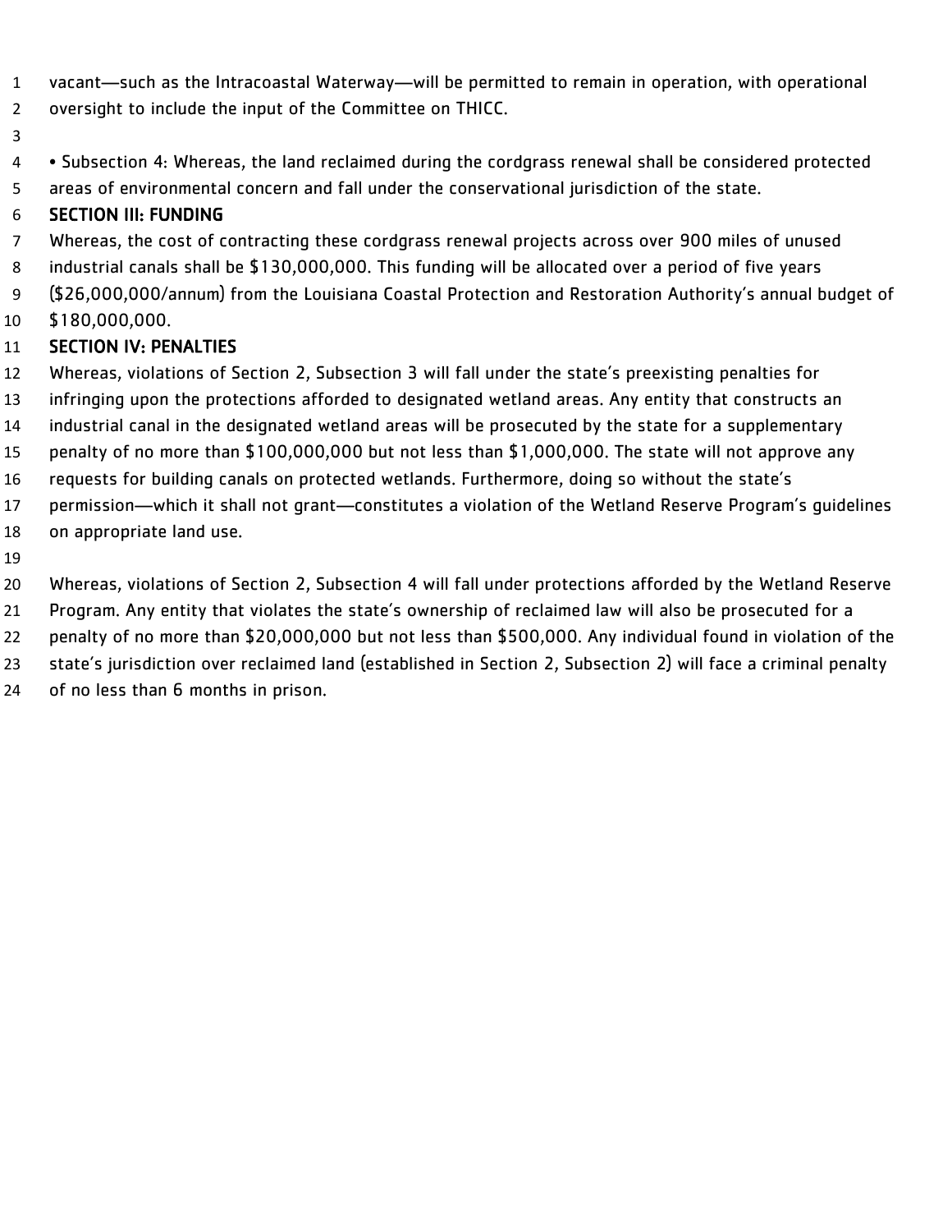vacant—such as the Intracoastal Waterway—will be permitted to remain in operation, with operational oversight to include the input of the Committee on THICC.

• Subsection 4: Whereas, the land reclaimed during the cordgrass renewal shall be considered protected areas of environmental concern and fall under the conservational jurisdiction of the state.

### SECTION III: FUNDING

Whereas, the cost of contracting these cordgrass renewal projects across over 900 miles of unused industrial canals shall be $130,000,000. This funding will be allocated over a period of five years ($26,000,000/annum) from the Louisiana Coastal Protection and Restoration Authority's annual budget of $180,000,000.

### SECTION IV: PENALTIES

Whereas, violations of Section 2, Subsection 3 will fall under the state's preexisting penalties for infringing upon the protections afforded to designated wetland areas. Any entity that constructs an industrial canal in the designated wetland areas will be prosecuted by the state for a supplementary penalty of no more than $100,000,000 but not less than $1,000,000. The state will not approve any requests for building canals on protected wetlands. Furthermore, doing so without the state's permission—which it shall not grant—constitutes a violation of the Wetland Reserve Program's guidelines on appropriate land use.

Whereas, violations of Section 2, Subsection 4 will fall under protections afforded by the Wetland Reserve Program. Any entity that violates the state's ownership of reclaimed law will also be prosecuted for a penalty of no more than $20,000,000 but not less than $500,000. Any individual found in violation of the state's jurisdiction over reclaimed land (established in Section 2, Subsection 2) will face a criminal penalty of no less than 6 months in prison.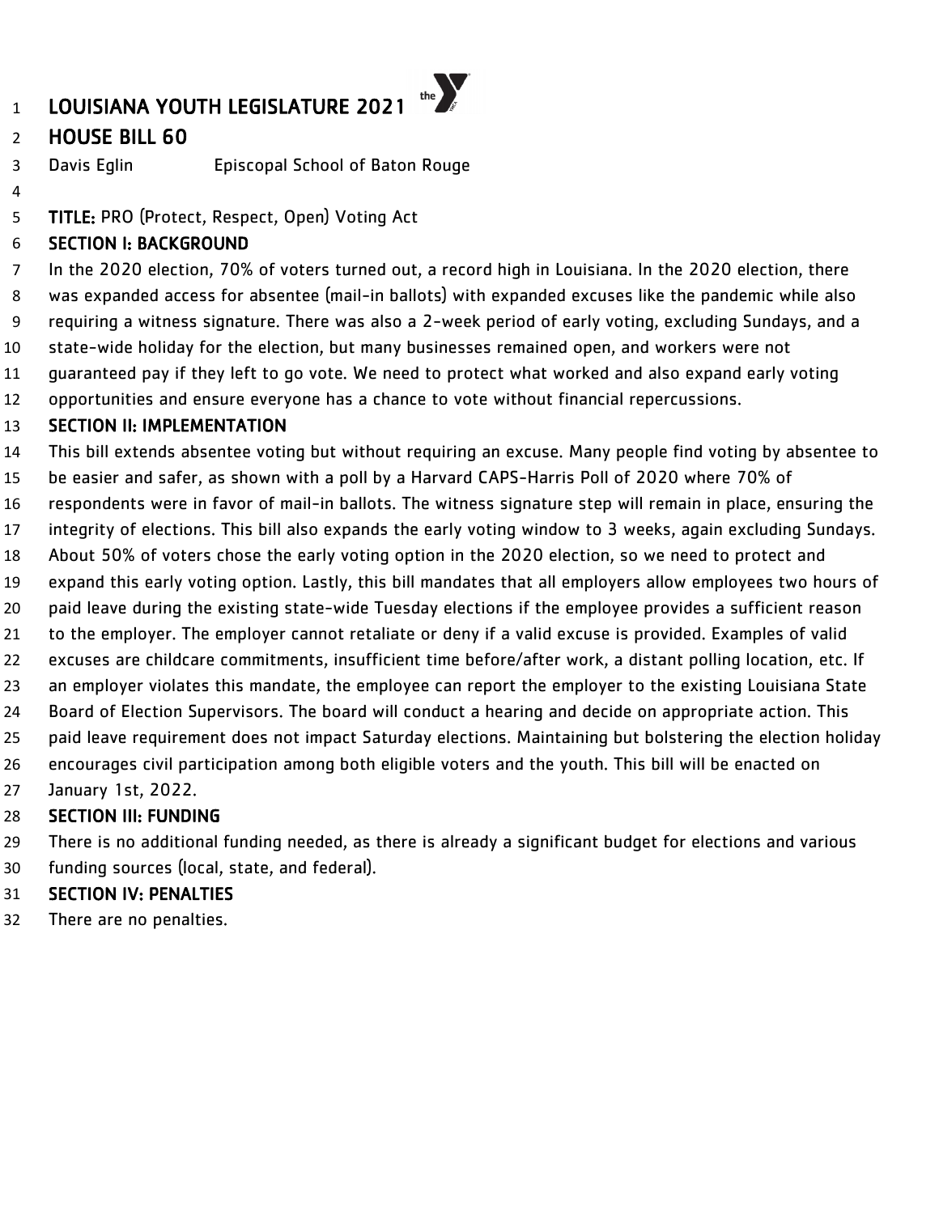# LOUISIANA YOUTH LEGISLATURE 2021

## HOUSE BILL 60

Davis Eglin Episcopal School of Baton Rouge

**TITLE:** PRO (Protect, Respect, Open) Voting Act

### SECTION I: BACKGROUND

In the 2020 election, 70% of voters turned out, a record high in Louisiana. In the 2020 election, there was expanded access for absentee (mail-in ballots) with expanded excuses like the pandemic while also requiring a witness signature. There was also a 2-week period of early voting, excluding Sundays, and a state-wide holiday for the election, but many businesses remained open, and workers were not guaranteed pay if they left to go vote. We need to protect what worked and also expand early voting opportunities and ensure everyone has a chance to vote without financial repercussions.

### SECTION II: IMPLEMENTATION

This bill extends absentee voting but without requiring an excuse. Many people find voting by absentee to be easier and safer, as shown with a poll by a Harvard CAPS-Harris Poll of 2020 where 70% of respondents were in favor of mail-in ballots. The witness signature step will remain in place, ensuring the integrity of elections. This bill also expands the early voting window to 3 weeks, again excluding Sundays. About 50% of voters chose the early voting option in the 2020 election, so we need to protect and expand this early voting option. Lastly, this bill mandates that all employers allow employees two hours of paid leave during the existing state-wide Tuesday elections if the employee provides a sufficient reason to the employer. The employer cannot retaliate or deny if a valid excuse is provided. Examples of valid excuses are childcare commitments, insufficient time before/after work, a distant polling location, etc. If an employer violates this mandate, the employee can report the employer to the existing Louisiana State Board of Election Supervisors. The board will conduct a hearing and decide on appropriate action. This paid leave requirement does not impact Saturday elections. Maintaining but bolstering the election holiday encourages civil participation among both eligible voters and the youth. This bill will be enacted on January 1st, 2022.

### SECTION III: FUNDING

There is no additional funding needed, as there is already a significant budget for elections and various funding sources (local, state, and federal).

### SECTION IV: PENALTIES

There are no penalties.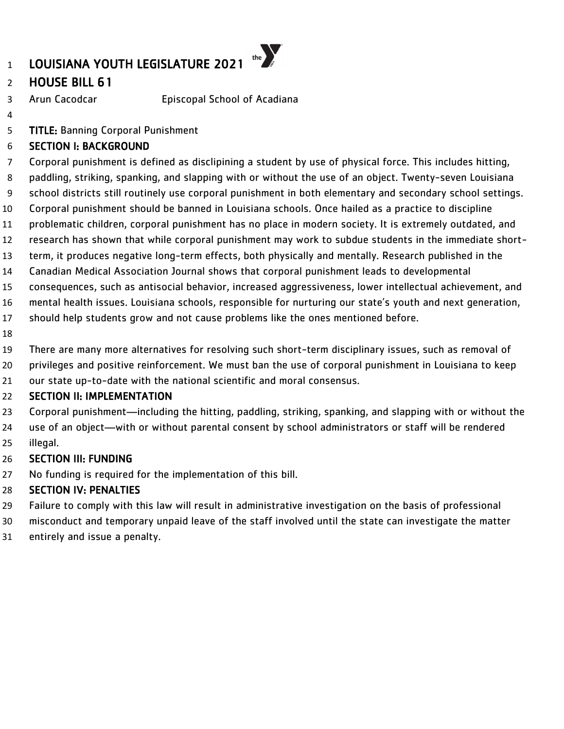# LOUISIANA YOUTH LEGISLATURE 2021

## HOUSE BILL 61

Arun Cacodcar Episcopal School of Acadiana

**TITLE:** Banning Corporal Punishment

### SECTION I: BACKGROUND

Corporal punishment is defined as disclipining a student by use of physical force. This includes hitting, paddling, striking, spanking, and slapping with or without the use of an object. Twenty-seven Louisiana school districts still routinely use corporal punishment in both elementary and secondary school settings. Corporal punishment should be banned in Louisiana schools. Once hailed as a practice to discipline problematic children, corporal punishment has no place in modern society. It is extremely outdated, and research has shown that while corporal punishment may work to subdue students in the immediate short-term, it produces negative long-term effects, both physically and mentally. Research published in the Canadian Medical Association Journal shows that corporal punishment leads to developmental consequences, such as antisocial behavior, increased aggressiveness, lower intellectual achievement, and mental health issues. Louisiana schools, responsible for nurturing our state's youth and next generation, should help students grow and not cause problems like the ones mentioned before.

There are many more alternatives for resolving such short-term disciplinary issues, such as removal of privileges and positive reinforcement. We must ban the use of corporal punishment in Louisiana to keep our state up-to-date with the national scientific and moral consensus.

### SECTION II: IMPLEMENTATION

Corporal punishment—including the hitting, paddling, striking, spanking, and slapping with or without the use of an object—with or without parental consent by school administrators or staff will be rendered illegal.

### SECTION III: FUNDING

No funding is required for the implementation of this bill.

### SECTION IV: PENALTIES

Failure to comply with this law will result in administrative investigation on the basis of professional misconduct and temporary unpaid leave of the staff involved until the state can investigate the matter entirely and issue a penalty.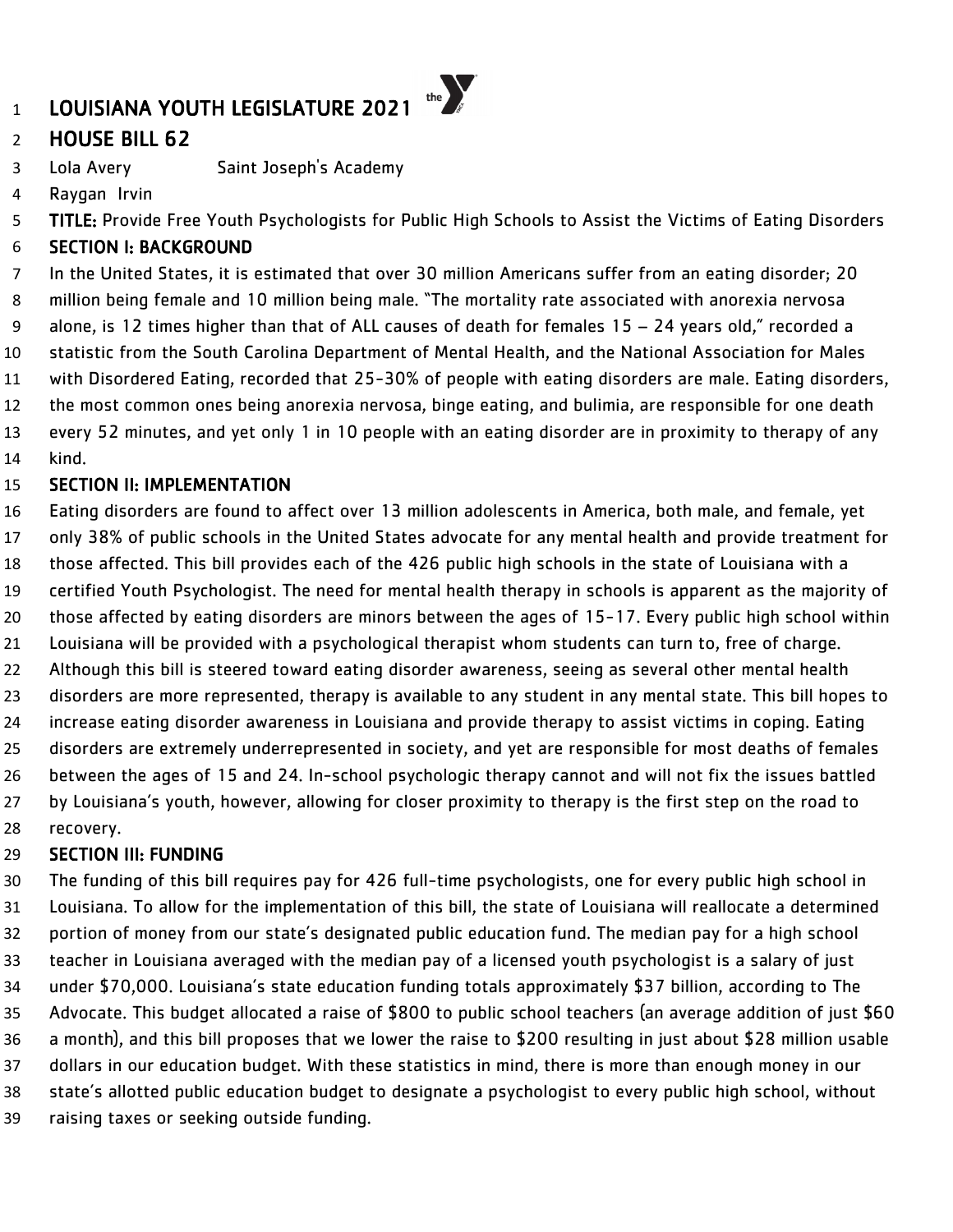# LOUISIANA YOUTH LEGISLATURE 2021

## HOUSE BILL 62

Lola Avery Saint Joseph's Academy

Raygan Irvin

**TITLE:** Provide Free Youth Psychologists for Public High Schools to Assist the Victims of Eating Disorders

### SECTION I: BACKGROUND

In the United States, it is estimated that over 30 million Americans suffer from an eating disorder; 20 million being female and 10 million being male. "The mortality rate associated with anorexia nervosa alone, is 12 times higher than that of ALL causes of death for females 15 – 24 years old," recorded a statistic from the South Carolina Department of Mental Health, and the National Association for Males with Disordered Eating, recorded that 25-30% of people with eating disorders are male. Eating disorders, the most common ones being anorexia nervosa, binge eating, and bulimia, are responsible for one death every 52 minutes, and yet only 1 in 10 people with an eating disorder are in proximity to therapy of any kind.

### SECTION II: IMPLEMENTATION

Eating disorders are found to affect over 13 million adolescents in America, both male, and female, yet only 38% of public schools in the United States advocate for any mental health and provide treatment for those affected. This bill provides each of the 426 public high schools in the state of Louisiana with a certified Youth Psychologist. The need for mental health therapy in schools is apparent as the majority of those affected by eating disorders are minors between the ages of 15-17. Every public high school within Louisiana will be provided with a psychological therapist whom students can turn to, free of charge. Although this bill is steered toward eating disorder awareness, seeing as several other mental health disorders are more represented, therapy is available to any student in any mental state. This bill hopes to increase eating disorder awareness in Louisiana and provide therapy to assist victims in coping. Eating disorders are extremely underrepresented in society, and yet are responsible for most deaths of females between the ages of 15 and 24. In-school psychologic therapy cannot and will not fix the issues battled by Louisiana's youth, however, allowing for closer proximity to therapy is the first step on the road to recovery.

### SECTION III: FUNDING

The funding of this bill requires pay for 426 full-time psychologists, one for every public high school in Louisiana. To allow for the implementation of this bill, the state of Louisiana will reallocate a determined portion of money from our state's designated public education fund. The median pay for a high school teacher in Louisiana averaged with the median pay of a licensed youth psychologist is a salary of just under $70,000. Louisiana's state education funding totals approximately $37 billion, according to The Advocate. This budget allocated a raise of $800 to public school teachers (an average addition of just $60 a month), and this bill proposes that we lower the raise to $200 resulting in just about $28 million usable dollars in our education budget. With these statistics in mind, there is more than enough money in our state's allotted public education budget to designate a psychologist to every public high school, without raising taxes or seeking outside funding.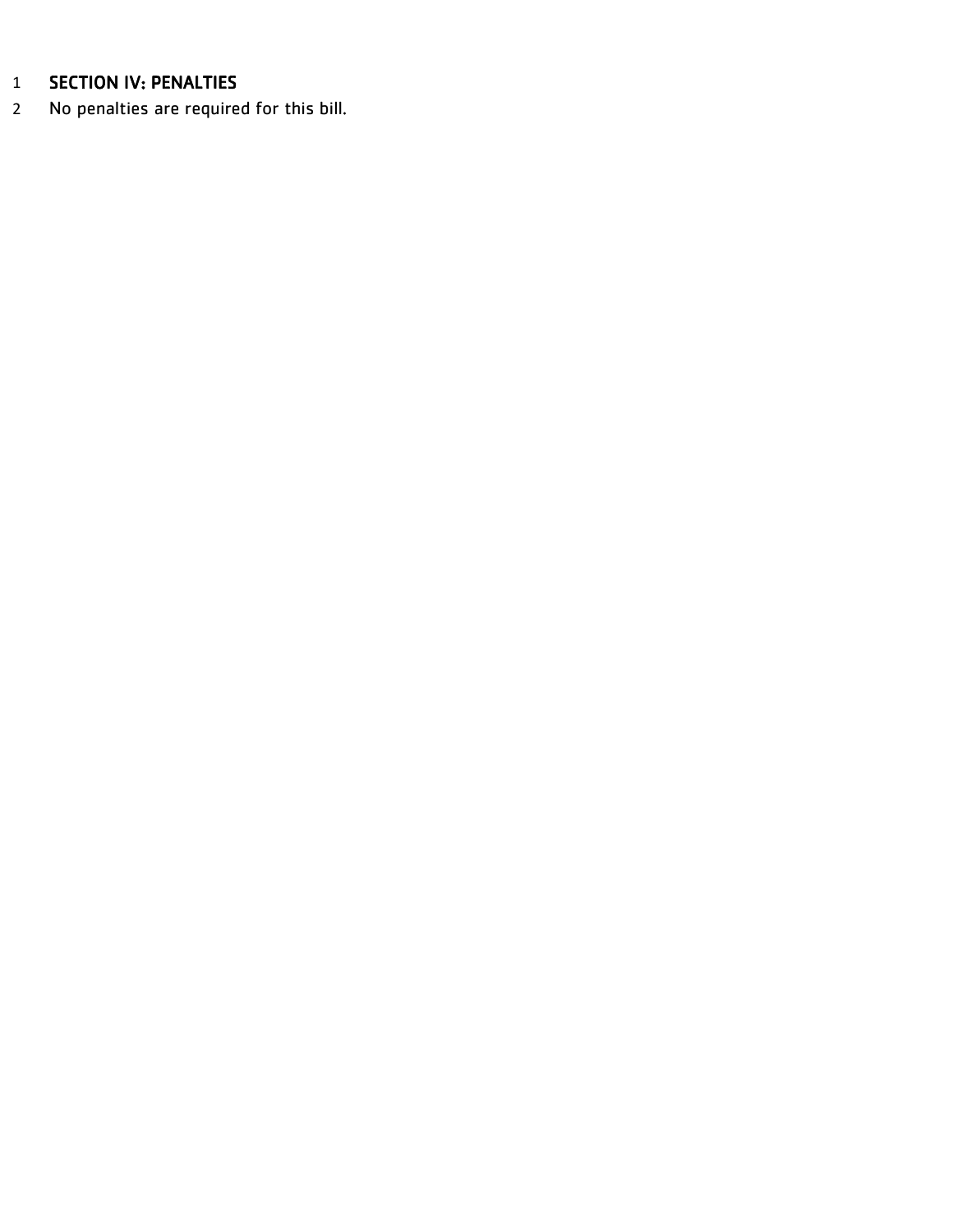## SECTION IV: PENALTIES

No penalties are required for this bill.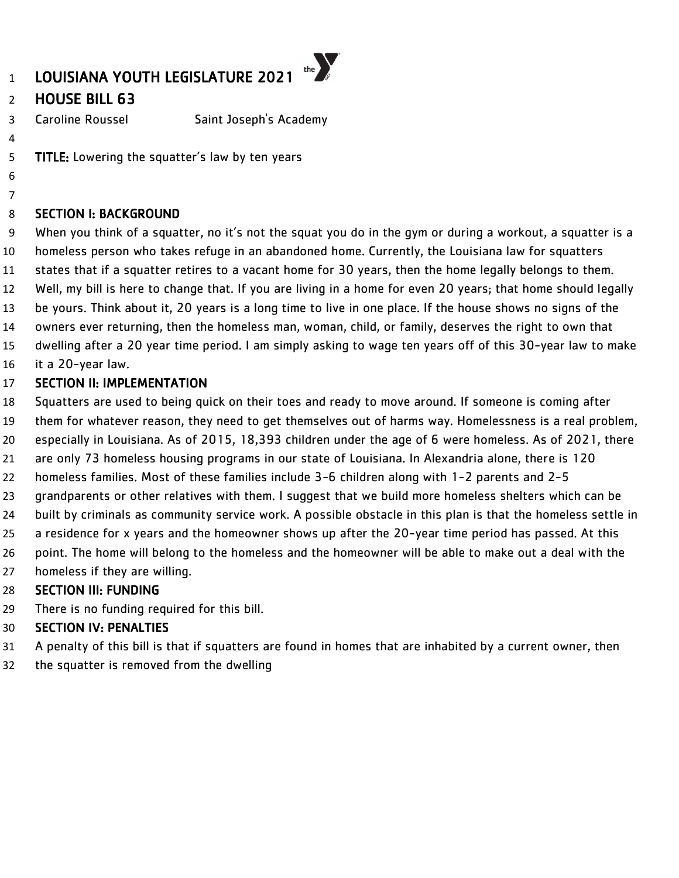# LOUISIANA YOUTH LEGISLATURE 2021

## HOUSE BILL 63

Caroline Roussel Saint Joseph's Academy

**TITLE:** Lowering the squatter's law by ten years

### SECTION I: BACKGROUND

When you think of a squatter, no it's not the squat you do in the gym or during a workout, a squatter is a homeless person who takes refuge in an abandoned home. Currently, the Louisiana law for squatters states that if a squatter retires to a vacant home for 30 years, then the home legally belongs to them. Well, my bill is here to change that. If you are living in a home for even 20 years; that home should legally be yours. Think about it, 20 years is a long time to live in one place. If the house shows no signs of the owners ever returning, then the homeless man, woman, child, or family, deserves the right to own that dwelling after a 20 year time period. I am simply asking to wage ten years off of this 30-year law to make it a 20-year law.

### SECTION II: IMPLEMENTATION

Squatters are used to being quick on their toes and ready to move around. If someone is coming after them for whatever reason, they need to get themselves out of harms way. Homelessness is a real problem, especially in Louisiana. As of 2015, 18,393 children under the age of 6 were homeless. As of 2021, there are only 73 homeless housing programs in our state of Louisiana. In Alexandria alone, there is 120 homeless families. Most of these families include 3-6 children along with 1-2 parents and 2-5 grandparents or other relatives with them. I suggest that we build more homeless shelters which can be built by criminals as community service work. A possible obstacle in this plan is that the homeless settle in a residence for x years and the homeowner shows up after the 20-year time period has passed. At this point. The home will belong to the homeless and the homeowner will be able to make out a deal with the homeless if they are willing.

### SECTION III: FUNDING

There is no funding required for this bill.

### SECTION IV: PENALTIES

A penalty of this bill is that if squatters are found in homes that are inhabited by a current owner, then the squatter is removed from the dwelling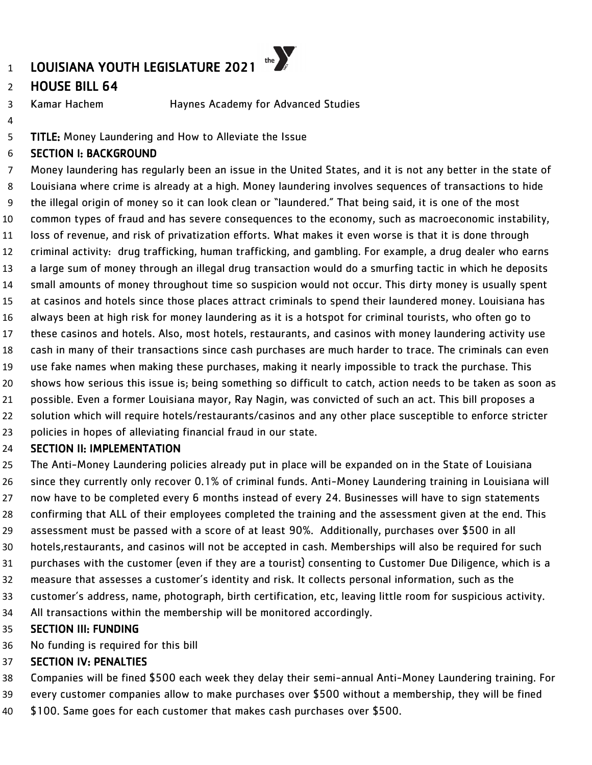# LOUISIANA YOUTH LEGISLATURE 2021

## HOUSE BILL 64

Kamar Hachem Haynes Academy for Advanced Studies

**TITLE:** Money Laundering and How to Alleviate the Issue

### SECTION I: BACKGROUND

Money laundering has regularly been an issue in the United States, and it is not any better in the state of Louisiana where crime is already at a high. Money laundering involves sequences of transactions to hide the illegal origin of money so it can look clean or "laundered." That being said, it is one of the most common types of fraud and has severe consequences to the economy, such as macroeconomic instability, loss of revenue, and risk of privatization efforts. What makes it even worse is that it is done through criminal activity: drug trafficking, human trafficking, and gambling. For example, a drug dealer who earns a large sum of money through an illegal drug transaction would do a smurfing tactic in which he deposits small amounts of money throughout time so suspicion would not occur. This dirty money is usually spent at casinos and hotels since those places attract criminals to spend their laundered money. Louisiana has always been at high risk for money laundering as it is a hotspot for criminal tourists, who often go to these casinos and hotels. Also, most hotels, restaurants, and casinos with money laundering activity use cash in many of their transactions since cash purchases are much harder to trace. The criminals can even use fake names when making these purchases, making it nearly impossible to track the purchase. This shows how serious this issue is; being something so difficult to catch, action needs to be taken as soon as possible. Even a former Louisiana mayor, Ray Nagin, was convicted of such an act. This bill proposes a solution which will require hotels/restaurants/casinos and any other place susceptible to enforce stricter policies in hopes of alleviating financial fraud in our state.

### SECTION II: IMPLEMENTATION

The Anti-Money Laundering policies already put in place will be expanded on in the State of Louisiana since they currently only recover 0.1% of criminal funds. Anti-Money Laundering training in Louisiana will now have to be completed every 6 months instead of every 24. Businesses will have to sign statements confirming that ALL of their employees completed the training and the assessment given at the end. This assessment must be passed with a score of at least 90%. Additionally, purchases over $500 in all hotels,restaurants, and casinos will not be accepted in cash. Memberships will also be required for such purchases with the customer (even if they are a tourist) consenting to Customer Due Diligence, which is a measure that assesses a customer's identity and risk. It collects personal information, such as the customer's address, name, photograph, birth certification, etc, leaving little room for suspicious activity. All transactions within the membership will be monitored accordingly.

### SECTION III: FUNDING

No funding is required for this bill

### SECTION IV: PENALTIES

Companies will be fined $500 each week they delay their semi-annual Anti-Money Laundering training. For every customer companies allow to make purchases over $500 without a membership, they will be fined $100. Same goes for each customer that makes cash purchases over $500.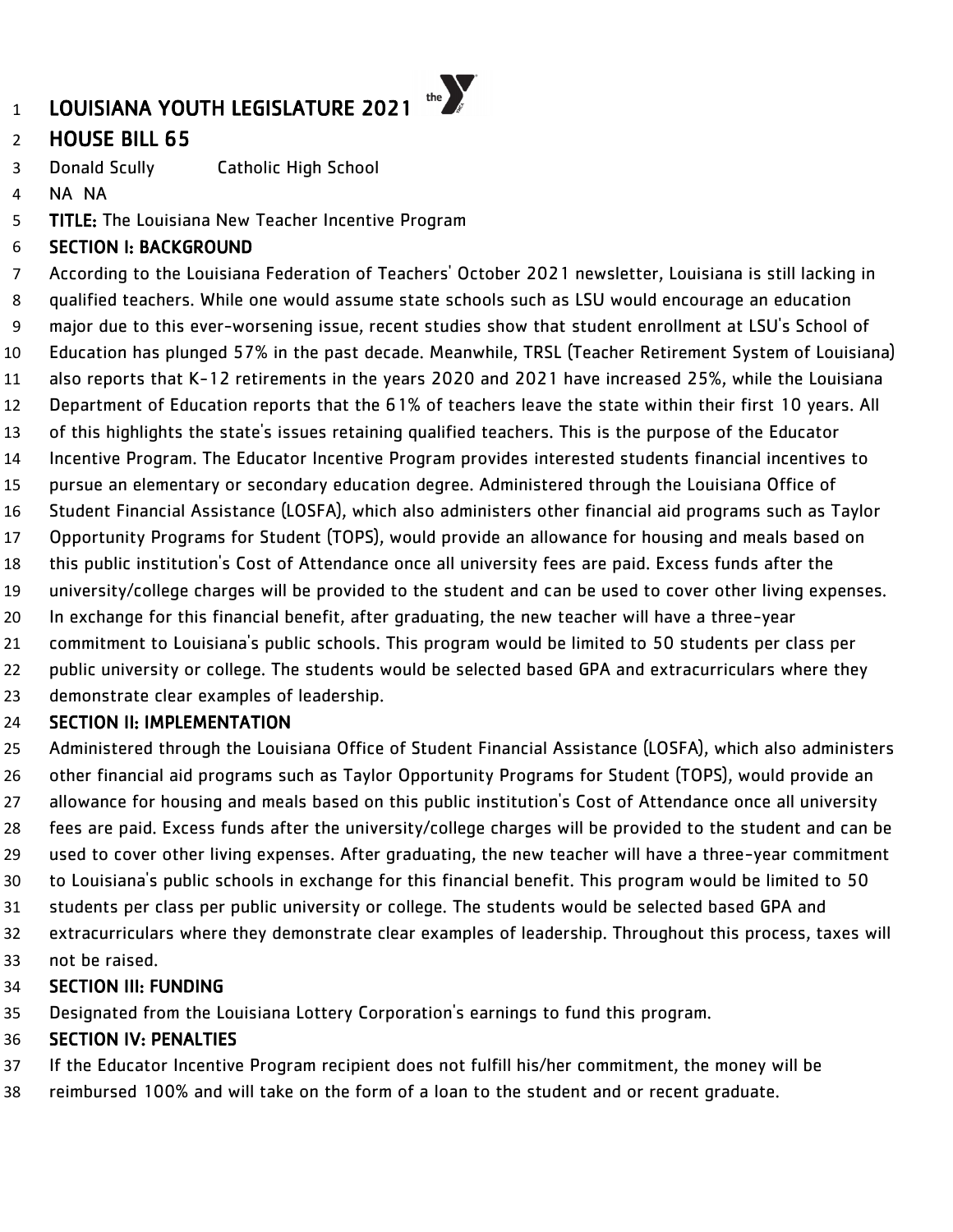# LOUISIANA YOUTH LEGISLATURE 2021

## HOUSE BILL 65

Donald Scully Catholic High School

NA NA

**TITLE:** The Louisiana New Teacher Incentive Program

### SECTION I: BACKGROUND

According to the Louisiana Federation of Teachers' October 2021 newsletter, Louisiana is still lacking in qualified teachers. While one would assume state schools such as LSU would encourage an education major due to this ever-worsening issue, recent studies show that student enrollment at LSU's School of Education has plunged 57% in the past decade. Meanwhile, TRSL (Teacher Retirement System of Louisiana) also reports that K-12 retirements in the years 2020 and 2021 have increased 25%, while the Louisiana Department of Education reports that the 61% of teachers leave the state within their first 10 years. All of this highlights the state's issues retaining qualified teachers. This is the purpose of the Educator Incentive Program. The Educator Incentive Program provides interested students financial incentives to pursue an elementary or secondary education degree. Administered through the Louisiana Office of Student Financial Assistance (LOSFA), which also administers other financial aid programs such as Taylor Opportunity Programs for Student (TOPS), would provide an allowance for housing and meals based on this public institution's Cost of Attendance once all university fees are paid. Excess funds after the university/college charges will be provided to the student and can be used to cover other living expenses. In exchange for this financial benefit, after graduating, the new teacher will have a three-year commitment to Louisiana's public schools. This program would be limited to 50 students per class per public university or college. The students would be selected based GPA and extracurriculars where they demonstrate clear examples of leadership.

### SECTION II: IMPLEMENTATION

Administered through the Louisiana Office of Student Financial Assistance (LOSFA), which also administers other financial aid programs such as Taylor Opportunity Programs for Student (TOPS), would provide an allowance for housing and meals based on this public institution's Cost of Attendance once all university fees are paid. Excess funds after the university/college charges will be provided to the student and can be used to cover other living expenses. After graduating, the new teacher will have a three-year commitment to Louisiana's public schools in exchange for this financial benefit. This program would be limited to 50 students per class per public university or college. The students would be selected based GPA and extracurriculars where they demonstrate clear examples of leadership. Throughout this process, taxes will not be raised.

### SECTION III: FUNDING

Designated from the Louisiana Lottery Corporation's earnings to fund this program.

### SECTION IV: PENALTIES

If the Educator Incentive Program recipient does not fulfill his/her commitment, the money will be reimbursed 100% and will take on the form of a loan to the student and or recent graduate.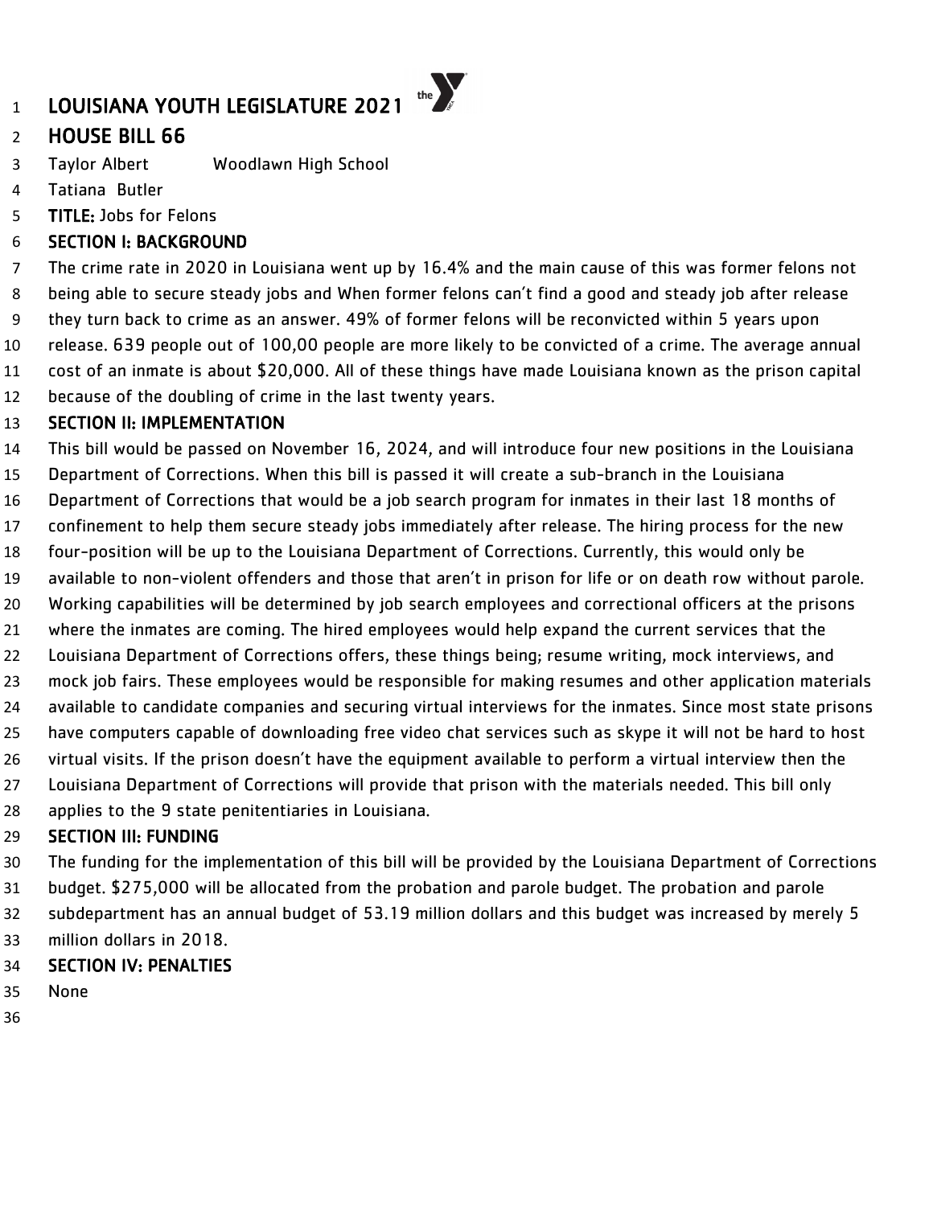# LOUISIANA YOUTH LEGISLATURE 2021

## HOUSE BILL 66

Taylor Albert Woodlawn High School

Tatiana Butler

**TITLE:** Jobs for Felons

**SECTION I: BACKGROUND**

The crime rate in 2020 in Louisiana went up by 16.4% and the main cause of this was former felons not being able to secure steady jobs and When former felons can't find a good and steady job after release they turn back to crime as an answer. 49% of former felons will be reconvicted within 5 years upon release. 639 people out of 100,00 people are more likely to be convicted of a crime. The average annual cost of an inmate is about $20,000. All of these things have made Louisiana known as the prison capital because of the doubling of crime in the last twenty years.

**SECTION II: IMPLEMENTATION**

This bill would be passed on November 16, 2024, and will introduce four new positions in the Louisiana Department of Corrections. When this bill is passed it will create a sub-branch in the Louisiana Department of Corrections that would be a job search program for inmates in their last 18 months of confinement to help them secure steady jobs immediately after release. The hiring process for the new four-position will be up to the Louisiana Department of Corrections. Currently, this would only be available to non-violent offenders and those that aren't in prison for life or on death row without parole. Working capabilities will be determined by job search employees and correctional officers at the prisons where the inmates are coming. The hired employees would help expand the current services that the Louisiana Department of Corrections offers, these things being; resume writing, mock interviews, and mock job fairs. These employees would be responsible for making resumes and other application materials available to candidate companies and securing virtual interviews for the inmates. Since most state prisons have computers capable of downloading free video chat services such as skype it will not be hard to host virtual visits. If the prison doesn't have the equipment available to perform a virtual interview then the Louisiana Department of Corrections will provide that prison with the materials needed. This bill only applies to the 9 state penitentiaries in Louisiana.

**SECTION III: FUNDING**

The funding for the implementation of this bill will be provided by the Louisiana Department of Corrections budget. $275,000 will be allocated from the probation and parole budget. The probation and parole subdepartment has an annual budget of 53.19 million dollars and this budget was increased by merely 5 million dollars in 2018.

**SECTION IV: PENALTIES**

None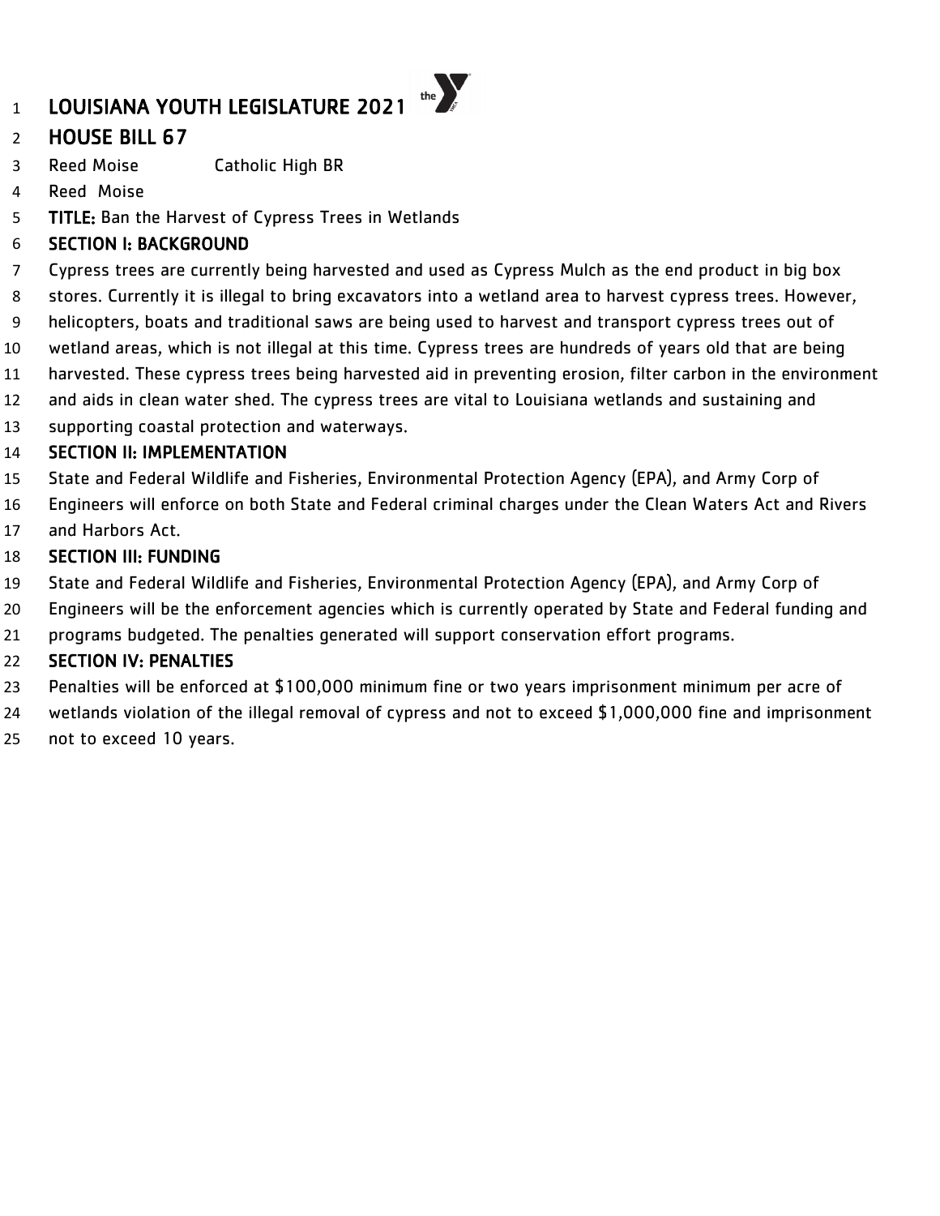# LOUISIANA YOUTH LEGISLATURE 2021

## HOUSE BILL 67

Reed Moise Catholic High BR

Reed Moise

**TITLE:** Ban the Harvest of Cypress Trees in Wetlands

### SECTION I: BACKGROUND

Cypress trees are currently being harvested and used as Cypress Mulch as the end product in big box stores. Currently it is illegal to bring excavators into a wetland area to harvest cypress trees. However, helicopters, boats and traditional saws are being used to harvest and transport cypress trees out of wetland areas, which is not illegal at this time. Cypress trees are hundreds of years old that are being harvested. These cypress trees being harvested aid in preventing erosion, filter carbon in the environment and aids in clean water shed. The cypress trees are vital to Louisiana wetlands and sustaining and supporting coastal protection and waterways.

### SECTION II: IMPLEMENTATION

State and Federal Wildlife and Fisheries, Environmental Protection Agency (EPA), and Army Corp of Engineers will enforce on both State and Federal criminal charges under the Clean Waters Act and Rivers and Harbors Act.

### SECTION III: FUNDING

State and Federal Wildlife and Fisheries, Environmental Protection Agency (EPA), and Army Corp of Engineers will be the enforcement agencies which is currently operated by State and Federal funding and programs budgeted. The penalties generated will support conservation effort programs.

### SECTION IV: PENALTIES

Penalties will be enforced at $100,000 minimum fine or two years imprisonment minimum per acre of wetlands violation of the illegal removal of cypress and not to exceed $1,000,000 fine and imprisonment not to exceed 10 years.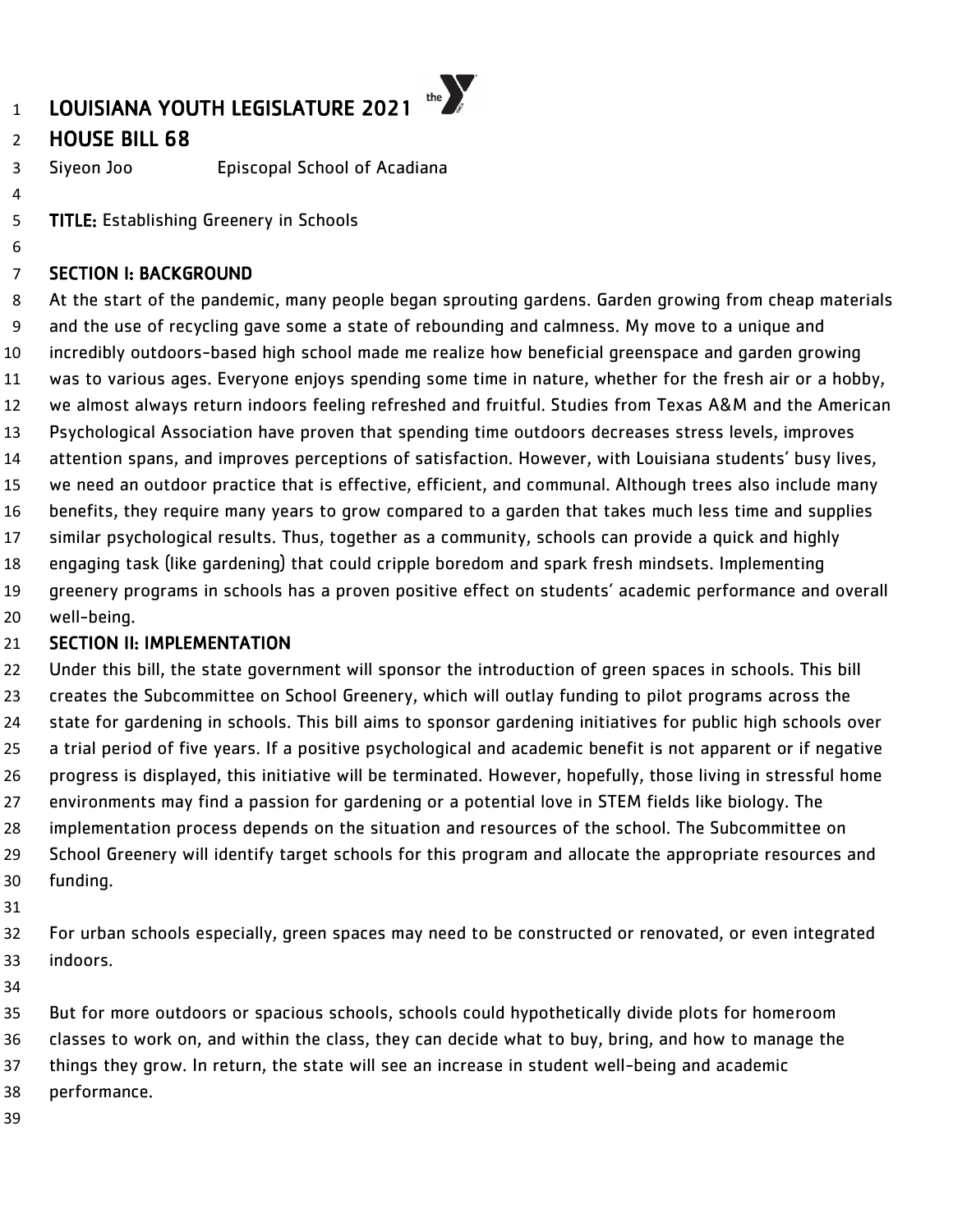# LOUISIANA YOUTH LEGISLATURE 2021

## HOUSE BILL 68

Siyeon Joo Episcopal School of Acadiana

**TITLE:** Establishing Greenery in Schools

### SECTION I: BACKGROUND

At the start of the pandemic, many people began sprouting gardens. Garden growing from cheap materials and the use of recycling gave some a state of rebounding and calmness. My move to a unique and incredibly outdoors-based high school made me realize how beneficial greenspace and garden growing was to various ages. Everyone enjoys spending some time in nature, whether for the fresh air or a hobby, we almost always return indoors feeling refreshed and fruitful. Studies from Texas A&M and the American Psychological Association have proven that spending time outdoors decreases stress levels, improves attention spans, and improves perceptions of satisfaction. However, with Louisiana students' busy lives, we need an outdoor practice that is effective, efficient, and communal. Although trees also include many benefits, they require many years to grow compared to a garden that takes much less time and supplies similar psychological results. Thus, together as a community, schools can provide a quick and highly engaging task (like gardening) that could cripple boredom and spark fresh mindsets. Implementing greenery programs in schools has a proven positive effect on students' academic performance and overall well-being.

### SECTION II: IMPLEMENTATION

Under this bill, the state government will sponsor the introduction of green spaces in schools. This bill creates the Subcommittee on School Greenery, which will outlay funding to pilot programs across the state for gardening in schools. This bill aims to sponsor gardening initiatives for public high schools over a trial period of five years. If a positive psychological and academic benefit is not apparent or if negative progress is displayed, this initiative will be terminated. However, hopefully, those living in stressful home environments may find a passion for gardening or a potential love in STEM fields like biology. The implementation process depends on the situation and resources of the school. The Subcommittee on School Greenery will identify target schools for this program and allocate the appropriate resources and funding.

For urban schools especially, green spaces may need to be constructed or renovated, or even integrated indoors.

But for more outdoors or spacious schools, schools could hypothetically divide plots for homeroom classes to work on, and within the class, they can decide what to buy, bring, and how to manage the things they grow. In return, the state will see an increase in student well-being and academic performance.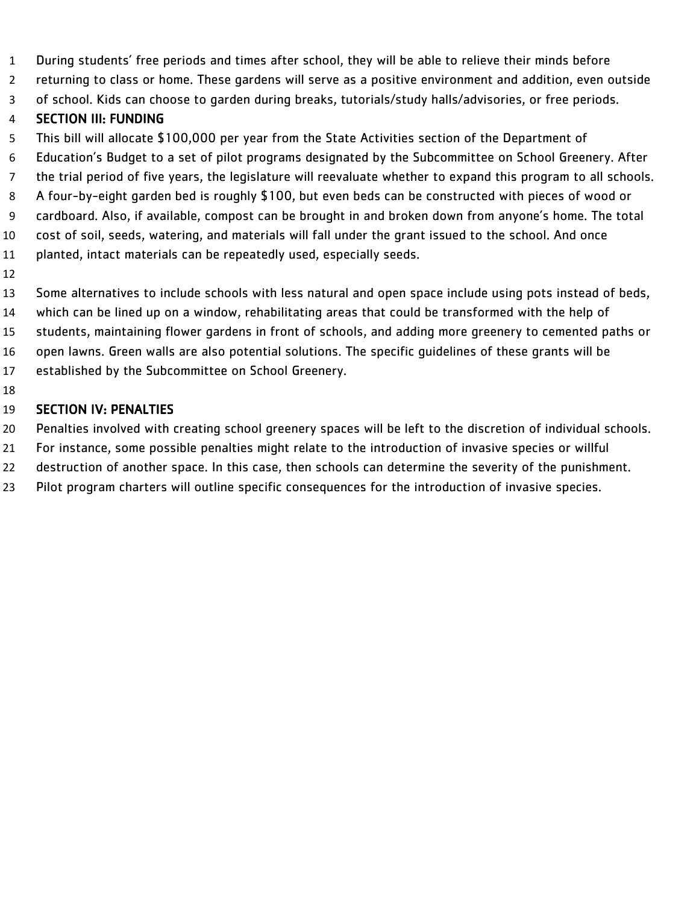During students' free periods and times after school, they will be able to relieve their minds before returning to class or home. These gardens will serve as a positive environment and addition, even outside of school. Kids can choose to garden during breaks, tutorials/study halls/advisories, or free periods.

## SECTION III: FUNDING

This bill will allocate $100,000 per year from the State Activities section of the Department of Education's Budget to a set of pilot programs designated by the Subcommittee on School Greenery. After the trial period of five years, the legislature will reevaluate whether to expand this program to all schools. A four-by-eight garden bed is roughly $100, but even beds can be constructed with pieces of wood or cardboard. Also, if available, compost can be brought in and broken down from anyone's home. The total cost of soil, seeds, watering, and materials will fall under the grant issued to the school. And once planted, intact materials can be repeatedly used, especially seeds.

Some alternatives to include schools with less natural and open space include using pots instead of beds, which can be lined up on a window, rehabilitating areas that could be transformed with the help of students, maintaining flower gardens in front of schools, and adding more greenery to cemented paths or open lawns. Green walls are also potential solutions. The specific guidelines of these grants will be established by the Subcommittee on School Greenery.

## SECTION IV: PENALTIES

Penalties involved with creating school greenery spaces will be left to the discretion of individual schools. For instance, some possible penalties might relate to the introduction of invasive species or willful destruction of another space. In this case, then schools can determine the severity of the punishment. Pilot program charters will outline specific consequences for the introduction of invasive species.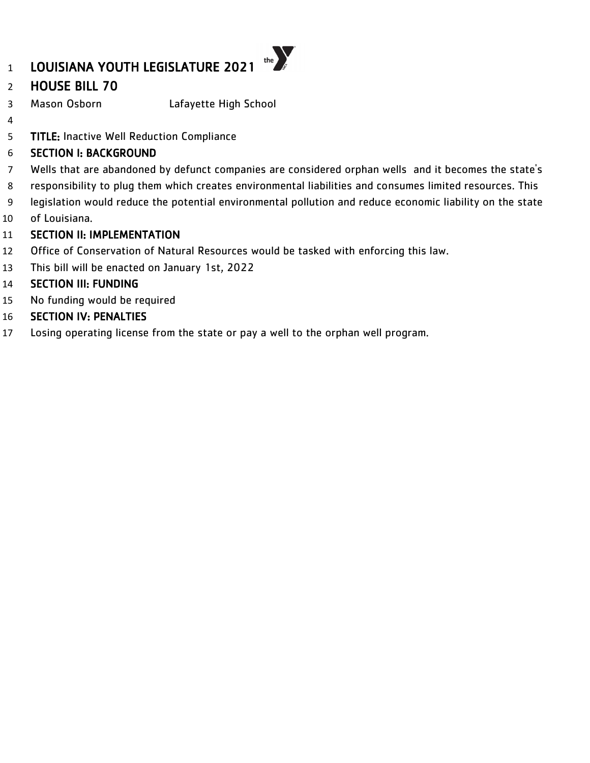# LOUISIANA YOUTH LEGISLATURE 2021

## HOUSE BILL 70

Mason Osborn Lafayette High School

**TITLE:** Inactive Well Reduction Compliance

**SECTION I: BACKGROUND**

Wells that are abandoned by defunct companies are considered orphan wells and it becomes the state's responsibility to plug them which creates environmental liabilities and consumes limited resources. This legislation would reduce the potential environmental pollution and reduce economic liability on the state of Louisiana.

**SECTION II: IMPLEMENTATION**

Office of Conservation of Natural Resources would be tasked with enforcing this law.

This bill will be enacted on January 1st, 2022

**SECTION III: FUNDING**

No funding would be required

**SECTION IV: PENALTIES**

Losing operating license from the state or pay a well to the orphan well program.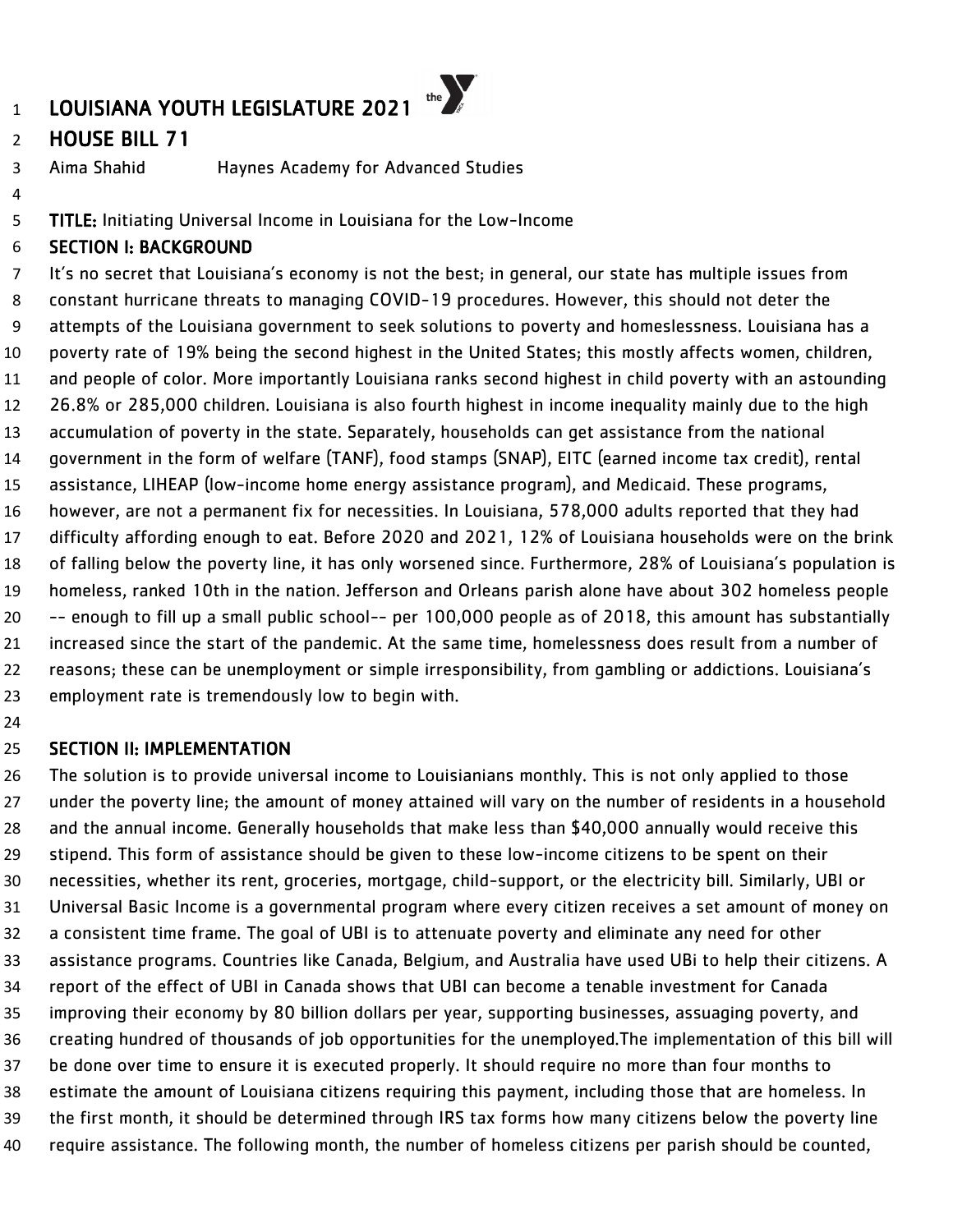# LOUISIANA YOUTH LEGISLATURE 2021

## HOUSE BILL 71

Aima Shahid Haynes Academy for Advanced Studies

**TITLE:** Initiating Universal Income in Louisiana for the Low-Income

### SECTION I: BACKGROUND

It's no secret that Louisiana's economy is not the best; in general, our state has multiple issues from constant hurricane threats to managing COVID-19 procedures. However, this should not deter the attempts of the Louisiana government to seek solutions to poverty and homeslessness. Louisiana has a poverty rate of 19% being the second highest in the United States; this mostly affects women, children, and people of color. More importantly Louisiana ranks second highest in child poverty with an astounding 26.8% or 285,000 children. Louisiana is also fourth highest in income inequality mainly due to the high accumulation of poverty in the state. Separately, households can get assistance from the national government in the form of welfare (TANF), food stamps (SNAP), EITC (earned income tax credit), rental assistance, LIHEAP (low-income home energy assistance program), and Medicaid. These programs, however, are not a permanent fix for necessities. In Louisiana, 578,000 adults reported that they had difficulty affording enough to eat. Before 2020 and 2021, 12% of Louisiana households were on the brink of falling below the poverty line, it has only worsened since. Furthermore, 28% of Louisiana's population is homeless, ranked 10th in the nation. Jefferson and Orleans parish alone have about 302 homeless people -- enough to fill up a small public school-- per 100,000 people as of 2018, this amount has substantially increased since the start of the pandemic. At the same time, homelessness does result from a number of reasons; these can be unemployment or simple irresponsibility, from gambling or addictions. Louisiana's employment rate is tremendously low to begin with.

### SECTION II: IMPLEMENTATION

The solution is to provide universal income to Louisianians monthly. This is not only applied to those under the poverty line; the amount of money attained will vary on the number of residents in a household and the annual income. Generally households that make less than $40,000 annually would receive this stipend. This form of assistance should be given to these low-income citizens to be spent on their necessities, whether its rent, groceries, mortgage, child-support, or the electricity bill. Similarly, UBI or Universal Basic Income is a governmental program where every citizen receives a set amount of money on a consistent time frame. The goal of UBI is to attenuate poverty and eliminate any need for other assistance programs. Countries like Canada, Belgium, and Australia have used UBi to help their citizens. A report of the effect of UBI in Canada shows that UBI can become a tenable investment for Canada improving their economy by 80 billion dollars per year, supporting businesses, assuaging poverty, and creating hundred of thousands of job opportunities for the unemployed.The implementation of this bill will be done over time to ensure it is executed properly. It should require no more than four months to estimate the amount of Louisiana citizens requiring this payment, including those that are homeless. In the first month, it should be determined through IRS tax forms how many citizens below the poverty line require assistance. The following month, the number of homeless citizens per parish should be counted,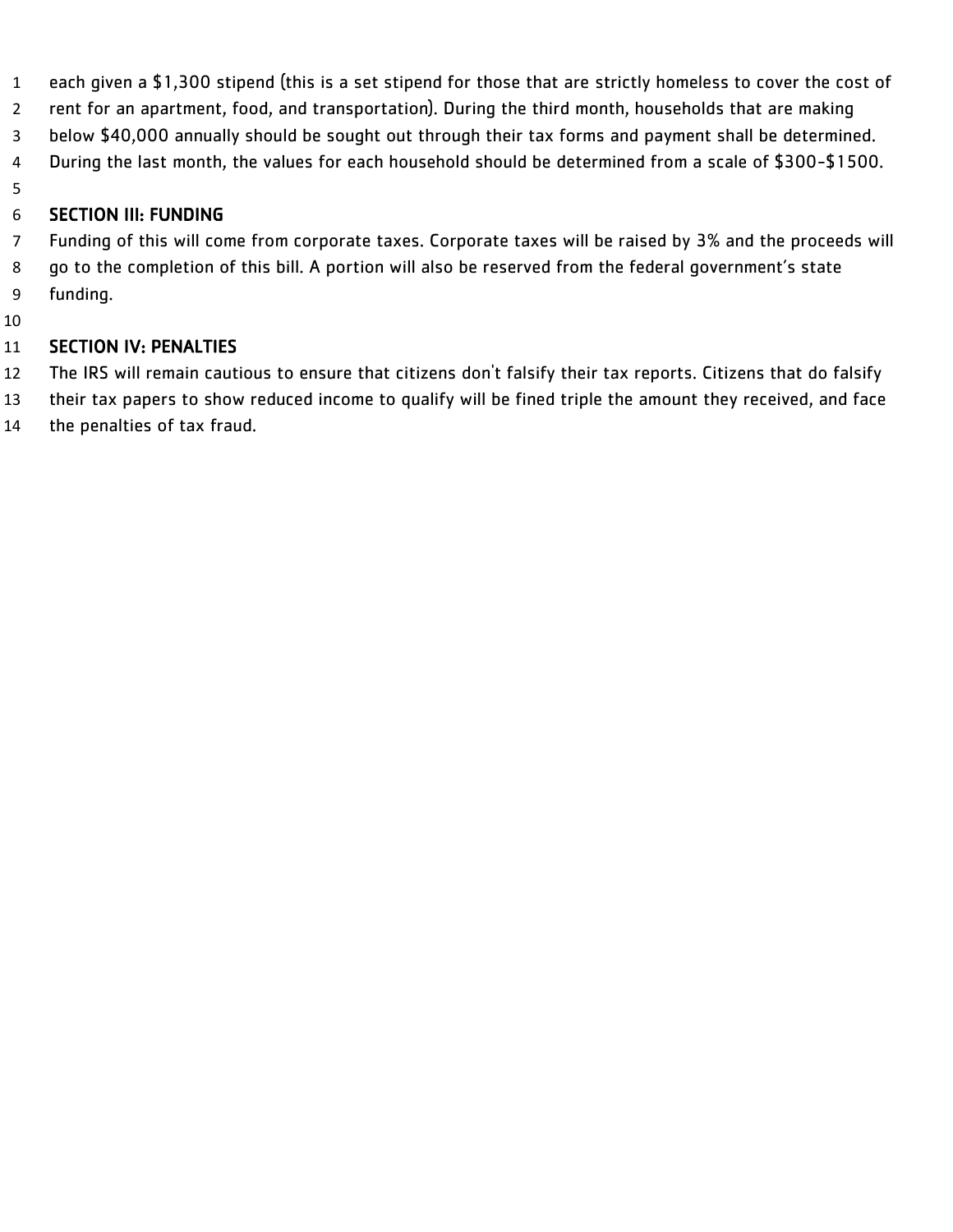each given a $1,300 stipend (this is a set stipend for those that are strictly homeless to cover the cost of rent for an apartment, food, and transportation). During the third month, households that are making below $40,000 annually should be sought out through their tax forms and payment shall be determined. During the last month, the values for each household should be determined from a scale of $300-$1500.

## SECTION III: FUNDING

Funding of this will come from corporate taxes. Corporate taxes will be raised by 3% and the proceeds will go to the completion of this bill. A portion will also be reserved from the federal government's state funding.

## SECTION IV: PENALTIES

The IRS will remain cautious to ensure that citizens don't falsify their tax reports. Citizens that do falsify their tax papers to show reduced income to qualify will be fined triple the amount they received, and face the penalties of tax fraud.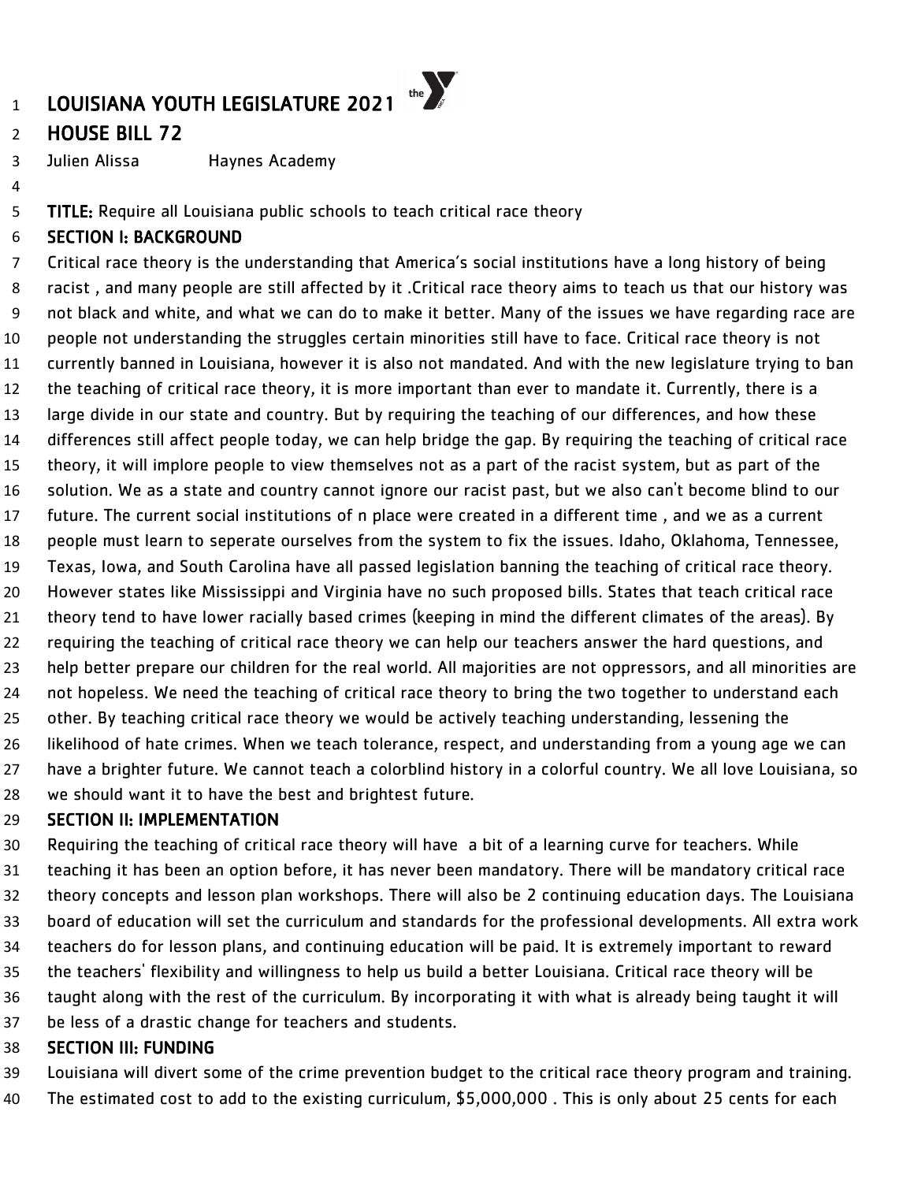# LOUISIANA YOUTH LEGISLATURE 2021

## HOUSE BILL 72

Julien Alissa Haynes Academy

**TITLE:** Require all Louisiana public schools to teach critical race theory

### SECTION I: BACKGROUND

Critical race theory is the understanding that America's social institutions have a long history of being racist , and many people are still affected by it .Critical race theory aims to teach us that our history was not black and white, and what we can do to make it better. Many of the issues we have regarding race are people not understanding the struggles certain minorities still have to face. Critical race theory is not currently banned in Louisiana, however it is also not mandated. And with the new legislature trying to ban the teaching of critical race theory, it is more important than ever to mandate it. Currently, there is a large divide in our state and country. But by requiring the teaching of our differences, and how these differences still affect people today, we can help bridge the gap. By requiring the teaching of critical race theory, it will implore people to view themselves not as a part of the racist system, but as part of the solution. We as a state and country cannot ignore our racist past, but we also can't become blind to our future. The current social institutions of n place were created in a different time , and we as a current people must learn to seperate ourselves from the system to fix the issues. Idaho, Oklahoma, Tennessee, Texas, Iowa, and South Carolina have all passed legislation banning the teaching of critical race theory. However states like Mississippi and Virginia have no such proposed bills. States that teach critical race theory tend to have lower racially based crimes (keeping in mind the different climates of the areas). By requiring the teaching of critical race theory we can help our teachers answer the hard questions, and help better prepare our children for the real world. All majorities are not oppressors, and all minorities are not hopeless. We need the teaching of critical race theory to bring the two together to understand each other. By teaching critical race theory we would be actively teaching understanding, lessening the likelihood of hate crimes. When we teach tolerance, respect, and understanding from a young age we can have a brighter future. We cannot teach a colorblind history in a colorful country. We all love Louisiana, so we should want it to have the best and brightest future.

### SECTION II: IMPLEMENTATION

Requiring the teaching of critical race theory will have a bit of a learning curve for teachers. While teaching it has been an option before, it has never been mandatory. There will be mandatory critical race theory concepts and lesson plan workshops. There will also be 2 continuing education days. The Louisiana board of education will set the curriculum and standards for the professional developments. All extra work teachers do for lesson plans, and continuing education will be paid. It is extremely important to reward the teachers' flexibility and willingness to help us build a better Louisiana. Critical race theory will be taught along with the rest of the curriculum. By incorporating it with what is already being taught it will be less of a drastic change for teachers and students.

### SECTION III: FUNDING

Louisiana will divert some of the crime prevention budget to the critical race theory program and training. The estimated cost to add to the existing curriculum, $5,000,000 . This is only about 25 cents for each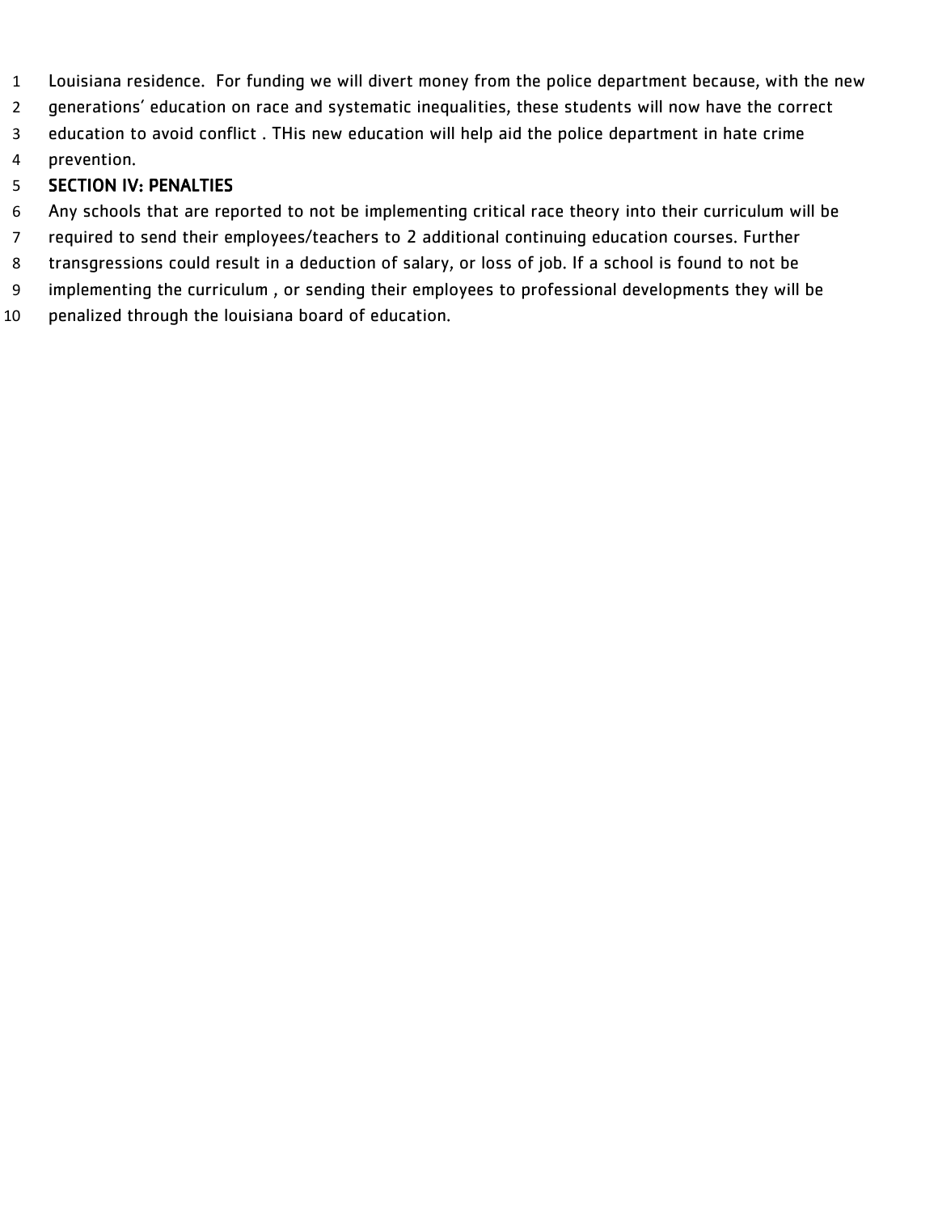Louisiana residence. For funding we will divert money from the police department because, with the new generations' education on race and systematic inequalities, these students will now have the correct education to avoid conflict . THis new education will help aid the police department in hate crime prevention.

**SECTION IV: PENALTIES**

Any schools that are reported to not be implementing critical race theory into their curriculum will be required to send their employees/teachers to 2 additional continuing education courses. Further transgressions could result in a deduction of salary, or loss of job. If a school is found to not be implementing the curriculum , or sending their employees to professional developments they will be penalized through the louisiana board of education.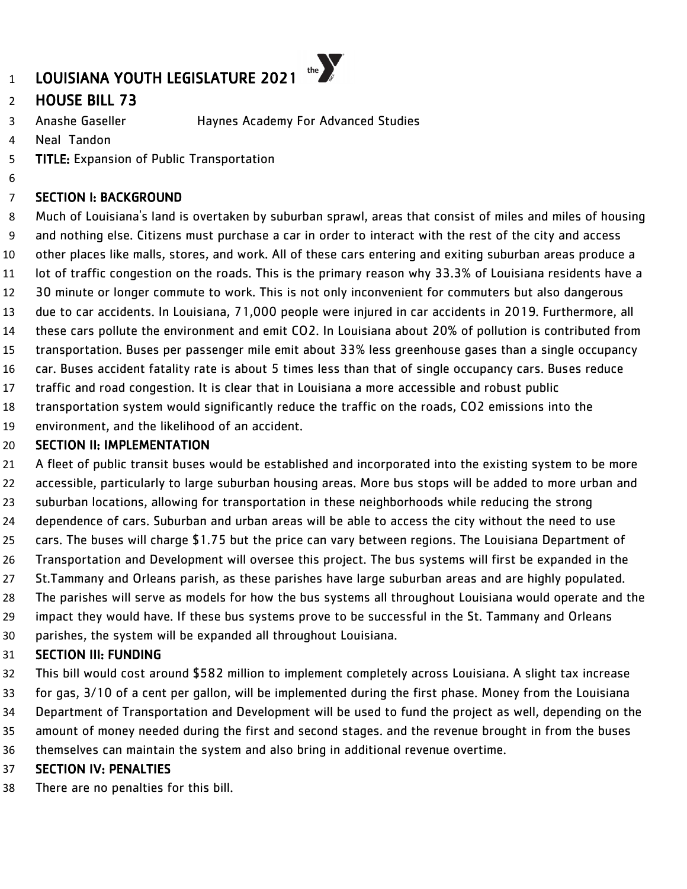# LOUISIANA YOUTH LEGISLATURE 2021

## HOUSE BILL 73

Anashe Gaseller		Haynes Academy For Advanced Studies
Neal Tandon

**TITLE:** Expansion of Public Transportation

### SECTION I: BACKGROUND

Much of Louisiana's land is overtaken by suburban sprawl, areas that consist of miles and miles of housing and nothing else. Citizens must purchase a car in order to interact with the rest of the city and access other places like malls, stores, and work. All of these cars entering and exiting suburban areas produce a lot of traffic congestion on the roads. This is the primary reason why 33.3% of Louisiana residents have a 30 minute or longer commute to work. This is not only inconvenient for commuters but also dangerous due to car accidents. In Louisiana, 71,000 people were injured in car accidents in 2019. Furthermore, all these cars pollute the environment and emit $CO_2$. In Louisiana about 20% of pollution is contributed from transportation. Buses per passenger mile emit about 33% less greenhouse gases than a single occupancy car. Buses accident fatality rate is about 5 times less than that of single occupancy cars. Buses reduce traffic and road congestion. It is clear that in Louisiana a more accessible and robust public transportation system would significantly reduce the traffic on the roads, $CO_2$ emissions into the environment, and the likelihood of an accident.

### SECTION II: IMPLEMENTATION

A fleet of public transit buses would be established and incorporated into the existing system to be more accessible, particularly to large suburban housing areas. More bus stops will be added to more urban and suburban locations, allowing for transportation in these neighborhoods while reducing the strong dependence of cars. Suburban and urban areas will be able to access the city without the need to use cars. The buses will charge $1.75 but the price can vary between regions. The Louisiana Department of Transportation and Development will oversee this project. The bus systems will first be expanded in the St.Tammany and Orleans parish, as these parishes have large suburban areas and are highly populated. The parishes will serve as models for how the bus systems all throughout Louisiana would operate and the impact they would have. If these bus systems prove to be successful in the St. Tammany and Orleans parishes, the system will be expanded all throughout Louisiana.

### SECTION III: FUNDING

This bill would cost around $582 million to implement completely across Louisiana. A slight tax increase for gas, 3/10 of a cent per gallon, will be implemented during the first phase. Money from the Louisiana Department of Transportation and Development will be used to fund the project as well, depending on the amount of money needed during the first and second stages. and the revenue brought in from the buses themselves can maintain the system and also bring in additional revenue overtime.

### SECTION IV: PENALTIES

There are no penalties for this bill.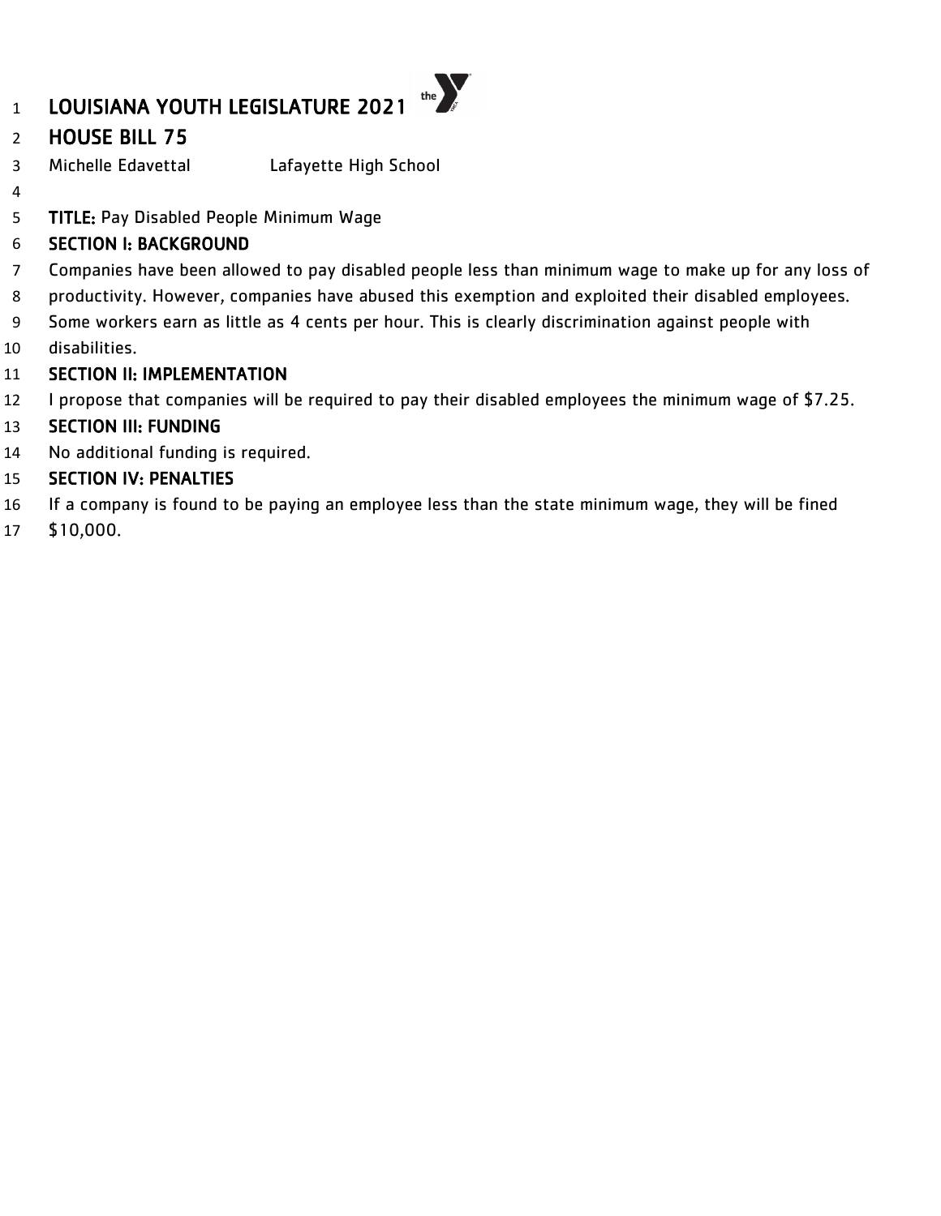# LOUISIANA YOUTH LEGISLATURE 2021

## HOUSE BILL 75

Michelle Edavettal Lafayette High School

**TITLE:** Pay Disabled People Minimum Wage

**SECTION I: BACKGROUND**

Companies have been allowed to pay disabled people less than minimum wage to make up for any loss of productivity. However, companies have abused this exemption and exploited their disabled employees. Some workers earn as little as 4 cents per hour. This is clearly discrimination against people with disabilities.

**SECTION II: IMPLEMENTATION**

I propose that companies will be required to pay their disabled employees the minimum wage of $7.25.

**SECTION III: FUNDING**

No additional funding is required.

**SECTION IV: PENALTIES**

If a company is found to be paying an employee less than the state minimum wage, they will be fined $10,000.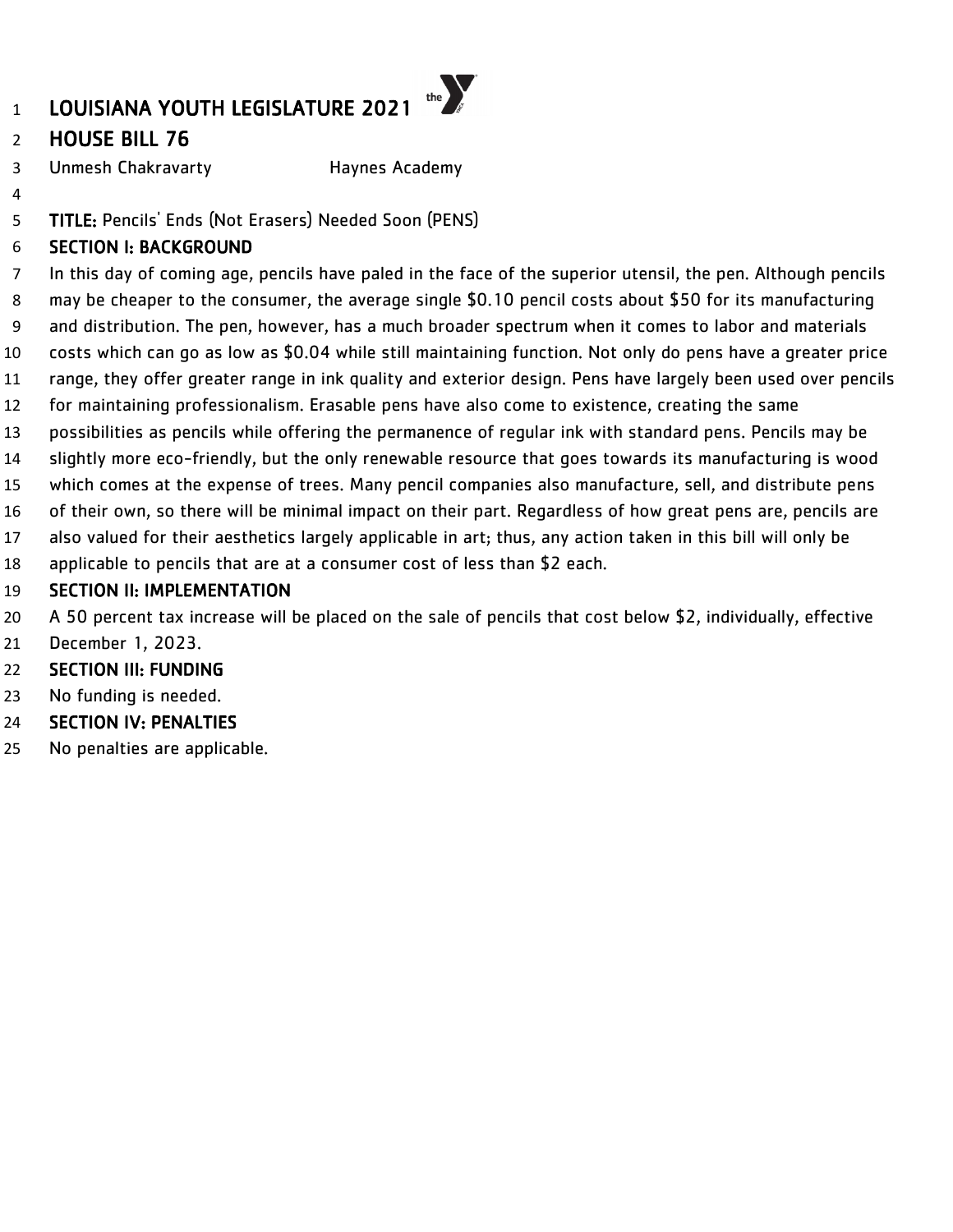# LOUISIANA YOUTH LEGISLATURE 2021

## HOUSE BILL 76

Unmesh Chakravarty Haynes Academy

**TITLE:** Pencils' Ends (Not Erasers) Needed Soon (PENS)

**SECTION I: BACKGROUND**

In this day of coming age, pencils have paled in the face of the superior utensil, the pen. Although pencils may be cheaper to the consumer, the average single $0.10 pencil costs about $50 for its manufacturing and distribution. The pen, however, has a much broader spectrum when it comes to labor and materials costs which can go as low as $0.04 while still maintaining function. Not only do pens have a greater price range, they offer greater range in ink quality and exterior design. Pens have largely been used over pencils for maintaining professionalism. Erasable pens have also come to existence, creating the same possibilities as pencils while offering the permanence of regular ink with standard pens. Pencils may be slightly more eco-friendly, but the only renewable resource that goes towards its manufacturing is wood which comes at the expense of trees. Many pencil companies also manufacture, sell, and distribute pens of their own, so there will be minimal impact on their part. Regardless of how great pens are, pencils are also valued for their aesthetics largely applicable in art; thus, any action taken in this bill will only be applicable to pencils that are at a consumer cost of less than $2 each.

**SECTION II: IMPLEMENTATION**

A 50 percent tax increase will be placed on the sale of pencils that cost below $2, individually, effective December 1, 2023.

**SECTION III: FUNDING**

No funding is needed.

**SECTION IV: PENALTIES**

No penalties are applicable.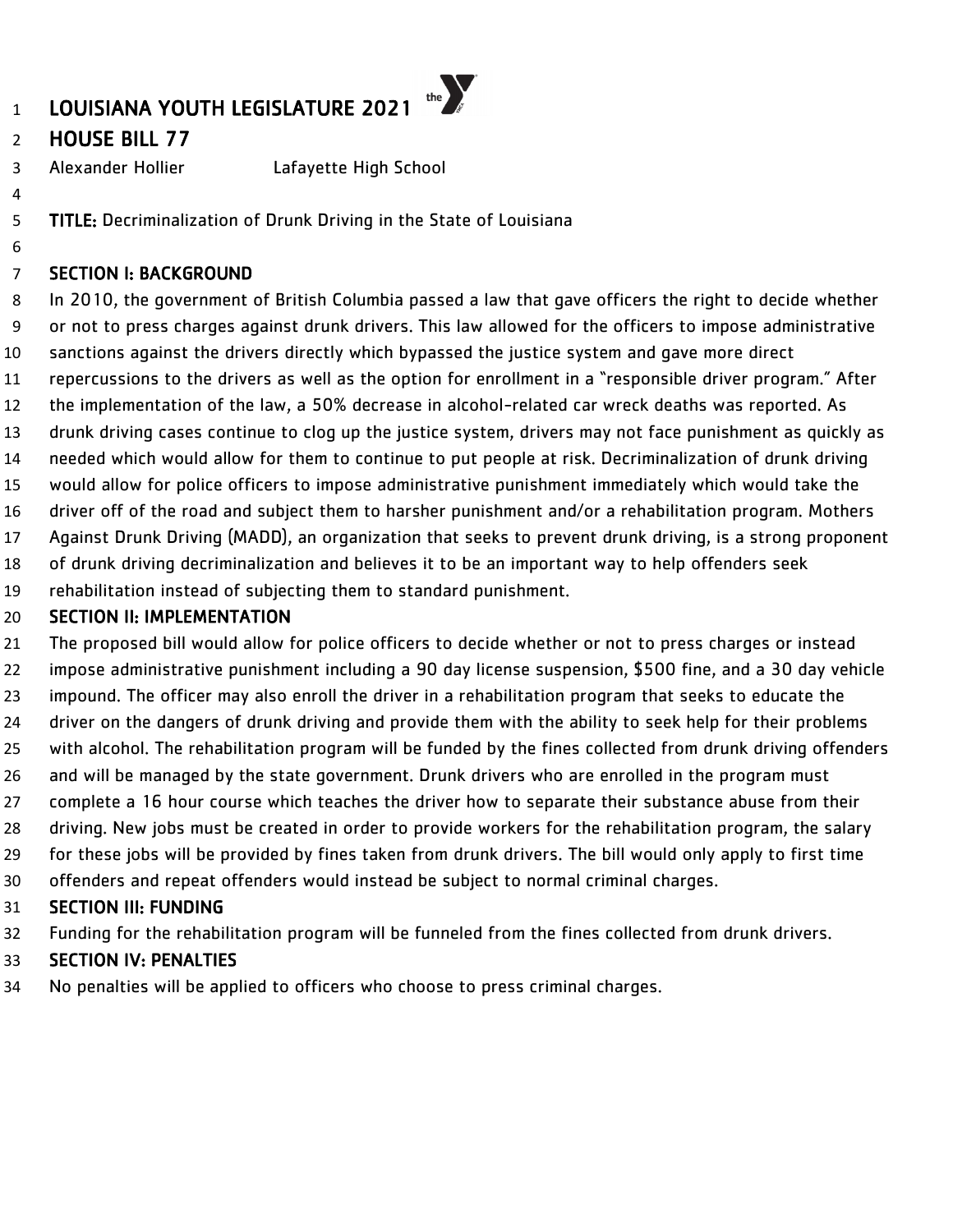# LOUISIANA YOUTH LEGISLATURE 2021

## HOUSE BILL 77

Alexander Hollier Lafayette High School

**TITLE:** Decriminalization of Drunk Driving in the State of Louisiana

### SECTION I: BACKGROUND

In 2010, the government of British Columbia passed a law that gave officers the right to decide whether or not to press charges against drunk drivers. This law allowed for the officers to impose administrative sanctions against the drivers directly which bypassed the justice system and gave more direct repercussions to the drivers as well as the option for enrollment in a "responsible driver program." After the implementation of the law, a 50% decrease in alcohol-related car wreck deaths was reported. As drunk driving cases continue to clog up the justice system, drivers may not face punishment as quickly as needed which would allow for them to continue to put people at risk. Decriminalization of drunk driving would allow for police officers to impose administrative punishment immediately which would take the driver off of the road and subject them to harsher punishment and/or a rehabilitation program. Mothers Against Drunk Driving (MADD), an organization that seeks to prevent drunk driving, is a strong proponent of drunk driving decriminalization and believes it to be an important way to help offenders seek rehabilitation instead of subjecting them to standard punishment.

### SECTION II: IMPLEMENTATION

The proposed bill would allow for police officers to decide whether or not to press charges or instead impose administrative punishment including a 90 day license suspension, $500 fine, and a 30 day vehicle impound. The officer may also enroll the driver in a rehabilitation program that seeks to educate the driver on the dangers of drunk driving and provide them with the ability to seek help for their problems with alcohol. The rehabilitation program will be funded by the fines collected from drunk driving offenders and will be managed by the state government. Drunk drivers who are enrolled in the program must complete a 16 hour course which teaches the driver how to separate their substance abuse from their driving. New jobs must be created in order to provide workers for the rehabilitation program, the salary for these jobs will be provided by fines taken from drunk drivers. The bill would only apply to first time offenders and repeat offenders would instead be subject to normal criminal charges.

### SECTION III: FUNDING

Funding for the rehabilitation program will be funneled from the fines collected from drunk drivers.

### SECTION IV: PENALTIES

No penalties will be applied to officers who choose to press criminal charges.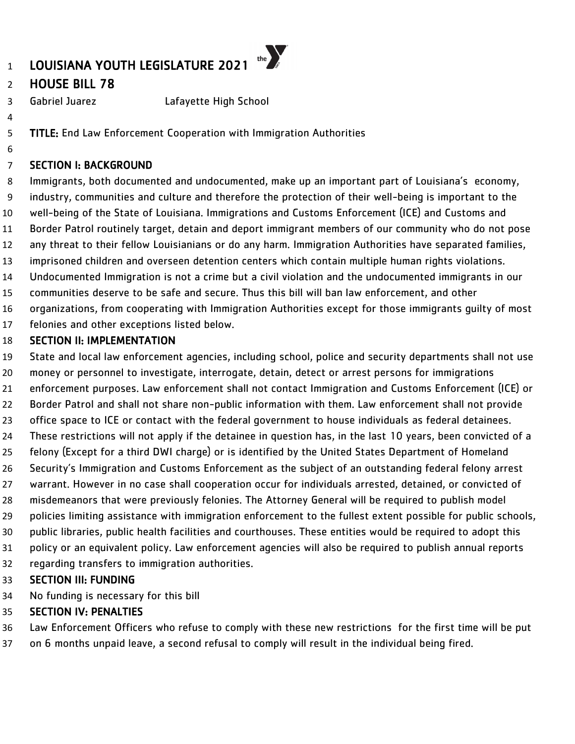# LOUISIANA YOUTH LEGISLATURE 2021

## HOUSE BILL 78

Gabriel Juarez Lafayette High School

**TITLE:** End Law Enforcement Cooperation with Immigration Authorities

### SECTION I: BACKGROUND

Immigrants, both documented and undocumented, make up an important part of Louisiana's economy, industry, communities and culture and therefore the protection of their well-being is important to the well-being of the State of Louisiana. Immigrations and Customs Enforcement (ICE) and Customs and Border Patrol routinely target, detain and deport immigrant members of our community who do not pose any threat to their fellow Louisianians or do any harm. Immigration Authorities have separated families, imprisoned children and overseen detention centers which contain multiple human rights violations. Undocumented Immigration is not a crime but a civil violation and the undocumented immigrants in our communities deserve to be safe and secure. Thus this bill will ban law enforcement, and other organizations, from cooperating with Immigration Authorities except for those immigrants guilty of most felonies and other exceptions listed below.

### SECTION II: IMPLEMENTATION

State and local law enforcement agencies, including school, police and security departments shall not use money or personnel to investigate, interrogate, detain, detect or arrest persons for immigrations enforcement purposes. Law enforcement shall not contact Immigration and Customs Enforcement (ICE) or Border Patrol and shall not share non-public information with them. Law enforcement shall not provide office space to ICE or contact with the federal government to house individuals as federal detainees. These restrictions will not apply if the detainee in question has, in the last 10 years, been convicted of a felony (Except for a third DWI charge) or is identified by the United States Department of Homeland Security's Immigration and Customs Enforcement as the subject of an outstanding federal felony arrest warrant. However in no case shall cooperation occur for individuals arrested, detained, or convicted of misdemeanors that were previously felonies. The Attorney General will be required to publish model policies limiting assistance with immigration enforcement to the fullest extent possible for public schools, public libraries, public health facilities and courthouses. These entities would be required to adopt this policy or an equivalent policy. Law enforcement agencies will also be required to publish annual reports regarding transfers to immigration authorities.

### SECTION III: FUNDING

No funding is necessary for this bill

### SECTION IV: PENALTIES

Law Enforcement Officers who refuse to comply with these new restrictions for the first time will be put on 6 months unpaid leave, a second refusal to comply will result in the individual being fired.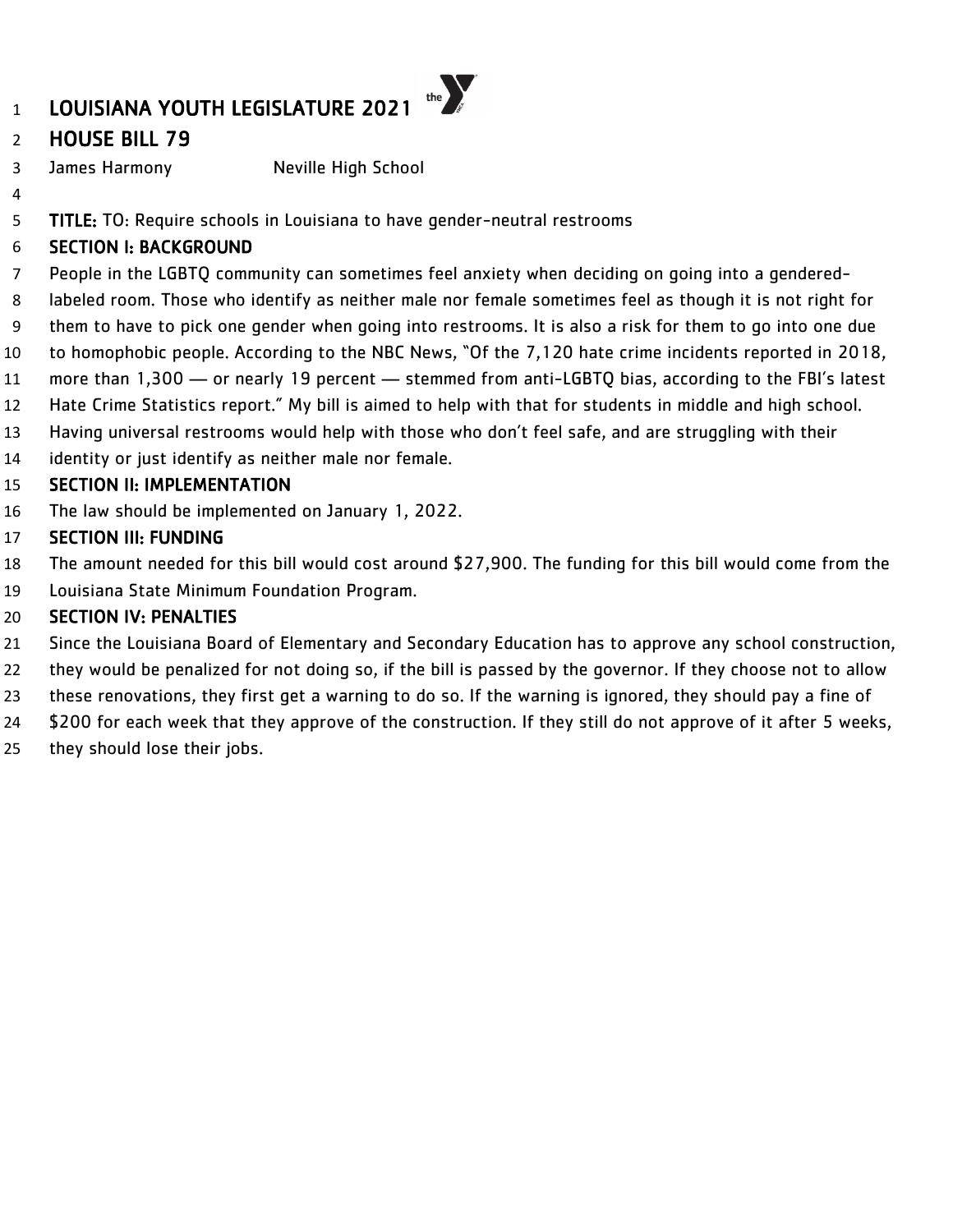# LOUISIANA YOUTH LEGISLATURE 2021

## HOUSE BILL 79

James Harmony Neville High School

**TITLE:** TO: Require schools in Louisiana to have gender-neutral restrooms

### SECTION I: BACKGROUND

People in the LGBTQ community can sometimes feel anxiety when deciding on going into a gendered-labeled room. Those who identify as neither male nor female sometimes feel as though it is not right for them to have to pick one gender when going into restrooms. It is also a risk for them to go into one due to homophobic people. According to the NBC News, "Of the 7,120 hate crime incidents reported in 2018, more than 1,300 — or nearly 19 percent — stemmed from anti-LGBTQ bias, according to the FBI's latest Hate Crime Statistics report." My bill is aimed to help with that for students in middle and high school. Having universal restrooms would help with those who don't feel safe, and are struggling with their identity or just identify as neither male nor female.

### SECTION II: IMPLEMENTATION

The law should be implemented on January 1, 2022.

### SECTION III: FUNDING

The amount needed for this bill would cost around $27,900. The funding for this bill would come from the Louisiana State Minimum Foundation Program.

### SECTION IV: PENALTIES

Since the Louisiana Board of Elementary and Secondary Education has to approve any school construction, they would be penalized for not doing so, if the bill is passed by the governor. If they choose not to allow these renovations, they first get a warning to do so. If the warning is ignored, they should pay a fine of $200 for each week that they approve of the construction. If they still do not approve of it after 5 weeks, they should lose their jobs.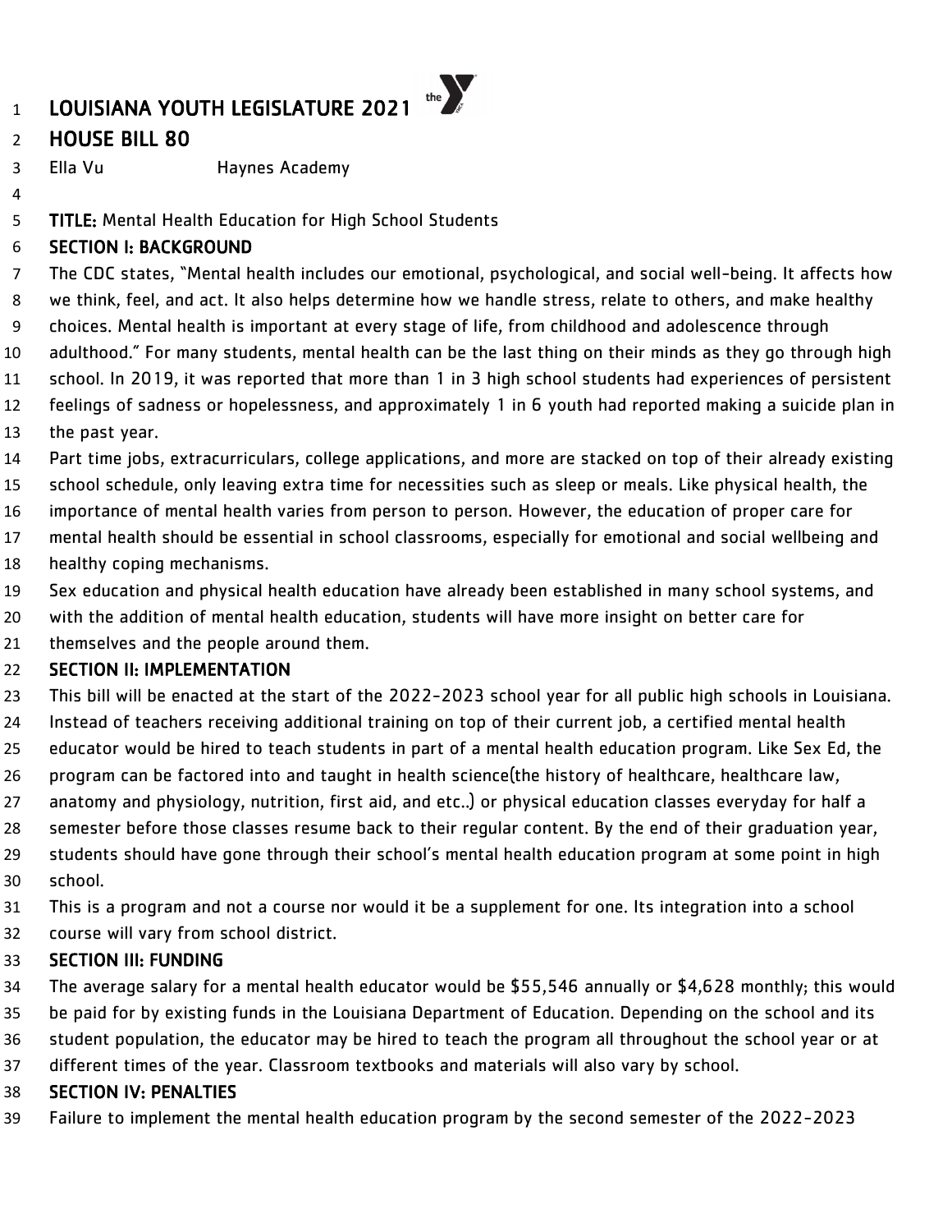# LOUISIANA YOUTH LEGISLATURE 2021

## HOUSE BILL 80

Ella Vu Haynes Academy

**TITLE:** Mental Health Education for High School Students

### SECTION I: BACKGROUND

The CDC states, "Mental health includes our emotional, psychological, and social well-being. It affects how we think, feel, and act. It also helps determine how we handle stress, relate to others, and make healthy choices. Mental health is important at every stage of life, from childhood and adolescence through adulthood." For many students, mental health can be the last thing on their minds as they go through high school. In 2019, it was reported that more than 1 in 3 high school students had experiences of persistent feelings of sadness or hopelessness, and approximately 1 in 6 youth had reported making a suicide plan in the past year.

Part time jobs, extracurriculars, college applications, and more are stacked on top of their already existing school schedule, only leaving extra time for necessities such as sleep or meals. Like physical health, the importance of mental health varies from person to person. However, the education of proper care for mental health should be essential in school classrooms, especially for emotional and social wellbeing and healthy coping mechanisms.

Sex education and physical health education have already been established in many school systems, and with the addition of mental health education, students will have more insight on better care for themselves and the people around them.

### SECTION II: IMPLEMENTATION

This bill will be enacted at the start of the 2022-2023 school year for all public high schools in Louisiana. Instead of teachers receiving additional training on top of their current job, a certified mental health educator would be hired to teach students in part of a mental health education program. Like Sex Ed, the program can be factored into and taught in health science(the history of healthcare, healthcare law, anatomy and physiology, nutrition, first aid, and etc..) or physical education classes everyday for half a semester before those classes resume back to their regular content. By the end of their graduation year, students should have gone through their school's mental health education program at some point in high school.

This is a program and not a course nor would it be a supplement for one. Its integration into a school course will vary from school district.

### SECTION III: FUNDING

The average salary for a mental health educator would be $55,546 annually or $4,628 monthly; this would be paid for by existing funds in the Louisiana Department of Education. Depending on the school and its student population, the educator may be hired to teach the program all throughout the school year or at different times of the year. Classroom textbooks and materials will also vary by school.

### SECTION IV: PENALTIES

Failure to implement the mental health education program by the second semester of the 2022-2023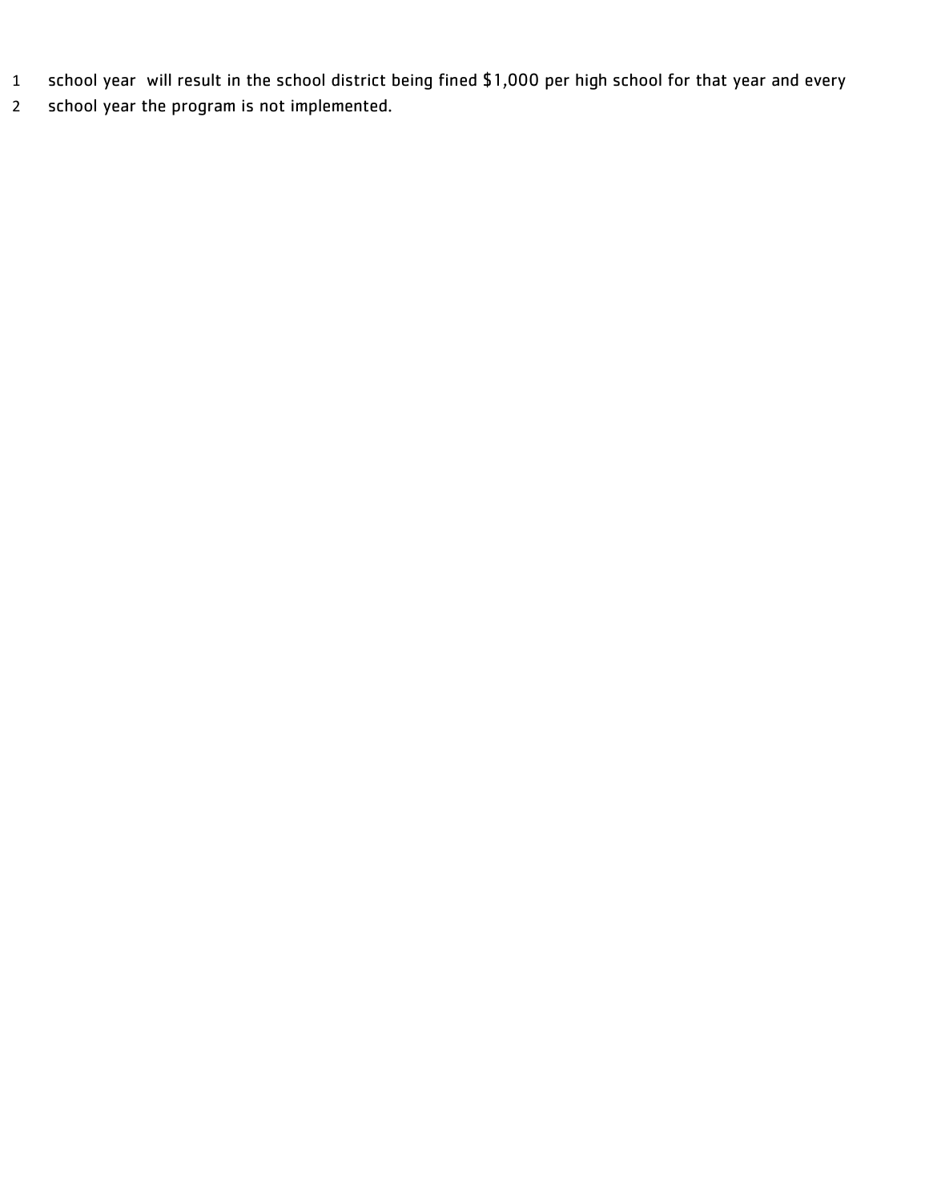school year will result in the school district being fined $1,000 per high school for that year and every school year the program is not implemented.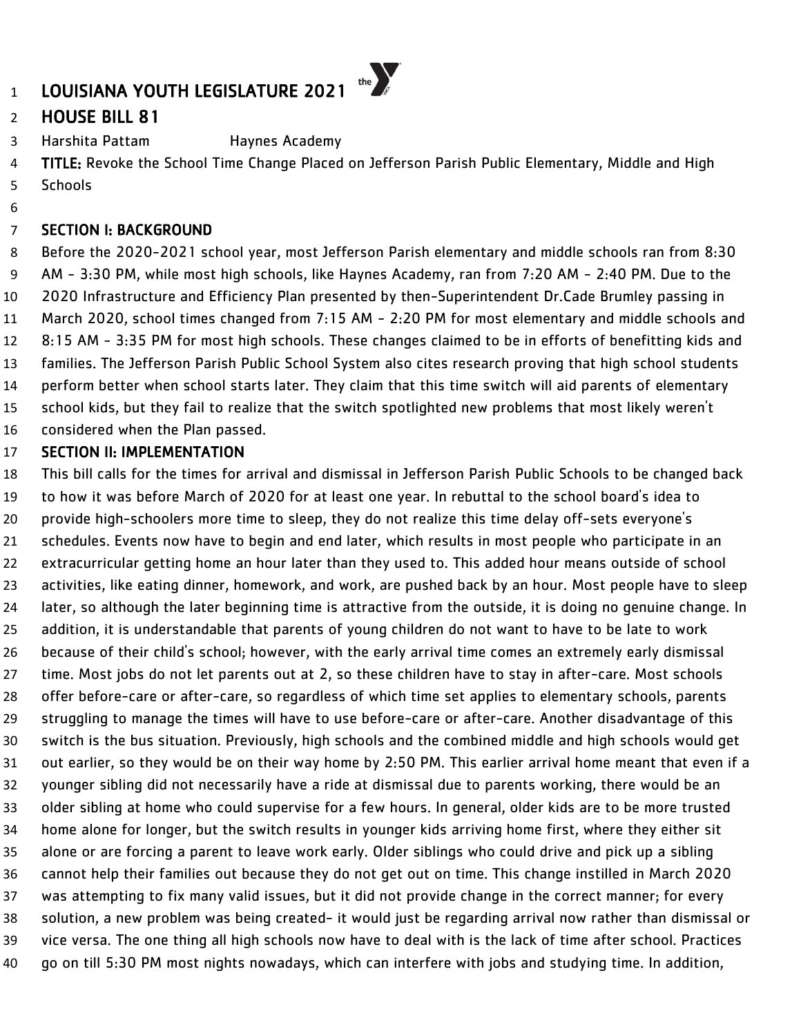# LOUISIANA YOUTH LEGISLATURE 2021

## HOUSE BILL 81

Harshita Pattam Haynes Academy

**TITLE:** Revoke the School Time Change Placed on Jefferson Parish Public Elementary, Middle and High Schools

### SECTION I: BACKGROUND

Before the 2020-2021 school year, most Jefferson Parish elementary and middle schools ran from 8:30 AM - 3:30 PM, while most high schools, like Haynes Academy, ran from 7:20 AM - 2:40 PM. Due to the 2020 Infrastructure and Efficiency Plan presented by then-Superintendent Dr.Cade Brumley passing in March 2020, school times changed from 7:15 AM - 2:20 PM for most elementary and middle schools and 8:15 AM - 3:35 PM for most high schools. These changes claimed to be in efforts of benefitting kids and families. The Jefferson Parish Public School System also cites research proving that high school students perform better when school starts later. They claim that this time switch will aid parents of elementary school kids, but they fail to realize that the switch spotlighted new problems that most likely weren't considered when the Plan passed.

### SECTION II: IMPLEMENTATION

This bill calls for the times for arrival and dismissal in Jefferson Parish Public Schools to be changed back to how it was before March of 2020 for at least one year. In rebuttal to the school board's idea to provide high-schoolers more time to sleep, they do not realize this time delay off-sets everyone's schedules. Events now have to begin and end later, which results in most people who participate in an extracurricular getting home an hour later than they used to. This added hour means outside of school activities, like eating dinner, homework, and work, are pushed back by an hour. Most people have to sleep later, so although the later beginning time is attractive from the outside, it is doing no genuine change. In addition, it is understandable that parents of young children do not want to have to be late to work because of their child's school; however, with the early arrival time comes an extremely early dismissal time. Most jobs do not let parents out at 2, so these children have to stay in after-care. Most schools offer before-care or after-care, so regardless of which time set applies to elementary schools, parents struggling to manage the times will have to use before-care or after-care. Another disadvantage of this switch is the bus situation. Previously, high schools and the combined middle and high schools would get out earlier, so they would be on their way home by 2:50 PM. This earlier arrival home meant that even if a younger sibling did not necessarily have a ride at dismissal due to parents working, there would be an older sibling at home who could supervise for a few hours. In general, older kids are to be more trusted home alone for longer, but the switch results in younger kids arriving home first, where they either sit alone or are forcing a parent to leave work early. Older siblings who could drive and pick up a sibling cannot help their families out because they do not get out on time. This change instilled in March 2020 was attempting to fix many valid issues, but it did not provide change in the correct manner; for every solution, a new problem was being created- it would just be regarding arrival now rather than dismissal or vice versa. The one thing all high schools now have to deal with is the lack of time after school. Practices go on till 5:30 PM most nights nowadays, which can interfere with jobs and studying time. In addition,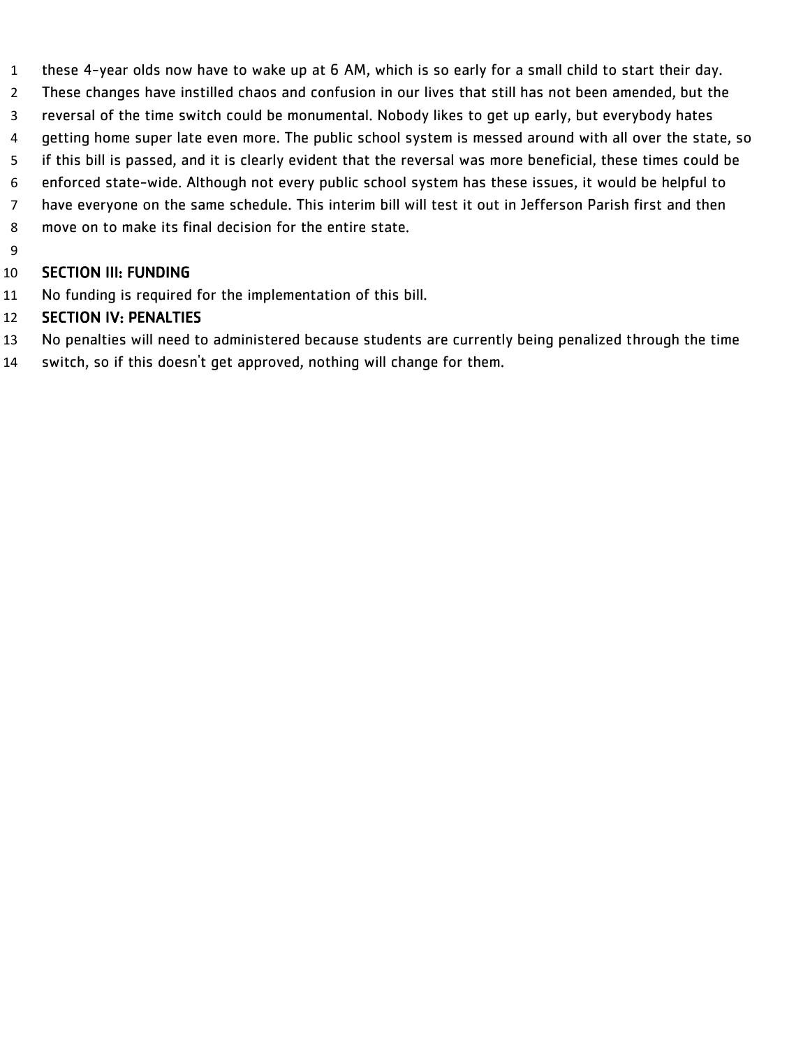these 4-year olds now have to wake up at 6 AM, which is so early for a small child to start their day. These changes have instilled chaos and confusion in our lives that still has not been amended, but the reversal of the time switch could be monumental. Nobody likes to get up early, but everybody hates getting home super late even more. The public school system is messed around with all over the state, so if this bill is passed, and it is clearly evident that the reversal was more beneficial, these times could be enforced state-wide. Although not every public school system has these issues, it would be helpful to have everyone on the same schedule. This interim bill will test it out in Jefferson Parish first and then move on to make its final decision for the entire state.

**SECTION III: FUNDING**

No funding is required for the implementation of this bill.

**SECTION IV: PENALTIES**

No penalties will need to administered because students are currently being penalized through the time switch, so if this doesn't get approved, nothing will change for them.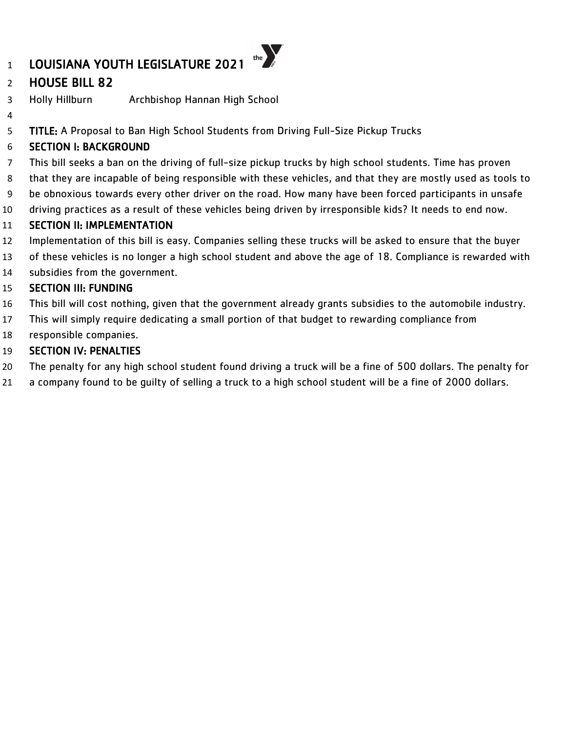# LOUISIANA YOUTH LEGISLATURE 2021

## HOUSE BILL 82

Holly Hillburn Archbishop Hannan High School

**TITLE:** A Proposal to Ban High School Students from Driving Full-Size Pickup Trucks

### SECTION I: BACKGROUND

This bill seeks a ban on the driving of full-size pickup trucks by high school students. Time has proven that they are incapable of being responsible with these vehicles, and that they are mostly used as tools to be obnoxious towards every other driver on the road. How many have been forced participants in unsafe driving practices as a result of these vehicles being driven by irresponsible kids? It needs to end now.

### SECTION II: IMPLEMENTATION

Implementation of this bill is easy. Companies selling these trucks will be asked to ensure that the buyer of these vehicles is no longer a high school student and above the age of 18. Compliance is rewarded with subsidies from the government.

### SECTION III: FUNDING

This bill will cost nothing, given that the government already grants subsidies to the automobile industry. This will simply require dedicating a small portion of that budget to rewarding compliance from responsible companies.

### SECTION IV: PENALTIES

The penalty for any high school student found driving a truck will be a fine of 500 dollars. The penalty for a company found to be guilty of selling a truck to a high school student will be a fine of 2000 dollars.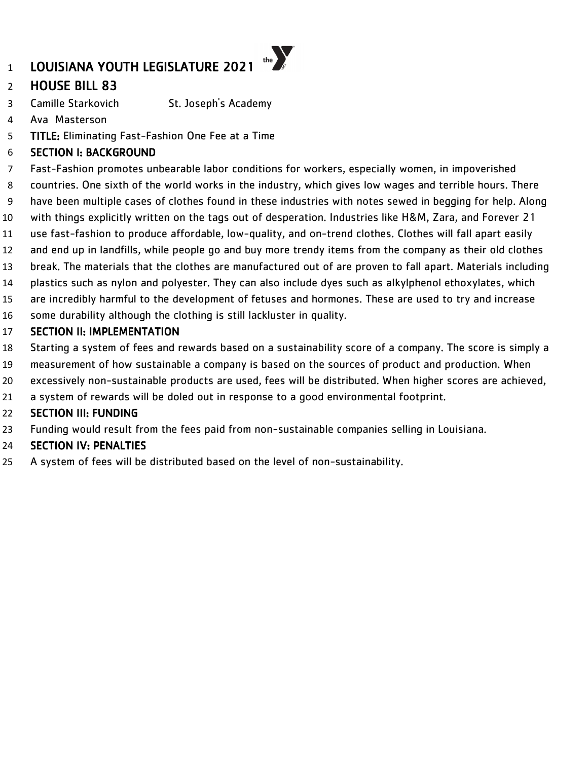# LOUISIANA YOUTH LEGISLATURE 2021

## HOUSE BILL 83

Camille Starkovich St. Joseph's Academy
Ava Masterson

**TITLE:** Eliminating Fast-Fashion One Fee at a Time

### SECTION I: BACKGROUND

Fast-Fashion promotes unbearable labor conditions for workers, especially women, in impoverished countries. One sixth of the world works in the industry, which gives low wages and terrible hours. There have been multiple cases of clothes found in these industries with notes sewed in begging for help. Along with things explicitly written on the tags out of desperation. Industries like H&M, Zara, and Forever 21 use fast-fashion to produce affordable, low-quality, and on-trend clothes. Clothes will fall apart easily and end up in landfills, while people go and buy more trendy items from the company as their old clothes break. The materials that the clothes are manufactured out of are proven to fall apart. Materials including plastics such as nylon and polyester. They can also include dyes such as alkylphenol ethoxylates, which are incredibly harmful to the development of fetuses and hormones. These are used to try and increase some durability although the clothing is still lackluster in quality.

### SECTION II: IMPLEMENTATION

Starting a system of fees and rewards based on a sustainability score of a company. The score is simply a measurement of how sustainable a company is based on the sources of product and production. When excessively non-sustainable products are used, fees will be distributed. When higher scores are achieved, a system of rewards will be doled out in response to a good environmental footprint.

### SECTION III: FUNDING

Funding would result from the fees paid from non-sustainable companies selling in Louisiana.

### SECTION IV: PENALTIES

A system of fees will be distributed based on the level of non-sustainability.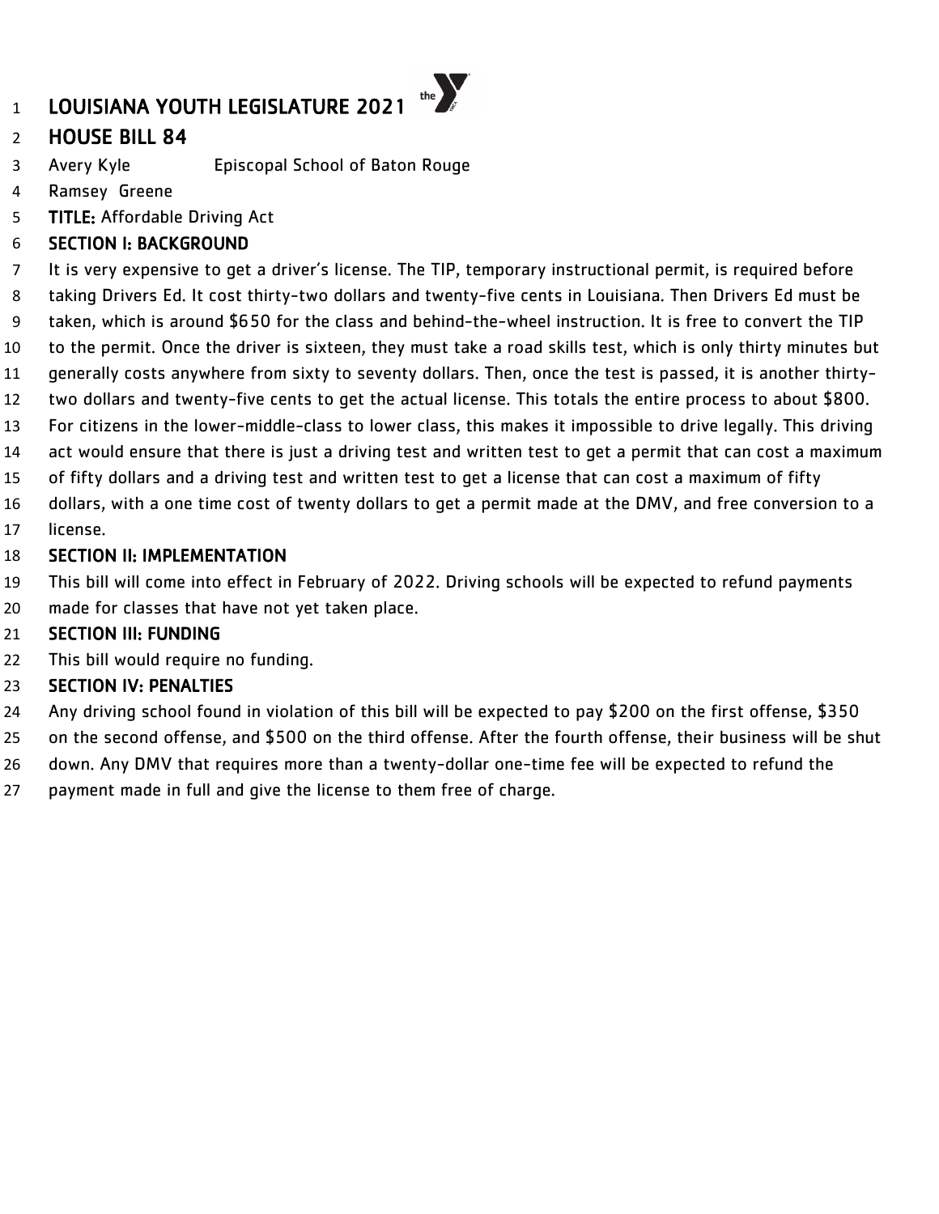# LOUISIANA YOUTH LEGISLATURE 2021

## HOUSE BILL 84

Avery Kyle Episcopal School of Baton Rouge
Ramsey Greene

**TITLE:** Affordable Driving Act

### SECTION I: BACKGROUND

It is very expensive to get a driver's license. The TIP, temporary instructional permit, is required before taking Drivers Ed. It cost thirty-two dollars and twenty-five cents in Louisiana. Then Drivers Ed must be taken, which is around $650 for the class and behind-the-wheel instruction. It is free to convert the TIP to the permit. Once the driver is sixteen, they must take a road skills test, which is only thirty minutes but generally costs anywhere from sixty to seventy dollars. Then, once the test is passed, it is another thirty-two dollars and twenty-five cents to get the actual license. This totals the entire process to about $800. For citizens in the lower-middle-class to lower class, this makes it impossible to drive legally. This driving act would ensure that there is just a driving test and written test to get a permit that can cost a maximum of fifty dollars and a driving test and written test to get a license that can cost a maximum of fifty dollars, with a one time cost of twenty dollars to get a permit made at the DMV, and free conversion to a license.

### SECTION II: IMPLEMENTATION

This bill will come into effect in February of 2022. Driving schools will be expected to refund payments made for classes that have not yet taken place.

### SECTION III: FUNDING

This bill would require no funding.

### SECTION IV: PENALTIES

Any driving school found in violation of this bill will be expected to pay $200 on the first offense, $350 on the second offense, and $500 on the third offense. After the fourth offense, their business will be shut down. Any DMV that requires more than a twenty-dollar one-time fee will be expected to refund the payment made in full and give the license to them free of charge.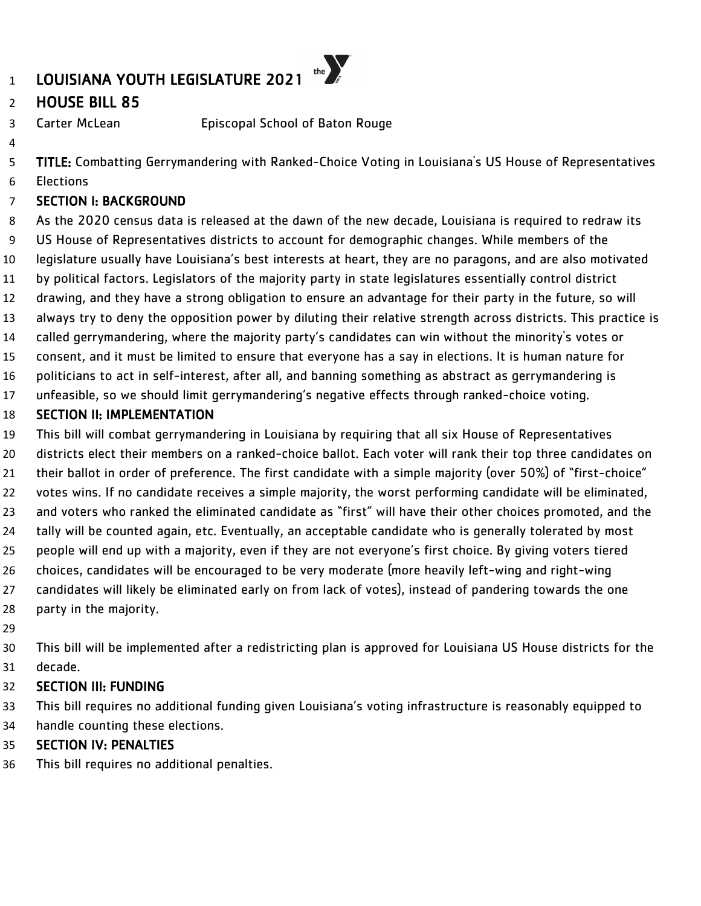# LOUISIANA YOUTH LEGISLATURE 2021

## HOUSE BILL 85

Carter McLean Episcopal School of Baton Rouge

**TITLE:** Combatting Gerrymandering with Ranked-Choice Voting in Louisiana's US House of Representatives Elections

### SECTION I: BACKGROUND

As the 2020 census data is released at the dawn of the new decade, Louisiana is required to redraw its US House of Representatives districts to account for demographic changes. While members of the legislature usually have Louisiana's best interests at heart, they are no paragons, and are also motivated by political factors. Legislators of the majority party in state legislatures essentially control district drawing, and they have a strong obligation to ensure an advantage for their party in the future, so will always try to deny the opposition power by diluting their relative strength across districts. This practice is called gerrymandering, where the majority party's candidates can win without the minority's votes or consent, and it must be limited to ensure that everyone has a say in elections. It is human nature for politicians to act in self-interest, after all, and banning something as abstract as gerrymandering is unfeasible, so we should limit gerrymandering's negative effects through ranked-choice voting.

### SECTION II: IMPLEMENTATION

This bill will combat gerrymandering in Louisiana by requiring that all six House of Representatives districts elect their members on a ranked-choice ballot. Each voter will rank their top three candidates on their ballot in order of preference. The first candidate with a simple majority (over 50%) of "first-choice" votes wins. If no candidate receives a simple majority, the worst performing candidate will be eliminated, and voters who ranked the eliminated candidate as "first" will have their other choices promoted, and the tally will be counted again, etc. Eventually, an acceptable candidate who is generally tolerated by most people will end up with a majority, even if they are not everyone's first choice. By giving voters tiered choices, candidates will be encouraged to be very moderate (more heavily left-wing and right-wing candidates will likely be eliminated early on from lack of votes), instead of pandering towards the one party in the majority.

This bill will be implemented after a redistricting plan is approved for Louisiana US House districts for the decade.

### SECTION III: FUNDING

This bill requires no additional funding given Louisiana's voting infrastructure is reasonably equipped to handle counting these elections.

### SECTION IV: PENALTIES

This bill requires no additional penalties.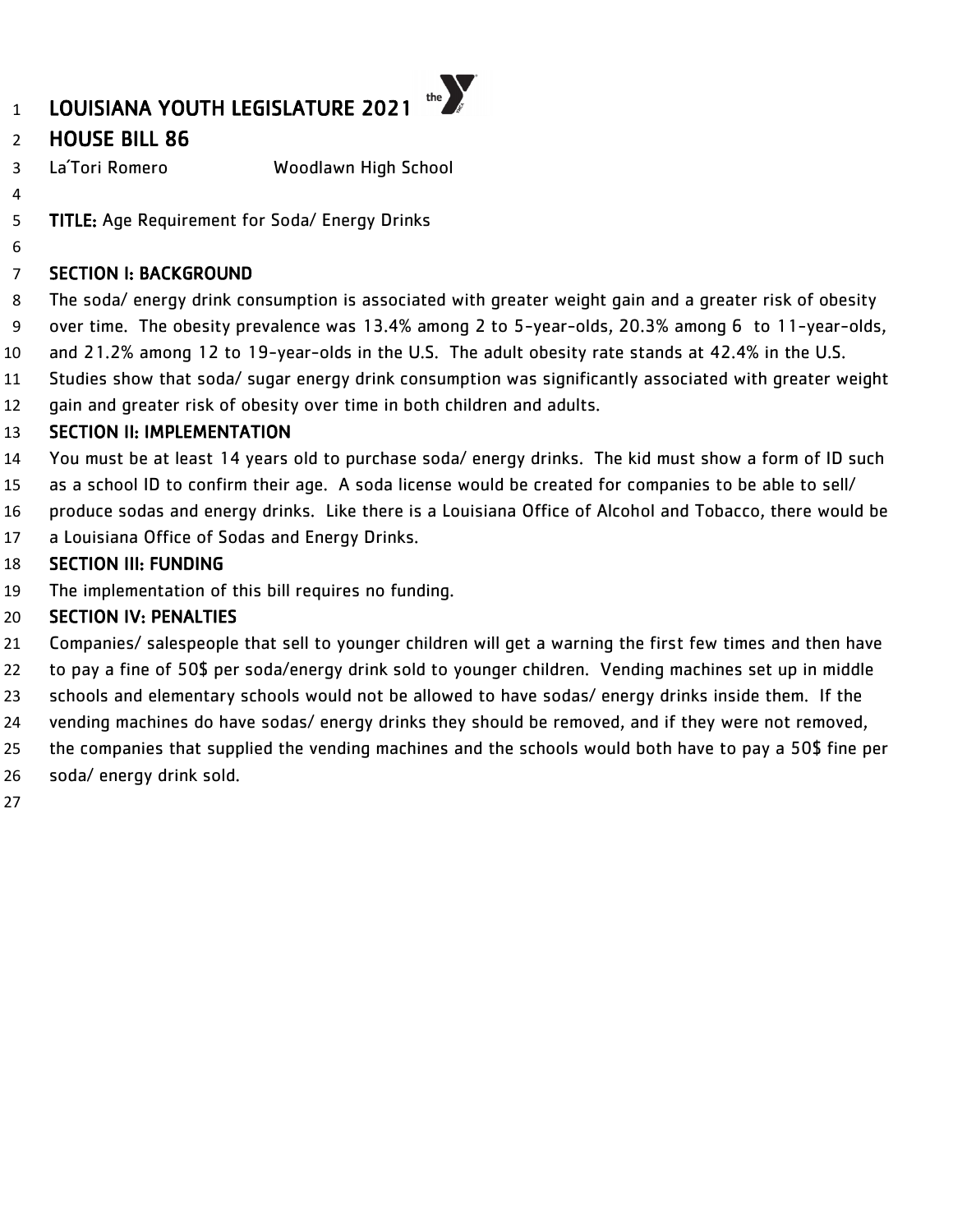# LOUISIANA YOUTH LEGISLATURE 2021

## HOUSE BILL 86

La'Tori Romero Woodlawn High School

**TITLE:** Age Requirement for Soda/ Energy Drinks

### SECTION I: BACKGROUND

The soda/ energy drink consumption is associated with greater weight gain and a greater risk of obesity over time. The obesity prevalence was 13.4% among 2 to 5-year-olds, 20.3% among 6 to 11-year-olds, and 21.2% among 12 to 19-year-olds in the U.S. The adult obesity rate stands at 42.4% in the U.S. Studies show that soda/ sugar energy drink consumption was significantly associated with greater weight gain and greater risk of obesity over time in both children and adults.

### SECTION II: IMPLEMENTATION

You must be at least 14 years old to purchase soda/ energy drinks. The kid must show a form of ID such as a school ID to confirm their age. A soda license would be created for companies to be able to sell/ produce sodas and energy drinks. Like there is a Louisiana Office of Alcohol and Tobacco, there would be a Louisiana Office of Sodas and Energy Drinks.

### SECTION III: FUNDING

The implementation of this bill requires no funding.

### SECTION IV: PENALTIES

Companies/ salespeople that sell to younger children will get a warning the first few times and then have to pay a fine of 50$ per soda/energy drink sold to younger children. Vending machines set up in middle schools and elementary schools would not be allowed to have sodas/ energy drinks inside them. If the vending machines do have sodas/ energy drinks they should be removed, and if they were not removed, the companies that supplied the vending machines and the schools would both have to pay a 50$ fine per soda/ energy drink sold.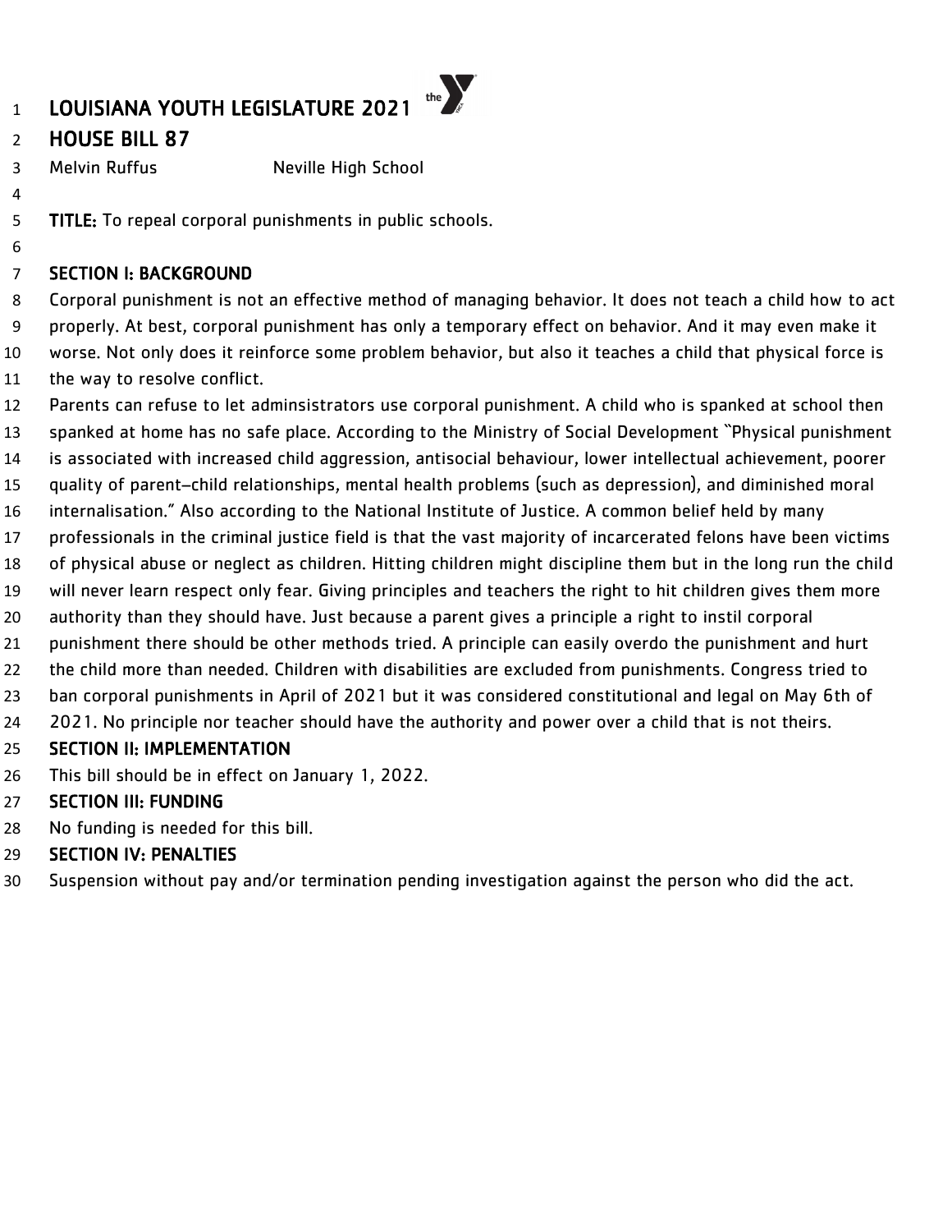# LOUISIANA YOUTH LEGISLATURE 2021

## HOUSE BILL 87

Melvin Ruffus Neville High School

**TITLE:** To repeal corporal punishments in public schools.

### SECTION I: BACKGROUND

Corporal punishment is not an effective method of managing behavior. It does not teach a child how to act properly. At best, corporal punishment has only a temporary effect on behavior. And it may even make it worse. Not only does it reinforce some problem behavior, but also it teaches a child that physical force is the way to resolve conflict.

Parents can refuse to let adminsistrators use corporal punishment. A child who is spanked at school then spanked at home has no safe place. According to the Ministry of Social Development "Physical punishment is associated with increased child aggression, antisocial behaviour, lower intellectual achievement, poorer quality of parent–child relationships, mental health problems (such as depression), and diminished moral internalisation." Also according to the National Institute of Justice. A common belief held by many professionals in the criminal justice field is that the vast majority of incarcerated felons have been victims of physical abuse or neglect as children. Hitting children might discipline them but in the long run the child will never learn respect only fear. Giving principles and teachers the right to hit children gives them more authority than they should have. Just because a parent gives a principle a right to instil corporal punishment there should be other methods tried. A principle can easily overdo the punishment and hurt the child more than needed. Children with disabilities are excluded from punishments. Congress tried to ban corporal punishments in April of 2021 but it was considered constitutional and legal on May 6th of 2021. No principle nor teacher should have the authority and power over a child that is not theirs.

### SECTION II: IMPLEMENTATION

This bill should be in effect on January 1, 2022.

### SECTION III: FUNDING

No funding is needed for this bill.

### SECTION IV: PENALTIES

Suspension without pay and/or termination pending investigation against the person who did the act.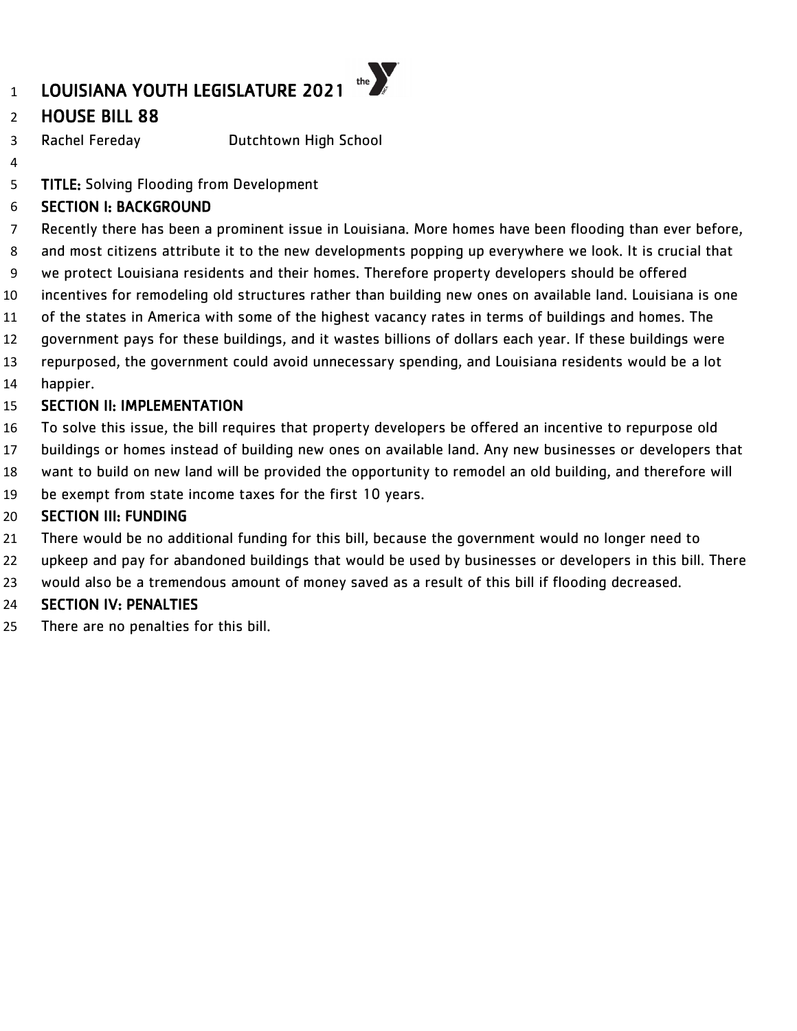# LOUISIANA YOUTH LEGISLATURE 2021

## HOUSE BILL 88

Rachel Fereday Dutchtown High School

**TITLE:** Solving Flooding from Development

### SECTION I: BACKGROUND

Recently there has been a prominent issue in Louisiana. More homes have been flooding than ever before, and most citizens attribute it to the new developments popping up everywhere we look. It is crucial that we protect Louisiana residents and their homes. Therefore property developers should be offered incentives for remodeling old structures rather than building new ones on available land. Louisiana is one of the states in America with some of the highest vacancy rates in terms of buildings and homes. The government pays for these buildings, and it wastes billions of dollars each year. If these buildings were repurposed, the government could avoid unnecessary spending, and Louisiana residents would be a lot happier.

### SECTION II: IMPLEMENTATION

To solve this issue, the bill requires that property developers be offered an incentive to repurpose old buildings or homes instead of building new ones on available land. Any new businesses or developers that want to build on new land will be provided the opportunity to remodel an old building, and therefore will be exempt from state income taxes for the first 10 years.

### SECTION III: FUNDING

There would be no additional funding for this bill, because the government would no longer need to upkeep and pay for abandoned buildings that would be used by businesses or developers in this bill. There would also be a tremendous amount of money saved as a result of this bill if flooding decreased.

### SECTION IV: PENALTIES

There are no penalties for this bill.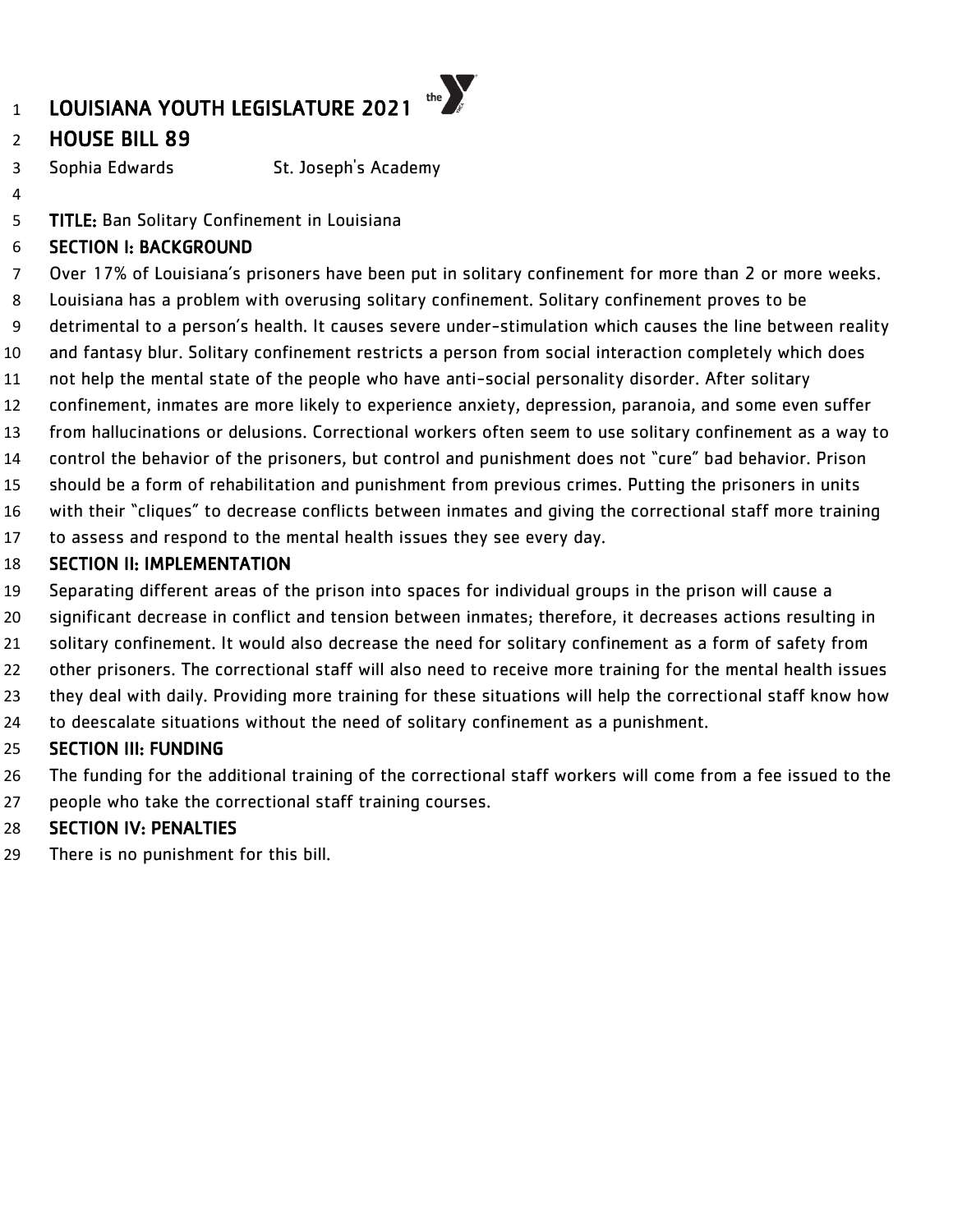# LOUISIANA YOUTH LEGISLATURE 2021

## HOUSE BILL 89

Sophia Edwards St. Joseph's Academy

**TITLE:** Ban Solitary Confinement in Louisiana

## SECTION I: BACKGROUND

Over 17% of Louisiana's prisoners have been put in solitary confinement for more than 2 or more weeks. Louisiana has a problem with overusing solitary confinement. Solitary confinement proves to be detrimental to a person's health. It causes severe under-stimulation which causes the line between reality and fantasy blur. Solitary confinement restricts a person from social interaction completely which does not help the mental state of the people who have anti-social personality disorder. After solitary confinement, inmates are more likely to experience anxiety, depression, paranoia, and some even suffer from hallucinations or delusions. Correctional workers often seem to use solitary confinement as a way to control the behavior of the prisoners, but control and punishment does not "cure" bad behavior. Prison should be a form of rehabilitation and punishment from previous crimes. Putting the prisoners in units with their "cliques" to decrease conflicts between inmates and giving the correctional staff more training to assess and respond to the mental health issues they see every day.

## SECTION II: IMPLEMENTATION

Separating different areas of the prison into spaces for individual groups in the prison will cause a significant decrease in conflict and tension between inmates; therefore, it decreases actions resulting in solitary confinement. It would also decrease the need for solitary confinement as a form of safety from other prisoners. The correctional staff will also need to receive more training for the mental health issues they deal with daily. Providing more training for these situations will help the correctional staff know how to deescalate situations without the need of solitary confinement as a punishment.

## SECTION III: FUNDING

The funding for the additional training of the correctional staff workers will come from a fee issued to the people who take the correctional staff training courses.

## SECTION IV: PENALTIES

There is no punishment for this bill.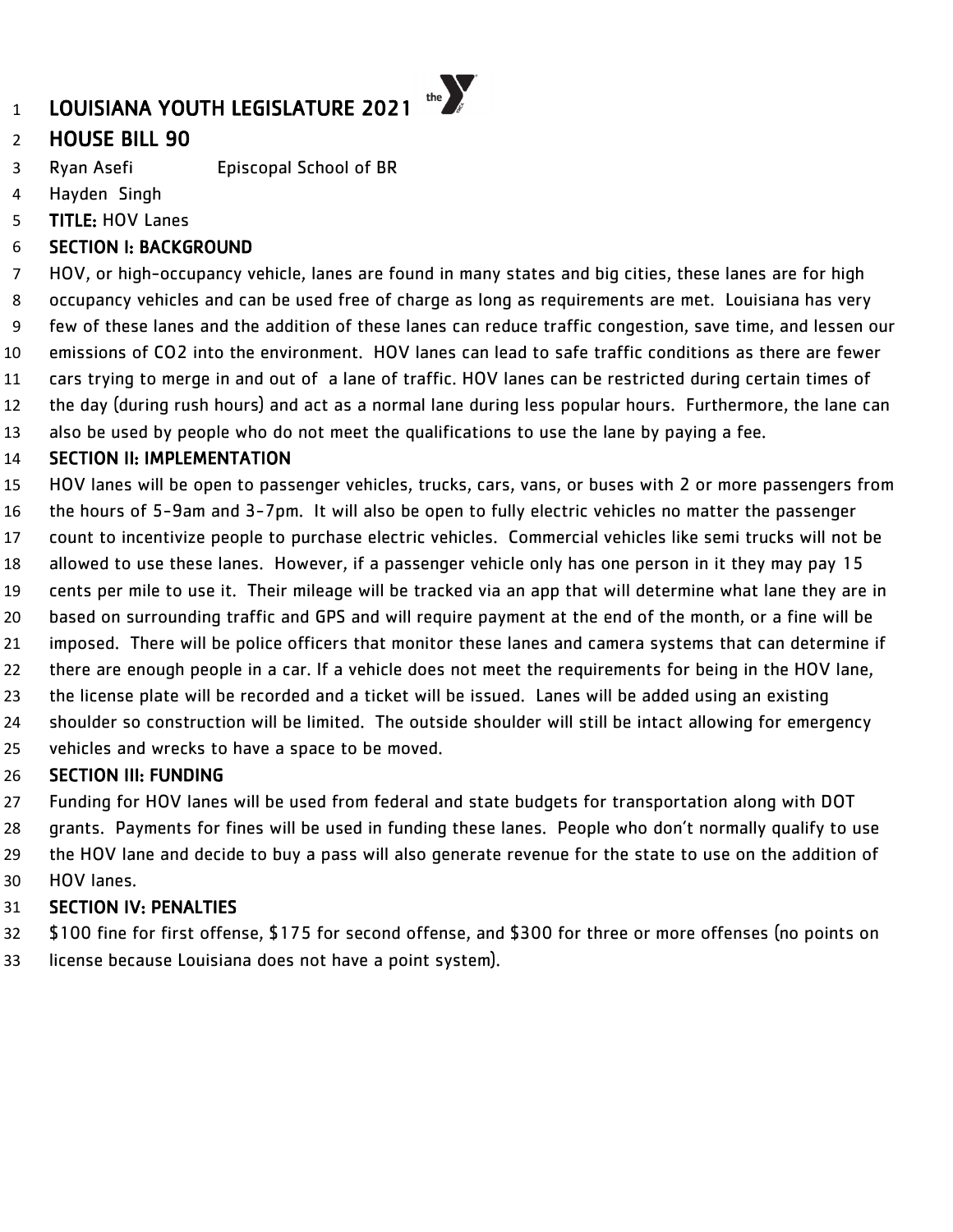# LOUISIANA YOUTH LEGISLATURE 2021

## HOUSE BILL 90

Ryan Asefi Episcopal School of BR

Hayden Singh

**TITLE:** HOV Lanes

### SECTION I: BACKGROUND

HOV, or high-occupancy vehicle, lanes are found in many states and big cities, these lanes are for high occupancy vehicles and can be used free of charge as long as requirements are met. Louisiana has very few of these lanes and the addition of these lanes can reduce traffic congestion, save time, and lessen our emissions of $CO_2$ into the environment. HOV lanes can lead to safe traffic conditions as there are fewer cars trying to merge in and out of a lane of traffic. HOV lanes can be restricted during certain times of the day (during rush hours) and act as a normal lane during less popular hours. Furthermore, the lane can also be used by people who do not meet the qualifications to use the lane by paying a fee.

### SECTION II: IMPLEMENTATION

HOV lanes will be open to passenger vehicles, trucks, cars, vans, or buses with 2 or more passengers from the hours of 5-9am and 3-7pm. It will also be open to fully electric vehicles no matter the passenger count to incentivize people to purchase electric vehicles. Commercial vehicles like semi trucks will not be allowed to use these lanes. However, if a passenger vehicle only has one person in it they may pay 15 cents per mile to use it. Their mileage will be tracked via an app that will determine what lane they are in based on surrounding traffic and GPS and will require payment at the end of the month, or a fine will be imposed. There will be police officers that monitor these lanes and camera systems that can determine if there are enough people in a car. If a vehicle does not meet the requirements for being in the HOV lane, the license plate will be recorded and a ticket will be issued. Lanes will be added using an existing shoulder so construction will be limited. The outside shoulder will still be intact allowing for emergency vehicles and wrecks to have a space to be moved.

### SECTION III: FUNDING

Funding for HOV lanes will be used from federal and state budgets for transportation along with DOT grants. Payments for fines will be used in funding these lanes. People who don't normally qualify to use the HOV lane and decide to buy a pass will also generate revenue for the state to use on the addition of HOV lanes.

### SECTION IV: PENALTIES

$100 fine for first offense, $175 for second offense, and $300 for three or more offenses (no points on license because Louisiana does not have a point system).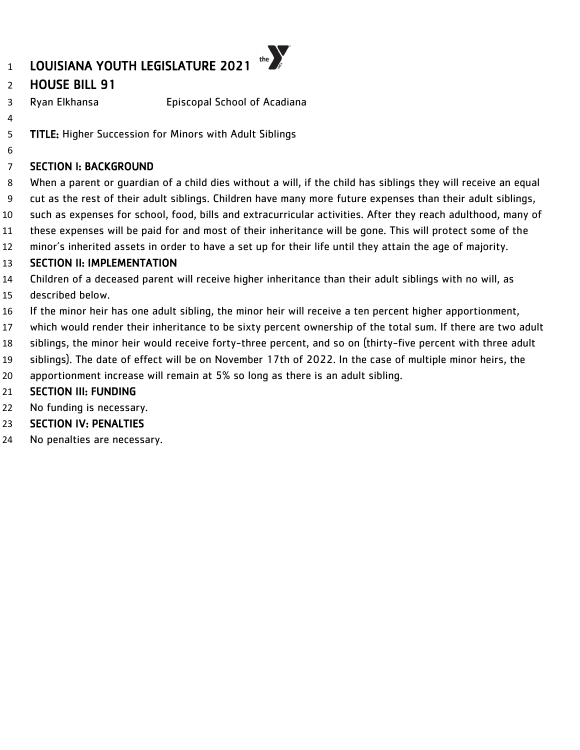# LOUISIANA YOUTH LEGISLATURE 2021

## HOUSE BILL 91

Ryan Elkhansa Episcopal School of Acadiana

**TITLE:** Higher Succession for Minors with Adult Siblings

### SECTION I: BACKGROUND

When a parent or guardian of a child dies without a will, if the child has siblings they will receive an equal cut as the rest of their adult siblings. Children have many more future expenses than their adult siblings, such as expenses for school, food, bills and extracurricular activities. After they reach adulthood, many of these expenses will be paid for and most of their inheritance will be gone. This will protect some of the minor's inherited assets in order to have a set up for their life until they attain the age of majority.

### SECTION II: IMPLEMENTATION

Children of a deceased parent will receive higher inheritance than their adult siblings with no will, as described below.

If the minor heir has one adult sibling, the minor heir will receive a ten percent higher apportionment, which would render their inheritance to be sixty percent ownership of the total sum. If there are two adult siblings, the minor heir would receive forty-three percent, and so on (thirty-five percent with three adult siblings). The date of effect will be on November 17th of 2022. In the case of multiple minor heirs, the apportionment increase will remain at 5% so long as there is an adult sibling.

### SECTION III: FUNDING

No funding is necessary.

### SECTION IV: PENALTIES

No penalties are necessary.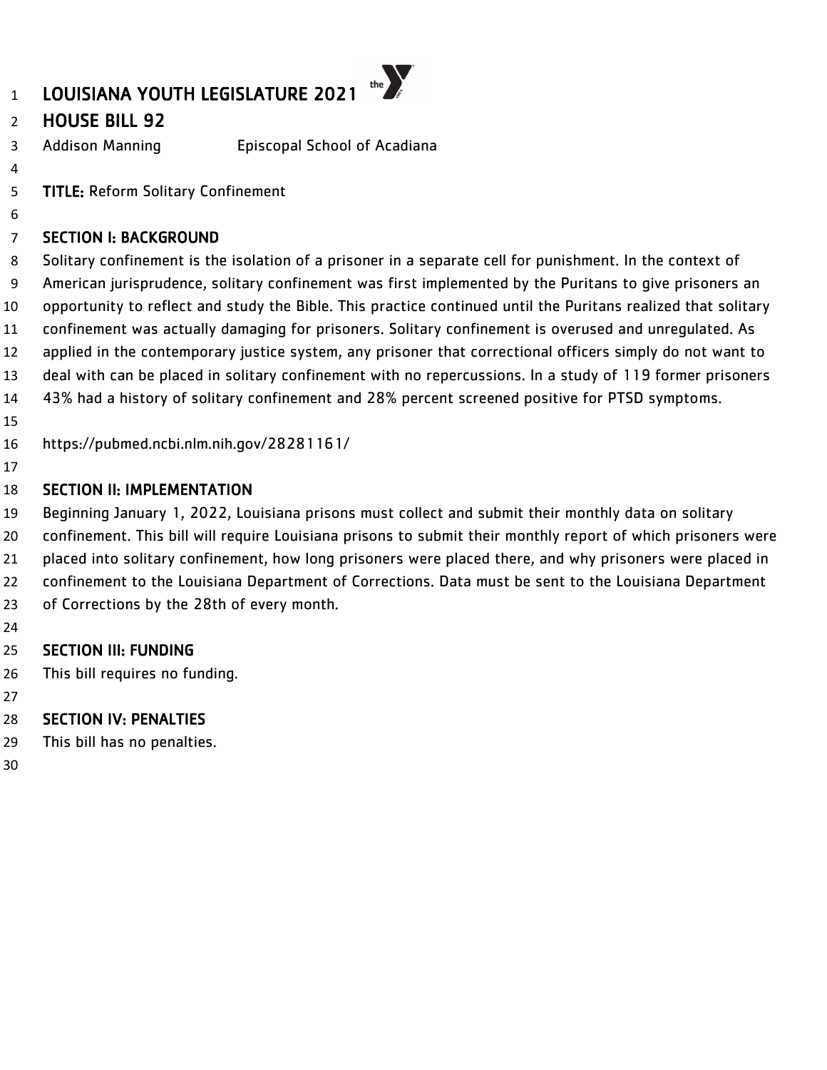# LOUISIANA YOUTH LEGISLATURE 2021

## HOUSE BILL 92

Addison Manning Episcopal School of Acadiana

**TITLE:** Reform Solitary Confinement

### SECTION I: BACKGROUND

Solitary confinement is the isolation of a prisoner in a separate cell for punishment. In the context of American jurisprudence, solitary confinement was first implemented by the Puritans to give prisoners an opportunity to reflect and study the Bible. This practice continued until the Puritans realized that solitary confinement was actually damaging for prisoners. Solitary confinement is overused and unregulated. As applied in the contemporary justice system, any prisoner that correctional officers simply do not want to deal with can be placed in solitary confinement with no repercussions. In a study of 119 former prisoners 43% had a history of solitary confinement and 28% percent screened positive for PTSD symptoms.

https://pubmed.ncbi.nlm.nih.gov/28281161/

### SECTION II: IMPLEMENTATION

Beginning January 1, 2022, Louisiana prisons must collect and submit their monthly data on solitary confinement. This bill will require Louisiana prisons to submit their monthly report of which prisoners were placed into solitary confinement, how long prisoners were placed there, and why prisoners were placed in confinement to the Louisiana Department of Corrections. Data must be sent to the Louisiana Department of Corrections by the 28th of every month.

### SECTION III: FUNDING

This bill requires no funding.

### SECTION IV: PENALTIES

This bill has no penalties.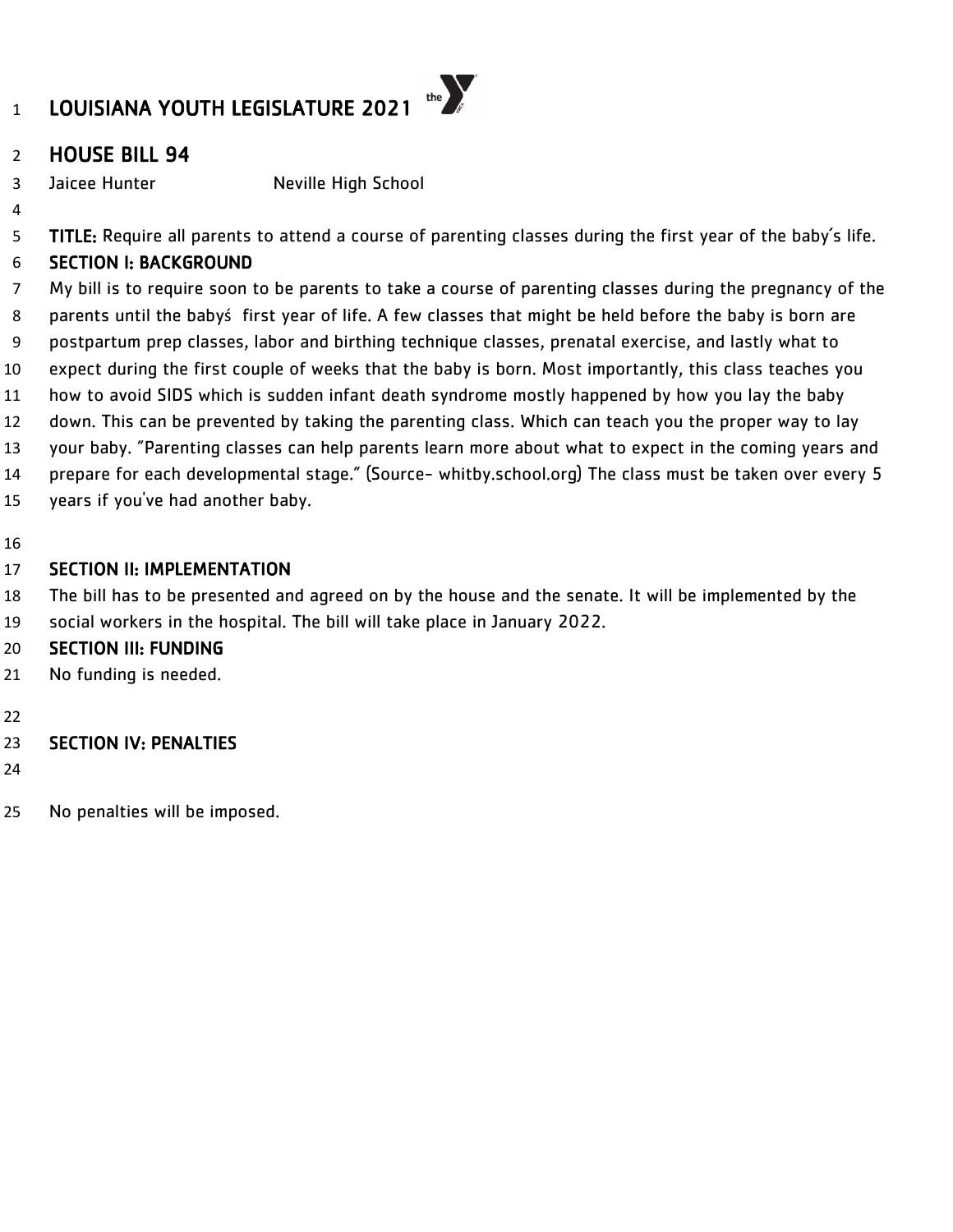# LOUISIANA YOUTH LEGISLATURE 2021

## HOUSE BILL 94

Jaicee Hunter Neville High School

**TITLE:** Require all parents to attend a course of parenting classes during the first year of the baby's life.

**SECTION I: BACKGROUND**

My bill is to require soon to be parents to take a course of parenting classes during the pregnancy of the parents until the babyś first year of life. A few classes that might be held before the baby is born are postpartum prep classes, labor and birthing technique classes, prenatal exercise, and lastly what to expect during the first couple of weeks that the baby is born. Most importantly, this class teaches you how to avoid SIDS which is sudden infant death syndrome mostly happened by how you lay the baby down. This can be prevented by taking the parenting class. Which can teach you the proper way to lay your baby. "Parenting classes can help parents learn more about what to expect in the coming years and prepare for each developmental stage." (Source- whitby.school.org) The class must be taken over every 5 years if you've had another baby.

**SECTION II: IMPLEMENTATION**

The bill has to be presented and agreed on by the house and the senate. It will be implemented by the social workers in the hospital. The bill will take place in January 2022.

**SECTION III: FUNDING**

No funding is needed.

**SECTION IV: PENALTIES**

No penalties will be imposed.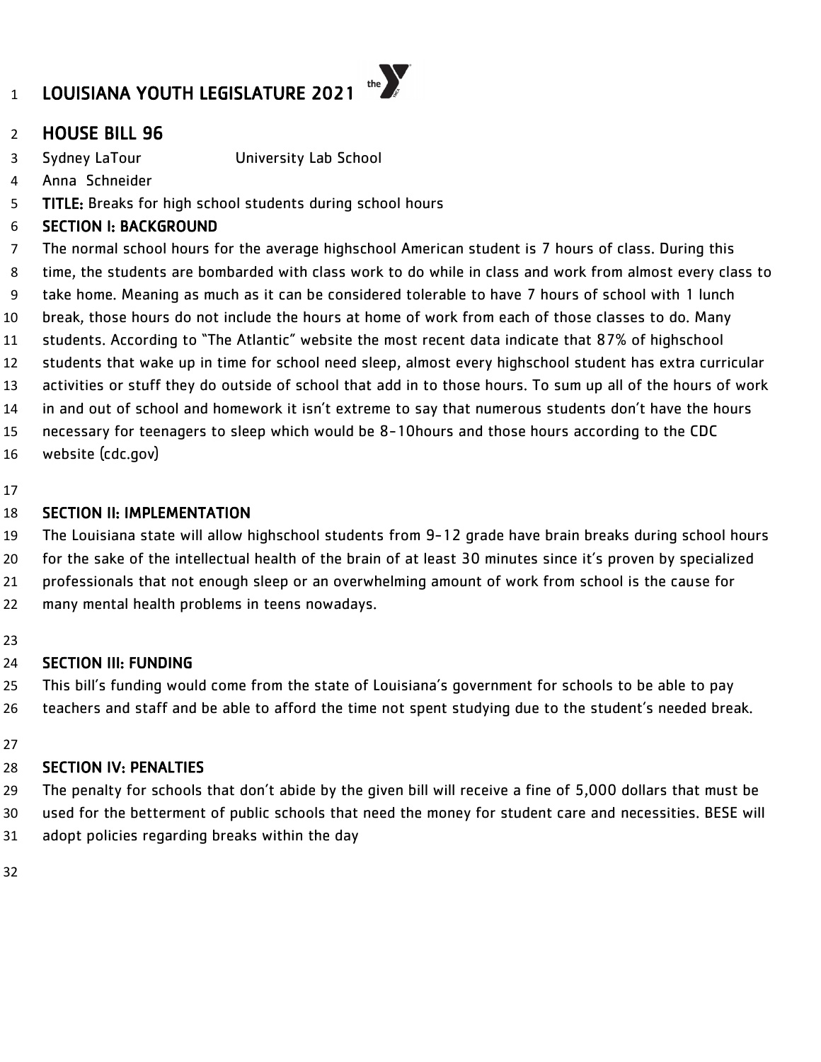# LOUISIANA YOUTH LEGISLATURE 2021

## HOUSE BILL 96

Sydney LaTour University Lab School

Anna Schneider

**TITLE:** Breaks for high school students during school hours

### SECTION I: BACKGROUND

The normal school hours for the average highschool American student is 7 hours of class. During this time, the students are bombarded with class work to do while in class and work from almost every class to take home. Meaning as much as it can be considered tolerable to have 7 hours of school with 1 lunch break, those hours do not include the hours at home of work from each of those classes to do. Many students. According to "The Atlantic" website the most recent data indicate that 87% of highschool students that wake up in time for school need sleep, almost every highschool student has extra curricular activities or stuff they do outside of school that add in to those hours. To sum up all of the hours of work in and out of school and homework it isn't extreme to say that numerous students don't have the hours necessary for teenagers to sleep which would be 8-10hours and those hours according to the CDC website (cdc.gov)

### SECTION II: IMPLEMENTATION

The Louisiana state will allow highschool students from 9-12 grade have brain breaks during school hours for the sake of the intellectual health of the brain of at least 30 minutes since it's proven by specialized professionals that not enough sleep or an overwhelming amount of work from school is the cause for many mental health problems in teens nowadays.

### SECTION III: FUNDING

This bill's funding would come from the state of Louisiana's government for schools to be able to pay teachers and staff and be able to afford the time not spent studying due to the student's needed break.

### SECTION IV: PENALTIES

The penalty for schools that don't abide by the given bill will receive a fine of 5,000 dollars that must be used for the betterment of public schools that need the money for student care and necessities. BESE will adopt policies regarding breaks within the day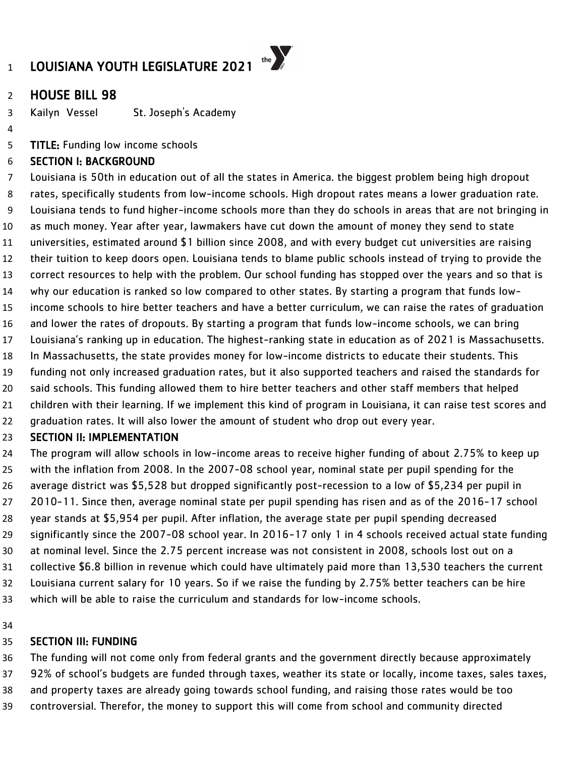# LOUISIANA YOUTH LEGISLATURE 2021

## HOUSE BILL 98

Kailyn Vessel St. Joseph's Academy

**TITLE:** Funding low income schools

**SECTION I: BACKGROUND**

Louisiana is 50th in education out of all the states in America. the biggest problem being high dropout rates, specifically students from low-income schools. High dropout rates means a lower graduation rate. Louisiana tends to fund higher-income schools more than they do schools in areas that are not bringing in as much money. Year after year, lawmakers have cut down the amount of money they send to state universities, estimated around $1 billion since 2008, and with every budget cut universities are raising their tuition to keep doors open. Louisiana tends to blame public schools instead of trying to provide the correct resources to help with the problem. Our school funding has stopped over the years and so that is why our education is ranked so low compared to other states. By starting a program that funds low-income schools to hire better teachers and have a better curriculum, we can raise the rates of graduation and lower the rates of dropouts. By starting a program that funds low-income schools, we can bring Louisiana's ranking up in education. The highest-ranking state in education as of 2021 is Massachusetts. In Massachusetts, the state provides money for low-income districts to educate their students. This funding not only increased graduation rates, but it also supported teachers and raised the standards for said schools. This funding allowed them to hire better teachers and other staff members that helped children with their learning. If we implement this kind of program in Louisiana, it can raise test scores and graduation rates. It will also lower the amount of student who drop out every year.

**SECTION II: IMPLEMENTATION**

The program will allow schools in low-income areas to receive higher funding of about 2.75% to keep up with the inflation from 2008. In the 2007-08 school year, nominal state per pupil spending for the average district was $5,528 but dropped significantly post-recession to a low of $5,234 per pupil in 2010-11. Since then, average nominal state per pupil spending has risen and as of the 2016-17 school year stands at $5,954 per pupil. After inflation, the average state per pupil spending decreased significantly since the 2007-08 school year. In 2016-17 only 1 in 4 schools received actual state funding at nominal level. Since the 2.75 percent increase was not consistent in 2008, schools lost out on a collective $6.8 billion in revenue which could have ultimately paid more than 13,530 teachers the current Louisiana current salary for 10 years. So if we raise the funding by 2.75% better teachers can be hire which will be able to raise the curriculum and standards for low-income schools.

**SECTION III: FUNDING**

The funding will not come only from federal grants and the government directly because approximately 92% of school's budgets are funded through taxes, weather its state or locally, income taxes, sales taxes, and property taxes are already going towards school funding, and raising those rates would be too controversial. Therefor, the money to support this will come from school and community directed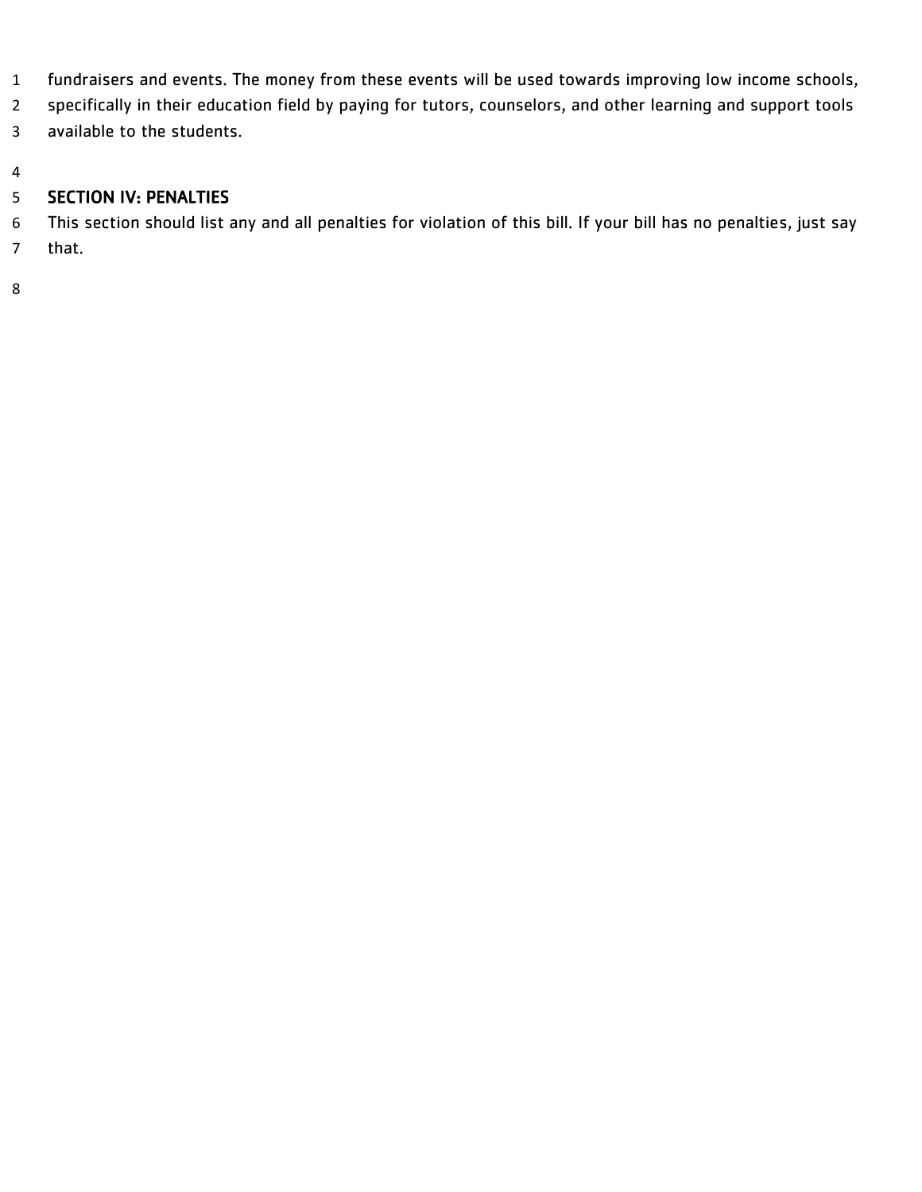fundraisers and events. The money from these events will be used towards improving low income schools, specifically in their education field by paying for tutors, counselors, and other learning and support tools available to the students.

## SECTION IV: PENALTIES

This section should list any and all penalties for violation of this bill. If your bill has no penalties, just say that.